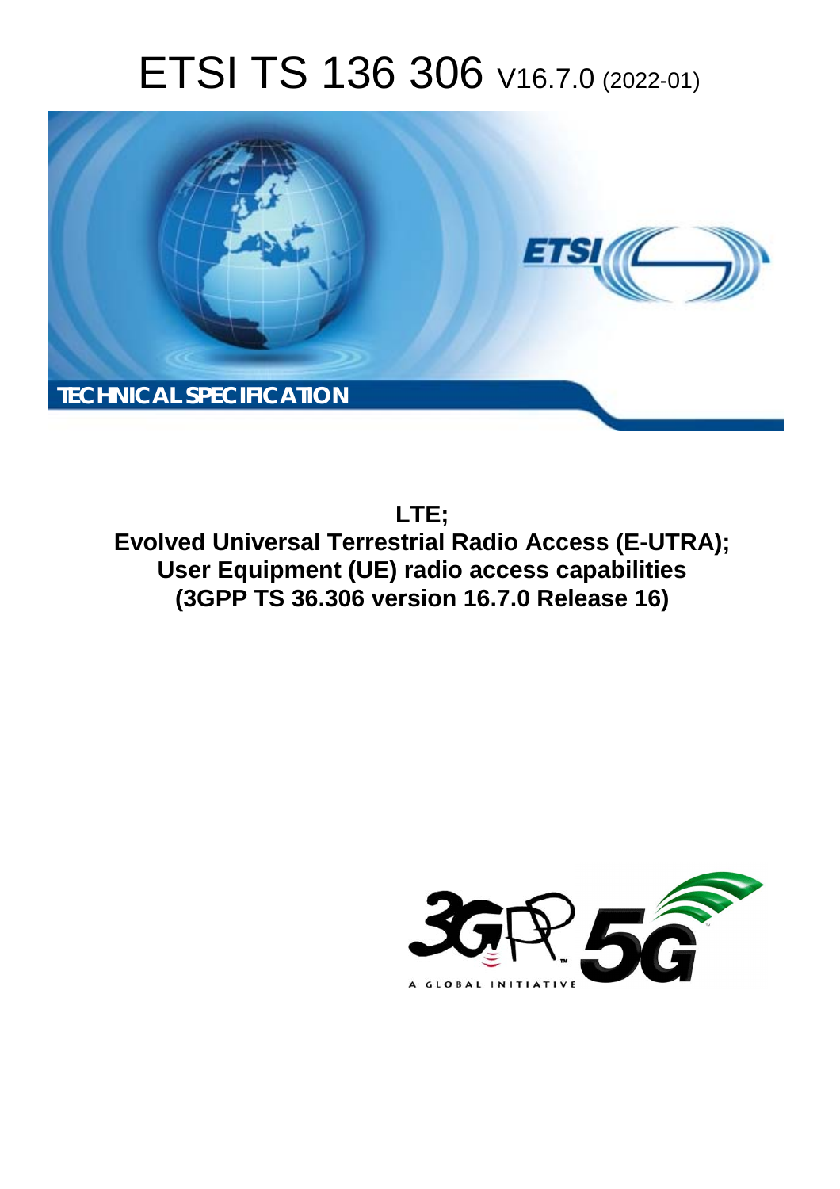# ETSI TS 136 306 V16.7.0 (2022-01)

TECHNICAL SPECIFICATION

**LTE;**
**Evolved Universal Terrestrial Radio Access (E-UTRA);**
**User Equipment (UE) radio access capabilities**
**(3GPP TS 36.306 version 16.7.0 Release 16)**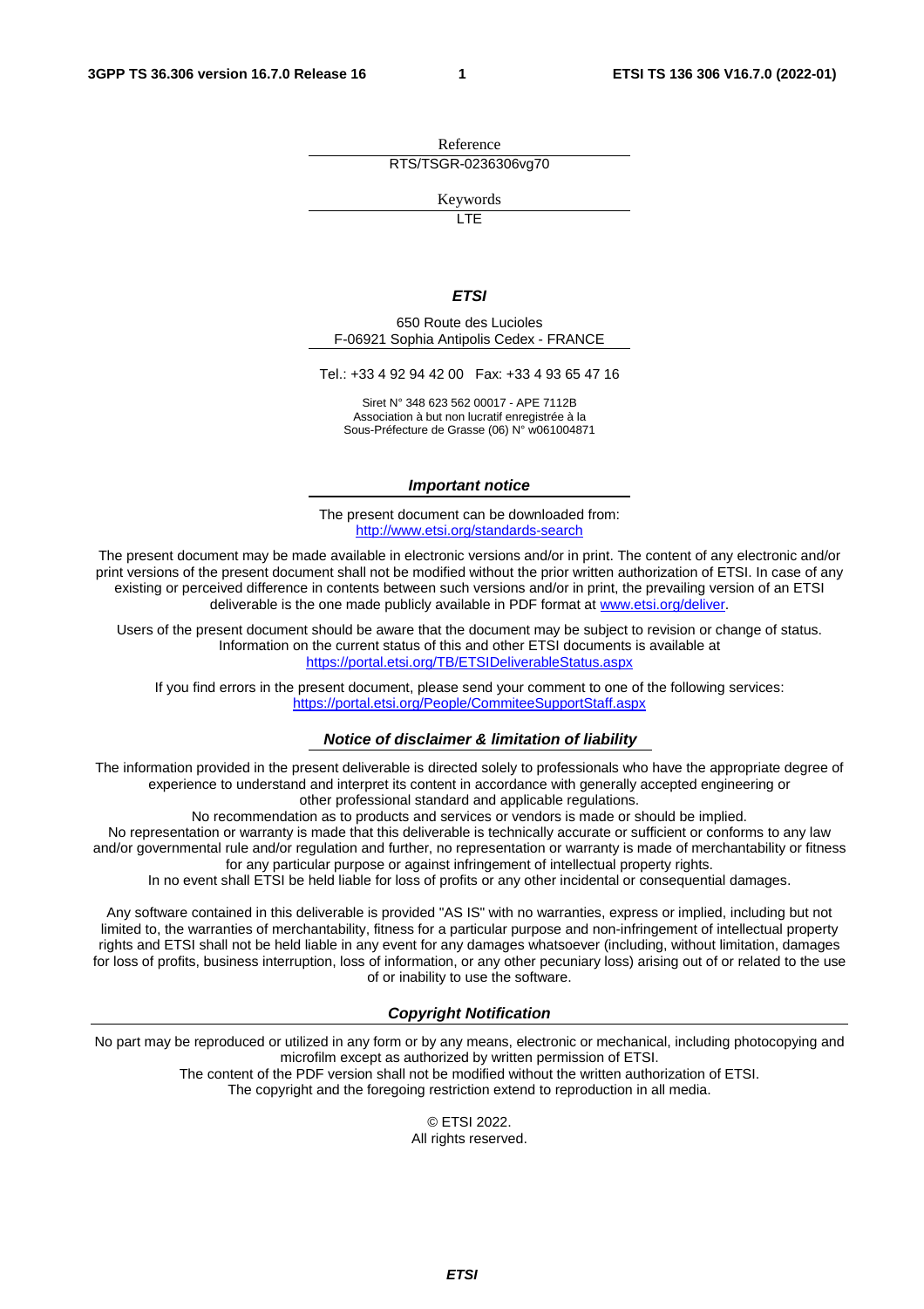Reference

RTS/TSGR-0236306vg70

Keywords

LTE

***ETSI***

650 Route des Lucioles
F-06921 Sophia Antipolis Cedex - FRANCE

Tel.: +33 4 92 94 42 00   Fax: +33 4 93 65 47 16

Siret N° 348 623 562 00017 - APE 7112B
Association à but non lucratif enregistrée à la
Sous-Préfecture de Grasse (06) N° w061004871

***Important notice***

The present document can be downloaded from:
http://www.etsi.org/standards-search

The present document may be made available in electronic versions and/or in print. The content of any electronic and/or print versions of the present document shall not be modified without the prior written authorization of ETSI. In case of any existing or perceived difference in contents between such versions and/or in print, the prevailing version of an ETSI deliverable is the one made publicly available in PDF format at www.etsi.org/deliver.

Users of the present document should be aware that the document may be subject to revision or change of status. Information on the current status of this and other ETSI documents is available at
https://portal.etsi.org/TB/ETSIDeliverableStatus.aspx

If you find errors in the present document, please send your comment to one of the following services:
https://portal.etsi.org/People/CommiteeSupportStaff.aspx

***Notice of disclaimer & limitation of liability***

The information provided in the present deliverable is directed solely to professionals who have the appropriate degree of experience to understand and interpret its content in accordance with generally accepted engineering or other professional standard and applicable regulations.
No recommendation as to products and services or vendors is made or should be implied.
No representation or warranty is made that this deliverable is technically accurate or sufficient or conforms to any law and/or governmental rule and/or regulation and further, no representation or warranty is made of merchantability or fitness for any particular purpose or against infringement of intellectual property rights.
In no event shall ETSI be held liable for loss of profits or any other incidental or consequential damages.

Any software contained in this deliverable is provided "AS IS" with no warranties, express or implied, including but not limited to, the warranties of merchantability, fitness for a particular purpose and non-infringement of intellectual property rights and ETSI shall not be held liable in any event for any damages whatsoever (including, without limitation, damages for loss of profits, business interruption, loss of information, or any other pecuniary loss) arising out of or related to the use of or inability to use the software.

***Copyright Notification***

No part may be reproduced or utilized in any form or by any means, electronic or mechanical, including photocopying and microfilm except as authorized by written permission of ETSI.
The content of the PDF version shall not be modified without the written authorization of ETSI.
The copyright and the foregoing restriction extend to reproduction in all media.

© ETSI 2022.
All rights reserved.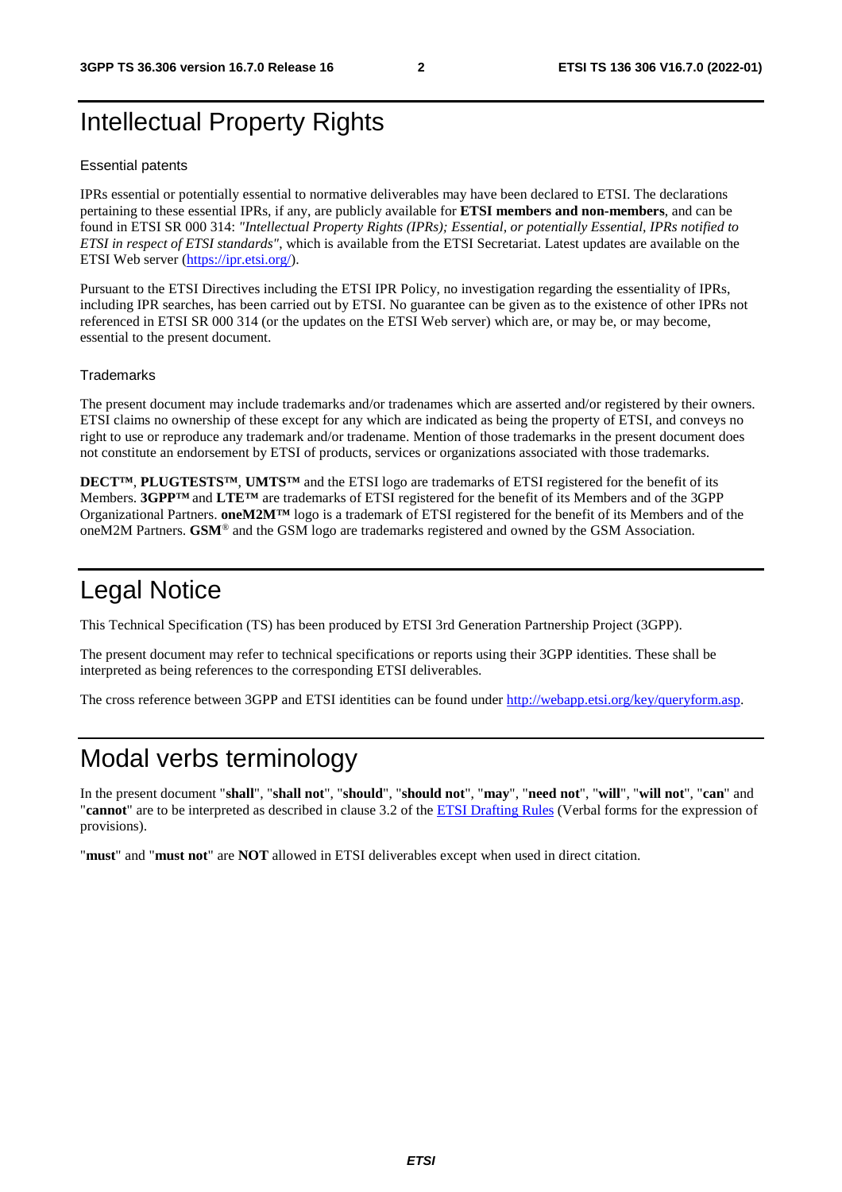# Intellectual Property Rights

## Essential patents

IPRs essential or potentially essential to normative deliverables may have been declared to ETSI. The declarations pertaining to these essential IPRs, if any, are publicly available for **ETSI members and non-members**, and can be found in ETSI SR 000 314: *"Intellectual Property Rights (IPRs); Essential, or potentially Essential, IPRs notified to ETSI in respect of ETSI standards"*, which is available from the ETSI Secretariat. Latest updates are available on the ETSI Web server (https://ipr.etsi.org/).

Pursuant to the ETSI Directives including the ETSI IPR Policy, no investigation regarding the essentiality of IPRs, including IPR searches, has been carried out by ETSI. No guarantee can be given as to the existence of other IPRs not referenced in ETSI SR 000 314 (or the updates on the ETSI Web server) which are, or may be, or may become, essential to the present document.

## Trademarks

The present document may include trademarks and/or tradenames which are asserted and/or registered by their owners. ETSI claims no ownership of these except for any which are indicated as being the property of ETSI, and conveys no right to use or reproduce any trademark and/or tradename. Mention of those trademarks in the present document does not constitute an endorsement by ETSI of products, services or organizations associated with those trademarks.

**DECT™**, **PLUGTESTS™**, **UMTS™** and the ETSI logo are trademarks of ETSI registered for the benefit of its Members. **3GPP™** and **LTE™** are trademarks of ETSI registered for the benefit of its Members and of the 3GPP Organizational Partners. **oneM2M™** logo is a trademark of ETSI registered for the benefit of its Members and of the oneM2M Partners. **GSM**® and the GSM logo are trademarks registered and owned by the GSM Association.

# Legal Notice

This Technical Specification (TS) has been produced by ETSI 3rd Generation Partnership Project (3GPP).

The present document may refer to technical specifications or reports using their 3GPP identities. These shall be interpreted as being references to the corresponding ETSI deliverables.

The cross reference between 3GPP and ETSI identities can be found under http://webapp.etsi.org/key/queryform.asp.

# Modal verbs terminology

In the present document "**shall**", "**shall not**", "**should**", "**should not**", "**may**", "**need not**", "**will**", "**will not**", "**can**" and "**cannot**" are to be interpreted as described in clause 3.2 of the ETSI Drafting Rules (Verbal forms for the expression of provisions).

"**must**" and "**must not**" are **NOT** allowed in ETSI deliverables except when used in direct citation.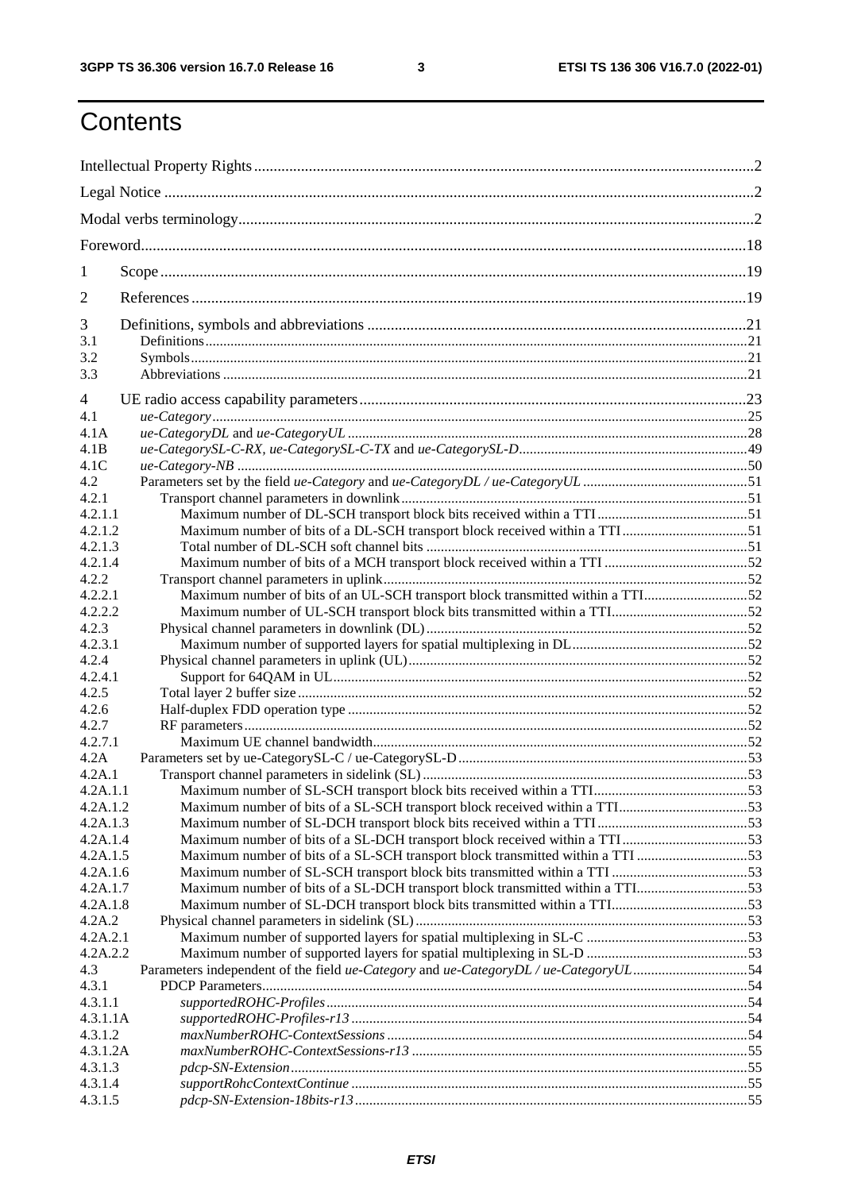# Contents

Intellectual Property Rights ..... 2
Legal Notice ..... 2
Modal verbs terminology ..... 2
Foreword ..... 18
1 Scope ..... 19
2 References ..... 19
3 Definitions, symbols and abbreviations ..... 21
3.1 Definitions ..... 21
3.2 Symbols ..... 21
3.3 Abbreviations ..... 21
4 UE radio access capability parameters ..... 23
4.1 *ue-Category* ..... 25
4.1A *ue-CategoryDL* and *ue-CategoryUL* ..... 28
4.1B *ue-CategorySL-C-RX, ue-CategorySL-C-TX* and *ue-CategorySL-D* ..... 49
4.1C *ue-Category-NB* ..... 50
4.2 Parameters set by the field *ue-Category* and *ue-CategoryDL / ue-CategoryUL* ..... 51
4.2.1 Transport channel parameters in downlink ..... 51
4.2.1.1 Maximum number of DL-SCH transport block bits received within a TTI ..... 51
4.2.1.2 Maximum number of bits of a DL-SCH transport block received within a TTI ..... 51
4.2.1.3 Total number of DL-SCH soft channel bits ..... 51
4.2.1.4 Maximum number of bits of a MCH transport block received within a TTI ..... 52
4.2.2 Transport channel parameters in uplink ..... 52
4.2.2.1 Maximum number of bits of an UL-SCH transport block transmitted within a TTI ..... 52
4.2.2.2 Maximum number of UL-SCH transport block bits transmitted within a TTI ..... 52
4.2.3 Physical channel parameters in downlink (DL) ..... 52
4.2.3.1 Maximum number of supported layers for spatial multiplexing in DL ..... 52
4.2.4 Physical channel parameters in uplink (UL) ..... 52
4.2.4.1 Support for 64QAM in UL ..... 52
4.2.5 Total layer 2 buffer size ..... 52
4.2.6 Half-duplex FDD operation type ..... 52
4.2.7 RF parameters ..... 52
4.2.7.1 Maximum UE channel bandwidth ..... 52
4.2A Parameters set by ue-CategorySL-C / ue-CategorySL-D ..... 53
4.2A.1 Transport channel parameters in sidelink (SL) ..... 53
4.2A.1.1 Maximum number of SL-SCH transport block bits received within a TTI ..... 53
4.2A.1.2 Maximum number of bits of a SL-SCH transport block received within a TTI ..... 53
4.2A.1.3 Maximum number of SL-DCH transport block bits received within a TTI ..... 53
4.2A.1.4 Maximum number of bits of a SL-DCH transport block received within a TTI ..... 53
4.2A.1.5 Maximum number of bits of a SL-SCH transport block transmitted within a TTI ..... 53
4.2A.1.6 Maximum number of SL-SCH transport block bits transmitted within a TTI ..... 53
4.2A.1.7 Maximum number of bits of a SL-DCH transport block transmitted within a TTI ..... 53
4.2A.1.8 Maximum number of SL-DCH transport block bits transmitted within a TTI ..... 53
4.2A.2 Physical channel parameters in sidelink (SL) ..... 53
4.2A.2.1 Maximum number of supported layers for spatial multiplexing in SL-C ..... 53
4.2A.2.2 Maximum number of supported layers for spatial multiplexing in SL-D ..... 53
4.3 Parameters independent of the field *ue-Category* and *ue-CategoryDL / ue-CategoryUL* ..... 54
4.3.1 PDCP Parameters ..... 54
4.3.1.1 *supportedROHC-Profiles* ..... 54
4.3.1.1A *supportedROHC-Profiles-r13* ..... 54
4.3.1.2 *maxNumberROHC-ContextSessions* ..... 54
4.3.1.2A *maxNumberROHC-ContextSessions-r13* ..... 55
4.3.1.3 *pdcp-SN-Extension* ..... 55
4.3.1.4 *supportRohcContextContinue* ..... 55
4.3.1.5 *pdcp-SN-Extension-18bits-r13* ..... 55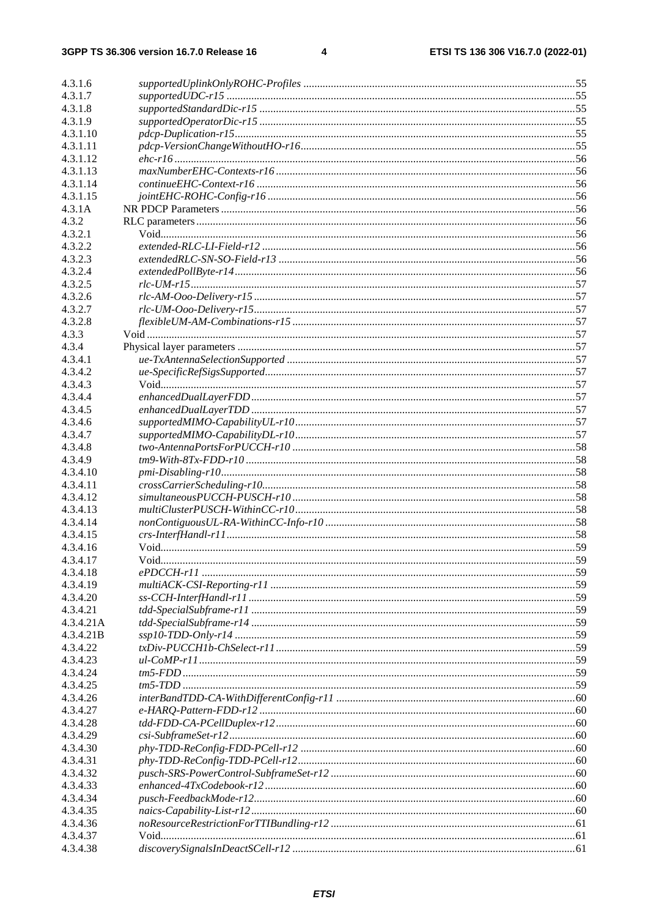| | | |
|---|---|---|
| 4.3.1.6 | *supportedUplinkOnlyROHC-Profiles* | 55 |
| 4.3.1.7 | *supportedUDC-r15* | 55 |
| 4.3.1.8 | *supportedStandardDic-r15* | 55 |
| 4.3.1.9 | *supportedOperatorDic-r15* | 55 |
| 4.3.1.10 | *pdcp-Duplication-r15* | 55 |
| 4.3.1.11 | *pdcp-VersionChangeWithoutHO-r16* | 55 |
| 4.3.1.12 | *ehc-r16* | 56 |
| 4.3.1.13 | *maxNumberEHC-Contexts-r16* | 56 |
| 4.3.1.14 | *continueEHC-Context-r16* | 56 |
| 4.3.1.15 | *jointEHC-ROHC-Config-r16* | 56 |
| 4.3.1A | NR PDCP Parameters | 56 |
| 4.3.2 | RLC parameters | 56 |
| 4.3.2.1 | Void | 56 |
| 4.3.2.2 | *extended-RLC-LI-Field-r12* | 56 |
| 4.3.2.3 | *extendedRLC-SN-SO-Field-r13* | 56 |
| 4.3.2.4 | *extendedPollByte-r14* | 56 |
| 4.3.2.5 | *rlc-UM-r15* | 57 |
| 4.3.2.6 | *rlc-AM-Ooo-Delivery-r15* | 57 |
| 4.3.2.7 | *rlc-UM-Ooo-Delivery-r15* | 57 |
| 4.3.2.8 | *flexibleUM-AM-Combinations-r15* | 57 |
| 4.3.3 | Void | 57 |
| 4.3.4 | Physical layer parameters | 57 |
| 4.3.4.1 | *ue-TxAntennaSelectionSupported* | 57 |
| 4.3.4.2 | *ue-SpecificRefSigsSupported* | 57 |
| 4.3.4.3 | Void | 57 |
| 4.3.4.4 | *enhancedDualLayerFDD* | 57 |
| 4.3.4.5 | *enhancedDualLayerTDD* | 57 |
| 4.3.4.6 | *supportedMIMO-CapabilityUL-r10* | 57 |
| 4.3.4.7 | *supportedMIMO-CapabilityDL-r10* | 57 |
| 4.3.4.8 | *two-AntennaPortsForPUCCH-r10* | 58 |
| 4.3.4.9 | *tm9-With-8Tx-FDD-r10* | 58 |
| 4.3.4.10 | *pmi-Disabling-r10* | 58 |
| 4.3.4.11 | *crossCarrierScheduling-r10* | 58 |
| 4.3.4.12 | *simultaneousPUCCH-PUSCH-r10* | 58 |
| 4.3.4.13 | *multiClusterPUSCH-WithinCC-r10* | 58 |
| 4.3.4.14 | *nonContiguousUL-RA-WithinCC-Info-r10* | 58 |
| 4.3.4.15 | *crs-InterfHandl-r11* | 58 |
| 4.3.4.16 | Void | 59 |
| 4.3.4.17 | Void | 59 |
| 4.3.4.18 | *ePDCCH-r11* | 59 |
| 4.3.4.19 | *multiACK-CSI-Reporting-r11* | 59 |
| 4.3.4.20 | *ss-CCH-InterfHandl-r11* | 59 |
| 4.3.4.21 | *tdd-SpecialSubframe-r11* | 59 |
| 4.3.4.21A | *tdd-SpecialSubframe-r14* | 59 |
| 4.3.4.21B | *ssp10-TDD-Only-r14* | 59 |
| 4.3.4.22 | *txDiv-PUCCH1b-ChSelect-r11* | 59 |
| 4.3.4.23 | *ul-CoMP-r11* | 59 |
| 4.3.4.24 | *tm5-FDD* | 59 |
| 4.3.4.25 | *tm5-TDD* | 59 |
| 4.3.4.26 | *interBandTDD-CA-WithDifferentConfig-r11* | 60 |
| 4.3.4.27 | *e-HARQ-Pattern-FDD-r12* | 60 |
| 4.3.4.28 | *tdd-FDD-CA-PCellDuplex-r12* | 60 |
| 4.3.4.29 | *csi-SubframeSet-r12* | 60 |
| 4.3.4.30 | *phy-TDD-ReConfig-FDD-PCell-r12* | 60 |
| 4.3.4.31 | *phy-TDD-ReConfig-TDD-PCell-r12* | 60 |
| 4.3.4.32 | *pusch-SRS-PowerControl-SubframeSet-r12* | 60 |
| 4.3.4.33 | *enhanced-4TxCodebook-r12* | 60 |
| 4.3.4.34 | *pusch-FeedbackMode-r12* | 60 |
| 4.3.4.35 | *naics-Capability-List-r12* | 60 |
| 4.3.4.36 | *noResourceRestrictionForTTIBundling-r12* | 61 |
| 4.3.4.37 | Void | 61 |
| 4.3.4.38 | *discoverySignalsInDeactSCell-r12* | 61 |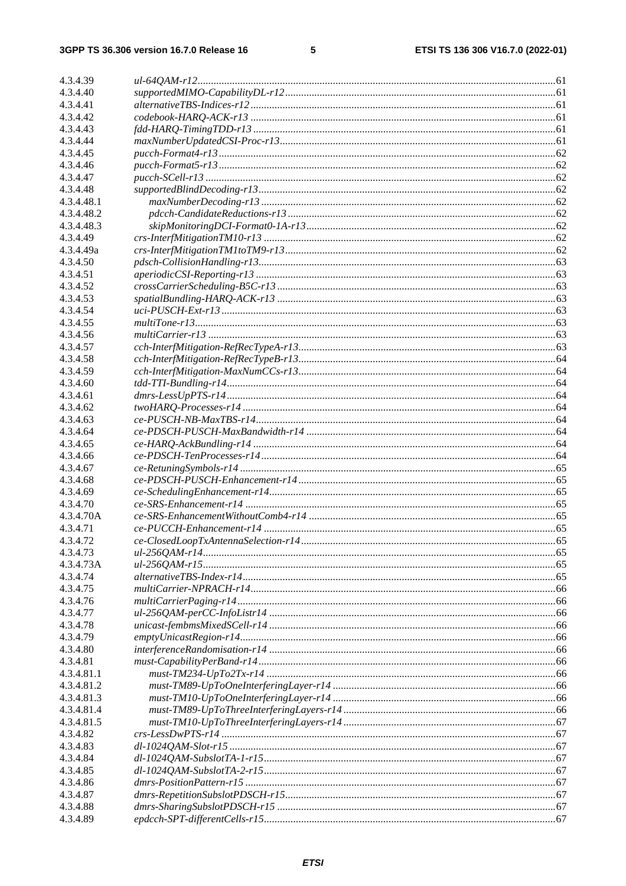4.3.4.39 *ul-64QAM-r12* ..... 61
4.3.4.40 *supportedMIMO-CapabilityDL-r12* ..... 61
4.3.4.41 *alternativeTBS-Indices-r12* ..... 61
4.3.4.42 *codebook-HARQ-ACK-r13* ..... 61
4.3.4.43 *fdd-HARQ-TimingTDD-r13* ..... 61
4.3.4.44 *maxNumberUpdatedCSI-Proc-r13* ..... 61
4.3.4.45 *pucch-Format4-r13* ..... 62
4.3.4.46 *pucch-Format5-r13* ..... 62
4.3.4.47 *pucch-SCell-r13* ..... 62
4.3.4.48 *supportedBlindDecoding-r13* ..... 62
4.3.4.48.1 *maxNumberDecoding-r13* ..... 62
4.3.4.48.2 *pdcch-CandidateReductions-r13* ..... 62
4.3.4.48.3 *skipMonitoringDCI-Format0-1A-r13* ..... 62
4.3.4.49 *crs-InterfMitigationTM10-r13* ..... 62
4.3.4.49a *crs-InterfMitigationTM1toTM9-r13* ..... 62
4.3.4.50 *pdsch-CollisionHandling-r13* ..... 63
4.3.4.51 *aperiodicCSI-Reporting-r13* ..... 63
4.3.4.52 *crossCarrierScheduling-B5C-r13* ..... 63
4.3.4.53 *spatialBundling-HARQ-ACK-r13* ..... 63
4.3.4.54 *uci-PUSCH-Ext-r13* ..... 63
4.3.4.55 *multiTone-r13* ..... 63
4.3.4.56 *multiCarrier-r13* ..... 63
4.3.4.57 *cch-InterfMitigation-RefRecTypeA-r13* ..... 63
4.3.4.58 *cch-InterfMitigation-RefRecTypeB-r13* ..... 64
4.3.4.59 *cch-InterfMitigation-MaxNumCCs-r13* ..... 64
4.3.4.60 *tdd-TTI-Bundling-r14* ..... 64
4.3.4.61 *dmrs-LessUpPTS-r14* ..... 64
4.3.4.62 *twoHARQ-Processes-r14* ..... 64
4.3.4.63 *ce-PUSCH-NB-MaxTBS-r14* ..... 64
4.3.4.64 *ce-PDSCH-PUSCH-MaxBandwidth-r14* ..... 64
4.3.4.65 *ce-HARQ-AckBundling-r14* ..... 64
4.3.4.66 *ce-PDSCH-TenProcesses-r14* ..... 64
4.3.4.67 *ce-RetuningSymbols-r14* ..... 65
4.3.4.68 *ce-PDSCH-PUSCH-Enhancement-r14* ..... 65
4.3.4.69 *ce-SchedulingEnhancement-r14* ..... 65
4.3.4.70 *ce-SRS-Enhancement-r14* ..... 65
4.3.4.70A *ce-SRS-EnhancementWithoutComb4-r14* ..... 65
4.3.4.71 *ce-PUCCH-Enhancement-r14* ..... 65
4.3.4.72 *ce-ClosedLoopTxAntennaSelection-r14* ..... 65
4.3.4.73 *ul-256QAM-r14* ..... 65
4.3.4.73A *ul-256QAM-r15* ..... 65
4.3.4.74 *alternativeTBS-Index-r14* ..... 65
4.3.4.75 *multiCarrier-NPRACH-r14* ..... 66
4.3.4.76 *multiCarrierPaging-r14* ..... 66
4.3.4.77 *ul-256QAM-perCC-InfoListr14* ..... 66
4.3.4.78 *unicast-fembmsMixedSCell-r14* ..... 66
4.3.4.79 *emptyUnicastRegion-r14* ..... 66
4.3.4.80 *interferenceRandomisation-r14* ..... 66
4.3.4.81 *must-CapabilityPerBand-r14* ..... 66
4.3.4.81.1 *must-TM234-UpTo2Tx-r14* ..... 66
4.3.4.81.2 *must-TM89-UpToOneInterferingLayer-r14* ..... 66
4.3.4.81.3 *must-TM10-UpToOneInterferingLayer-r14* ..... 66
4.3.4.81.4 *must-TM89-UpToThreeInterferingLayers-r14* ..... 66
4.3.4.81.5 *must-TM10-UpToThreeInterferingLayers-r14* ..... 67
4.3.4.82 *crs-LessDwPTS-r14* ..... 67
4.3.4.83 *dl-1024QAM-Slot-r15* ..... 67
4.3.4.84 *dl-1024QAM-SubslotTA-1-r15* ..... 67
4.3.4.85 *dl-1024QAM-SubslotTA-2-r15* ..... 67
4.3.4.86 *dmrs-PositionPattern-r15* ..... 67
4.3.4.87 *dmrs-RepetitionSubslotPDSCH-r15* ..... 67
4.3.4.88 *dmrs-SharingSubslotPDSCH-r15* ..... 67
4.3.4.89 *epdcch-SPT-differentCells-r15* ..... 67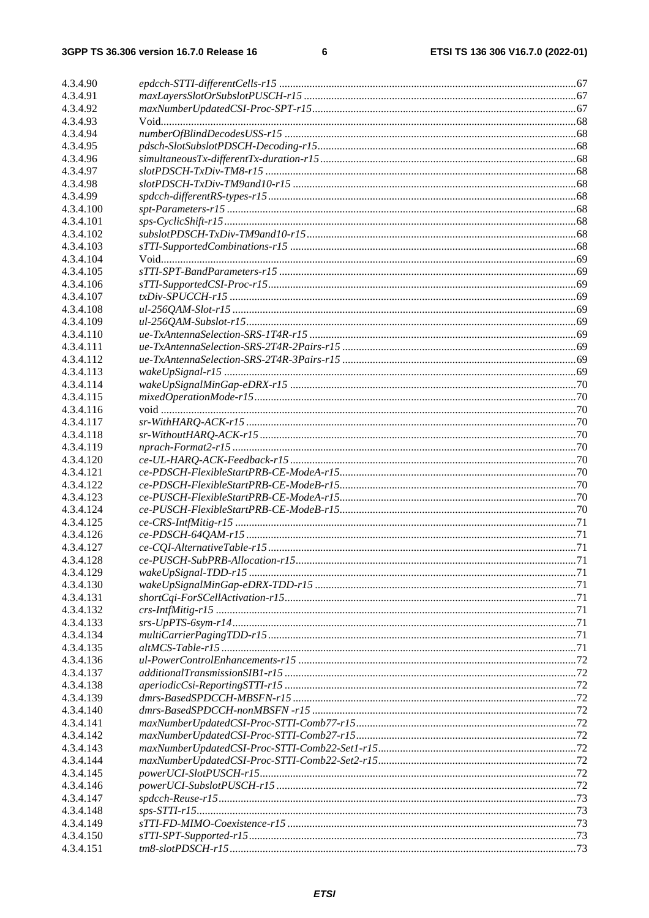4.3.4.90 *epdcch-STTI-differentCells-r15* ..........67
4.3.4.91 *maxLayersSlotOrSubslotPUSCH-r15* ..........67
4.3.4.92 *maxNumberUpdatedCSI-Proc-SPT-r15*..........67
4.3.4.93 Void..........68
4.3.4.94 *numberOfBlindDecodesUSS-r15* ..........68
4.3.4.95 *pdsch-SlotSubslotPDSCH-Decoding-r15*..........68
4.3.4.96 *simultaneousTx-differentTx-duration-r15*..........68
4.3.4.97 *slotPDSCH-TxDiv-TM8-r15* ..........68
4.3.4.98 *slotPDSCH-TxDiv-TM9and10-r15* ..........68
4.3.4.99 *spdcch-differentRS-types-r15*..........68
4.3.4.100 *spt-Parameters-r15* ..........68
4.3.4.101 *sps-CyclicShift-r15*..........68
4.3.4.102 *subslotPDSCH-TxDiv-TM9and10-r15*..........68
4.3.4.103 *sTTI-SupportedCombinations-r15* ..........68
4.3.4.104 Void..........69
4.3.4.105 *sTTI-SPT-BandParameters-r15* ..........69
4.3.4.106 *sTTI-SupportedCSI-Proc-r15*..........69
4.3.4.107 *txDiv-SPUCCH-r15* ..........69
4.3.4.108 *ul-256QAM-Slot-r15* ..........69
4.3.4.109 *ul-256QAM-Subslot-r15*..........69
4.3.4.110 *ue-TxAntennaSelection-SRS-1T4R-r15* ..........69
4.3.4.111 *ue-TxAntennaSelection-SRS-2T4R-2Pairs-r15* ..........69
4.3.4.112 *ue-TxAntennaSelection-SRS-2T4R-3Pairs-r15* ..........69
4.3.4.113 *wakeUpSignal-r15* ..........69
4.3.4.114 *wakeUpSignalMinGap-eDRX-r15* ..........70
4.3.4.115 *mixedOperationMode-r15*..........70
4.3.4.116 void ..........70
4.3.4.117 *sr-WithHARQ-ACK-r15* ..........70
4.3.4.118 *sr-WithoutHARQ-ACK-r15* ..........70
4.3.4.119 *nprach-Format2-r15* ..........70
4.3.4.120 *ce-UL-HARQ-ACK-Feedback-r15* ..........70
4.3.4.121 *ce-PDSCH-FlexibleStartPRB-CE-ModeA-r15*..........70
4.3.4.122 *ce-PDSCH-FlexibleStartPRB-CE-ModeB-r15*..........70
4.3.4.123 *ce-PUSCH-FlexibleStartPRB-CE-ModeA-r15*..........70
4.3.4.124 *ce-PUSCH-FlexibleStartPRB-CE-ModeB-r15*..........70
4.3.4.125 *ce-CRS-IntfMitig-r15* ..........71
4.3.4.126 *ce-PDSCH-64QAM-r15* ..........71
4.3.4.127 *ce-CQI-AlternativeTable-r15*..........71
4.3.4.128 *ce-PUSCH-SubPRB-Allocation-r15*..........71
4.3.4.129 *wakeUpSignal-TDD-r15* ..........71
4.3.4.130 *wakeUpSignalMinGap-eDRX-TDD-r15* ..........71
4.3.4.131 *shortCqi-ForSCellActivation-r15*..........71
4.3.4.132 *crs-IntfMitig-r15* ..........71
4.3.4.133 *srs-UpPTS-6sym-r14*..........71
4.3.4.134 *multiCarrierPagingTDD-r15*..........71
4.3.4.135 *altMCS-Table-r15* ..........71
4.3.4.136 *ul-PowerControlEnhancements-r15* ..........72
4.3.4.137 *additionalTransmissionSIB1-r15* ..........72
4.3.4.138 *aperiodicCsi-ReportingSTTI-r15* ..........72
4.3.4.139 *dmrs-BasedSPDCCH-MBSFN-r15* ..........72
4.3.4.140 *dmrs-BasedSPDCCH-nonMBSFN -r15* ..........72
4.3.4.141 *maxNumberUpdatedCSI-Proc-STTI-Comb77-r15*..........72
4.3.4.142 *maxNumberUpdatedCSI-Proc-STTI-Comb27-r15*..........72
4.3.4.143 *maxNumberUpdatedCSI-Proc-STTI-Comb22-Set1-r15*..........72
4.3.4.144 *maxNumberUpdatedCSI-Proc-STTI-Comb22-Set2-r15*..........72
4.3.4.145 *powerUCI-SlotPUSCH-r15*..........72
4.3.4.146 *powerUCI-SubslotPUSCH-r15* ..........72
4.3.4.147 *spdcch-Reuse-r15*..........73
4.3.4.148 *sps-STTI-r15*..........73
4.3.4.149 *sTTI-FD-MIMO-Coexistence-r15* ..........73
4.3.4.150 *sTTI-SPT-Supported-r15*..........73
4.3.4.151 *tm8-slotPDSCH-r15*..........73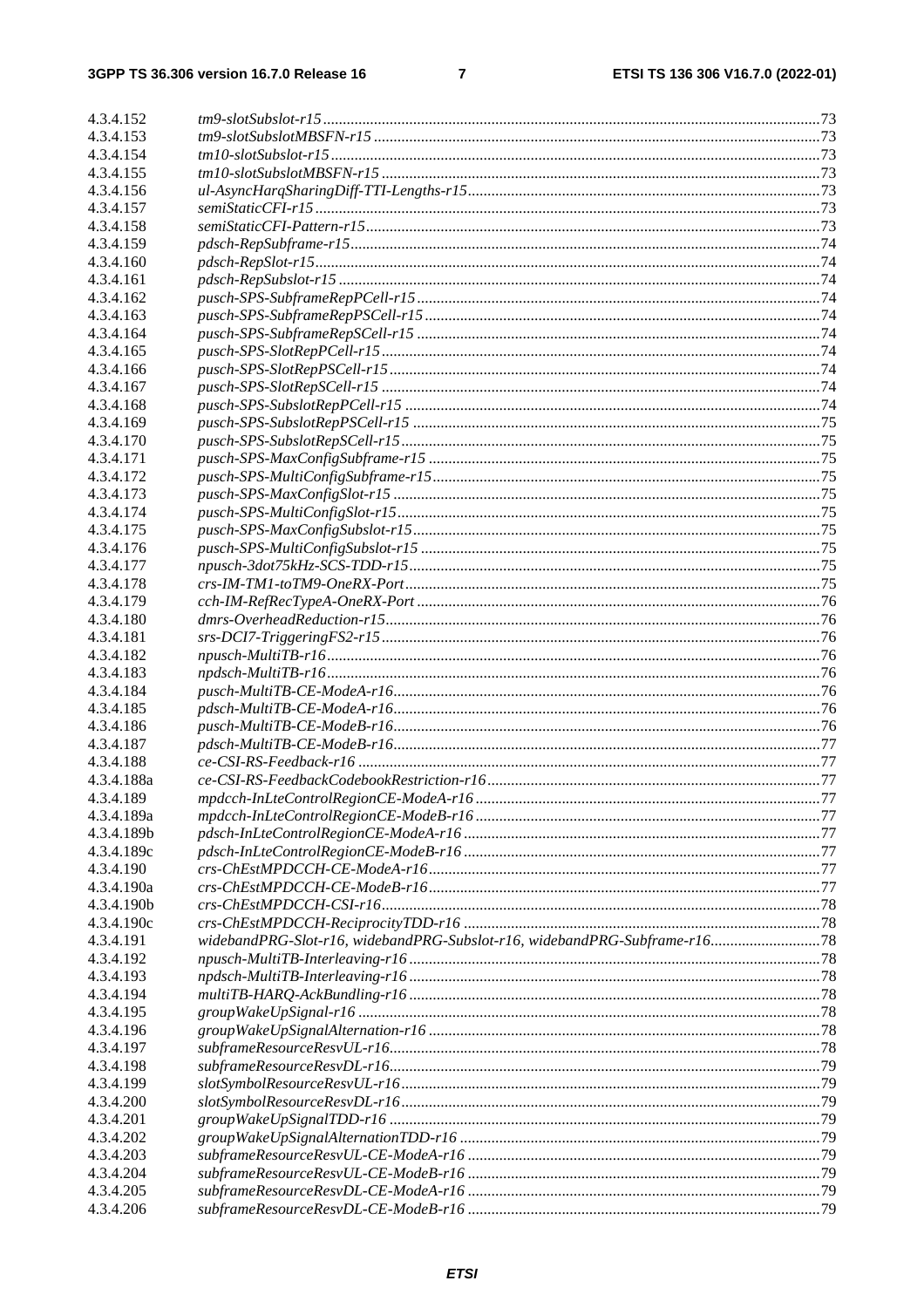4.3.4.152 *tm9-slotSubslot-r15* .....73
4.3.4.153 *tm9-slotSubslotMBSFN-r15* .....73
4.3.4.154 *tm10-slotSubslot-r15* .....73
4.3.4.155 *tm10-slotSubslotMBSFN-r15* .....73
4.3.4.156 *ul-AsyncHarqSharingDiff-TTI-Lengths-r15* .....73
4.3.4.157 *semiStaticCFI-r15* .....73
4.3.4.158 *semiStaticCFI-Pattern-r15* .....73
4.3.4.159 *pdsch-RepSubframe-r15* .....74
4.3.4.160 *pdsch-RepSlot-r15* .....74
4.3.4.161 *pdsch-RepSubslot-r15* .....74
4.3.4.162 *pusch-SPS-SubframeRepPCell-r15* .....74
4.3.4.163 *pusch-SPS-SubframeRepPSCell-r15* .....74
4.3.4.164 *pusch-SPS-SubframeRepSCell-r15* .....74
4.3.4.165 *pusch-SPS-SlotRepPCell-r15* .....74
4.3.4.166 *pusch-SPS-SlotRepPSCell-r15* .....74
4.3.4.167 *pusch-SPS-SlotRepSCell-r15* .....74
4.3.4.168 *pusch-SPS-SubslotRepPCell-r15* .....74
4.3.4.169 *pusch-SPS-SubslotRepPSCell-r15* .....75
4.3.4.170 *pusch-SPS-SubslotRepSCell-r15* .....75
4.3.4.171 *pusch-SPS-MaxConfigSubframe-r15* .....75
4.3.4.172 *pusch-SPS-MultiConfigSubframe-r15* .....75
4.3.4.173 *pusch-SPS-MaxConfigSlot-r15* .....75
4.3.4.174 *pusch-SPS-MultiConfigSlot-r15* .....75
4.3.4.175 *pusch-SPS-MaxConfigSubslot-r15* .....75
4.3.4.176 *pusch-SPS-MultiConfigSubslot-r15* .....75
4.3.4.177 *npusch-3dot75kHz-SCS-TDD-r15* .....75
4.3.4.178 *crs-IM-TM1-toTM9-OneRX-Port* .....75
4.3.4.179 *cch-IM-RefRecTypeA-OneRX-Port* .....76
4.3.4.180 *dmrs-OverheadReduction-r15* .....76
4.3.4.181 *srs-DCI7-TriggeringFS2-r15* .....76
4.3.4.182 *npusch-MultiTB-r16* .....76
4.3.4.183 *npdsch-MultiTB-r16* .....76
4.3.4.184 *pusch-MultiTB-CE-ModeA-r16* .....76
4.3.4.185 *pdsch-MultiTB-CE-ModeA-r16* .....76
4.3.4.186 *pusch-MultiTB-CE-ModeB-r16* .....76
4.3.4.187 *pdsch-MultiTB-CE-ModeB-r16* .....77
4.3.4.188 *ce-CSI-RS-Feedback-r16* .....77
4.3.4.188a *ce-CSI-RS-FeedbackCodebookRestriction-r16* .....77
4.3.4.189 *mpdcch-InLteControlRegionCE-ModeA-r16* .....77
4.3.4.189a *mpdcch-InLteControlRegionCE-ModeB-r16* .....77
4.3.4.189b *pdsch-InLteControlRegionCE-ModeA-r16* .....77
4.3.4.189c *pdsch-InLteControlRegionCE-ModeB-r16* .....77
4.3.4.190 *crs-ChEstMPDCCH-CE-ModeA-r16* .....77
4.3.4.190a *crs-ChEstMPDCCH-CE-ModeB-r16* .....77
4.3.4.190b *crs-ChEstMPDCCH-CSI-r16* .....78
4.3.4.190c *crs-ChEstMPDCCH-ReciprocityTDD-r16* .....78
4.3.4.191 *widebandPRG-Slot-r16, widebandPRG-Subslot-r16, widebandPRG-Subframe-r16* .....78
4.3.4.192 *npusch-MultiTB-Interleaving-r16* .....78
4.3.4.193 *npdsch-MultiTB-Interleaving-r16* .....78
4.3.4.194 *multiTB-HARQ-AckBundling-r16* .....78
4.3.4.195 *groupWakeUpSignal-r16* .....78
4.3.4.196 *groupWakeUpSignalAlternation-r16* .....78
4.3.4.197 *subframeResourceResvUL-r16* .....78
4.3.4.198 *subframeResourceResvDL-r16* .....79
4.3.4.199 *slotSymbolResourceResvUL-r16* .....79
4.3.4.200 *slotSymbolResourceResvDL-r16* .....79
4.3.4.201 *groupWakeUpSignalTDD-r16* .....79
4.3.4.202 *groupWakeUpSignalAlternationTDD-r16* .....79
4.3.4.203 *subframeResourceResvUL-CE-ModeA-r16* .....79
4.3.4.204 *subframeResourceResvUL-CE-ModeB-r16* .....79
4.3.4.205 *subframeResourceResvDL-CE-ModeA-r16* .....79
4.3.4.206 *subframeResourceResvDL-CE-ModeB-r16* .....79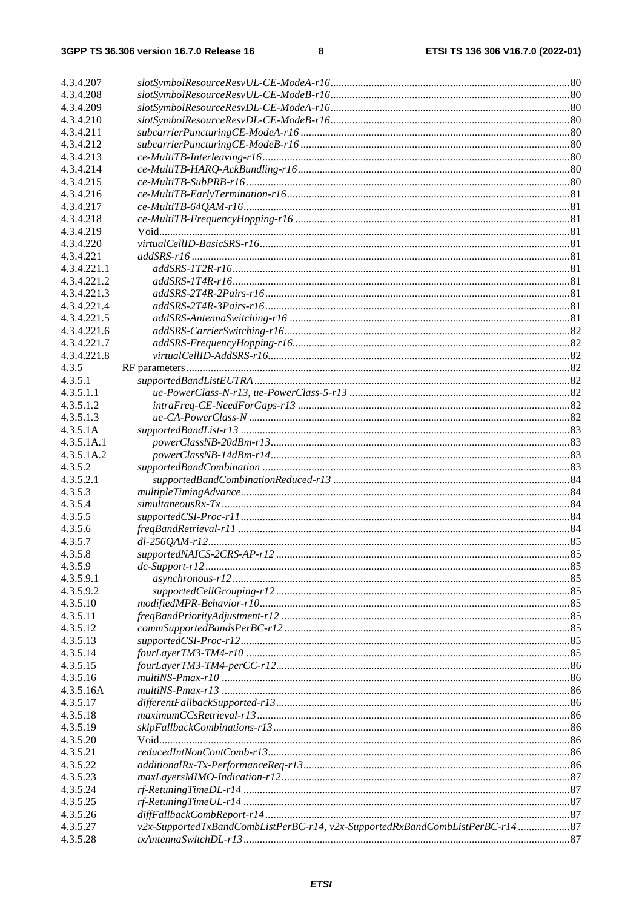4.3.4.207 *slotSymbolResourceResvUL-CE-ModeA-r16*..........80
4.3.4.208 *slotSymbolResourceResvUL-CE-ModeB-r16*..........80
4.3.4.209 *slotSymbolResourceResvDL-CE-ModeA-r16*..........80
4.3.4.210 *slotSymbolResourceResvDL-CE-ModeB-r16*..........80
4.3.4.211 *subcarrierPuncturingCE-ModeA-r16*..........80
4.3.4.212 *subcarrierPuncturingCE-ModeB-r16*..........80
4.3.4.213 *ce-MultiTB-Interleaving-r16*..........80
4.3.4.214 *ce-MultiTB-HARQ-AckBundling-r16*..........80
4.3.4.215 *ce-MultiTB-SubPRB-r16*..........80
4.3.4.216 *ce-MultiTB-EarlyTermination-r16*..........81
4.3.4.217 *ce-MultiTB-64QAM-r16*..........81
4.3.4.218 *ce-MultiTB-FrequencyHopping-r16*..........81
4.3.4.219 Void..........81
4.3.4.220 *virtualCellID-BasicSRS-r16*..........81
4.3.4.221 *addSRS-r16*..........81
4.3.4.221.1 *addSRS-1T2R-r16*..........81
4.3.4.221.2 *addSRS-1T4R-r16*..........81
4.3.4.221.3 *addSRS-2T4R-2Pairs-r16*..........81
4.3.4.221.4 *addSRS-2T4R-3Pairs-r16*..........81
4.3.4.221.5 *addSRS-AntennaSwitching-r16*..........81
4.3.4.221.6 *addSRS-CarrierSwitching-r16*..........82
4.3.4.221.7 *addSRS-FrequencyHopping-r16*..........82
4.3.4.221.8 *virtualCellID-AddSRS-r16*..........82
4.3.5 RF parameters..........82
4.3.5.1 *supportedBandListEUTRA*..........82
4.3.5.1.1 *ue-PowerClass-N-r13, ue-PowerClass-5-r13*..........82
4.3.5.1.2 *intraFreq-CE-NeedForGaps-r13*..........82
4.3.5.1.3 *ue-CA-PowerClass-N*..........82
4.3.5.1A *supportedBandList-r13*..........83
4.3.5.1A.1 *powerClassNB-20dBm-r13*..........83
4.3.5.1A.2 *powerClassNB-14dBm-r14*..........83
4.3.5.2 *supportedBandCombination*..........83
4.3.5.2.1 *supportedBandCombinationReduced-r13*..........84
4.3.5.3 *multipleTimingAdvance*..........84
4.3.5.4 *simultaneousRx-Tx*..........84
4.3.5.5 *supportedCSI-Proc-r11*..........84
4.3.5.6 *freqBandRetrieval-r11*..........84
4.3.5.7 *dl-256QAM-r12*..........85
4.3.5.8 *supportedNAICS-2CRS-AP-r12*..........85
4.3.5.9 *dc-Support-r12*..........85
4.3.5.9.1 *asynchronous-r12*..........85
4.3.5.9.2 *supportedCellGrouping-r12*..........85
4.3.5.10 *modifiedMPR-Behavior-r10*..........85
4.3.5.11 *freqBandPriorityAdjustment-r12*..........85
4.3.5.12 *commSupportedBandsPerBC-r12*..........85
4.3.5.13 *supportedCSI-Proc-r12*..........85
4.3.5.14 *fourLayerTM3-TM4-r10*..........85
4.3.5.15 *fourLayerTM3-TM4-perCC-r12*..........86
4.3.5.16 *multiNS-Pmax-r10*..........86
4.3.5.16A *multiNS-Pmax-r13*..........86
4.3.5.17 *differentFallbackSupported-r13*..........86
4.3.5.18 *maximumCCsRetrieval-r13*..........86
4.3.5.19 *skipFallbackCombinations-r13*..........86
4.3.5.20 Void..........86
4.3.5.21 *reducedIntNonContComb-r13*..........86
4.3.5.22 *additionalRx-Tx-PerformanceReq-r13*..........86
4.3.5.23 *maxLayersMIMO-Indication-r12*..........87
4.3.5.24 *rf-RetuningTimeDL-r14*..........87
4.3.5.25 *rf-RetuningTimeUL-r14*..........87
4.3.5.26 *diffFallbackCombReport-r14*..........87
4.3.5.27 *v2x-SupportedTxBandCombListPerBC-r14, v2x-SupportedRxBandCombListPerBC-r14*..........87
4.3.5.28 *txAntennaSwitchDL-r13*..........87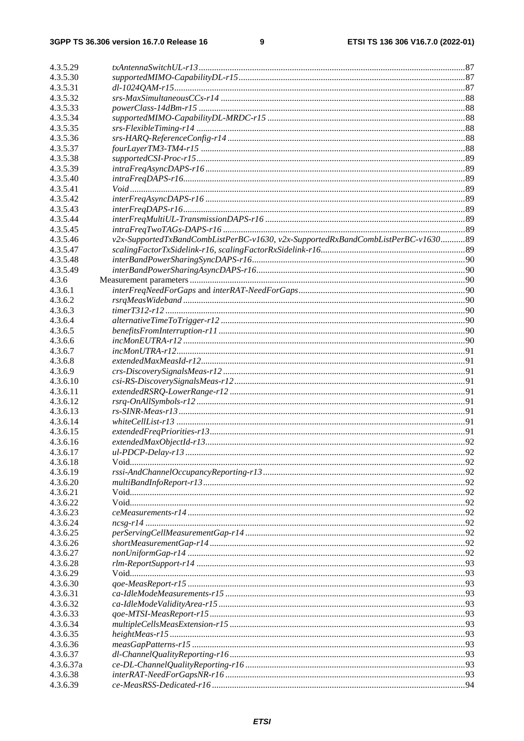4.3.5.29 *txAntennaSwitchUL-r13* ....87
4.3.5.30 *supportedMIMO-CapabilityDL-r15* ....87
4.3.5.31 *dl-1024QAM-r15* ....87
4.3.5.32 *srs-MaxSimultaneousCCs-r14* ....88
4.3.5.33 *powerClass-14dBm-r15* ....88
4.3.5.34 *supportedMIMO-CapabilityDL-MRDC-r15* ....88
4.3.5.35 *srs-FlexibleTiming-r14* ....88
4.3.5.36 *srs-HARQ-ReferenceConfig-r14* ....88
4.3.5.37 *fourLayerTM3-TM4-r15* ....88
4.3.5.38 *supportedCSI-Proc-r15* ....89
4.3.5.39 *intraFreqAsyncDAPS-r16* ....89
4.3.5.40 *intraFreqDAPS-r16* ....89
4.3.5.41 *Void* ....89
4.3.5.42 *interFreqAsyncDAPS-r16* ....89
4.3.5.43 *interFreqDAPS-r16* ....89
4.3.5.44 *interFreqMultiUL-TransmissionDAPS-r16* ....89
4.3.5.45 *intraFreqTwoTAGs-DAPS-r16* ....89
4.3.5.46 *v2x-SupportedTxBandCombListPerBC-v1630, v2x-SupportedRxBandCombListPerBC-v1630* ....89
4.3.5.47 *scalingFactorTxSidelink-r16, scalingFactorRxSidelink-r16* ....89
4.3.5.48 *interBandPowerSharingSyncDAPS-r16* ....90
4.3.5.49 *interBandPowerSharingAsyncDAPS-r16* ....90
4.3.6 Measurement parameters ....90
4.3.6.1 *interFreqNeedForGaps* and *interRAT-NeedForGaps* ....90
4.3.6.2 *rsrqMeasWideband* ....90
4.3.6.3 *timerT312-r12* ....90
4.3.6.4 *alternativeTimeToTrigger-r12* ....90
4.3.6.5 *benefitsFromInterruption-r11* ....90
4.3.6.6 *incMonEUTRA-r12* ....90
4.3.6.7 *incMonUTRA-r12* ....91
4.3.6.8 *extendedMaxMeasId-r12* ....91
4.3.6.9 *crs-DiscoverySignalsMeas-r12* ....91
4.3.6.10 *csi-RS-DiscoverySignalsMeas-r12* ....91
4.3.6.11 *extendedRSRQ-LowerRange-r12* ....91
4.3.6.12 *rsrq-OnAllSymbols-r12* ....91
4.3.6.13 *rs-SINR-Meas-r13* ....91
4.3.6.14 *whiteCellList-r13* ....91
4.3.6.15 *extendedFreqPriorities-r13* ....91
4.3.6.16 *extendedMaxObjectId-r13* ....92
4.3.6.17 *ul-PDCP-Delay-r13* ....92
4.3.6.18 Void ....92
4.3.6.19 *rssi-AndChannelOccupancyReporting-r13* ....92
4.3.6.20 *multiBandInfoReport-r13* ....92
4.3.6.21 Void ....92
4.3.6.22 Void ....92
4.3.6.23 *ceMeasurements-r14* ....92
4.3.6.24 *ncsg-r14* ....92
4.3.6.25 *perServingCellMeasurementGap-r14* ....92
4.3.6.26 *shortMeasurementGap-r14* ....92
4.3.6.27 *nonUniformGap-r14* ....92
4.3.6.28 *rlm-ReportSupport-r14* ....93
4.3.6.29 Void ....93
4.3.6.30 *qoe-MeasReport-r15* ....93
4.3.6.31 *ca-IdleModeMeasurements-r15* ....93
4.3.6.32 *ca-IdleModeValidityArea-r15* ....93
4.3.6.33 *qoe-MTSI-MeasReport-r15* ....93
4.3.6.34 *multipleCellsMeasExtension-r15* ....93
4.3.6.35 *heightMeas-r15* ....93
4.3.6.36 *measGapPatterns-r15* ....93
4.3.6.37 *dl-ChannelQualityReporting-r16* ....93
4.3.6.37a *ce-DL-ChannelQualityReporting-r16* ....93
4.3.6.38 *interRAT-NeedForGapsNR-r16* ....93
4.3.6.39 *ce-MeasRSS-Dedicated-r16* ....94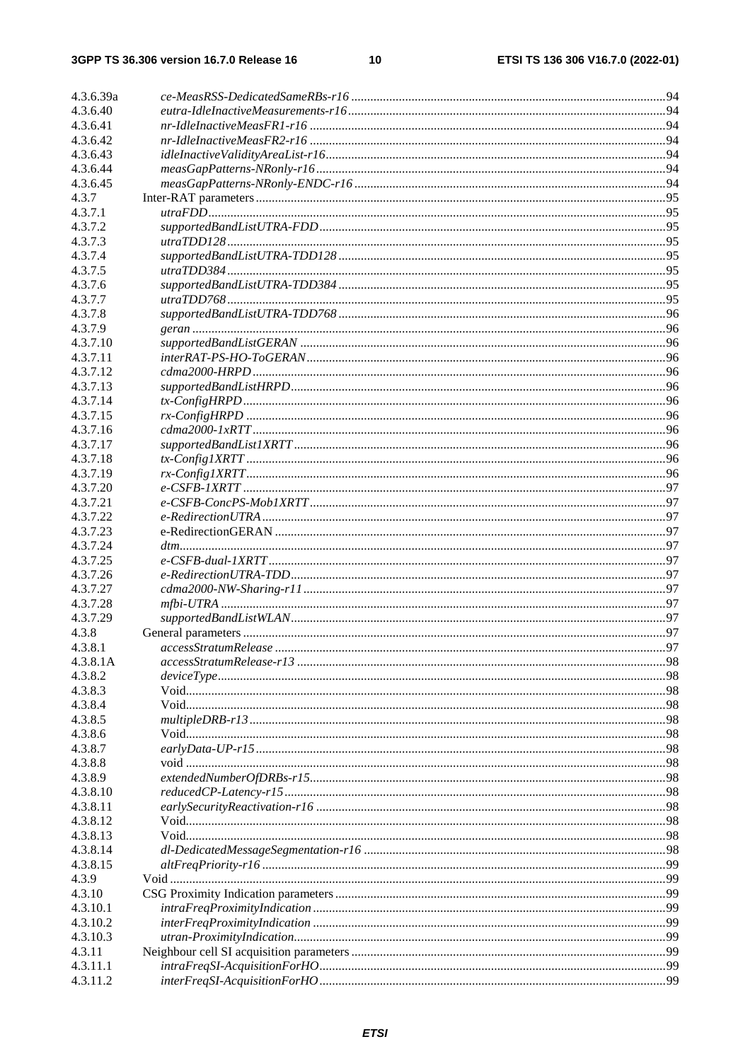4.3.6.39a *ce-MeasRSS-DedicatedSameRBs-r16* ..... 94
4.3.6.40 *eutra-IdleInactiveMeasurements-r16* ..... 94
4.3.6.41 *nr-IdleInactiveMeasFR1-r16* ..... 94
4.3.6.42 *nr-IdleInactiveMeasFR2-r16* ..... 94
4.3.6.43 *idleInactiveValidityAreaList-r16* ..... 94
4.3.6.44 *measGapPatterns-NRonly-r16* ..... 94
4.3.6.45 *measGapPatterns-NRonly-ENDC-r16* ..... 94
4.3.7 Inter-RAT parameters ..... 95
4.3.7.1 *utraFDD* ..... 95
4.3.7.2 *supportedBandListUTRA-FDD* ..... 95
4.3.7.3 *utraTDD128* ..... 95
4.3.7.4 *supportedBandListUTRA-TDD128* ..... 95
4.3.7.5 *utraTDD384* ..... 95
4.3.7.6 *supportedBandListUTRA-TDD384* ..... 95
4.3.7.7 *utraTDD768* ..... 95
4.3.7.8 *supportedBandListUTRA-TDD768* ..... 96
4.3.7.9 *geran* ..... 96
4.3.7.10 *supportedBandListGERAN* ..... 96
4.3.7.11 *interRAT-PS-HO-ToGERAN* ..... 96
4.3.7.12 *cdma2000-HRPD* ..... 96
4.3.7.13 *supportedBandListHRPD* ..... 96
4.3.7.14 *tx-ConfigHRPD* ..... 96
4.3.7.15 *rx-ConfigHRPD* ..... 96
4.3.7.16 *cdma2000-1xRTT* ..... 96
4.3.7.17 *supportedBandList1XRTT* ..... 96
4.3.7.18 *tx-Config1XRTT* ..... 96
4.3.7.19 *rx-Config1XRTT* ..... 96
4.3.7.20 *e-CSFB-1XRTT* ..... 97
4.3.7.21 *e-CSFB-ConcPS-Mob1XRTT* ..... 97
4.3.7.22 *e-RedirectionUTRA* ..... 97
4.3.7.23 e-RedirectionGERAN ..... 97
4.3.7.24 *dtm* ..... 97
4.3.7.25 *e-CSFB-dual-1XRTT* ..... 97
4.3.7.26 *e-RedirectionUTRA-TDD* ..... 97
4.3.7.27 *cdma2000-NW-Sharing-r11* ..... 97
4.3.7.28 *mfbi-UTRA* ..... 97
4.3.7.29 *supportedBandListWLAN* ..... 97
4.3.8 General parameters ..... 97
4.3.8.1 *accessStratumRelease* ..... 97
4.3.8.1A *accessStratumRelease-r13* ..... 98
4.3.8.2 *deviceType* ..... 98
4.3.8.3 Void ..... 98
4.3.8.4 Void ..... 98
4.3.8.5 *multipleDRB-r13* ..... 98
4.3.8.6 Void ..... 98
4.3.8.7 *earlyData-UP-r15* ..... 98
4.3.8.8 void ..... 98
4.3.8.9 *extendedNumberOfDRBs-r15* ..... 98
4.3.8.10 *reducedCP-Latency-r15* ..... 98
4.3.8.11 *earlySecurityReactivation-r16* ..... 98
4.3.8.12 Void ..... 98
4.3.8.13 Void ..... 98
4.3.8.14 *dl-DedicatedMessageSegmentation-r16* ..... 98
4.3.8.15 *altFreqPriority-r16* ..... 99
4.3.9 Void ..... 99
4.3.10 CSG Proximity Indication parameters ..... 99
4.3.10.1 *intraFreqProximityIndication* ..... 99
4.3.10.2 *interFreqProximityIndication* ..... 99
4.3.10.3 *utran-ProximityIndication* ..... 99
4.3.11 Neighbour cell SI acquisition parameters ..... 99
4.3.11.1 *intraFreqSI-AcquisitionForHO* ..... 99
4.3.11.2 *interFreqSI-AcquisitionForHO* ..... 99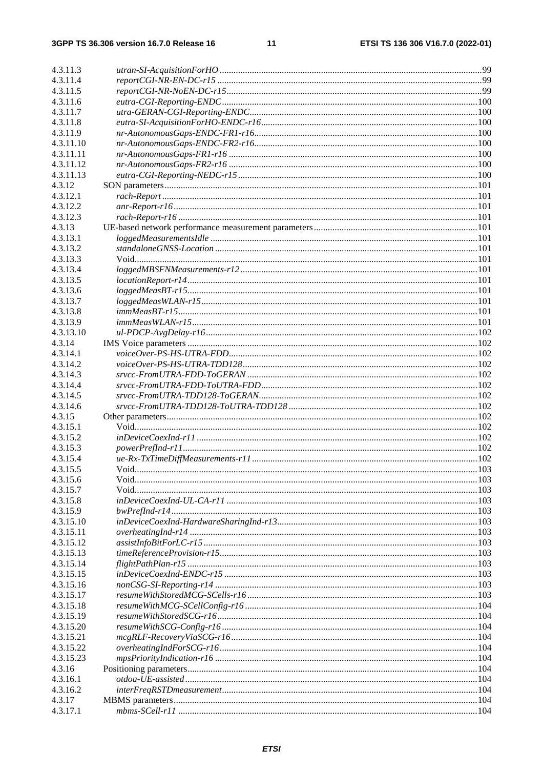4.3.11.3 *utran-SI-AcquisitionForHO* ..... 99
4.3.11.4 *reportCGI-NR-EN-DC-r15* ..... 99
4.3.11.5 *reportCGI-NR-NoEN-DC-r15* ..... 99
4.3.11.6 *eutra-CGI-Reporting-ENDC* ..... 100
4.3.11.7 *utra-GERAN-CGI-Reporting-ENDC* ..... 100
4.3.11.8 *eutra-SI-AcquisitionForHO-ENDC-r16* ..... 100
4.3.11.9 *nr-AutonomousGaps-ENDC-FR1-r16* ..... 100
4.3.11.10 *nr-AutonomousGaps-ENDC-FR2-r16* ..... 100
4.3.11.11 *nr-AutonomousGaps-FR1-r16* ..... 100
4.3.11.12 *nr-AutonomousGaps-FR2-r16* ..... 100
4.3.11.13 *eutra-CGI-Reporting-NEDC-r15* ..... 100
4.3.12 SON parameters ..... 101
4.3.12.1 *rach-Report* ..... 101
4.3.12.2 *anr-Report-r16* ..... 101
4.3.12.3 *rach-Report-r16* ..... 101
4.3.13 UE-based network performance measurement parameters ..... 101
4.3.13.1 *loggedMeasurementsIdle* ..... 101
4.3.13.2 *standaloneGNSS-Location* ..... 101
4.3.13.3 Void ..... 101
4.3.13.4 *loggedMBSFNMeasurements-r12* ..... 101
4.3.13.5 *locationReport-r14* ..... 101
4.3.13.6 *loggedMeasBT-r15* ..... 101
4.3.13.7 *loggedMeasWLAN-r15* ..... 101
4.3.13.8 *immMeasBT-r15* ..... 101
4.3.13.9 *immMeasWLAN-r15* ..... 101
4.3.13.10 *ul-PDCP-AvgDelay-r16* ..... 102
4.3.14 IMS Voice parameters ..... 102
4.3.14.1 *voiceOver-PS-HS-UTRA-FDD* ..... 102
4.3.14.2 *voiceOver-PS-HS-UTRA-TDD128* ..... 102
4.3.14.3 *srvcc-FromUTRA-FDD-ToGERAN* ..... 102
4.3.14.4 *srvcc-FromUTRA-FDD-ToUTRA-FDD* ..... 102
4.3.14.5 *srvcc-FromUTRA-TDD128-ToGERAN* ..... 102
4.3.14.6 *srvcc-FromUTRA-TDD128-ToUTRA-TDD128* ..... 102
4.3.15 Other parameters ..... 102
4.3.15.1 Void ..... 102
4.3.15.2 *inDeviceCoexInd-r11* ..... 102
4.3.15.3 *powerPrefInd-r11* ..... 102
4.3.15.4 *ue-Rx-TxTimeDiffMeasurements-r11* ..... 102
4.3.15.5 Void ..... 103
4.3.15.6 Void ..... 103
4.3.15.7 Void ..... 103
4.3.15.8 *inDeviceCoexInd-UL-CA-r11* ..... 103
4.3.15.9 *bwPrefInd-r14* ..... 103
4.3.15.10 *inDeviceCoexInd-HardwareSharingInd-r13* ..... 103
4.3.15.11 *overheatingInd-r14* ..... 103
4.3.15.12 *assistInfoBitForLC-r15* ..... 103
4.3.15.13 *timeReferenceProvision-r15* ..... 103
4.3.15.14 *flightPathPlan-r15* ..... 103
4.3.15.15 *inDeviceCoexInd-ENDC-r15* ..... 103
4.3.15.16 *nonCSG-SI-Reporting-r14* ..... 103
4.3.15.17 *resumeWithStoredMCG-SCells-r16* ..... 103
4.3.15.18 *resumeWithMCG-SCellConfig-r16* ..... 104
4.3.15.19 *resumeWithStoredSCG-r16* ..... 104
4.3.15.20 *resumeWithSCG-Config-r16* ..... 104
4.3.15.21 *mcgRLF-RecoveryViaSCG-r16* ..... 104
4.3.15.22 *overheatingIndForSCG-r16* ..... 104
4.3.15.23 *mpsPriorityIndication-r16* ..... 104
4.3.16 Positioning parameters ..... 104
4.3.16.1 *otdoa-UE-assisted* ..... 104
4.3.16.2 *interFreqRSTDmeasurement* ..... 104
4.3.17 MBMS parameters ..... 104
4.3.17.1 *mbms-SCell-r11* ..... 104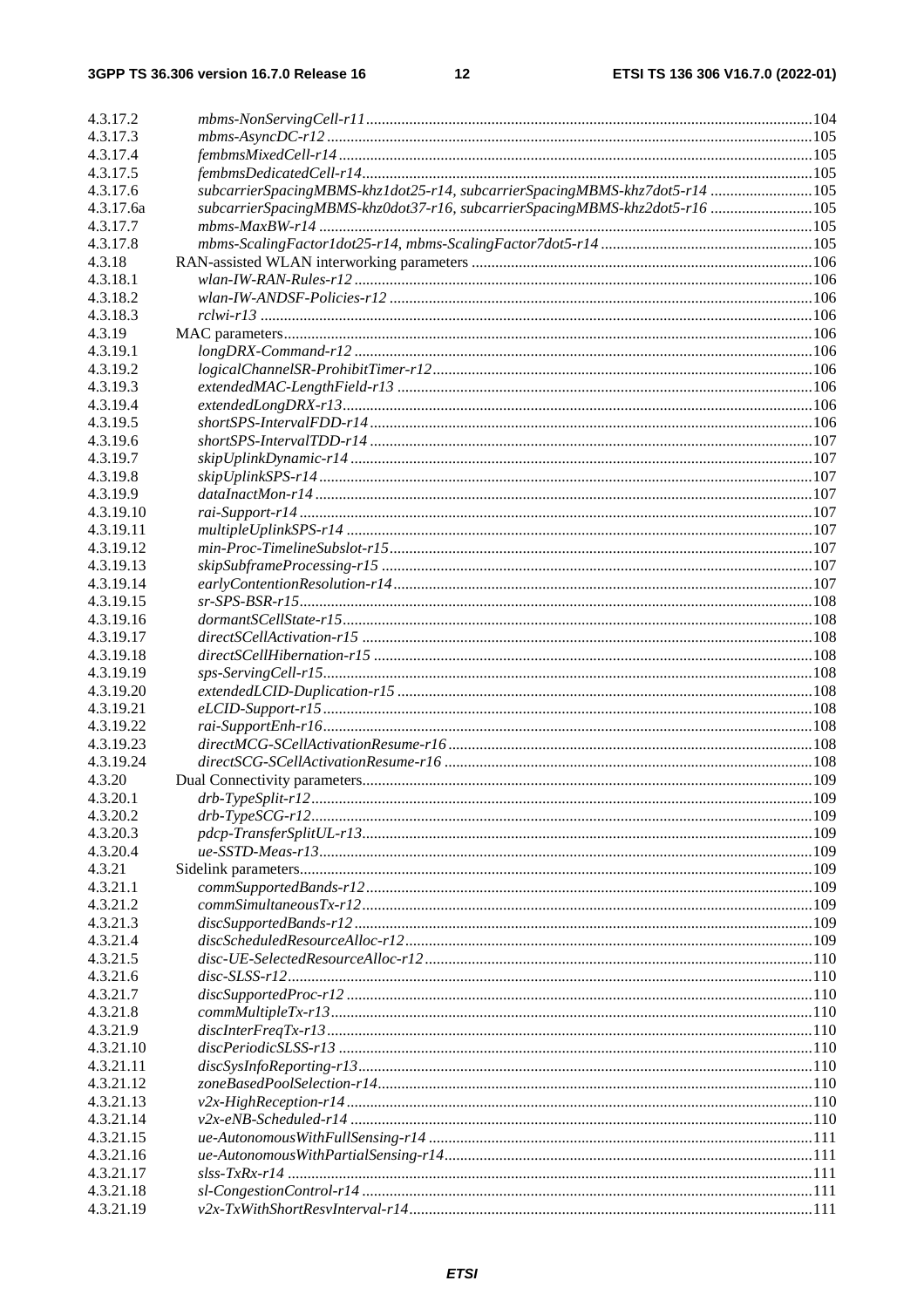4.3.17.2 *mbms-NonServingCell-r11* ..... 104
4.3.17.3 *mbms-AsyncDC-r12* ..... 105
4.3.17.4 *fembmsMixedCell-r14* ..... 105
4.3.17.5 *fembmsDedicatedCell-r14* ..... 105
4.3.17.6 *subcarrierSpacingMBMS-khz1dot25-r14, subcarrierSpacingMBMS-khz7dot5-r14* ..... 105
4.3.17.6a *subcarrierSpacingMBMS-khz0dot37-r16, subcarrierSpacingMBMS-khz2dot5-r16* ..... 105
4.3.17.7 *mbms-MaxBW-r14* ..... 105
4.3.17.8 *mbms-ScalingFactor1dot25-r14, mbms-ScalingFactor7dot5-r14* ..... 105
4.3.18 RAN-assisted WLAN interworking parameters ..... 106
4.3.18.1 *wlan-IW-RAN-Rules-r12* ..... 106
4.3.18.2 *wlan-IW-ANDSF-Policies-r12* ..... 106
4.3.18.3 *rclwi-r13* ..... 106
4.3.19 MAC parameters ..... 106
4.3.19.1 *longDRX-Command-r12* ..... 106
4.3.19.2 *logicalChannelSR-ProhibitTimer-r12* ..... 106
4.3.19.3 *extendedMAC-LengthField-r13* ..... 106
4.3.19.4 *extendedLongDRX-r13* ..... 106
4.3.19.5 *shortSPS-IntervalFDD-r14* ..... 106
4.3.19.6 *shortSPS-IntervalTDD-r14* ..... 107
4.3.19.7 *skipUplinkDynamic-r14* ..... 107
4.3.19.8 *skipUplinkSPS-r14* ..... 107
4.3.19.9 *dataInactMon-r14* ..... 107
4.3.19.10 *rai-Support-r14* ..... 107
4.3.19.11 *multipleUplinkSPS-r14* ..... 107
4.3.19.12 *min-Proc-TimelineSubslot-r15* ..... 107
4.3.19.13 *skipSubframeProcessing-r15* ..... 107
4.3.19.14 *earlyContentionResolution-r14* ..... 107
4.3.19.15 *sr-SPS-BSR-r15* ..... 108
4.3.19.16 *dormantSCellState-r15* ..... 108
4.3.19.17 *directSCellActivation-r15* ..... 108
4.3.19.18 *directSCellHibernation-r15* ..... 108
4.3.19.19 *sps-ServingCell-r15* ..... 108
4.3.19.20 *extendedLCID-Duplication-r15* ..... 108
4.3.19.21 *eLCID-Support-r15* ..... 108
4.3.19.22 *rai-SupportEnh-r16* ..... 108
4.3.19.23 *directMCG-SCellActivationResume-r16* ..... 108
4.3.19.24 *directSCG-SCellActivationResume-r16* ..... 108
4.3.20 Dual Connectivity parameters ..... 109
4.3.20.1 *drb-TypeSplit-r12* ..... 109
4.3.20.2 *drb-TypeSCG-r12* ..... 109
4.3.20.3 *pdcp-TransferSplitUL-r13* ..... 109
4.3.20.4 *ue-SSTD-Meas-r13* ..... 109
4.3.21 Sidelink parameters ..... 109
4.3.21.1 *commSupportedBands-r12* ..... 109
4.3.21.2 *commSimultaneousTx-r12* ..... 109
4.3.21.3 *discSupportedBands-r12* ..... 109
4.3.21.4 *discScheduledResourceAlloc-r12* ..... 109
4.3.21.5 *disc-UE-SelectedResourceAlloc-r12* ..... 110
4.3.21.6 *disc-SLSS-r12* ..... 110
4.3.21.7 *discSupportedProc-r12* ..... 110
4.3.21.8 *commMultipleTx-r13* ..... 110
4.3.21.9 *discInterFreqTx-r13* ..... 110
4.3.21.10 *discPeriodicSLSS-r13* ..... 110
4.3.21.11 *discSysInfoReporting-r13* ..... 110
4.3.21.12 *zoneBasedPoolSelection-r14* ..... 110
4.3.21.13 *v2x-HighReception-r14* ..... 110
4.3.21.14 *v2x-eNB-Scheduled-r14* ..... 110
4.3.21.15 *ue-AutonomousWithFullSensing-r14* ..... 111
4.3.21.16 *ue-AutonomousWithPartialSensing-r14* ..... 111
4.3.21.17 *slss-TxRx-r14* ..... 111
4.3.21.18 *sl-CongestionControl-r14* ..... 111
4.3.21.19 *v2x-TxWithShortResvInterval-r14* ..... 111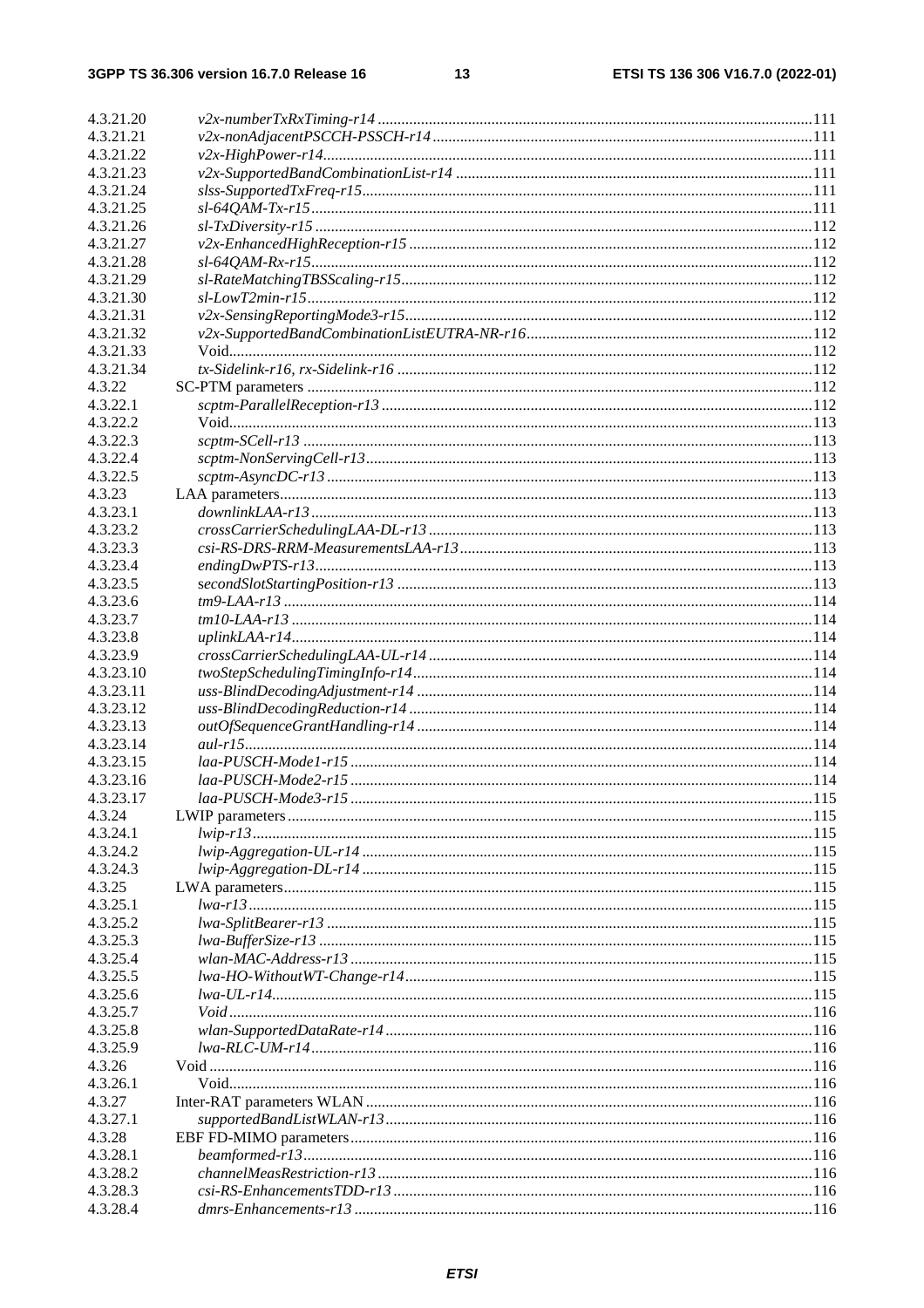4.3.21.20 *v2x-numberTxRxTiming-r14* ............................................................................................................111
4.3.21.21 *v2x-nonAdjacentPSCCH-PSSCH-r14* ...............................................................................................111
4.3.21.22 *v2x-HighPower-r14*..........................................................................................................................111
4.3.21.23 *v2x-SupportedBandCombinationList-r14* .........................................................................................111
4.3.21.24 *slss-SupportedTxFreq-r15*.................................................................................................................111
4.3.21.25 *sl-64QAM-Tx-r15*..............................................................................................................................111
4.3.21.26 *sl-TxDiversity-r15* .............................................................................................................................112
4.3.21.27 *v2x-EnhancedHighReception-r15* .....................................................................................................112
4.3.21.28 *sl-64QAM-Rx-r15*..............................................................................................................................112
4.3.21.29 *sl-RateMatchingTBSScaling-r15*.......................................................................................................112
4.3.21.30 *sl-LowT2min-r15*...............................................................................................................................112
4.3.21.31 *v2x-SensingReportingMode3-r15*......................................................................................................112
4.3.21.32 *v2x-SupportedBandCombinationListEUTRA-NR-r16*........................................................................112
4.3.21.33 Void....................................................................................................................................................112
4.3.21.34 *tx-Sidelink-r16, rx-Sidelink-r16* ........................................................................................................112
4.3.22 SC-PTM parameters ...............................................................................................................................112
4.3.22.1 *scptm-ParallelReception-r13* ............................................................................................................112
4.3.22.2 Void....................................................................................................................................................113
4.3.22.3 *scptm-SCell-r13* ................................................................................................................................113
4.3.22.4 *scptm-NonServingCell-r13*................................................................................................................113
4.3.22.5 *scptm-AsyncDC-r13* ..........................................................................................................................113
4.3.23 LAA parameters......................................................................................................................................113
4.3.23.1 *downlinkLAA-r13* ..............................................................................................................................113
4.3.23.2 *crossCarrierSchedulingLAA-DL-r13* .................................................................................................113
4.3.23.3 *csi-RS-DRS-RRM-MeasurementsLAA-r13*........................................................................................113
4.3.23.4 *endingDwPTS-r13*.............................................................................................................................113
4.3.23.5 *secondSlotStartingPosition-r13* ........................................................................................................113
4.3.23.6 *tm9-LAA-r13* .....................................................................................................................................114
4.3.23.7 *tm10-LAA-r13* ...................................................................................................................................114
4.3.23.8 *uplinkLAA-r14*...................................................................................................................................114
4.3.23.9 *crossCarrierSchedulingLAA-UL-r14* .................................................................................................114
4.3.23.10 *twoStepSchedulingTimingInfo-r14*....................................................................................................114
4.3.23.11 *uss-BlindDecodingAdjustment-r14* ...................................................................................................114
4.3.23.12 *uss-BlindDecodingReduction-r14* .....................................................................................................114
4.3.23.13 *outOfSequenceGrantHandling-r14* ...................................................................................................114
4.3.23.14 *aul-r15*..............................................................................................................................................114
4.3.23.15 *laa-PUSCH-Mode1-r15* ....................................................................................................................114
4.3.23.16 *laa-PUSCH-Mode2-r15* ....................................................................................................................114
4.3.23.17 *laa-PUSCH-Mode3-r15* ....................................................................................................................115
4.3.24 LWIP parameters....................................................................................................................................115
4.3.24.1 *lwip-r13*.............................................................................................................................................115
4.3.24.2 *lwip-Aggregation-UL-r14* .................................................................................................................115
4.3.24.3 *lwip-Aggregation-DL-r14* .................................................................................................................115
4.3.25 LWA parameters.....................................................................................................................................115
4.3.25.1 *lwa-r13*..............................................................................................................................................115
4.3.25.2 *lwa-SplitBearer-r13* ..........................................................................................................................115
4.3.25.3 *lwa-BufferSize-r13* ............................................................................................................................115
4.3.25.4 *wlan-MAC-Address-r13* ....................................................................................................................115
4.3.25.5 *lwa-HO-WithoutWT-Change-r14*......................................................................................................115
4.3.25.6 *lwa-UL-r14*........................................................................................................................................115
4.3.25.7 *Void*..................................................................................................................................................116
4.3.25.8 *wlan-SupportedDataRate-r14*...........................................................................................................116
4.3.25.9 *lwa-RLC-UM-r14*..............................................................................................................................116
4.3.26 Void .......................................................................................................................................................116
4.3.26.1 Void....................................................................................................................................................116
4.3.27 Inter-RAT parameters WLAN ................................................................................................................116
4.3.27.1 *supportedBandListWLAN-r13*...........................................................................................................116
4.3.28 EBF FD-MIMO parameters....................................................................................................................116
4.3.28.1 *beamformed-r13*................................................................................................................................116
4.3.28.2 *channelMeasRestriction-r13* .............................................................................................................116
4.3.28.3 *csi-RS-EnhancementsTDD-r13* .........................................................................................................116
4.3.28.4 *dmrs-Enhancements-r13* ..................................................................................................................116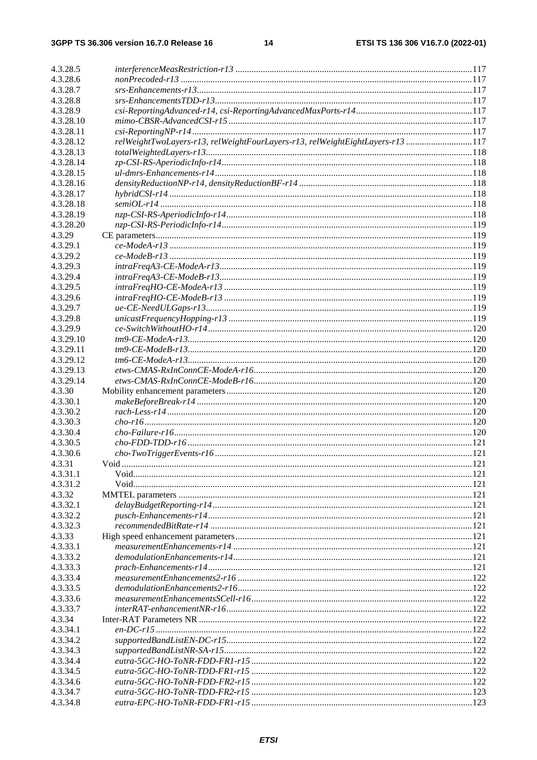4.3.28.5 *interferenceMeasRestriction-r13* ........................................................................................................117
4.3.28.6 *nonPrecoded-r13* ..................................................................................................................................117
4.3.28.7 *srs-Enhancements-r13*..........................................................................................................................117
4.3.28.8 *srs-EnhancementsTDD-r13*..................................................................................................................117
4.3.28.9 *csi-ReportingAdvanced-r14, csi-ReportingAdvancedMaxPorts-r14*....................................................117
4.3.28.10 *mimo-CBSR-AdvancedCSI-r15* ...........................................................................................................117
4.3.28.11 *csi-ReportingNP-r14* ............................................................................................................................117
4.3.28.12 *relWeightTwoLayers-r13, relWeightFourLayers-r13, relWeightEightLayers-r13* ..............................117
4.3.28.13 *totalWeightedLayers-r13*......................................................................................................................118
4.3.28.14 *zp-CSI-RS-AperiodicInfo-r14*..............................................................................................................118
4.3.28.15 *ul-dmrs-Enhancements-r14*..................................................................................................................118
4.3.28.16 *densityReductionNP-r14, densityReductionBF-r14* ............................................................................118
4.3.28.17 *hybridCSI-r14* ......................................................................................................................................118
4.3.28.18 *semiOL-r14* ..........................................................................................................................................118
4.3.28.19 *nzp-CSI-RS-AperiodicInfo-r14*............................................................................................................118
4.3.28.20 *nzp-CSI-RS-PeriodicInfo-r14*..............................................................................................................119
4.3.29 CE parameters..........................................................................................................................................119
4.3.29.1 *ce-ModeA-r13* ......................................................................................................................................119
4.3.29.2 *ce-ModeB-r13* ......................................................................................................................................119
4.3.29.3 *intraFreqA3-CE-ModeA-r13*................................................................................................................119
4.3.29.4 *intraFreqA3-CE-ModeB-r13*................................................................................................................119
4.3.29.5 *intraFreqHO-CE-ModeA-r13* ..............................................................................................................119
4.3.29.6 *intraFreqHO-CE-ModeB-r13* ..............................................................................................................119
4.3.29.7 *ue-CE-NeedULGaps-r13*......................................................................................................................119
4.3.29.8 *unicastFrequencyHopping-r13* ............................................................................................................119
4.3.29.9 *ce-SwitchWithoutHO-r14*.....................................................................................................................120
4.3.29.10 *tm9-CE-ModeA-r13*.............................................................................................................................120
4.3.29.11 *tm9-CE-ModeB-r13*.............................................................................................................................120
4.3.29.12 *tm6-CE-ModeA-r13*.............................................................................................................................120
4.3.29.13 *etws-CMAS-RxInConnCE-ModeA-r16*................................................................................................120
4.3.29.14 *etws-CMAS-RxInConnCE-ModeB-r16*................................................................................................120
4.3.30 Mobility enhancement parameters...........................................................................................................120
4.3.30.1 *makeBeforeBreak-r14* ..........................................................................................................................120
4.3.30.2 *rach-Less-r14* .......................................................................................................................................120
4.3.30.3 *cho-r16*..................................................................................................................................................120
4.3.30.4 *cho-Failure-r16*.....................................................................................................................................120
4.3.30.5 *cho-FDD-TDD-r16* ..............................................................................................................................121
4.3.30.6 *cho-TwoTriggerEvents-r16* ..................................................................................................................121
4.3.31 Void .........................................................................................................................................................121
4.3.31.1 Void.........................................................................................................................................................121
4.3.31.2 Void.........................................................................................................................................................121
4.3.32 MMTEL parameters ................................................................................................................................121
4.3.32.1 *delayBudgetReporting-r14*...................................................................................................................121
4.3.32.2 *pusch-Enhancements-r14*.....................................................................................................................121
4.3.32.3 *recommendedBitRate-r14* ....................................................................................................................121
4.3.33 High speed enhancement parameters.......................................................................................................121
4.3.33.1 *measurementEnhancements-r14* ..........................................................................................................121
4.3.33.2 *demodulationEnhancements-r14*..........................................................................................................121
4.3.33.3 *prach-Enhancements-r14*.....................................................................................................................121
4.3.33.4 *measurementEnhancements2-r16* ........................................................................................................122
4.3.33.5 *demodulationEnhancements2-r16*........................................................................................................122
4.3.33.6 *measurementEnhancementsSCell-r16*..................................................................................................122
4.3.33.7 *interRAT-enhancementNR-r16*............................................................................................................122
4.3.34 Inter-RAT Parameters NR .......................................................................................................................122
4.3.34.1 *en-DC-r15* ............................................................................................................................................122
4.3.34.2 *supportedBandListEN-DC-r15*.............................................................................................................122
4.3.34.3 *supportedBandListNR-SA-r15*.............................................................................................................122
4.3.34.4 *eutra-5GC-HO-ToNR-FDD-FR1-r15* ..................................................................................................122
4.3.34.5 *eutra-5GC-HO-ToNR-TDD-FR1-r15* ..................................................................................................122
4.3.34.6 *eutra-5GC-HO-ToNR-FDD-FR2-r15* ..................................................................................................122
4.3.34.7 *eutra-5GC-HO-ToNR-TDD-FR2-r15* ..................................................................................................123
4.3.34.8 *eutra-EPC-HO-ToNR-FDD-FR1-r15* ..................................................................................................123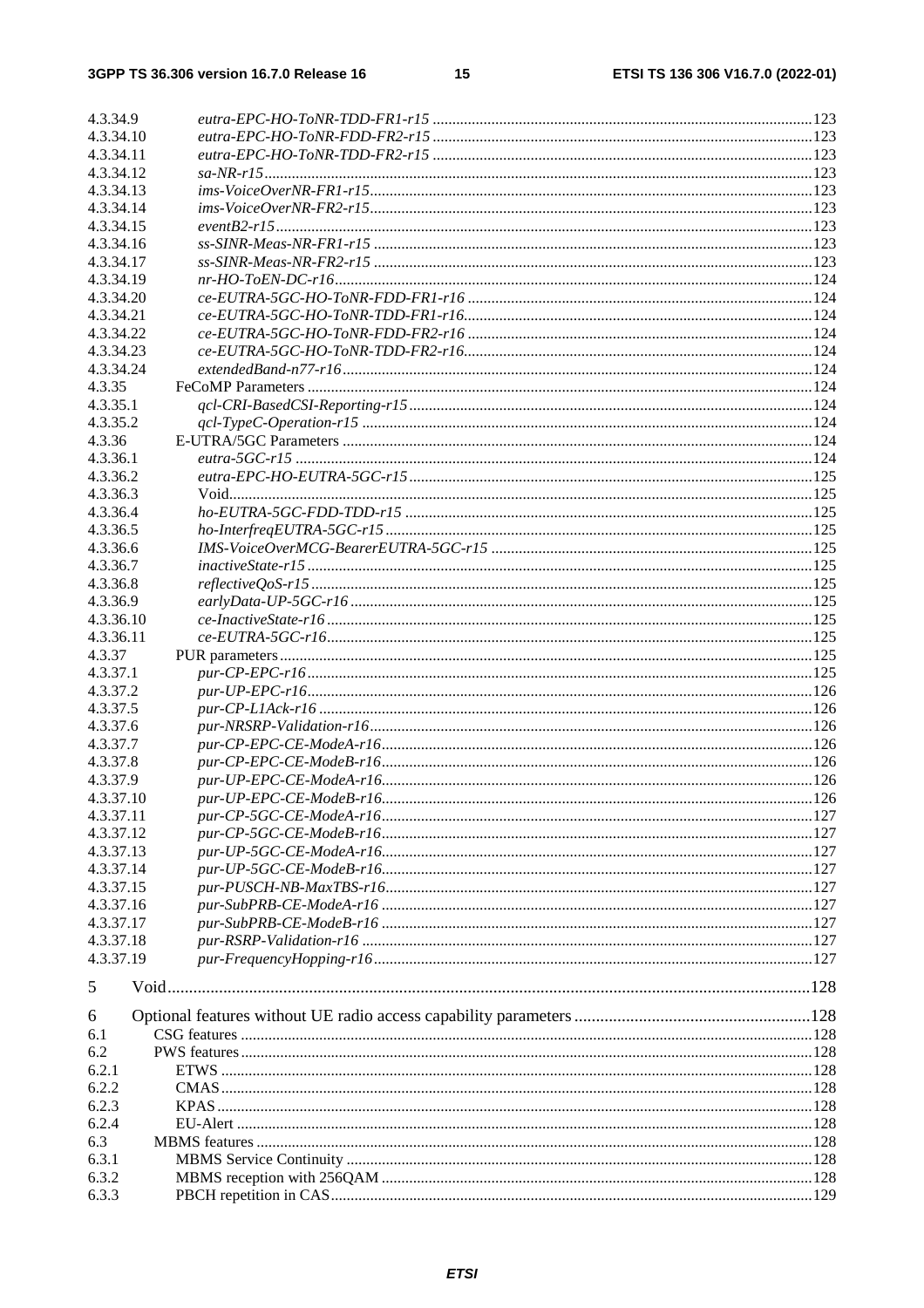4.3.34.9 *eutra-EPC-HO-ToNR-TDD-FR1-r15* ....................................................................................... 123
4.3.34.10 *eutra-EPC-HO-ToNR-FDD-FR2-r15* ....................................................................................... 123
4.3.34.11 *eutra-EPC-HO-ToNR-TDD-FR2-r15* ....................................................................................... 123
4.3.34.12 *sa-NR-r15* ....................................................................................... 123
4.3.34.13 *ims-VoiceOverNR-FR1-r15* ....................................................................................... 123
4.3.34.14 *ims-VoiceOverNR-FR2-r15* ....................................................................................... 123
4.3.34.15 *eventB2-r15* ....................................................................................... 123
4.3.34.16 *ss-SINR-Meas-NR-FR1-r15* ....................................................................................... 123
4.3.34.17 *ss-SINR-Meas-NR-FR2-r15* ....................................................................................... 123
4.3.34.19 *nr-HO-ToEN-DC-r16* ....................................................................................... 124
4.3.34.20 *ce-EUTRA-5GC-HO-ToNR-FDD-FR1-r16* ....................................................................................... 124
4.3.34.21 *ce-EUTRA-5GC-HO-ToNR-TDD-FR1-r16* ....................................................................................... 124
4.3.34.22 *ce-EUTRA-5GC-HO-ToNR-FDD-FR2-r16* ....................................................................................... 124
4.3.34.23 *ce-EUTRA-5GC-HO-ToNR-TDD-FR2-r16* ....................................................................................... 124
4.3.34.24 *extendedBand-n77-r16* ....................................................................................... 124
4.3.35 FeCoMP Parameters ....................................................................................... 124
4.3.35.1 *qcl-CRI-BasedCSI-Reporting-r15* ....................................................................................... 124
4.3.35.2 *qcl-TypeC-Operation-r15* ....................................................................................... 124
4.3.36 E-UTRA/5GC Parameters ....................................................................................... 124
4.3.36.1 *eutra-5GC-r15* ....................................................................................... 124
4.3.36.2 *eutra-EPC-HO-EUTRA-5GC-r15* ....................................................................................... 125
4.3.36.3 Void ....................................................................................... 125
4.3.36.4 *ho-EUTRA-5GC-FDD-TDD-r15* ....................................................................................... 125
4.3.36.5 *ho-InterfreqEUTRA-5GC-r15* ....................................................................................... 125
4.3.36.6 *IMS-VoiceOverMCG-BearerEUTRA-5GC-r15* ....................................................................................... 125
4.3.36.7 *inactiveState-r15* ....................................................................................... 125
4.3.36.8 *reflectiveQoS-r15* ....................................................................................... 125
4.3.36.9 *earlyData-UP-5GC-r16* ....................................................................................... 125
4.3.36.10 *ce-InactiveState-r16* ....................................................................................... 125
4.3.36.11 *ce-EUTRA-5GC-r16* ....................................................................................... 125
4.3.37 PUR parameters ....................................................................................... 125
4.3.37.1 *pur-CP-EPC-r16* ....................................................................................... 125
4.3.37.2 *pur-UP-EPC-r16* ....................................................................................... 126
4.3.37.5 *pur-CP-L1Ack-r16* ....................................................................................... 126
4.3.37.6 *pur-NRSRP-Validation-r16* ....................................................................................... 126
4.3.37.7 *pur-CP-EPC-CE-ModeA-r16* ....................................................................................... 126
4.3.37.8 *pur-CP-EPC-CE-ModeB-r16* ....................................................................................... 126
4.3.37.9 *pur-UP-EPC-CE-ModeA-r16* ....................................................................................... 126
4.3.37.10 *pur-UP-EPC-CE-ModeB-r16* ....................................................................................... 126
4.3.37.11 *pur-CP-5GC-CE-ModeA-r16* ....................................................................................... 127
4.3.37.12 *pur-CP-5GC-CE-ModeB-r16* ....................................................................................... 127
4.3.37.13 *pur-UP-5GC-CE-ModeA-r16* ....................................................................................... 127
4.3.37.14 *pur-UP-5GC-CE-ModeB-r16* ....................................................................................... 127
4.3.37.15 *pur-PUSCH-NB-MaxTBS-r16* ....................................................................................... 127
4.3.37.16 *pur-SubPRB-CE-ModeA-r16* ....................................................................................... 127
4.3.37.17 *pur-SubPRB-CE-ModeB-r16* ....................................................................................... 127
4.3.37.18 *pur-RSRP-Validation-r16* ....................................................................................... 127
4.3.37.19 *pur-FrequencyHopping-r16* ....................................................................................... 127

5 Void ....................................................................................... 128

6 Optional features without UE radio access capability parameters ....................................................................................... 128
6.1 CSG features ....................................................................................... 128
6.2 PWS features ....................................................................................... 128
6.2.1 ETWS ....................................................................................... 128
6.2.2 CMAS ....................................................................................... 128
6.2.3 KPAS ....................................................................................... 128
6.2.4 EU-Alert ....................................................................................... 128
6.3 MBMS features ....................................................................................... 128
6.3.1 MBMS Service Continuity ....................................................................................... 128
6.3.2 MBMS reception with 256QAM ....................................................................................... 128
6.3.3 PBCH repetition in CAS ....................................................................................... 129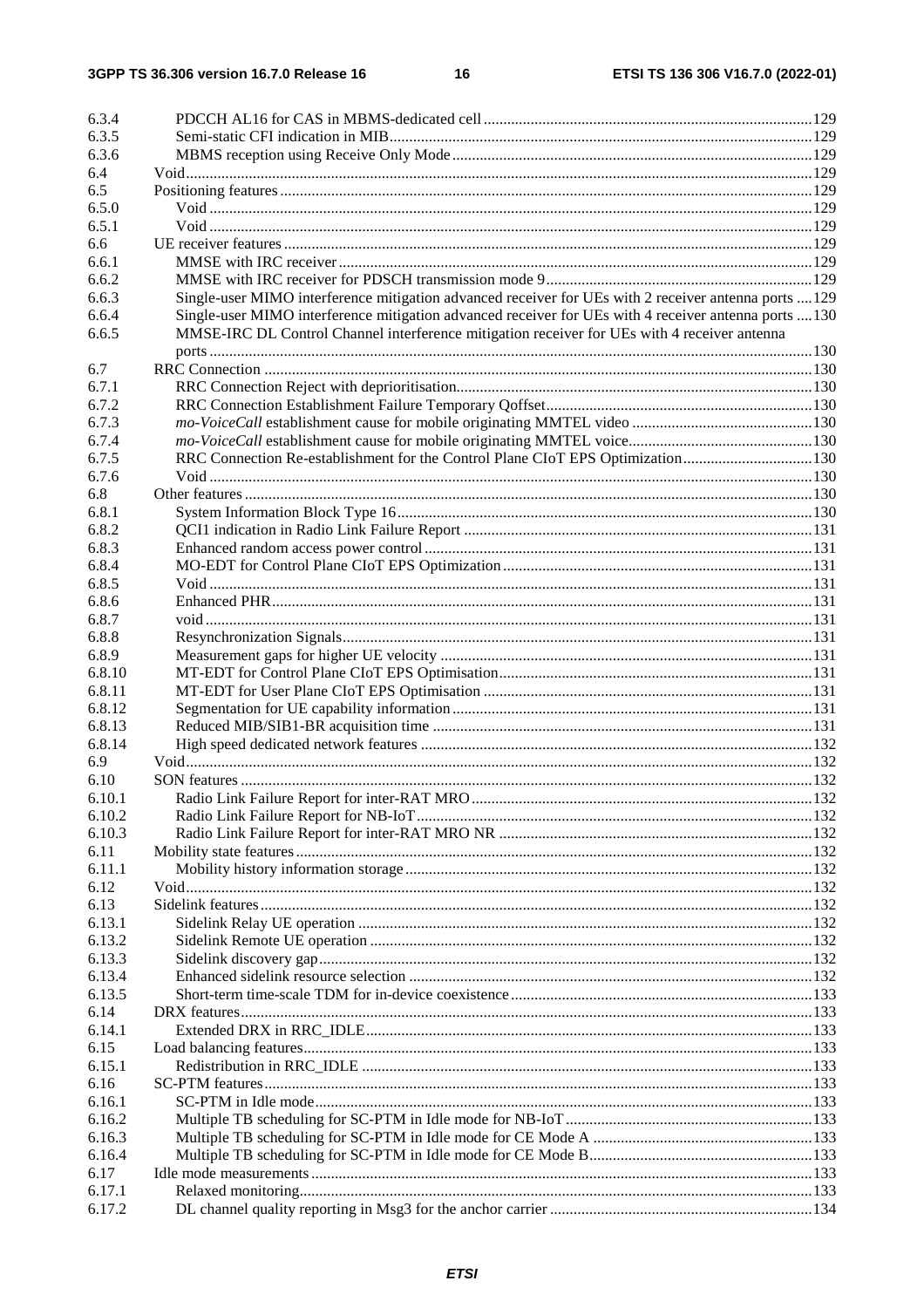6.3.4 PDCCH AL16 for CAS in MBMS-dedicated cell ... 129
6.3.5 Semi-static CFI indication in MIB ... 129
6.3.6 MBMS reception using Receive Only Mode ... 129
6.4 Void ... 129
6.5 Positioning features ... 129
6.5.0 Void ... 129
6.5.1 Void ... 129
6.6 UE receiver features ... 129
6.6.1 MMSE with IRC receiver ... 129
6.6.2 MMSE with IRC receiver for PDSCH transmission mode 9 ... 129
6.6.3 Single-user MIMO interference mitigation advanced receiver for UEs with 2 receiver antenna ports ... 129
6.6.4 Single-user MIMO interference mitigation advanced receiver for UEs with 4 receiver antenna ports ... 130
6.6.5 MMSE-IRC DL Control Channel interference mitigation receiver for UEs with 4 receiver antenna ports ... 130
6.7 RRC Connection ... 130
6.7.1 RRC Connection Reject with deprioritisation ... 130
6.7.2 RRC Connection Establishment Failure Temporary Qoffset ... 130
6.7.3 *mo-VoiceCall* establishment cause for mobile originating MMTEL video ... 130
6.7.4 *mo-VoiceCall* establishment cause for mobile originating MMTEL voice ... 130
6.7.5 RRC Connection Re-establishment for the Control Plane CIoT EPS Optimization ... 130
6.7.6 Void ... 130
6.8 Other features ... 130
6.8.1 System Information Block Type 16 ... 130
6.8.2 QCI1 indication in Radio Link Failure Report ... 131
6.8.3 Enhanced random access power control ... 131
6.8.4 MO-EDT for Control Plane CIoT EPS Optimization ... 131
6.8.5 Void ... 131
6.8.6 Enhanced PHR ... 131
6.8.7 void ... 131
6.8.8 Resynchronization Signals ... 131
6.8.9 Measurement gaps for higher UE velocity ... 131
6.8.10 MT-EDT for Control Plane CIoT EPS Optimisation ... 131
6.8.11 MT-EDT for User Plane CIoT EPS Optimisation ... 131
6.8.12 Segmentation for UE capability information ... 131
6.8.13 Reduced MIB/SIB1-BR acquisition time ... 131
6.8.14 High speed dedicated network features ... 132
6.9 Void ... 132
6.10 SON features ... 132
6.10.1 Radio Link Failure Report for inter-RAT MRO ... 132
6.10.2 Radio Link Failure Report for NB-IoT ... 132
6.10.3 Radio Link Failure Report for inter-RAT MRO NR ... 132
6.11 Mobility state features ... 132
6.11.1 Mobility history information storage ... 132
6.12 Void ... 132
6.13 Sidelink features ... 132
6.13.1 Sidelink Relay UE operation ... 132
6.13.2 Sidelink Remote UE operation ... 132
6.13.3 Sidelink discovery gap ... 132
6.13.4 Enhanced sidelink resource selection ... 132
6.13.5 Short-term time-scale TDM for in-device coexistence ... 133
6.14 DRX features ... 133
6.14.1 Extended DRX in RRC_IDLE ... 133
6.15 Load balancing features ... 133
6.15.1 Redistribution in RRC_IDLE ... 133
6.16 SC-PTM features ... 133
6.16.1 SC-PTM in Idle mode ... 133
6.16.2 Multiple TB scheduling for SC-PTM in Idle mode for NB-IoT ... 133
6.16.3 Multiple TB scheduling for SC-PTM in Idle mode for CE Mode A ... 133
6.16.4 Multiple TB scheduling for SC-PTM in Idle mode for CE Mode B ... 133
6.17 Idle mode measurements ... 133
6.17.1 Relaxed monitoring ... 133
6.17.2 DL channel quality reporting in Msg3 for the anchor carrier ... 134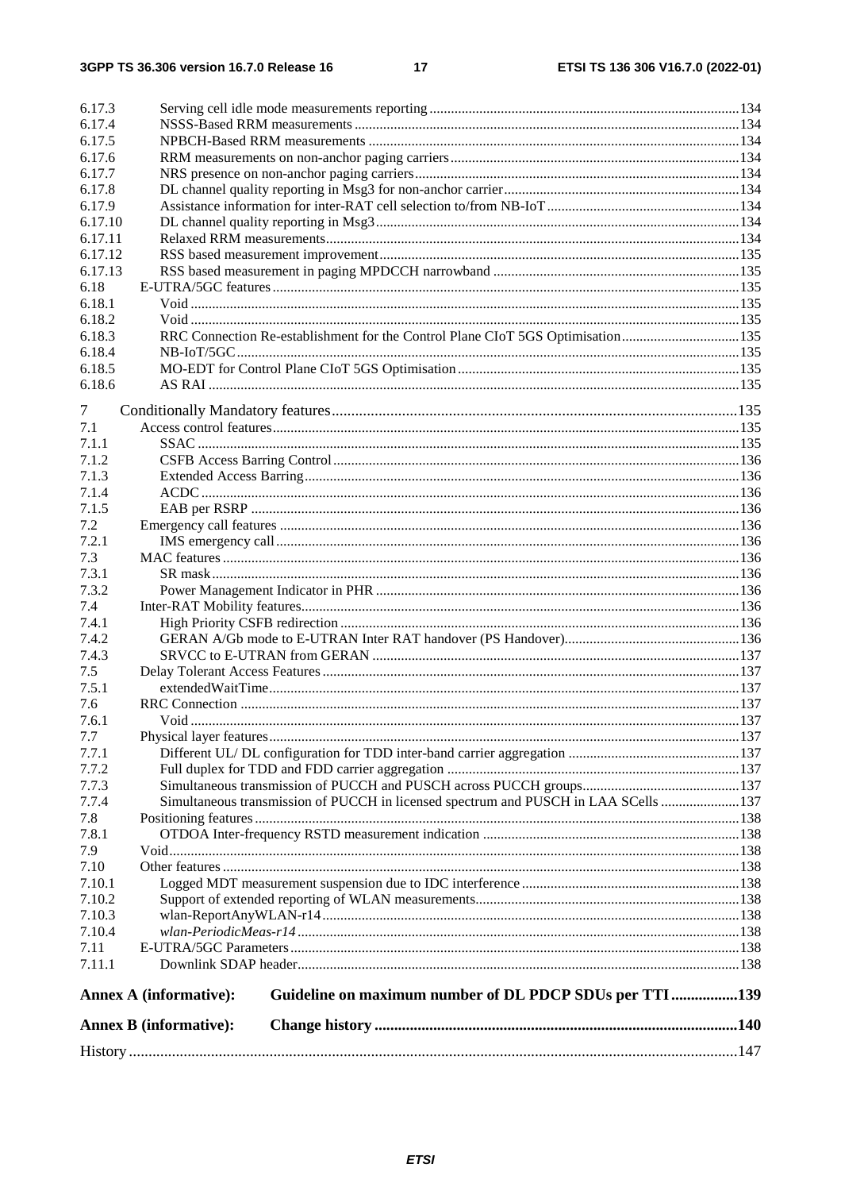6.17.3 Serving cell idle mode measurements reporting ... 134
6.17.4 NSSS-Based RRM measurements ... 134
6.17.5 NPBCH-Based RRM measurements ... 134
6.17.6 RRM measurements on non-anchor paging carriers ... 134
6.17.7 NRS presence on non-anchor paging carriers ... 134
6.17.8 DL channel quality reporting in Msg3 for non-anchor carrier ... 134
6.17.9 Assistance information for inter-RAT cell selection to/from NB-IoT ... 134
6.17.10 DL channel quality reporting in Msg3 ... 134
6.17.11 Relaxed RRM measurements ... 134
6.17.12 RSS based measurement improvement ... 135
6.17.13 RSS based measurement in paging MPDCCH narrowband ... 135
6.18 E-UTRA/5GC features ... 135
6.18.1 Void ... 135
6.18.2 Void ... 135
6.18.3 RRC Connection Re-establishment for the Control Plane CIoT 5GS Optimisation ... 135
6.18.4 NB-IoT/5GC ... 135
6.18.5 MO-EDT for Control Plane CIoT 5GS Optimisation ... 135
6.18.6 AS RAI ... 135

7 Conditionally Mandatory features ... 135
7.1 Access control features ... 135
7.1.1 SSAC ... 135
7.1.2 CSFB Access Barring Control ... 136
7.1.3 Extended Access Barring ... 136
7.1.4 ACDC ... 136
7.1.5 EAB per RSRP ... 136
7.2 Emergency call features ... 136
7.2.1 IMS emergency call ... 136
7.3 MAC features ... 136
7.3.1 SR mask ... 136
7.3.2 Power Management Indicator in PHR ... 136
7.4 Inter-RAT Mobility features ... 136
7.4.1 High Priority CSFB redirection ... 136
7.4.2 GERAN A/Gb mode to E-UTRAN Inter RAT handover (PS Handover) ... 136
7.4.3 SRVCC to E-UTRAN from GERAN ... 137
7.5 Delay Tolerant Access Features ... 137
7.5.1 extendedWaitTime ... 137
7.6 RRC Connection ... 137
7.6.1 Void ... 137
7.7 Physical layer features ... 137
7.7.1 Different UL/ DL configuration for TDD inter-band carrier aggregation ... 137
7.7.2 Full duplex for TDD and FDD carrier aggregation ... 137
7.7.3 Simultaneous transmission of PUCCH and PUSCH across PUCCH groups ... 137
7.7.4 Simultaneous transmission of PUCCH in licensed spectrum and PUSCH in LAA SCells ... 137
7.8 Positioning features ... 138
7.8.1 OTDOA Inter-frequency RSTD measurement indication ... 138
7.9 Void ... 138
7.10 Other features ... 138
7.10.1 Logged MDT measurement suspension due to IDC interference ... 138
7.10.2 Support of extended reporting of WLAN measurements ... 138
7.10.3 wlan-ReportAnyWLAN-r14 ... 138
7.10.4 *wlan-PeriodicMeas-r14* ... 138
7.11 E-UTRA/5GC Parameters ... 138
7.11.1 Downlink SDAP header ... 138

**Annex A (informative): Guideline on maximum number of DL PDCP SDUs per TTI ... 139**

**Annex B (informative): Change history ... 140**

History ... 147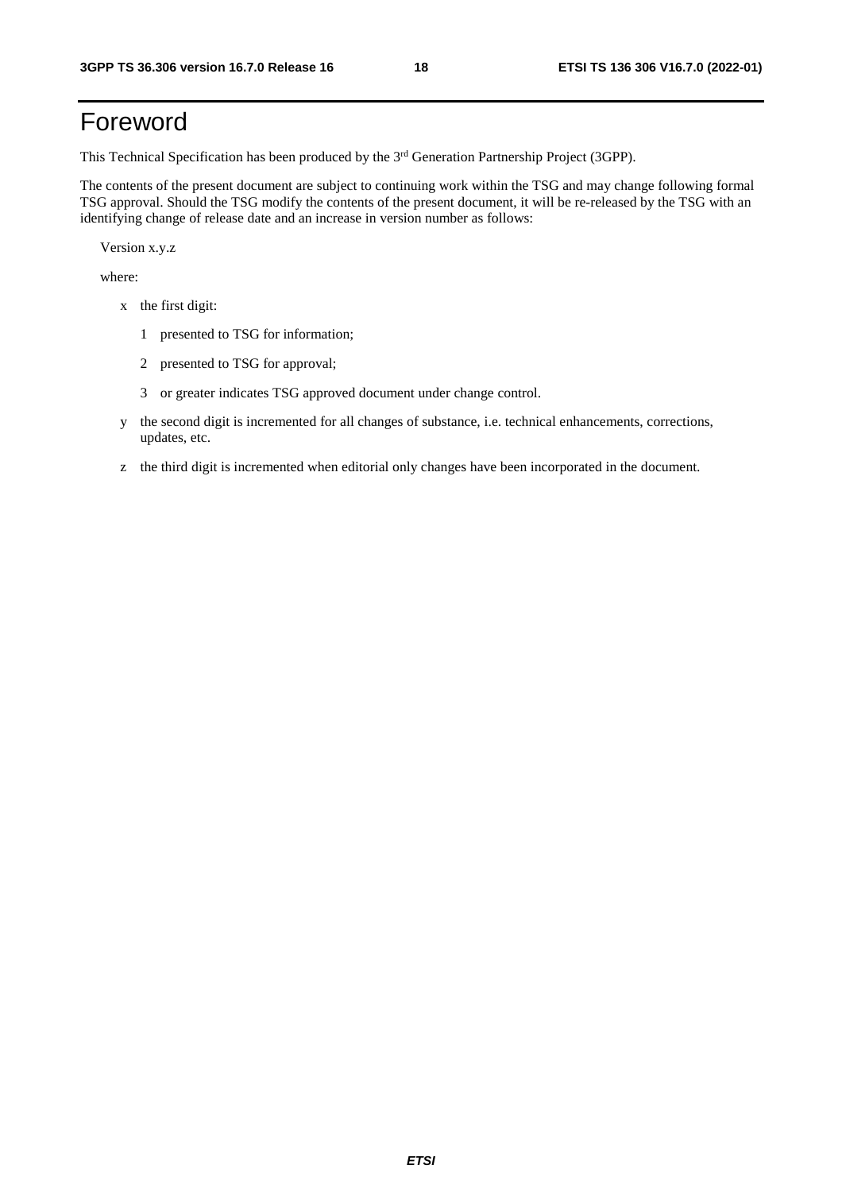# Foreword

This Technical Specification has been produced by the 3rd Generation Partnership Project (3GPP).

The contents of the present document are subject to continuing work within the TSG and may change following formal TSG approval. Should the TSG modify the contents of the present document, it will be re-released by the TSG with an identifying change of release date and an increase in version number as follows:

Version x.y.z

where:

- x the first digit:
  - 1 presented to TSG for information;
  - 2 presented to TSG for approval;
  - 3 or greater indicates TSG approved document under change control.
- y the second digit is incremented for all changes of substance, i.e. technical enhancements, corrections, updates, etc.
- z the third digit is incremented when editorial only changes have been incorporated in the document.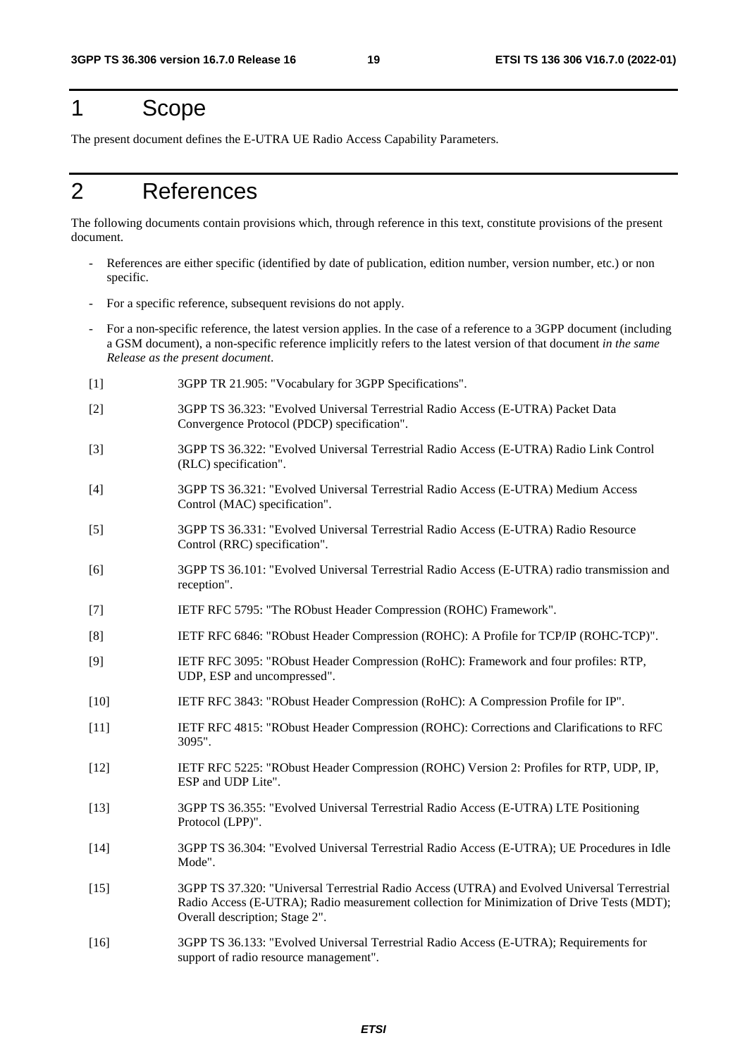# 1 Scope

The present document defines the E-UTRA UE Radio Access Capability Parameters.

# 2 References

The following documents contain provisions which, through reference in this text, constitute provisions of the present document.

- References are either specific (identified by date of publication, edition number, version number, etc.) or non specific.
- For a specific reference, subsequent revisions do not apply.
- For a non-specific reference, the latest version applies. In the case of a reference to a 3GPP document (including a GSM document), a non-specific reference implicitly refers to the latest version of that document *in the same Release as the present document*.

[1] 3GPP TR 21.905: "Vocabulary for 3GPP Specifications".

[2] 3GPP TS 36.323: "Evolved Universal Terrestrial Radio Access (E-UTRA) Packet Data Convergence Protocol (PDCP) specification".

[3] 3GPP TS 36.322: "Evolved Universal Terrestrial Radio Access (E-UTRA) Radio Link Control (RLC) specification".

[4] 3GPP TS 36.321: "Evolved Universal Terrestrial Radio Access (E-UTRA) Medium Access Control (MAC) specification".

[5] 3GPP TS 36.331: "Evolved Universal Terrestrial Radio Access (E-UTRA) Radio Resource Control (RRC) specification".

[6] 3GPP TS 36.101: "Evolved Universal Terrestrial Radio Access (E-UTRA) radio transmission and reception".

[7] IETF RFC 5795: "The RObust Header Compression (ROHC) Framework".

[8] IETF RFC 6846: "RObust Header Compression (ROHC): A Profile for TCP/IP (ROHC-TCP)".

[9] IETF RFC 3095: "RObust Header Compression (RoHC): Framework and four profiles: RTP, UDP, ESP and uncompressed".

[10] IETF RFC 3843: "RObust Header Compression (RoHC): A Compression Profile for IP".

[11] IETF RFC 4815: "RObust Header Compression (ROHC): Corrections and Clarifications to RFC 3095".

[12] IETF RFC 5225: "RObust Header Compression (ROHC) Version 2: Profiles for RTP, UDP, IP, ESP and UDP Lite".

[13] 3GPP TS 36.355: "Evolved Universal Terrestrial Radio Access (E-UTRA) LTE Positioning Protocol (LPP)".

[14] 3GPP TS 36.304: "Evolved Universal Terrestrial Radio Access (E-UTRA); UE Procedures in Idle Mode".

[15] 3GPP TS 37.320: "Universal Terrestrial Radio Access (UTRA) and Evolved Universal Terrestrial Radio Access (E-UTRA); Radio measurement collection for Minimization of Drive Tests (MDT); Overall description; Stage 2".

[16] 3GPP TS 36.133: "Evolved Universal Terrestrial Radio Access (E-UTRA); Requirements for support of radio resource management".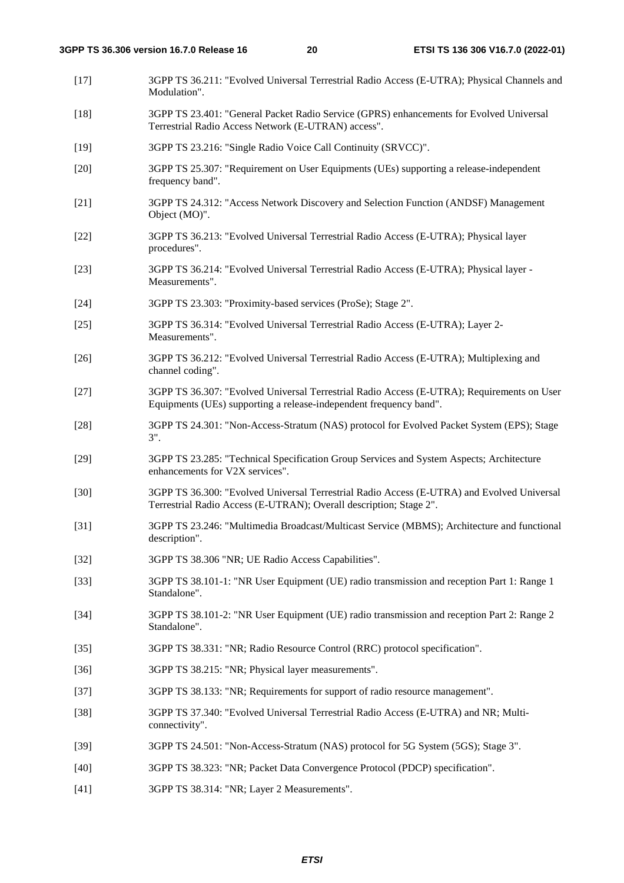[17] 3GPP TS 36.211: "Evolved Universal Terrestrial Radio Access (E-UTRA); Physical Channels and Modulation".

[18] 3GPP TS 23.401: "General Packet Radio Service (GPRS) enhancements for Evolved Universal Terrestrial Radio Access Network (E-UTRAN) access".

[19] 3GPP TS 23.216: "Single Radio Voice Call Continuity (SRVCC)".

[20] 3GPP TS 25.307: "Requirement on User Equipments (UEs) supporting a release-independent frequency band".

[21] 3GPP TS 24.312: "Access Network Discovery and Selection Function (ANDSF) Management Object (MO)".

[22] 3GPP TS 36.213: "Evolved Universal Terrestrial Radio Access (E-UTRA); Physical layer procedures".

[23] 3GPP TS 36.214: "Evolved Universal Terrestrial Radio Access (E-UTRA); Physical layer - Measurements".

[24] 3GPP TS 23.303: "Proximity-based services (ProSe); Stage 2".

[25] 3GPP TS 36.314: "Evolved Universal Terrestrial Radio Access (E-UTRA); Layer 2- Measurements".

[26] 3GPP TS 36.212: "Evolved Universal Terrestrial Radio Access (E-UTRA); Multiplexing and channel coding".

[27] 3GPP TS 36.307: "Evolved Universal Terrestrial Radio Access (E-UTRA); Requirements on User Equipments (UEs) supporting a release-independent frequency band".

[28] 3GPP TS 24.301: "Non-Access-Stratum (NAS) protocol for Evolved Packet System (EPS); Stage 3".

[29] 3GPP TS 23.285: "Technical Specification Group Services and System Aspects; Architecture enhancements for V2X services".

[30] 3GPP TS 36.300: "Evolved Universal Terrestrial Radio Access (E-UTRA) and Evolved Universal Terrestrial Radio Access (E-UTRAN); Overall description; Stage 2".

[31] 3GPP TS 23.246: "Multimedia Broadcast/Multicast Service (MBMS); Architecture and functional description".

[32] 3GPP TS 38.306 "NR; UE Radio Access Capabilities".

[33] 3GPP TS 38.101-1: "NR User Equipment (UE) radio transmission and reception Part 1: Range 1 Standalone".

[34] 3GPP TS 38.101-2: "NR User Equipment (UE) radio transmission and reception Part 2: Range 2 Standalone".

[35] 3GPP TS 38.331: "NR; Radio Resource Control (RRC) protocol specification".

[36] 3GPP TS 38.215: "NR; Physical layer measurements".

[37] 3GPP TS 38.133: "NR; Requirements for support of radio resource management".

[38] 3GPP TS 37.340: "Evolved Universal Terrestrial Radio Access (E-UTRA) and NR; Multi-connectivity".

[39] 3GPP TS 24.501: "Non-Access-Stratum (NAS) protocol for 5G System (5GS); Stage 3".

[40] 3GPP TS 38.323: "NR; Packet Data Convergence Protocol (PDCP) specification".

[41] 3GPP TS 38.314: "NR; Layer 2 Measurements".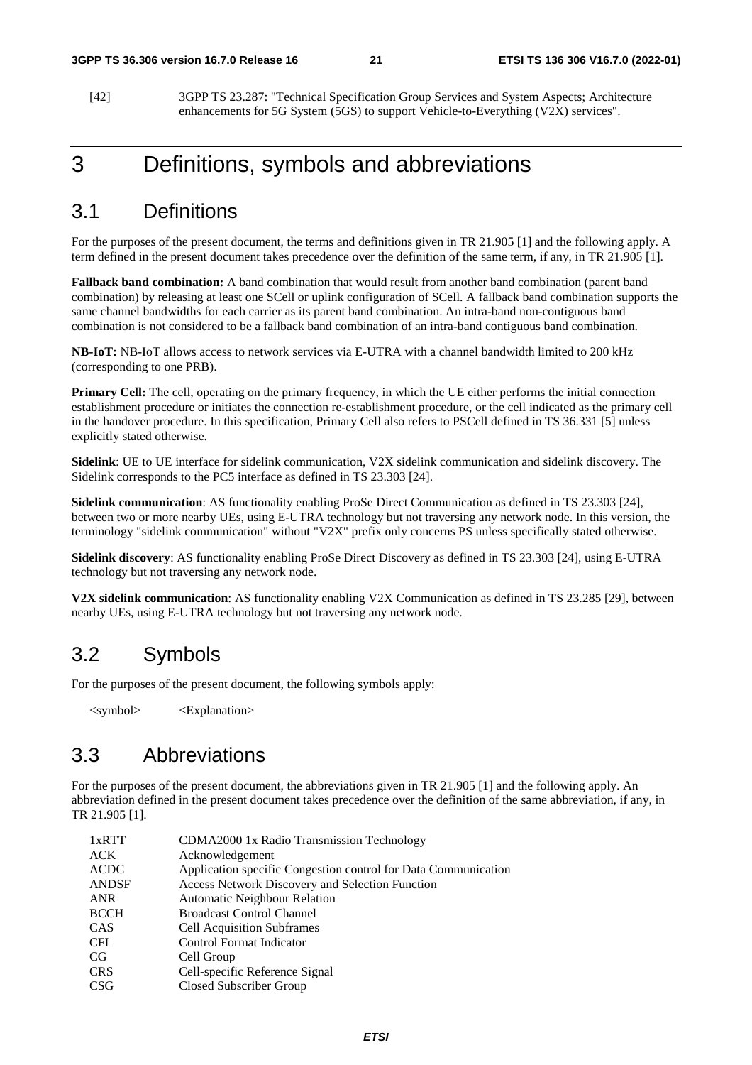[42] 3GPP TS 23.287: "Technical Specification Group Services and System Aspects; Architecture enhancements for 5G System (5GS) to support Vehicle-to-Everything (V2X) services".

# 3 Definitions, symbols and abbreviations

## 3.1 Definitions

For the purposes of the present document, the terms and definitions given in TR 21.905 [1] and the following apply. A term defined in the present document takes precedence over the definition of the same term, if any, in TR 21.905 [1].

**Fallback band combination:** A band combination that would result from another band combination (parent band combination) by releasing at least one SCell or uplink configuration of SCell. A fallback band combination supports the same channel bandwidths for each carrier as its parent band combination. An intra-band non-contiguous band combination is not considered to be a fallback band combination of an intra-band contiguous band combination.

**NB-IoT:** NB-IoT allows access to network services via E-UTRA with a channel bandwidth limited to 200 kHz (corresponding to one PRB).

**Primary Cell:** The cell, operating on the primary frequency, in which the UE either performs the initial connection establishment procedure or initiates the connection re-establishment procedure, or the cell indicated as the primary cell in the handover procedure. In this specification, Primary Cell also refers to PSCell defined in TS 36.331 [5] unless explicitly stated otherwise.

**Sidelink**: UE to UE interface for sidelink communication, V2X sidelink communication and sidelink discovery. The Sidelink corresponds to the PC5 interface as defined in TS 23.303 [24].

**Sidelink communication**: AS functionality enabling ProSe Direct Communication as defined in TS 23.303 [24], between two or more nearby UEs, using E-UTRA technology but not traversing any network node. In this version, the terminology "sidelink communication" without "V2X" prefix only concerns PS unless specifically stated otherwise.

**Sidelink discovery**: AS functionality enabling ProSe Direct Discovery as defined in TS 23.303 [24], using E-UTRA technology but not traversing any network node.

**V2X sidelink communication**: AS functionality enabling V2X Communication as defined in TS 23.285 [29], between nearby UEs, using E-UTRA technology but not traversing any network node.

## 3.2 Symbols

For the purposes of the present document, the following symbols apply:

<symbol> <Explanation>

## 3.3 Abbreviations

For the purposes of the present document, the abbreviations given in TR 21.905 [1] and the following apply. An abbreviation defined in the present document takes precedence over the definition of the same abbreviation, if any, in TR 21.905 [1].

| | |
|---|---|
| 1xRTT | CDMA2000 1x Radio Transmission Technology |
| ACK | Acknowledgement |
| ACDC | Application specific Congestion control for Data Communication |
| ANDSF | Access Network Discovery and Selection Function |
| ANR | Automatic Neighbour Relation |
| BCCH | Broadcast Control Channel |
| CAS | Cell Acquisition Subframes |
| CFI | Control Format Indicator |
| CG | Cell Group |
| CRS | Cell-specific Reference Signal |
| CSG | Closed Subscriber Group |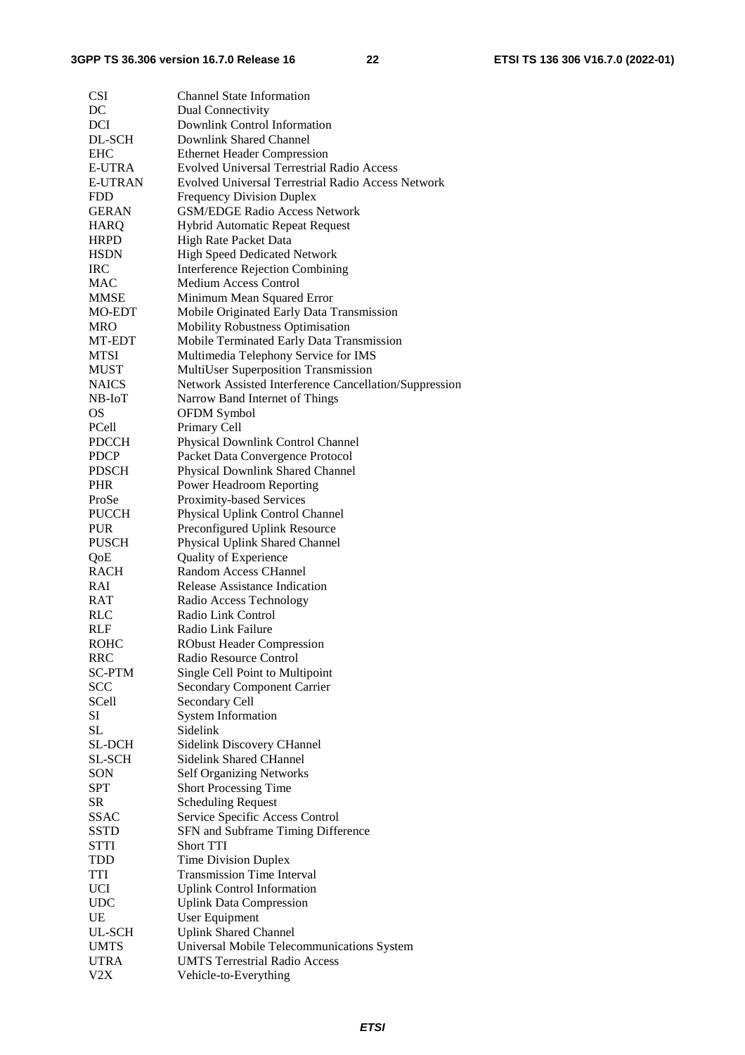CSI Channel State Information
DC Dual Connectivity
DCI Downlink Control Information
DL-SCH Downlink Shared Channel
EHC Ethernet Header Compression
E-UTRA Evolved Universal Terrestrial Radio Access
E-UTRAN Evolved Universal Terrestrial Radio Access Network
FDD Frequency Division Duplex
GERAN GSM/EDGE Radio Access Network
HARQ Hybrid Automatic Repeat Request
HRPD High Rate Packet Data
HSDN High Speed Dedicated Network
IRC Interference Rejection Combining
MAC Medium Access Control
MMSE Minimum Mean Squared Error
MO-EDT Mobile Originated Early Data Transmission
MRO Mobility Robustness Optimisation
MT-EDT Mobile Terminated Early Data Transmission
MTSI Multimedia Telephony Service for IMS
MUST MultiUser Superposition Transmission
NAICS Network Assisted Interference Cancellation/Suppression
NB-IoT Narrow Band Internet of Things
OS OFDM Symbol
PCell Primary Cell
PDCCH Physical Downlink Control Channel
PDCP Packet Data Convergence Protocol
PDSCH Physical Downlink Shared Channel
PHR Power Headroom Reporting
ProSe Proximity-based Services
PUCCH Physical Uplink Control Channel
PUR Preconfigured Uplink Resource
PUSCH Physical Uplink Shared Channel
QoE Quality of Experience
RACH Random Access CHannel
RAI Release Assistance Indication
RAT Radio Access Technology
RLC Radio Link Control
RLF Radio Link Failure
ROHC RObust Header Compression
RRC Radio Resource Control
SC-PTM Single Cell Point to Multipoint
SCC Secondary Component Carrier
SCell Secondary Cell
SI System Information
SL Sidelink
SL-DCH Sidelink Discovery CHannel
SL-SCH Sidelink Shared CHannel
SON Self Organizing Networks
SPT Short Processing Time
SR Scheduling Request
SSAC Service Specific Access Control
SSTD SFN and Subframe Timing Difference
STTI Short TTI
TDD Time Division Duplex
TTI Transmission Time Interval
UCI Uplink Control Information
UDC Uplink Data Compression
UE User Equipment
UL-SCH Uplink Shared Channel
UMTS Universal Mobile Telecommunications System
UTRA UMTS Terrestrial Radio Access
V2X Vehicle-to-Everything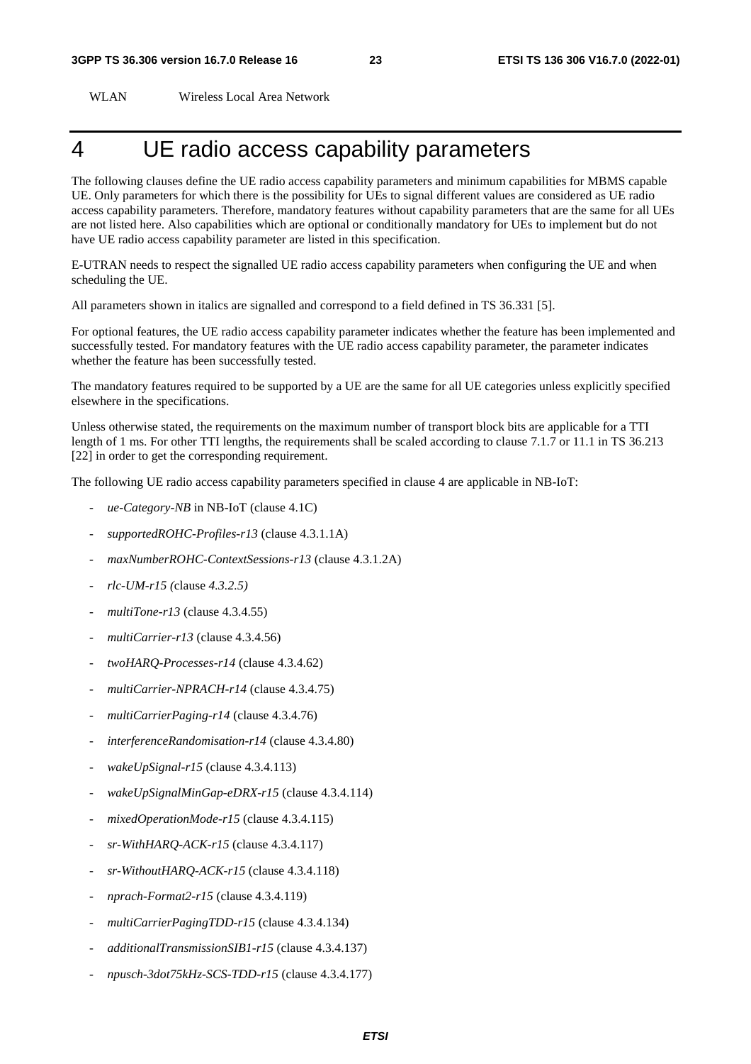WLAN Wireless Local Area Network

# 4 UE radio access capability parameters

The following clauses define the UE radio access capability parameters and minimum capabilities for MBMS capable UE. Only parameters for which there is the possibility for UEs to signal different values are considered as UE radio access capability parameters. Therefore, mandatory features without capability parameters that are the same for all UEs are not listed here. Also capabilities which are optional or conditionally mandatory for UEs to implement but do not have UE radio access capability parameter are listed in this specification.

E-UTRAN needs to respect the signalled UE radio access capability parameters when configuring the UE and when scheduling the UE.

All parameters shown in italics are signalled and correspond to a field defined in TS 36.331 [5].

For optional features, the UE radio access capability parameter indicates whether the feature has been implemented and successfully tested. For mandatory features with the UE radio access capability parameter, the parameter indicates whether the feature has been successfully tested.

The mandatory features required to be supported by a UE are the same for all UE categories unless explicitly specified elsewhere in the specifications.

Unless otherwise stated, the requirements on the maximum number of transport block bits are applicable for a TTI length of 1 ms. For other TTI lengths, the requirements shall be scaled according to clause 7.1.7 or 11.1 in TS 36.213 [22] in order to get the corresponding requirement.

The following UE radio access capability parameters specified in clause 4 are applicable in NB-IoT:

- *ue-Category-NB* in NB-IoT (clause 4.1C)
- *supportedROHC-Profiles-r13* (clause 4.3.1.1A)
- *maxNumberROHC-ContextSessions-r13* (clause 4.3.1.2A)
- *rlc-UM-r15 (*clause *4.3.2.5)*
- *multiTone-r13* (clause 4.3.4.55)
- *multiCarrier-r13* (clause 4.3.4.56)
- *twoHARQ-Processes-r14* (clause 4.3.4.62)
- *multiCarrier-NPRACH-r14* (clause 4.3.4.75)
- *multiCarrierPaging-r14* (clause 4.3.4.76)
- *interferenceRandomisation-r14* (clause 4.3.4.80)
- *wakeUpSignal-r15* (clause 4.3.4.113)
- *wakeUpSignalMinGap-eDRX-r15* (clause 4.3.4.114)
- *mixedOperationMode-r15* (clause 4.3.4.115)
- *sr-WithHARQ-ACK-r15* (clause 4.3.4.117)
- *sr-WithoutHARQ-ACK-r15* (clause 4.3.4.118)
- *nprach-Format2-r15* (clause 4.3.4.119)
- *multiCarrierPagingTDD-r15* (clause 4.3.4.134)
- *additionalTransmissionSIB1-r15* (clause 4.3.4.137)
- *npusch-3dot75kHz-SCS-TDD-r15* (clause 4.3.4.177)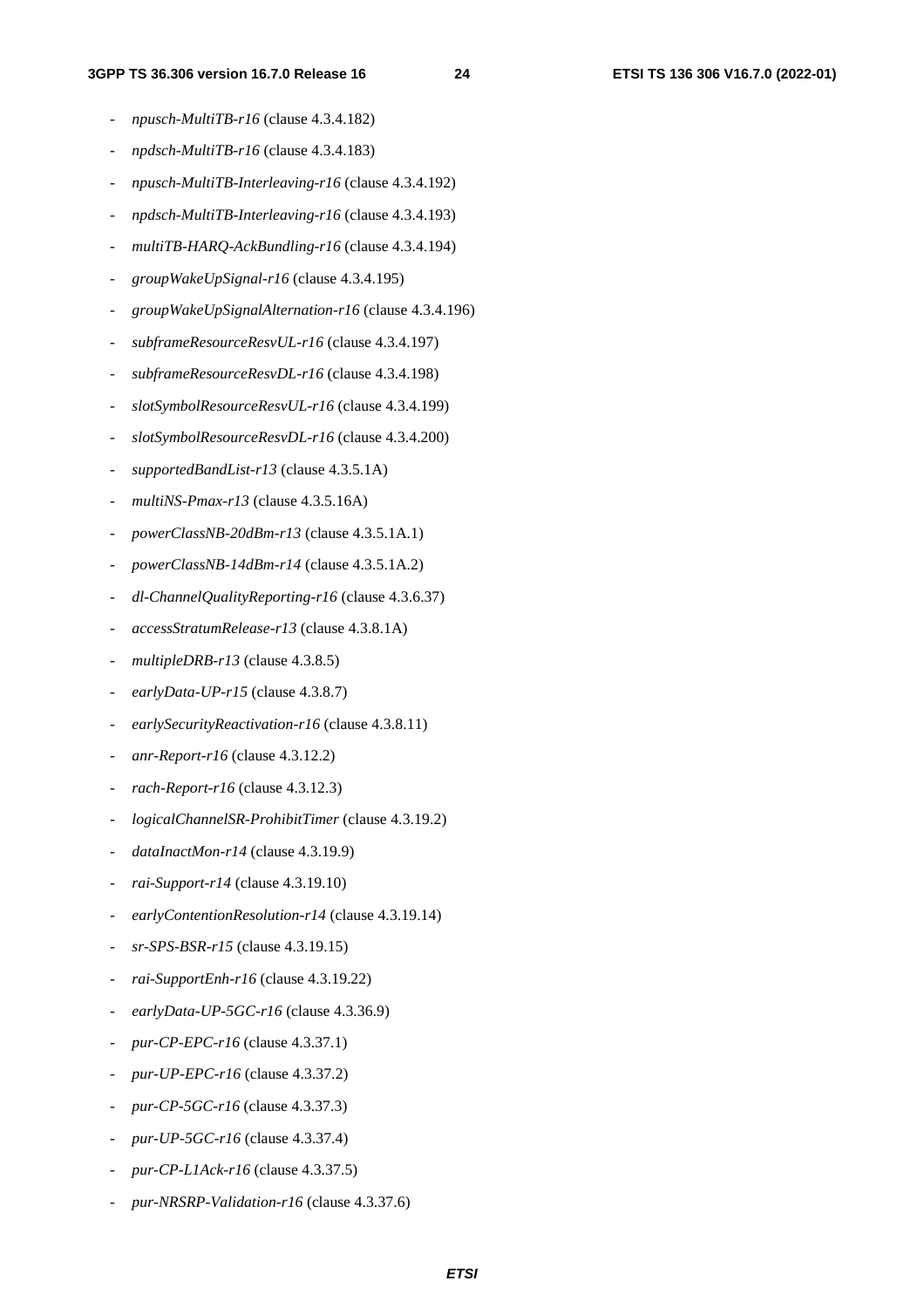- *npusch-MultiTB-r16* (clause 4.3.4.182)
- *npdsch-MultiTB-r16* (clause 4.3.4.183)
- *npusch-MultiTB-Interleaving-r16* (clause 4.3.4.192)
- *npdsch-MultiTB-Interleaving-r16* (clause 4.3.4.193)
- *multiTB-HARQ-AckBundling-r16* (clause 4.3.4.194)
- *groupWakeUpSignal-r16* (clause 4.3.4.195)
- *groupWakeUpSignalAlternation-r16* (clause 4.3.4.196)
- *subframeResourceResvUL-r16* (clause 4.3.4.197)
- *subframeResourceResvDL-r16* (clause 4.3.4.198)
- *slotSymbolResourceResvUL-r16* (clause 4.3.4.199)
- *slotSymbolResourceResvDL-r16* (clause 4.3.4.200)
- *supportedBandList-r13* (clause 4.3.5.1A)
- *multiNS-Pmax-r13* (clause 4.3.5.16A)
- *powerClassNB-20dBm-r13* (clause 4.3.5.1A.1)
- *powerClassNB-14dBm-r14* (clause 4.3.5.1A.2)
- *dl-ChannelQualityReporting-r16* (clause 4.3.6.37)
- *accessStratumRelease-r13* (clause 4.3.8.1A)
- *multipleDRB-r13* (clause 4.3.8.5)
- *earlyData-UP-r15* (clause 4.3.8.7)
- *earlySecurityReactivation-r16* (clause 4.3.8.11)
- *anr-Report-r16* (clause 4.3.12.2)
- *rach-Report-r16* (clause 4.3.12.3)
- *logicalChannelSR-ProhibitTimer* (clause 4.3.19.2)
- *dataInactMon-r14* (clause 4.3.19.9)
- *rai-Support-r14* (clause 4.3.19.10)
- *earlyContentionResolution-r14* (clause 4.3.19.14)
- *sr-SPS-BSR-r15* (clause 4.3.19.15)
- *rai-SupportEnh-r16* (clause 4.3.19.22)
- *earlyData-UP-5GC-r16* (clause 4.3.36.9)
- *pur-CP-EPC-r16* (clause 4.3.37.1)
- *pur-UP-EPC-r16* (clause 4.3.37.2)
- *pur-CP-5GC-r16* (clause 4.3.37.3)
- *pur-UP-5GC-r16* (clause 4.3.37.4)
- *pur-CP-L1Ack-r16* (clause 4.3.37.5)
- *pur-NRSRP-Validation-r16* (clause 4.3.37.6)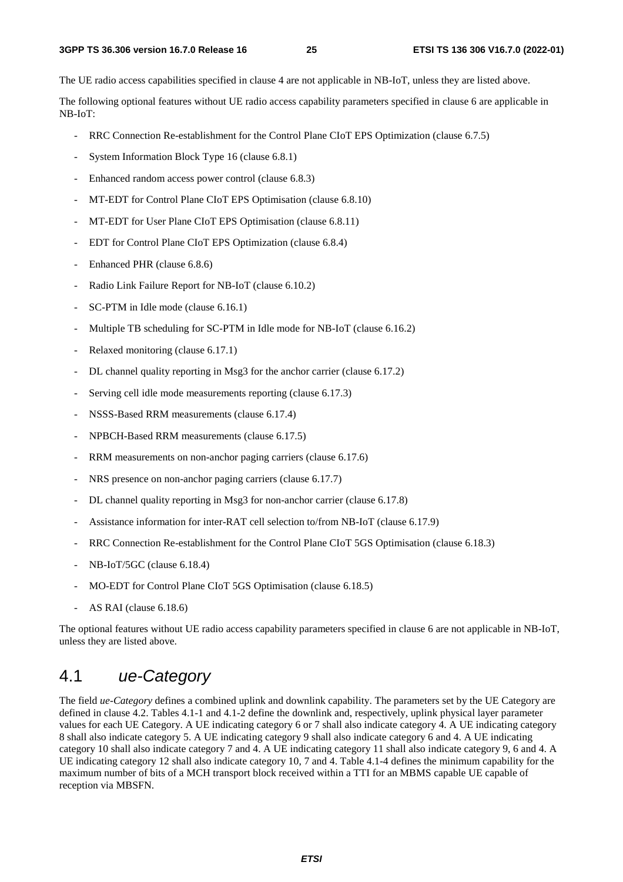The UE radio access capabilities specified in clause 4 are not applicable in NB-IoT, unless they are listed above.

The following optional features without UE radio access capability parameters specified in clause 6 are applicable in NB-IoT:

- RRC Connection Re-establishment for the Control Plane CIoT EPS Optimization (clause 6.7.5)
- System Information Block Type 16 (clause 6.8.1)
- Enhanced random access power control (clause 6.8.3)
- MT-EDT for Control Plane CIoT EPS Optimisation (clause 6.8.10)
- MT-EDT for User Plane CIoT EPS Optimisation (clause 6.8.11)
- EDT for Control Plane CIoT EPS Optimization (clause 6.8.4)
- Enhanced PHR (clause 6.8.6)
- Radio Link Failure Report for NB-IoT (clause 6.10.2)
- SC-PTM in Idle mode (clause 6.16.1)
- Multiple TB scheduling for SC-PTM in Idle mode for NB-IoT (clause 6.16.2)
- Relaxed monitoring (clause 6.17.1)
- DL channel quality reporting in Msg3 for the anchor carrier (clause 6.17.2)
- Serving cell idle mode measurements reporting (clause 6.17.3)
- NSSS-Based RRM measurements (clause 6.17.4)
- NPBCH-Based RRM measurements (clause 6.17.5)
- RRM measurements on non-anchor paging carriers (clause 6.17.6)
- NRS presence on non-anchor paging carriers (clause 6.17.7)
- DL channel quality reporting in Msg3 for non-anchor carrier (clause 6.17.8)
- Assistance information for inter-RAT cell selection to/from NB-IoT (clause 6.17.9)
- RRC Connection Re-establishment for the Control Plane CIoT 5GS Optimisation (clause 6.18.3)
- NB-IoT/5GC (clause 6.18.4)
- MO-EDT for Control Plane CIoT 5GS Optimisation (clause 6.18.5)
- AS RAI (clause 6.18.6)

The optional features without UE radio access capability parameters specified in clause 6 are not applicable in NB-IoT, unless they are listed above.

## 4.1 *ue-Category*

The field *ue-Category* defines a combined uplink and downlink capability. The parameters set by the UE Category are defined in clause 4.2. Tables 4.1-1 and 4.1-2 define the downlink and, respectively, uplink physical layer parameter values for each UE Category. A UE indicating category 6 or 7 shall also indicate category 4. A UE indicating category 8 shall also indicate category 5. A UE indicating category 9 shall also indicate category 6 and 4. A UE indicating category 10 shall also indicate category 7 and 4. A UE indicating category 11 shall also indicate category 9, 6 and 4. A UE indicating category 12 shall also indicate category 10, 7 and 4. Table 4.1-4 defines the minimum capability for the maximum number of bits of a MCH transport block received within a TTI for an MBMS capable UE capable of reception via MBSFN.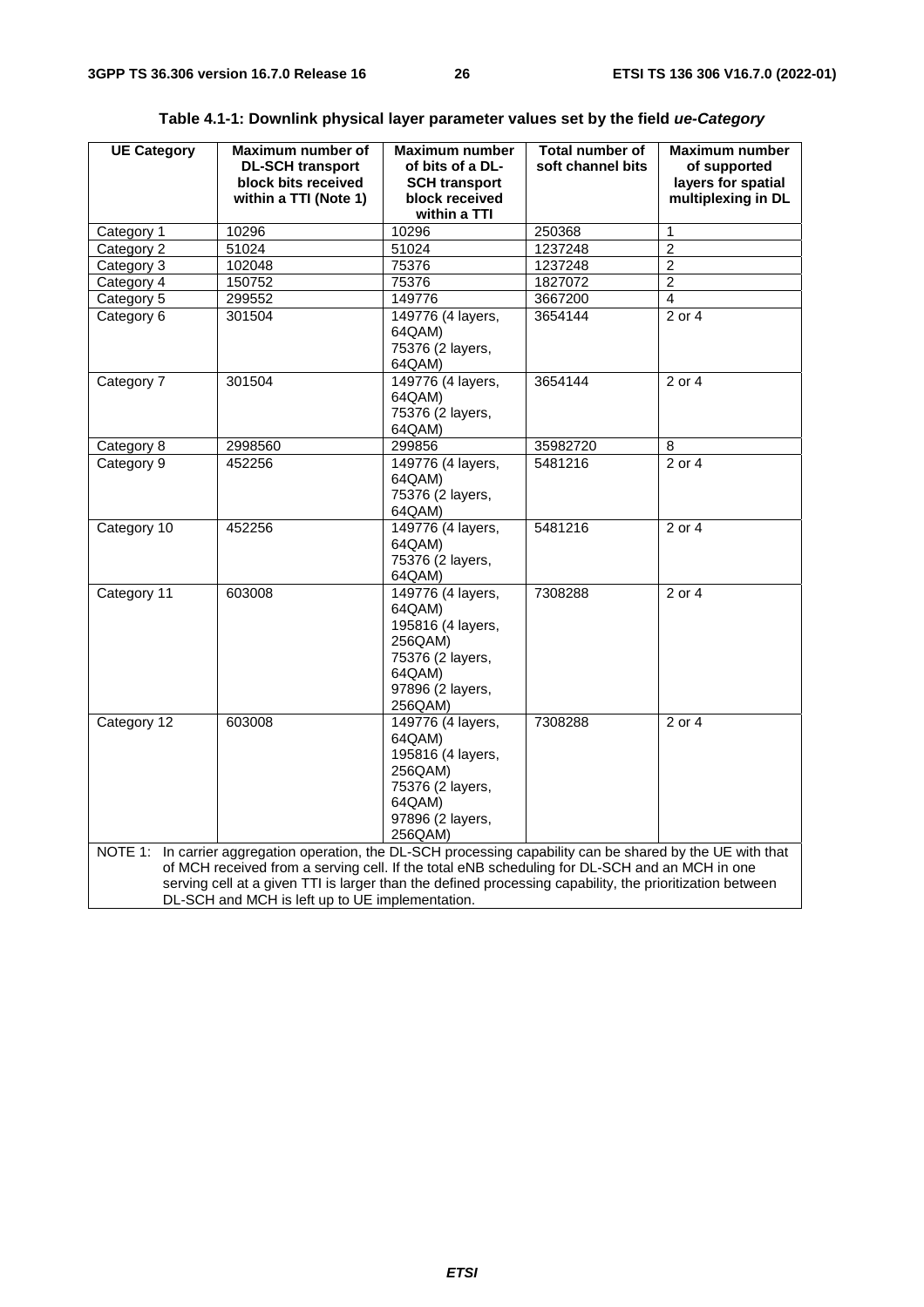**Table 4.1-1: Downlink physical layer parameter values set by the field *ue-Category***

| UE Category | Maximum number of DL-SCH transport block bits received within a TTI (Note 1) | Maximum number of bits of a DL-SCH transport block received within a TTI | Total number of soft channel bits | Maximum number of supported layers for spatial multiplexing in DL |
|---|---|---|---|---|
| Category 1 | 10296 | 10296 | 250368 | 1 |
| Category 2 | 51024 | 51024 | 1237248 | 2 |
| Category 3 | 102048 | 75376 | 1237248 | 2 |
| Category 4 | 150752 | 75376 | 1827072 | 2 |
| Category 5 | 299552 | 149776 | 3667200 | 4 |
| Category 6 | 301504 | 149776 (4 layers, 64QAM)<br>75376 (2 layers, 64QAM) | 3654144 | 2 or 4 |
| Category 7 | 301504 | 149776 (4 layers, 64QAM)<br>75376 (2 layers, 64QAM) | 3654144 | 2 or 4 |
| Category 8 | 2998560 | 299856 | 35982720 | 8 |
| Category 9 | 452256 | 149776 (4 layers, 64QAM)<br>75376 (2 layers, 64QAM) | 5481216 | 2 or 4 |
| Category 10 | 452256 | 149776 (4 layers, 64QAM)<br>75376 (2 layers, 64QAM) | 5481216 | 2 or 4 |
| Category 11 | 603008 | 149776 (4 layers, 64QAM)<br>195816 (4 layers, 256QAM)<br>75376 (2 layers, 64QAM)<br>97896 (2 layers, 256QAM) | 7308288 | 2 or 4 |
| Category 12 | 603008 | 149776 (4 layers, 64QAM)<br>195816 (4 layers, 256QAM)<br>75376 (2 layers, 64QAM)<br>97896 (2 layers, 256QAM) | 7308288 | 2 or 4 |
| NOTE 1: In carrier aggregation operation, the DL-SCH processing capability can be shared by the UE with that of MCH received from a serving cell. If the total eNB scheduling for DL-SCH and an MCH in one serving cell at a given TTI is larger than the defined processing capability, the prioritization between DL-SCH and MCH is left up to UE implementation. | | | | |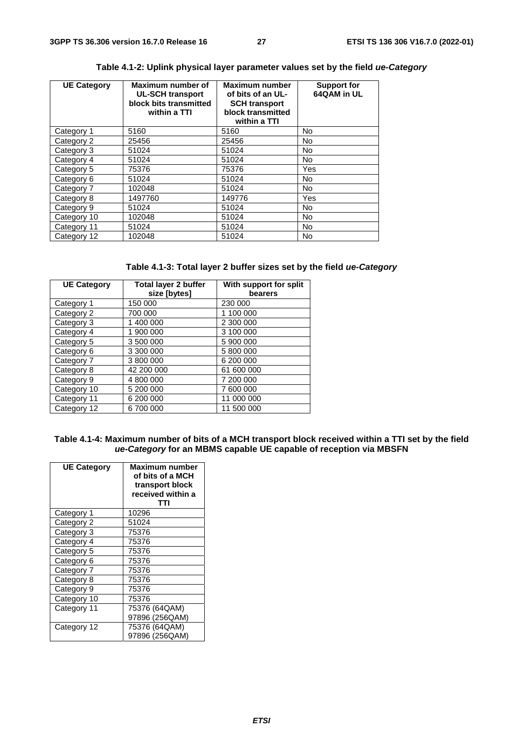**Table 4.1-2: Uplink physical layer parameter values set by the field *ue-Category***

| UE Category | Maximum number of UL-SCH transport block bits transmitted within a TTI | Maximum number of bits of an UL-SCH transport block transmitted within a TTI | Support for 64QAM in UL |
|---|---|---|---|
| Category 1 | 5160 | 5160 | No |
| Category 2 | 25456 | 25456 | No |
| Category 3 | 51024 | 51024 | No |
| Category 4 | 51024 | 51024 | No |
| Category 5 | 75376 | 75376 | Yes |
| Category 6 | 51024 | 51024 | No |
| Category 7 | 102048 | 51024 | No |
| Category 8 | 1497760 | 149776 | Yes |
| Category 9 | 51024 | 51024 | No |
| Category 10 | 102048 | 51024 | No |
| Category 11 | 51024 | 51024 | No |
| Category 12 | 102048 | 51024 | No |

**Table 4.1-3: Total layer 2 buffer sizes set by the field *ue-Category***

| UE Category | Total layer 2 buffer size [bytes] | With support for split bearers |
|---|---|---|
| Category 1 | 150 000 | 230 000 |
| Category 2 | 700 000 | 1 100 000 |
| Category 3 | 1 400 000 | 2 300 000 |
| Category 4 | 1 900 000 | 3 100 000 |
| Category 5 | 3 500 000 | 5 900 000 |
| Category 6 | 3 300 000 | 5 800 000 |
| Category 7 | 3 800 000 | 6 200 000 |
| Category 8 | 42 200 000 | 61 600 000 |
| Category 9 | 4 800 000 | 7 200 000 |
| Category 10 | 5 200 000 | 7 600 000 |
| Category 11 | 6 200 000 | 11 000 000 |
| Category 12 | 6 700 000 | 11 500 000 |

**Table 4.1-4: Maximum number of bits of a MCH transport block received within a TTI set by the field *ue-Category* for an MBMS capable UE capable of reception via MBSFN**

| UE Category | Maximum number of bits of a MCH transport block received within a TTI |
|---|---|
| Category 1 | 10296 |
| Category 2 | 51024 |
| Category 3 | 75376 |
| Category 4 | 75376 |
| Category 5 | 75376 |
| Category 6 | 75376 |
| Category 7 | 75376 |
| Category 8 | 75376 |
| Category 9 | 75376 |
| Category 10 | 75376 |
| Category 11 | 75376 (64QAM)<br>97896 (256QAM) |
| Category 12 | 75376 (64QAM)<br>97896 (256QAM) |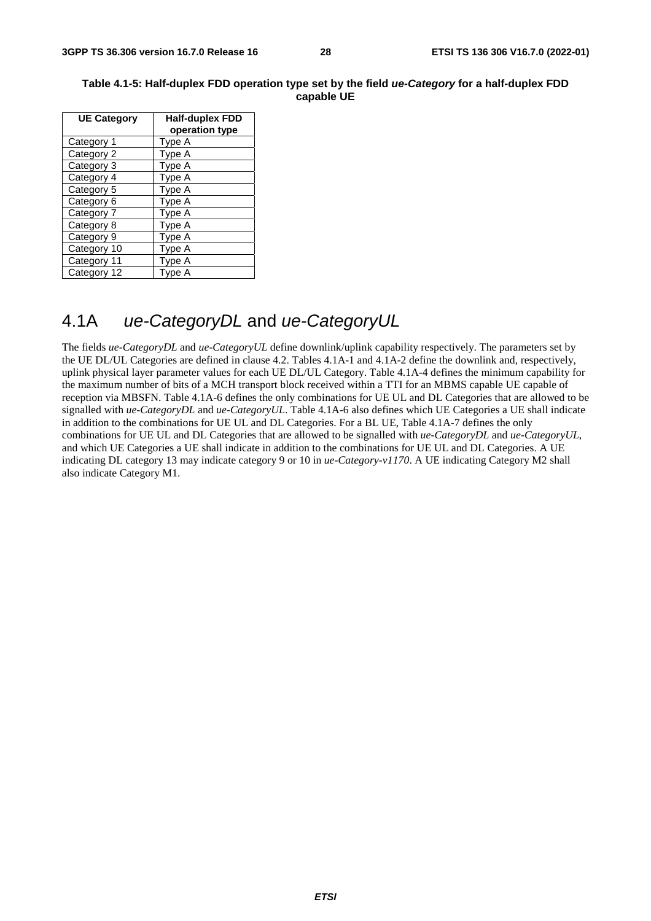**Table 4.1-5: Half-duplex FDD operation type set by the field *ue-Category* for a half-duplex FDD capable UE**

| UE Category | Half-duplex FDD operation type |
|---|---|
| Category 1 | Type A |
| Category 2 | Type A |
| Category 3 | Type A |
| Category 4 | Type A |
| Category 5 | Type A |
| Category 6 | Type A |
| Category 7 | Type A |
| Category 8 | Type A |
| Category 9 | Type A |
| Category 10 | Type A |
| Category 11 | Type A |
| Category 12 | Type A |

## 4.1A *ue-CategoryDL* and *ue-CategoryUL*

The fields *ue-CategoryDL* and *ue-CategoryUL* define downlink/uplink capability respectively. The parameters set by the UE DL/UL Categories are defined in clause 4.2. Tables 4.1A-1 and 4.1A-2 define the downlink and, respectively, uplink physical layer parameter values for each UE DL/UL Category. Table 4.1A-4 defines the minimum capability for the maximum number of bits of a MCH transport block received within a TTI for an MBMS capable UE capable of reception via MBSFN. Table 4.1A-6 defines the only combinations for UE UL and DL Categories that are allowed to be signalled with *ue-CategoryDL* and *ue-CategoryUL*. Table 4.1A-6 also defines which UE Categories a UE shall indicate in addition to the combinations for UE UL and DL Categories. For a BL UE, Table 4.1A-7 defines the only combinations for UE UL and DL Categories that are allowed to be signalled with *ue-CategoryDL* and *ue-CategoryUL*, and which UE Categories a UE shall indicate in addition to the combinations for UE UL and DL Categories. A UE indicating DL category 13 may indicate category 9 or 10 in *ue-Category-v1170*. A UE indicating Category M2 shall also indicate Category M1.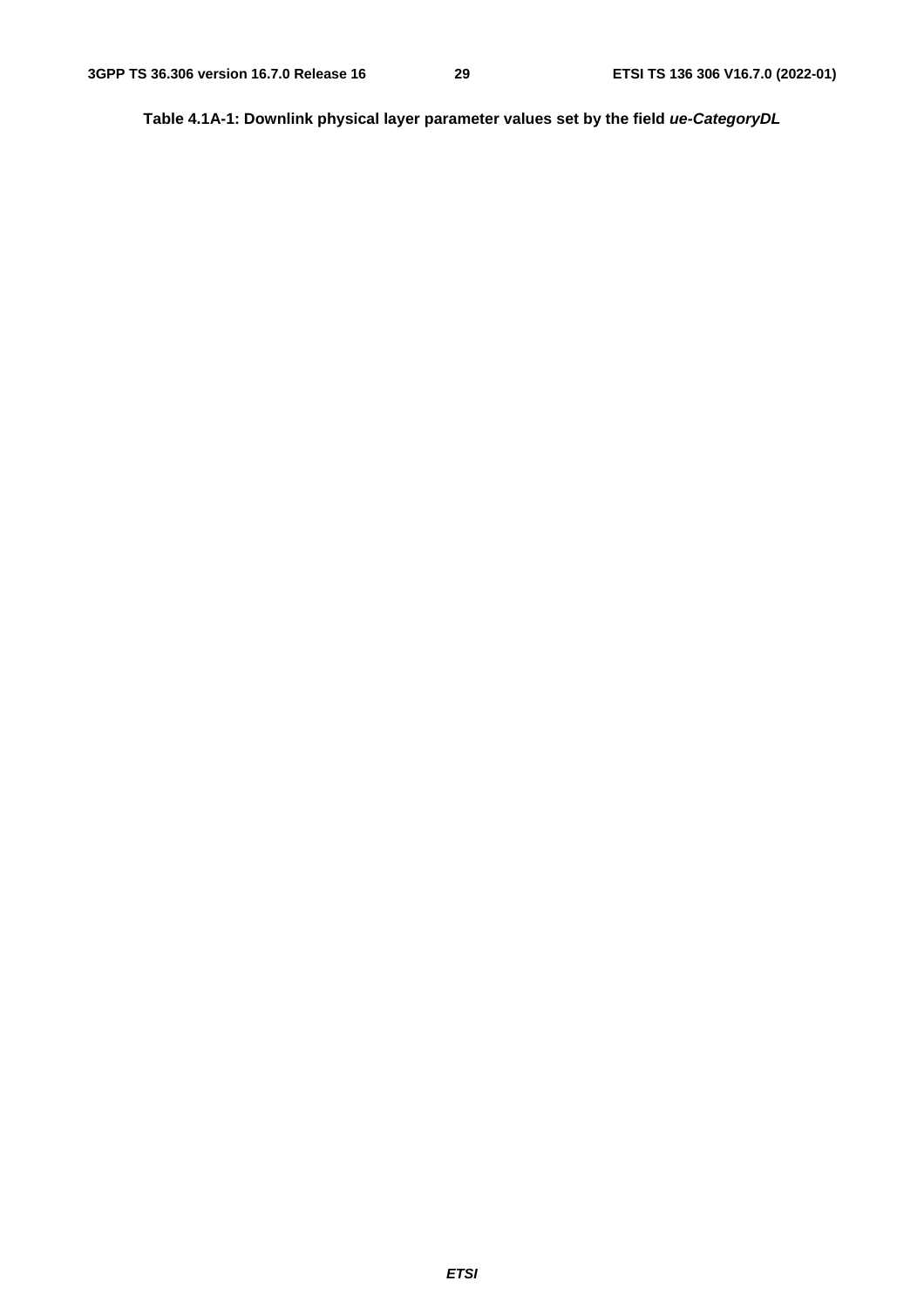**Table 4.1A-1: Downlink physical layer parameter values set by the field *ue-CategoryDL***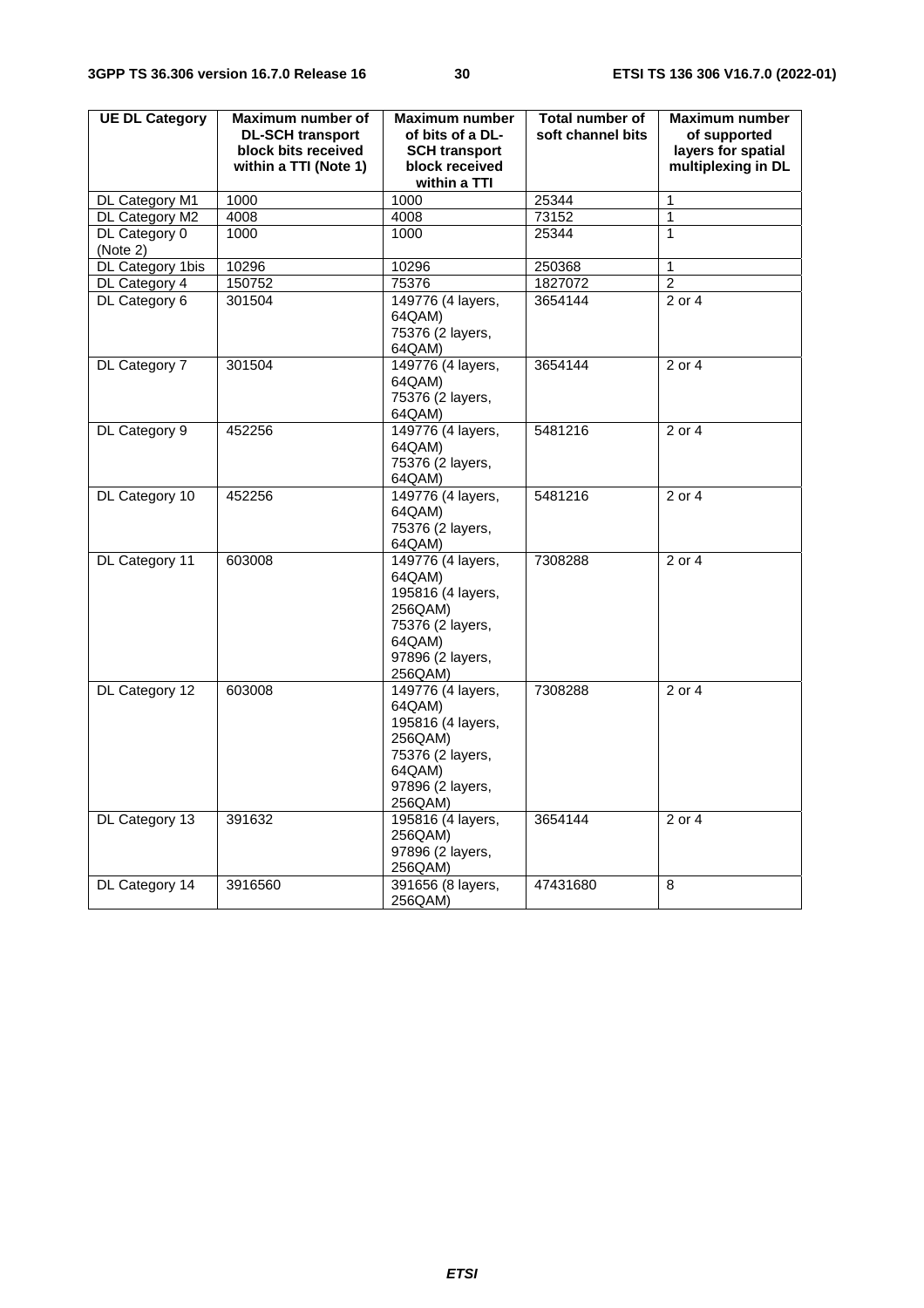| UE DL Category | Maximum number of DL-SCH transport block bits received within a TTI (Note 1) | Maximum number of bits of a DL-SCH transport block received within a TTI | Total number of soft channel bits | Maximum number of supported layers for spatial multiplexing in DL |
|---|---|---|---|---|
| DL Category M1 | 1000 | 1000 | 25344 | 1 |
| DL Category M2 | 4008 | 4008 | 73152 | 1 |
| DL Category 0 (Note 2) | 1000 | 1000 | 25344 | 1 |
| DL Category 1bis | 10296 | 10296 | 250368 | 1 |
| DL Category 4 | 150752 | 75376 | 1827072 | 2 |
| DL Category 6 | 301504 | 149776 (4 layers, 64QAM) 75376 (2 layers, 64QAM) | 3654144 | 2 or 4 |
| DL Category 7 | 301504 | 149776 (4 layers, 64QAM) 75376 (2 layers, 64QAM) | 3654144 | 2 or 4 |
| DL Category 9 | 452256 | 149776 (4 layers, 64QAM) 75376 (2 layers, 64QAM) | 5481216 | 2 or 4 |
| DL Category 10 | 452256 | 149776 (4 layers, 64QAM) 75376 (2 layers, 64QAM) | 5481216 | 2 or 4 |
| DL Category 11 | 603008 | 149776 (4 layers, 64QAM) 195816 (4 layers, 256QAM) 75376 (2 layers, 64QAM) 97896 (2 layers, 256QAM) | 7308288 | 2 or 4 |
| DL Category 12 | 603008 | 149776 (4 layers, 64QAM) 195816 (4 layers, 256QAM) 75376 (2 layers, 64QAM) 97896 (2 layers, 256QAM) | 7308288 | 2 or 4 |
| DL Category 13 | 391632 | 195816 (4 layers, 256QAM) 97896 (2 layers, 256QAM) | 3654144 | 2 or 4 |
| DL Category 14 | 3916560 | 391656 (8 layers, 256QAM) | 47431680 | 8 |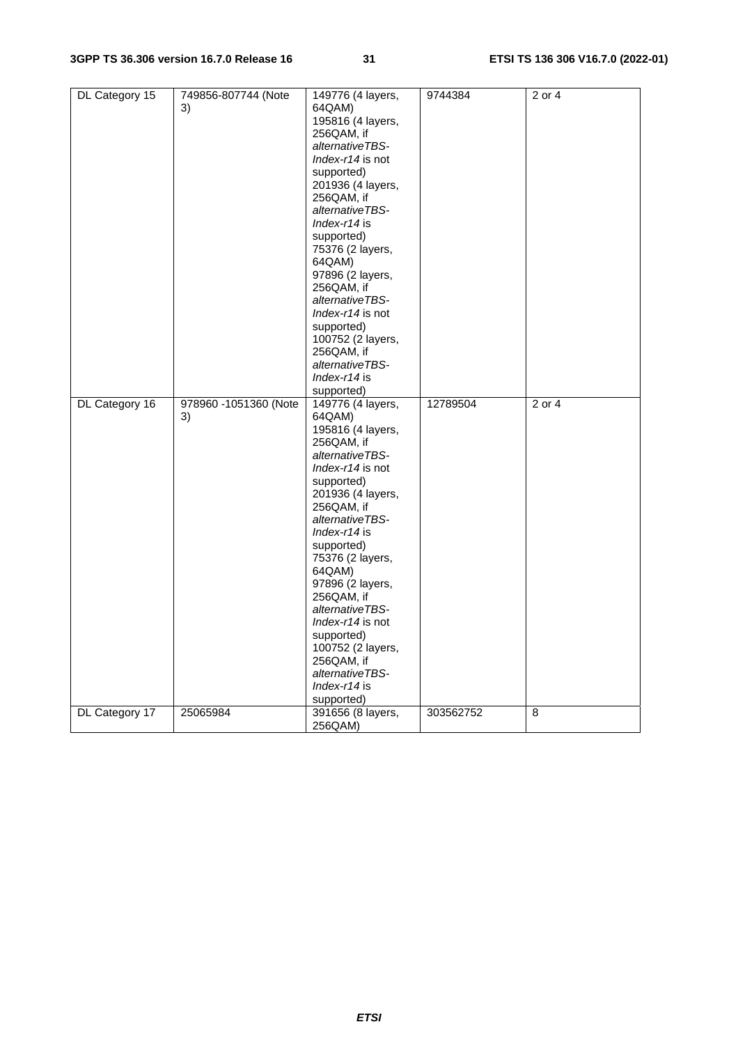| DL Category 15 | 749856-807744 (Note 3) | 149776 (4 layers, 64QAM)<br>195816 (4 layers, 256QAM, if *alternativeTBS-Index-r14* is not supported)<br>201936 (4 layers, 256QAM, if *alternativeTBS-Index-r14* is supported)<br>75376 (2 layers, 64QAM)<br>97896 (2 layers, 256QAM, if *alternativeTBS-Index-r14* is not supported)<br>100752 (2 layers, 256QAM, if *alternativeTBS-Index-r14* is supported) | 9744384 | 2 or 4 |
|---|---|---|---|---|
| DL Category 16 | 978960 -1051360 (Note 3) | 149776 (4 layers, 64QAM)<br>195816 (4 layers, 256QAM, if *alternativeTBS-Index-r14* is not supported)<br>201936 (4 layers, 256QAM, if *alternativeTBS-Index-r14* is supported)<br>75376 (2 layers, 64QAM)<br>97896 (2 layers, 256QAM, if *alternativeTBS-Index-r14* is not supported)<br>100752 (2 layers, 256QAM, if *alternativeTBS-Index-r14* is supported) | 12789504 | 2 or 4 |
| DL Category 17 | 25065984 | 391656 (8 layers, 256QAM) | 303562752 | 8 |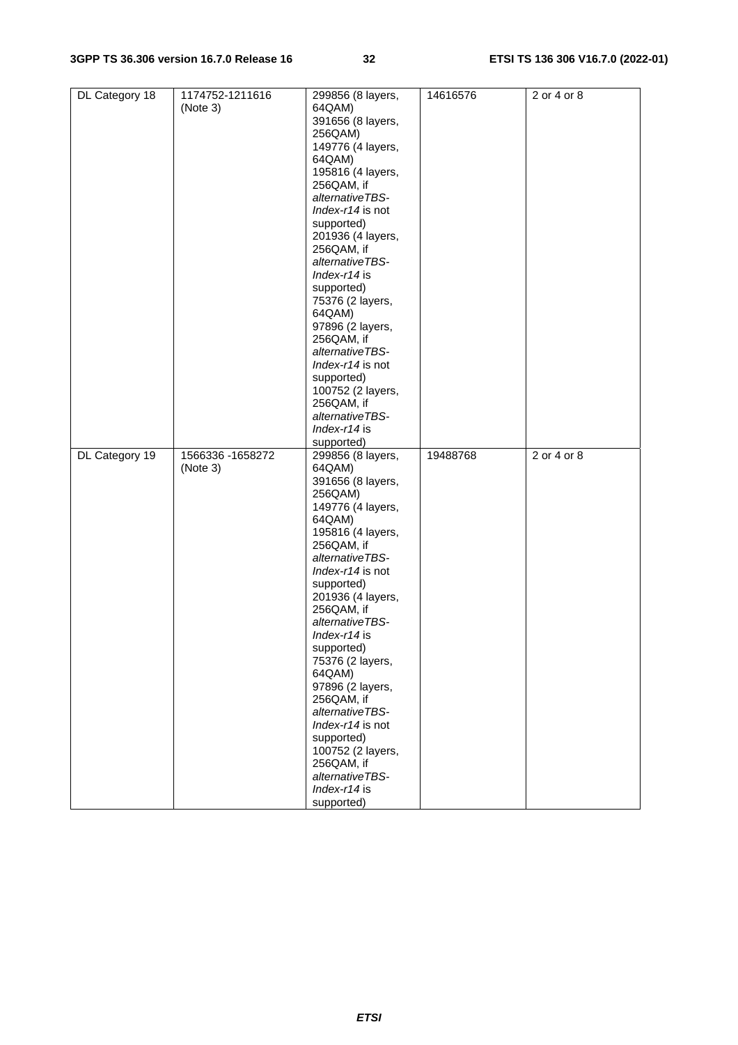| DL Category 18 | 1174752-1211616 (Note 3) | 299856 (8 layers, 64QAM)<br>391656 (8 layers, 256QAM)<br>149776 (4 layers, 64QAM)<br>195816 (4 layers, 256QAM, if *alternativeTBS-Index-r14* is not supported)<br>201936 (4 layers, 256QAM, if *alternativeTBS-Index-r14* is supported)<br>75376 (2 layers, 64QAM)<br>97896 (2 layers, 256QAM, if *alternativeTBS-Index-r14* is not supported)<br>100752 (2 layers, 256QAM, if *alternativeTBS-Index-r14* is supported) | 14616576 | 2 or 4 or 8 |
|---|---|---|---|---|
| DL Category 19 | 1566336 -1658272 (Note 3) | 299856 (8 layers, 64QAM)<br>391656 (8 layers, 256QAM)<br>149776 (4 layers, 64QAM)<br>195816 (4 layers, 256QAM, if *alternativeTBS-Index-r14* is not supported)<br>201936 (4 layers, 256QAM, if *alternativeTBS-Index-r14* is supported)<br>75376 (2 layers, 64QAM)<br>97896 (2 layers, 256QAM, if *alternativeTBS-Index-r14* is not supported)<br>100752 (2 layers, 256QAM, if *alternativeTBS-Index-r14* is supported) | 19488768 | 2 or 4 or 8 |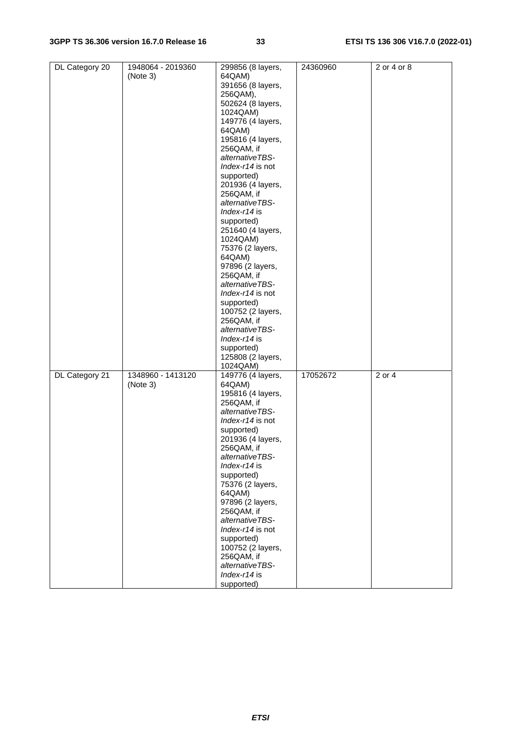| DL Category 20 | 1948064 - 2019360 (Note 3) | 299856 (8 layers, 64QAM) 391656 (8 layers, 256QAM), 502624 (8 layers, 1024QAM) 149776 (4 layers, 64QAM) 195816 (4 layers, 256QAM, if *alternativeTBS-Index-r14* is not supported) 201936 (4 layers, 256QAM, if *alternativeTBS-Index-r14* is supported) 251640 (4 layers, 1024QAM) 75376 (2 layers, 64QAM) 97896 (2 layers, 256QAM, if *alternativeTBS-Index-r14* is not supported) 100752 (2 layers, 256QAM, if *alternativeTBS-Index-r14* is supported) 125808 (2 layers, 1024QAM) | 24360960 | 2 or 4 or 8 |
|---|---|---|---|---|
| DL Category 21 | 1348960 - 1413120 (Note 3) | 149776 (4 layers, 64QAM) 195816 (4 layers, 256QAM, if *alternativeTBS-Index-r14* is not supported) 201936 (4 layers, 256QAM, if *alternativeTBS-Index-r14* is supported) 75376 (2 layers, 64QAM) 97896 (2 layers, 256QAM, if *alternativeTBS-Index-r14* is not supported) 100752 (2 layers, 256QAM, if *alternativeTBS-Index-r14* is supported) | 17052672 | 2 or 4 |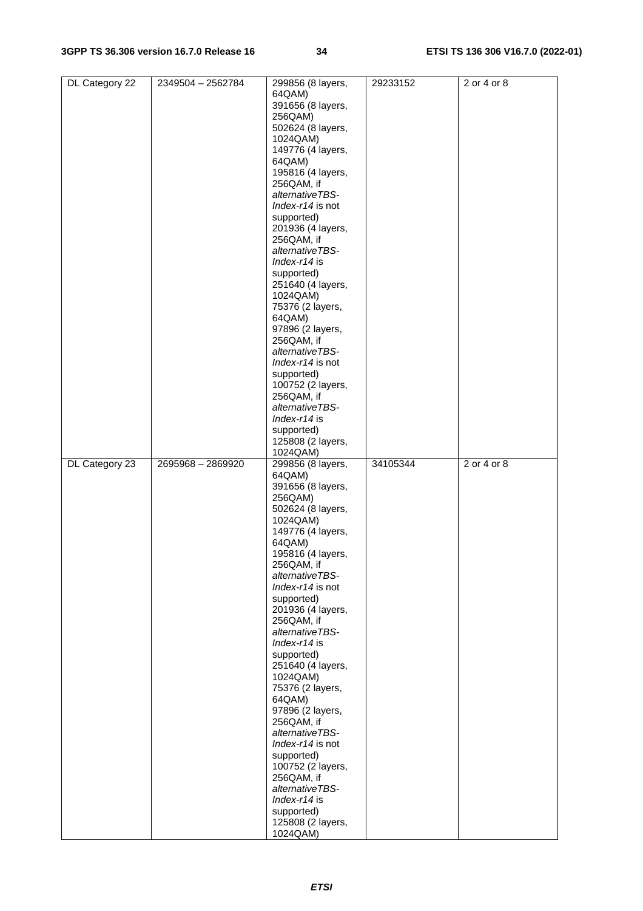| DL Category 22 | 2349504 – 2562784 | 299856 (8 layers, 64QAM)<br>391656 (8 layers, 256QAM)<br>502624 (8 layers, 1024QAM)<br>149776 (4 layers, 64QAM)<br>195816 (4 layers, 256QAM, if *alternativeTBS-Index-r14* is not supported)<br>201936 (4 layers, 256QAM, if *alternativeTBS-Index-r14* is supported)<br>251640 (4 layers, 1024QAM)<br>75376 (2 layers, 64QAM)<br>97896 (2 layers, 256QAM, if *alternativeTBS-Index-r14* is not supported)<br>100752 (2 layers, 256QAM, if *alternativeTBS-Index-r14* is supported)<br>125808 (2 layers, 1024QAM) | 29233152 | 2 or 4 or 8 |
|---|---|---|---|---|
| DL Category 23 | 2695968 – 2869920 | 299856 (8 layers, 64QAM)<br>391656 (8 layers, 256QAM)<br>502624 (8 layers, 1024QAM)<br>149776 (4 layers, 64QAM)<br>195816 (4 layers, 256QAM, if *alternativeTBS-Index-r14* is not supported)<br>201936 (4 layers, 256QAM, if *alternativeTBS-Index-r14* is supported)<br>251640 (4 layers, 1024QAM)<br>75376 (2 layers, 64QAM)<br>97896 (2 layers, 256QAM, if *alternativeTBS-Index-r14* is not supported)<br>100752 (2 layers, 256QAM, if *alternativeTBS-Index-r14* is supported)<br>125808 (2 layers, 1024QAM) | 34105344 | 2 or 4 or 8 |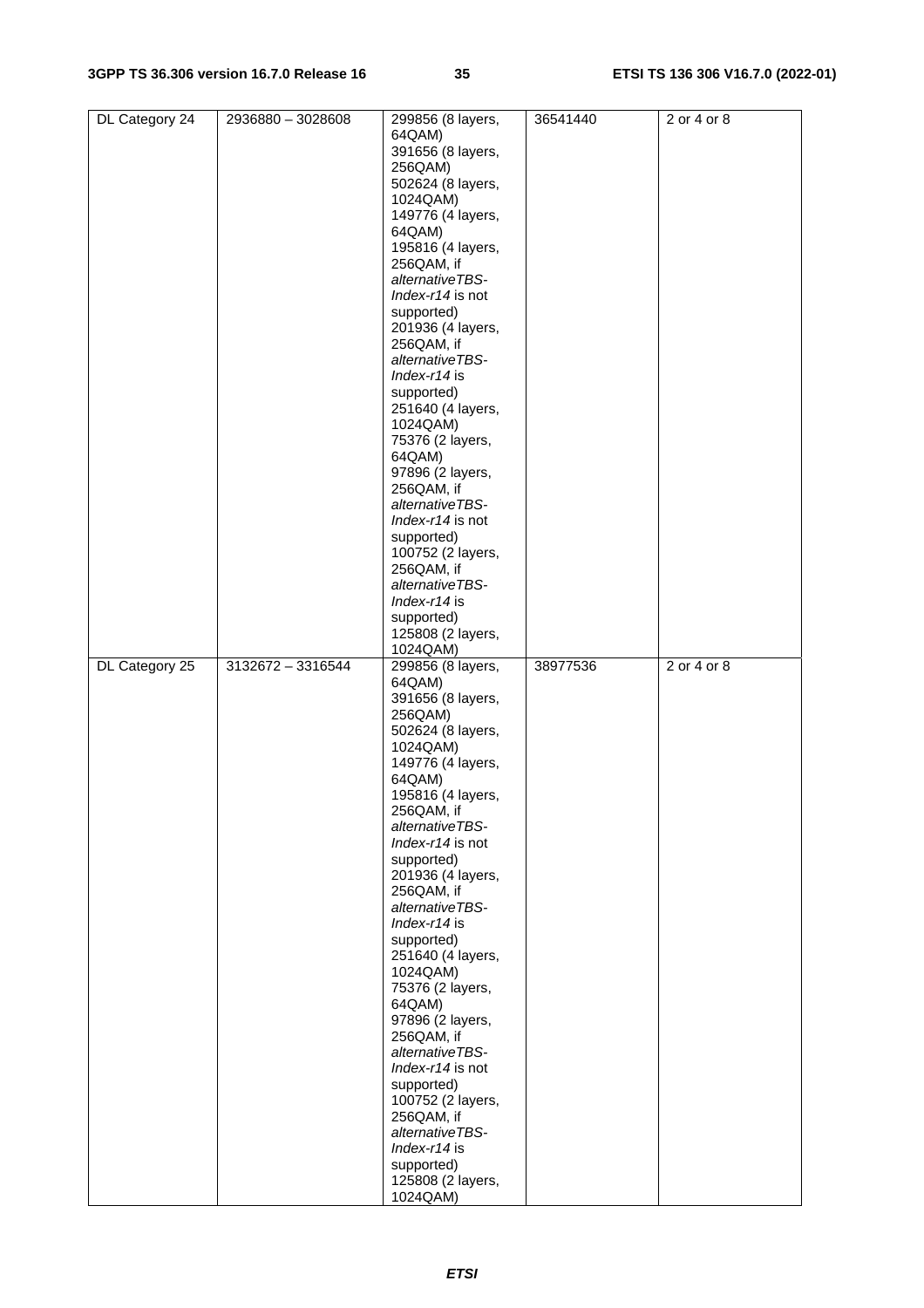| DL Category 24 | 2936880 – 3028608 | 299856 (8 layers, 64QAM)<br>391656 (8 layers, 256QAM)<br>502624 (8 layers, 1024QAM)<br>149776 (4 layers, 64QAM)<br>195816 (4 layers, 256QAM, if *alternativeTBS-Index-r14* is not supported)<br>201936 (4 layers, 256QAM, if *alternativeTBS-Index-r14* is supported)<br>251640 (4 layers, 1024QAM)<br>75376 (2 layers, 64QAM)<br>97896 (2 layers, 256QAM, if *alternativeTBS-Index-r14* is not supported)<br>100752 (2 layers, 256QAM, if *alternativeTBS-Index-r14* is supported)<br>125808 (2 layers, 1024QAM) | 36541440 | 2 or 4 or 8 |
|---|---|---|---|---|
| DL Category 25 | 3132672 – 3316544 | 299856 (8 layers, 64QAM)<br>391656 (8 layers, 256QAM)<br>502624 (8 layers, 1024QAM)<br>149776 (4 layers, 64QAM)<br>195816 (4 layers, 256QAM, if *alternativeTBS-Index-r14* is not supported)<br>201936 (4 layers, 256QAM, if *alternativeTBS-Index-r14* is supported)<br>251640 (4 layers, 1024QAM)<br>75376 (2 layers, 64QAM)<br>97896 (2 layers, 256QAM, if *alternativeTBS-Index-r14* is not supported)<br>100752 (2 layers, 256QAM, if *alternativeTBS-Index-r14* is supported)<br>125808 (2 layers, 1024QAM) | 38977536 | 2 or 4 or 8 |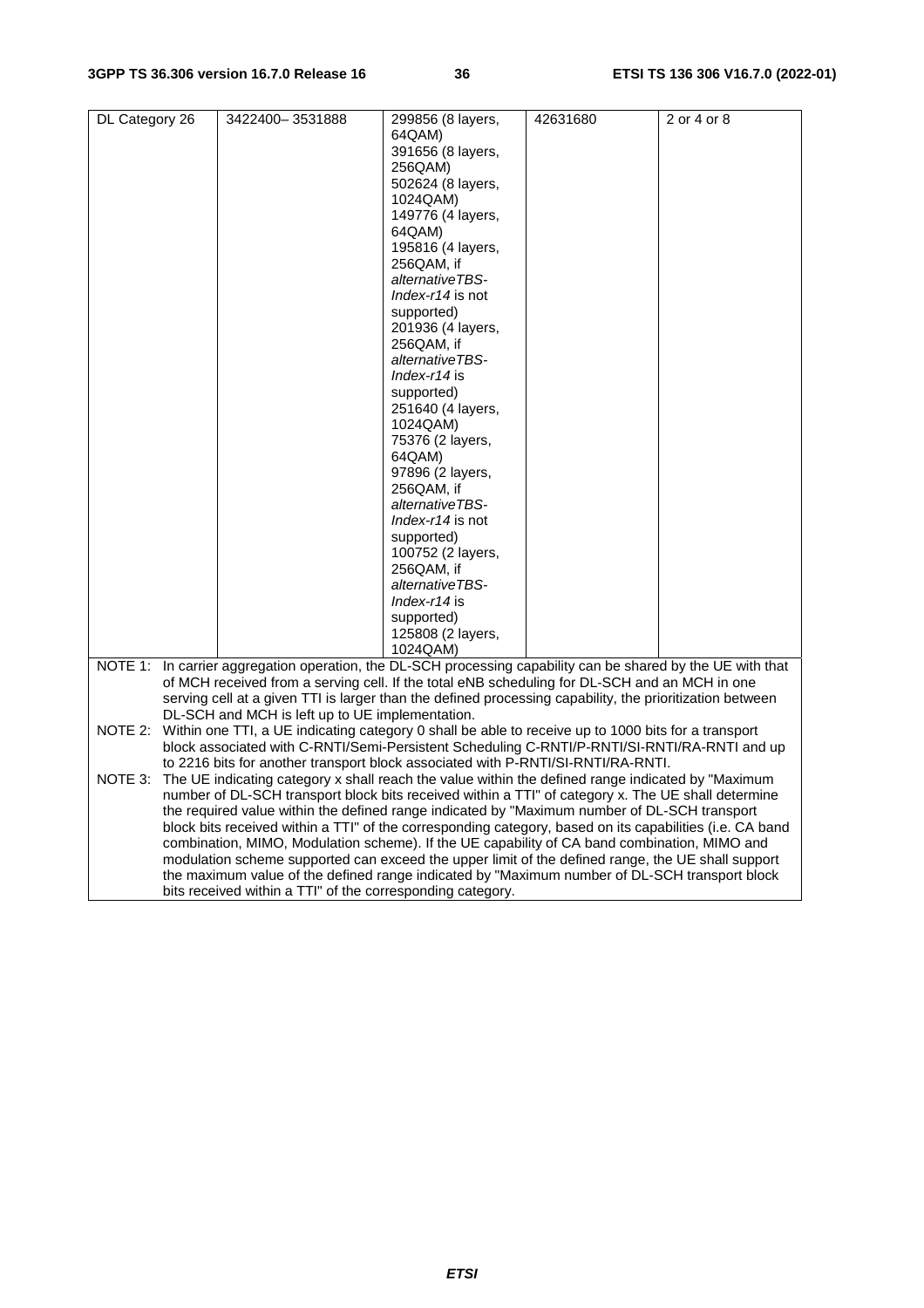| DL Category 26 | 3422400– 3531888 | 299856 (8 layers, 64QAM)<br>391656 (8 layers, 256QAM)<br>502624 (8 layers, 1024QAM)<br>149776 (4 layers, 64QAM)<br>195816 (4 layers, 256QAM, if *alternativeTBS-Index-r14* is not supported)<br>201936 (4 layers, 256QAM, if *alternativeTBS-Index-r14* is supported)<br>251640 (4 layers, 1024QAM)<br>75376 (2 layers, 64QAM)<br>97896 (2 layers, 256QAM, if *alternativeTBS-Index-r14* is not supported)<br>100752 (2 layers, 256QAM, if *alternativeTBS-Index-r14* is supported)<br>125808 (2 layers, 1024QAM) | 42631680 | 2 or 4 or 8 |
|---|---|---|---|---|

NOTE 1: In carrier aggregation operation, the DL-SCH processing capability can be shared by the UE with that of MCH received from a serving cell. If the total eNB scheduling for DL-SCH and an MCH in one serving cell at a given TTI is larger than the defined processing capability, the prioritization between DL-SCH and MCH is left up to UE implementation.

NOTE 2: Within one TTI, a UE indicating category 0 shall be able to receive up to 1000 bits for a transport block associated with C-RNTI/Semi-Persistent Scheduling C-RNTI/P-RNTI/SI-RNTI/RA-RNTI and up to 2216 bits for another transport block associated with P-RNTI/SI-RNTI/RA-RNTI.

NOTE 3: The UE indicating category x shall reach the value within the defined range indicated by "Maximum number of DL-SCH transport block bits received within a TTI" of category x. The UE shall determine the required value within the defined range indicated by "Maximum number of DL-SCH transport block bits received within a TTI" of the corresponding category, based on its capabilities (i.e. CA band combination, MIMO, Modulation scheme). If the UE capability of CA band combination, MIMO and modulation scheme supported can exceed the upper limit of the defined range, the UE shall support the maximum value of the defined range indicated by "Maximum number of DL-SCH transport block bits received within a TTI" of the corresponding category.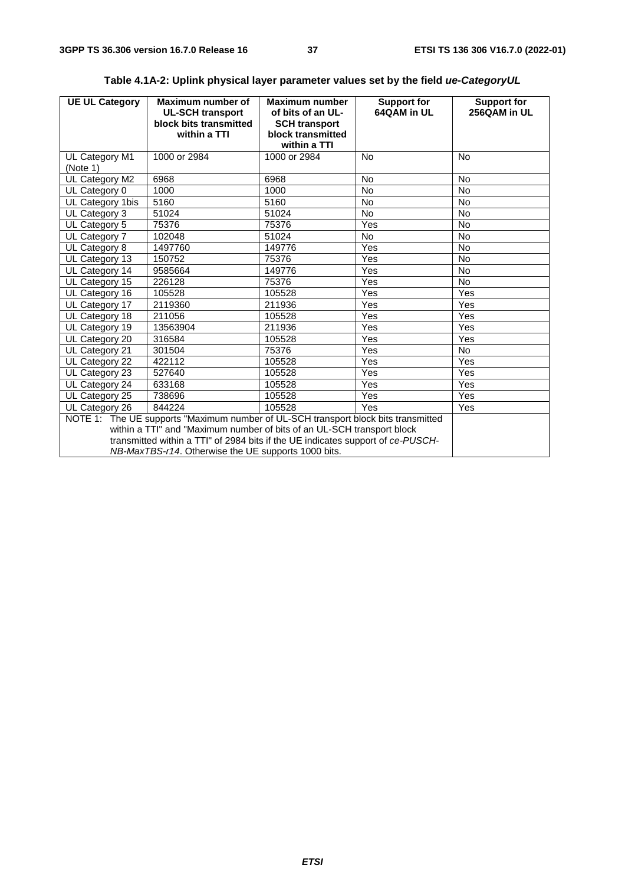**Table 4.1A-2: Uplink physical layer parameter values set by the field *ue-CategoryUL***

| UE UL Category | Maximum number of UL-SCH transport block bits transmitted within a TTI | Maximum number of bits of an UL-SCH transport block transmitted within a TTI | Support for 64QAM in UL | Support for 256QAM in UL |
|---|---|---|---|---|
| UL Category M1 (Note 1) | 1000 or 2984 | 1000 or 2984 | No | No |
| UL Category M2 | 6968 | 6968 | No | No |
| UL Category 0 | 1000 | 1000 | No | No |
| UL Category 1bis | 5160 | 5160 | No | No |
| UL Category 3 | 51024 | 51024 | No | No |
| UL Category 5 | 75376 | 75376 | Yes | No |
| UL Category 7 | 102048 | 51024 | No | No |
| UL Category 8 | 1497760 | 149776 | Yes | No |
| UL Category 13 | 150752 | 75376 | Yes | No |
| UL Category 14 | 9585664 | 149776 | Yes | No |
| UL Category 15 | 226128 | 75376 | Yes | No |
| UL Category 16 | 105528 | 105528 | Yes | Yes |
| UL Category 17 | 2119360 | 211936 | Yes | Yes |
| UL Category 18 | 211056 | 105528 | Yes | Yes |
| UL Category 19 | 13563904 | 211936 | Yes | Yes |
| UL Category 20 | 316584 | 105528 | Yes | Yes |
| UL Category 21 | 301504 | 75376 | Yes | No |
| UL Category 22 | 422112 | 105528 | Yes | Yes |
| UL Category 23 | 527640 | 105528 | Yes | Yes |
| UL Category 24 | 633168 | 105528 | Yes | Yes |
| UL Category 25 | 738696 | 105528 | Yes | Yes |
| UL Category 26 | 844224 | 105528 | Yes | Yes |
| NOTE 1: The UE supports "Maximum number of UL-SCH transport block bits transmitted within a TTI" and "Maximum number of bits of an UL-SCH transport block transmitted within a TTI" of 2984 bits if the UE indicates support of *ce-PUSCH-NB-MaxTBS-r14*. Otherwise the UE supports 1000 bits. | | | | |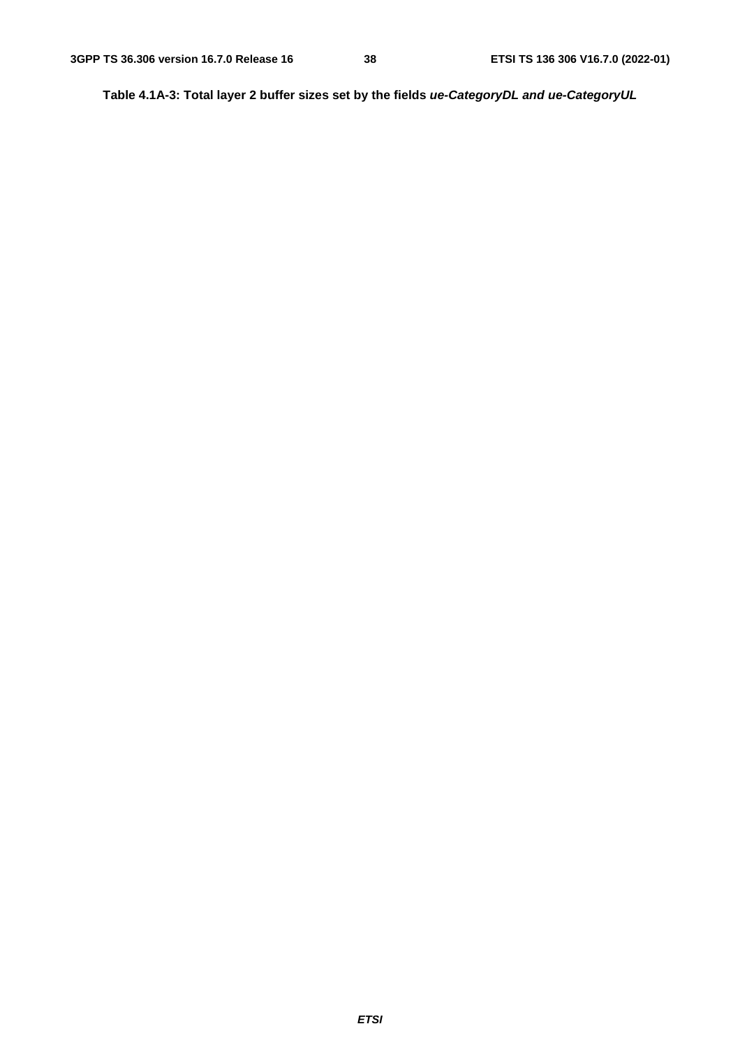**Table 4.1A-3: Total layer 2 buffer sizes set by the fields *ue-CategoryDL and ue-CategoryUL***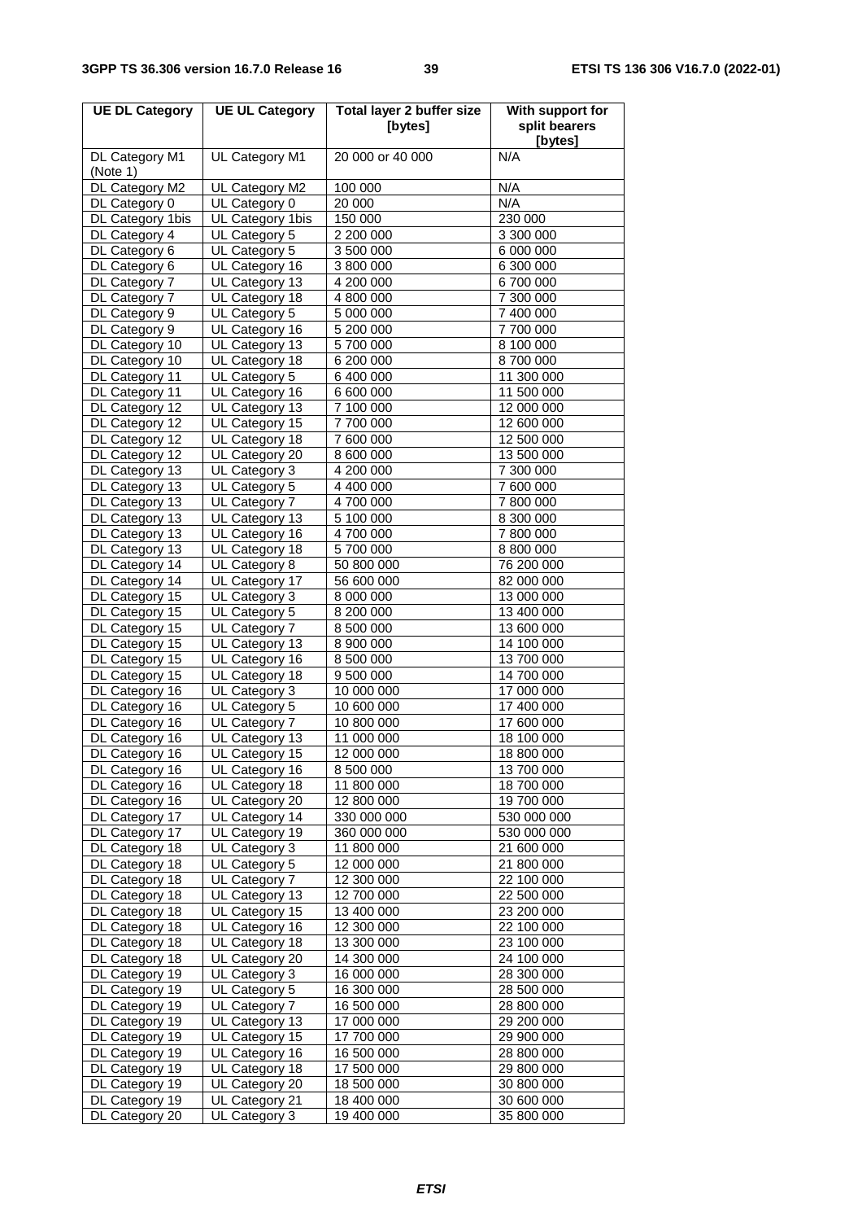| UE DL Category | UE UL Category | Total layer 2 buffer size [bytes] | With support for split bearers [bytes] |
| --- | --- | --- | --- |
| DL Category M1 (Note 1) | UL Category M1 | 20 000 or 40 000 | N/A |
| DL Category M2 | UL Category M2 | 100 000 | N/A |
| DL Category 0 | UL Category 0 | 20 000 | N/A |
| DL Category 1bis | UL Category 1bis | 150 000 | 230 000 |
| DL Category 4 | UL Category 5 | 2 200 000 | 3 300 000 |
| DL Category 6 | UL Category 5 | 3 500 000 | 6 000 000 |
| DL Category 6 | UL Category 16 | 3 800 000 | 6 300 000 |
| DL Category 7 | UL Category 13 | 4 200 000 | 6 700 000 |
| DL Category 7 | UL Category 18 | 4 800 000 | 7 300 000 |
| DL Category 9 | UL Category 5 | 5 000 000 | 7 400 000 |
| DL Category 9 | UL Category 16 | 5 200 000 | 7 700 000 |
| DL Category 10 | UL Category 13 | 5 700 000 | 8 100 000 |
| DL Category 10 | UL Category 18 | 6 200 000 | 8 700 000 |
| DL Category 11 | UL Category 5 | 6 400 000 | 11 300 000 |
| DL Category 11 | UL Category 16 | 6 600 000 | 11 500 000 |
| DL Category 12 | UL Category 13 | 7 100 000 | 12 000 000 |
| DL Category 12 | UL Category 15 | 7 700 000 | 12 600 000 |
| DL Category 12 | UL Category 18 | 7 600 000 | 12 500 000 |
| DL Category 12 | UL Category 20 | 8 600 000 | 13 500 000 |
| DL Category 13 | UL Category 3 | 4 200 000 | 7 300 000 |
| DL Category 13 | UL Category 5 | 4 400 000 | 7 600 000 |
| DL Category 13 | UL Category 7 | 4 700 000 | 7 800 000 |
| DL Category 13 | UL Category 13 | 5 100 000 | 8 300 000 |
| DL Category 13 | UL Category 16 | 4 700 000 | 7 800 000 |
| DL Category 13 | UL Category 18 | 5 700 000 | 8 800 000 |
| DL Category 14 | UL Category 8 | 50 800 000 | 76 200 000 |
| DL Category 14 | UL Category 17 | 56 600 000 | 82 000 000 |
| DL Category 15 | UL Category 3 | 8 000 000 | 13 000 000 |
| DL Category 15 | UL Category 5 | 8 200 000 | 13 400 000 |
| DL Category 15 | UL Category 7 | 8 500 000 | 13 600 000 |
| DL Category 15 | UL Category 13 | 8 900 000 | 14 100 000 |
| DL Category 15 | UL Category 16 | 8 500 000 | 13 700 000 |
| DL Category 15 | UL Category 18 | 9 500 000 | 14 700 000 |
| DL Category 16 | UL Category 3 | 10 000 000 | 17 000 000 |
| DL Category 16 | UL Category 5 | 10 600 000 | 17 400 000 |
| DL Category 16 | UL Category 7 | 10 800 000 | 17 600 000 |
| DL Category 16 | UL Category 13 | 11 000 000 | 18 100 000 |
| DL Category 16 | UL Category 15 | 12 000 000 | 18 800 000 |
| DL Category 16 | UL Category 16 | 8 500 000 | 13 700 000 |
| DL Category 16 | UL Category 18 | 11 800 000 | 18 700 000 |
| DL Category 16 | UL Category 20 | 12 800 000 | 19 700 000 |
| DL Category 17 | UL Category 14 | 330 000 000 | 530 000 000 |
| DL Category 17 | UL Category 19 | 360 000 000 | 530 000 000 |
| DL Category 18 | UL Category 3 | 11 800 000 | 21 600 000 |
| DL Category 18 | UL Category 5 | 12 000 000 | 21 800 000 |
| DL Category 18 | UL Category 7 | 12 300 000 | 22 100 000 |
| DL Category 18 | UL Category 13 | 12 700 000 | 22 500 000 |
| DL Category 18 | UL Category 15 | 13 400 000 | 23 200 000 |
| DL Category 18 | UL Category 16 | 12 300 000 | 22 100 000 |
| DL Category 18 | UL Category 18 | 13 300 000 | 23 100 000 |
| DL Category 18 | UL Category 20 | 14 300 000 | 24 100 000 |
| DL Category 19 | UL Category 3 | 16 000 000 | 28 300 000 |
| DL Category 19 | UL Category 5 | 16 300 000 | 28 500 000 |
| DL Category 19 | UL Category 7 | 16 500 000 | 28 800 000 |
| DL Category 19 | UL Category 13 | 17 000 000 | 29 200 000 |
| DL Category 19 | UL Category 15 | 17 700 000 | 29 900 000 |
| DL Category 19 | UL Category 16 | 16 500 000 | 28 800 000 |
| DL Category 19 | UL Category 18 | 17 500 000 | 29 800 000 |
| DL Category 19 | UL Category 20 | 18 500 000 | 30 800 000 |
| DL Category 19 | UL Category 21 | 18 400 000 | 30 600 000 |
| DL Category 20 | UL Category 3 | 19 400 000 | 35 800 000 |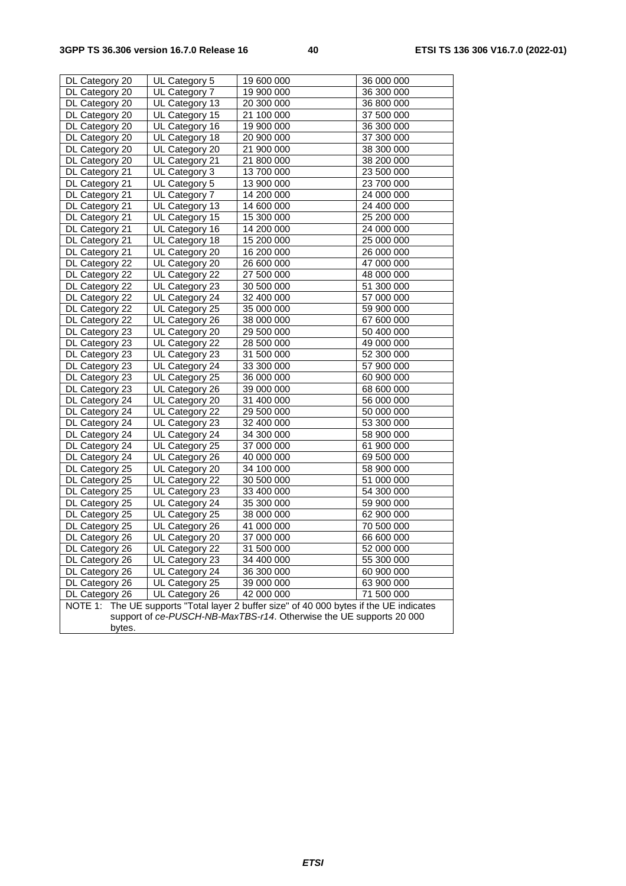| DL Category 20 | UL Category 5 | 19 600 000 | 36 000 000 |
|---|---|---|---|
| DL Category 20 | UL Category 7 | 19 900 000 | 36 300 000 |
| DL Category 20 | UL Category 13 | 20 300 000 | 36 800 000 |
| DL Category 20 | UL Category 15 | 21 100 000 | 37 500 000 |
| DL Category 20 | UL Category 16 | 19 900 000 | 36 300 000 |
| DL Category 20 | UL Category 18 | 20 900 000 | 37 300 000 |
| DL Category 20 | UL Category 20 | 21 900 000 | 38 300 000 |
| DL Category 20 | UL Category 21 | 21 800 000 | 38 200 000 |
| DL Category 21 | UL Category 3 | 13 700 000 | 23 500 000 |
| DL Category 21 | UL Category 5 | 13 900 000 | 23 700 000 |
| DL Category 21 | UL Category 7 | 14 200 000 | 24 000 000 |
| DL Category 21 | UL Category 13 | 14 600 000 | 24 400 000 |
| DL Category 21 | UL Category 15 | 15 300 000 | 25 200 000 |
| DL Category 21 | UL Category 16 | 14 200 000 | 24 000 000 |
| DL Category 21 | UL Category 18 | 15 200 000 | 25 000 000 |
| DL Category 21 | UL Category 20 | 16 200 000 | 26 000 000 |
| DL Category 22 | UL Category 20 | 26 600 000 | 47 000 000 |
| DL Category 22 | UL Category 22 | 27 500 000 | 48 000 000 |
| DL Category 22 | UL Category 23 | 30 500 000 | 51 300 000 |
| DL Category 22 | UL Category 24 | 32 400 000 | 57 000 000 |
| DL Category 22 | UL Category 25 | 35 000 000 | 59 900 000 |
| DL Category 22 | UL Category 26 | 38 000 000 | 67 600 000 |
| DL Category 23 | UL Category 20 | 29 500 000 | 50 400 000 |
| DL Category 23 | UL Category 22 | 28 500 000 | 49 000 000 |
| DL Category 23 | UL Category 23 | 31 500 000 | 52 300 000 |
| DL Category 23 | UL Category 24 | 33 300 000 | 57 900 000 |
| DL Category 23 | UL Category 25 | 36 000 000 | 60 900 000 |
| DL Category 23 | UL Category 26 | 39 000 000 | 68 600 000 |
| DL Category 24 | UL Category 20 | 31 400 000 | 56 000 000 |
| DL Category 24 | UL Category 22 | 29 500 000 | 50 000 000 |
| DL Category 24 | UL Category 23 | 32 400 000 | 53 300 000 |
| DL Category 24 | UL Category 24 | 34 300 000 | 58 900 000 |
| DL Category 24 | UL Category 25 | 37 000 000 | 61 900 000 |
| DL Category 24 | UL Category 26 | 40 000 000 | 69 500 000 |
| DL Category 25 | UL Category 20 | 34 100 000 | 58 900 000 |
| DL Category 25 | UL Category 22 | 30 500 000 | 51 000 000 |
| DL Category 25 | UL Category 23 | 33 400 000 | 54 300 000 |
| DL Category 25 | UL Category 24 | 35 300 000 | 59 900 000 |
| DL Category 25 | UL Category 25 | 38 000 000 | 62 900 000 |
| DL Category 25 | UL Category 26 | 41 000 000 | 70 500 000 |
| DL Category 26 | UL Category 20 | 37 000 000 | 66 600 000 |
| DL Category 26 | UL Category 22 | 31 500 000 | 52 000 000 |
| DL Category 26 | UL Category 23 | 34 400 000 | 55 300 000 |
| DL Category 26 | UL Category 24 | 36 300 000 | 60 900 000 |
| DL Category 26 | UL Category 25 | 39 000 000 | 63 900 000 |
| DL Category 26 | UL Category 26 | 42 000 000 | 71 500 000 |
| NOTE 1: The UE supports "Total layer 2 buffer size" of 40 000 bytes if the UE indicates support of *ce-PUSCH-NB-MaxTBS-r14*. Otherwise the UE supports 20 000 bytes. | | | |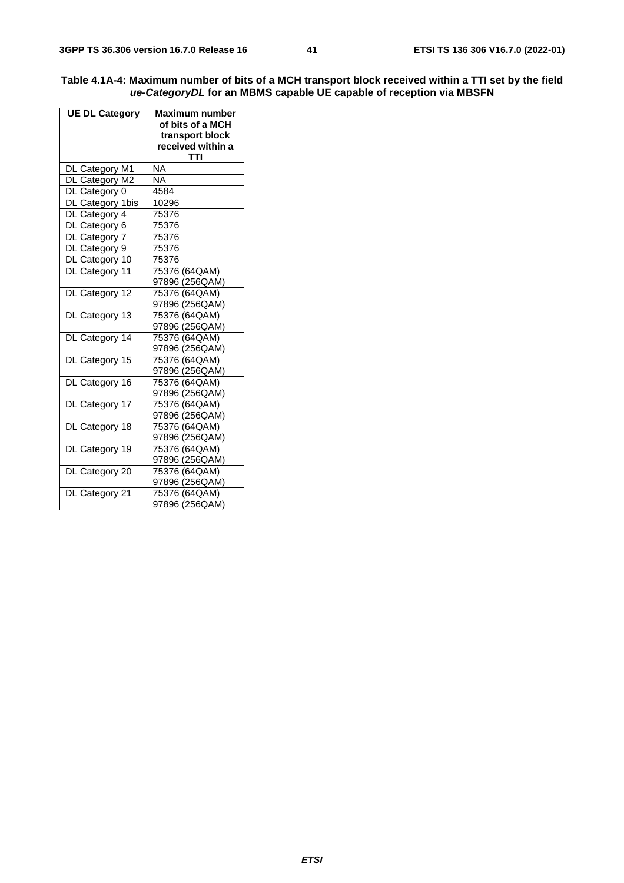**Table 4.1A-4: Maximum number of bits of a MCH transport block received within a TTI set by the field *ue-CategoryDL* for an MBMS capable UE capable of reception via MBSFN**

| UE DL Category | Maximum number of bits of a MCH transport block received within a TTI |
|---|---|
| DL Category M1 | NA |
| DL Category M2 | NA |
| DL Category 0 | 4584 |
| DL Category 1bis | 10296 |
| DL Category 4 | 75376 |
| DL Category 6 | 75376 |
| DL Category 7 | 75376 |
| DL Category 9 | 75376 |
| DL Category 10 | 75376 |
| DL Category 11 | 75376 (64QAM)<br>97896 (256QAM) |
| DL Category 12 | 75376 (64QAM)<br>97896 (256QAM) |
| DL Category 13 | 75376 (64QAM)<br>97896 (256QAM) |
| DL Category 14 | 75376 (64QAM)<br>97896 (256QAM) |
| DL Category 15 | 75376 (64QAM)<br>97896 (256QAM) |
| DL Category 16 | 75376 (64QAM)<br>97896 (256QAM) |
| DL Category 17 | 75376 (64QAM)<br>97896 (256QAM) |
| DL Category 18 | 75376 (64QAM)<br>97896 (256QAM) |
| DL Category 19 | 75376 (64QAM)<br>97896 (256QAM) |
| DL Category 20 | 75376 (64QAM)<br>97896 (256QAM) |
| DL Category 21 | 75376 (64QAM)<br>97896 (256QAM) |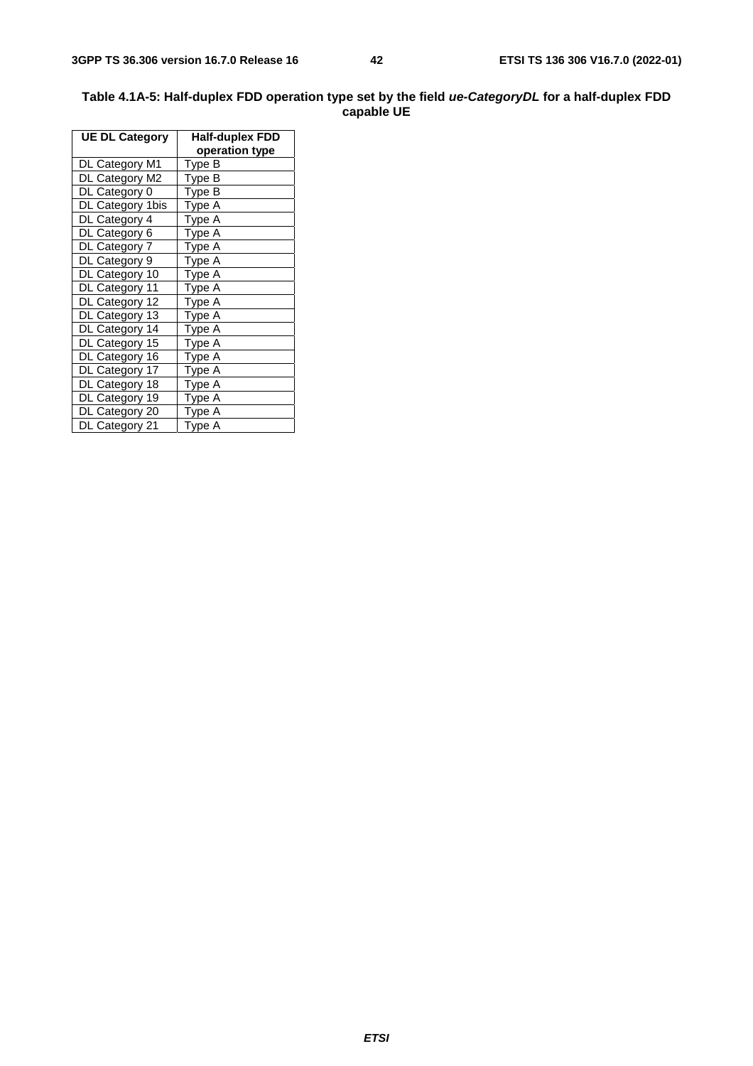**Table 4.1A-5: Half-duplex FDD operation type set by the field *ue-CategoryDL* for a half-duplex FDD capable UE**

| UE DL Category | Half-duplex FDD operation type |
|---|---|
| DL Category M1 | Type B |
| DL Category M2 | Type B |
| DL Category 0 | Type B |
| DL Category 1bis | Type A |
| DL Category 4 | Type A |
| DL Category 6 | Type A |
| DL Category 7 | Type A |
| DL Category 9 | Type A |
| DL Category 10 | Type A |
| DL Category 11 | Type A |
| DL Category 12 | Type A |
| DL Category 13 | Type A |
| DL Category 14 | Type A |
| DL Category 15 | Type A |
| DL Category 16 | Type A |
| DL Category 17 | Type A |
| DL Category 18 | Type A |
| DL Category 19 | Type A |
| DL Category 20 | Type A |
| DL Category 21 | Type A |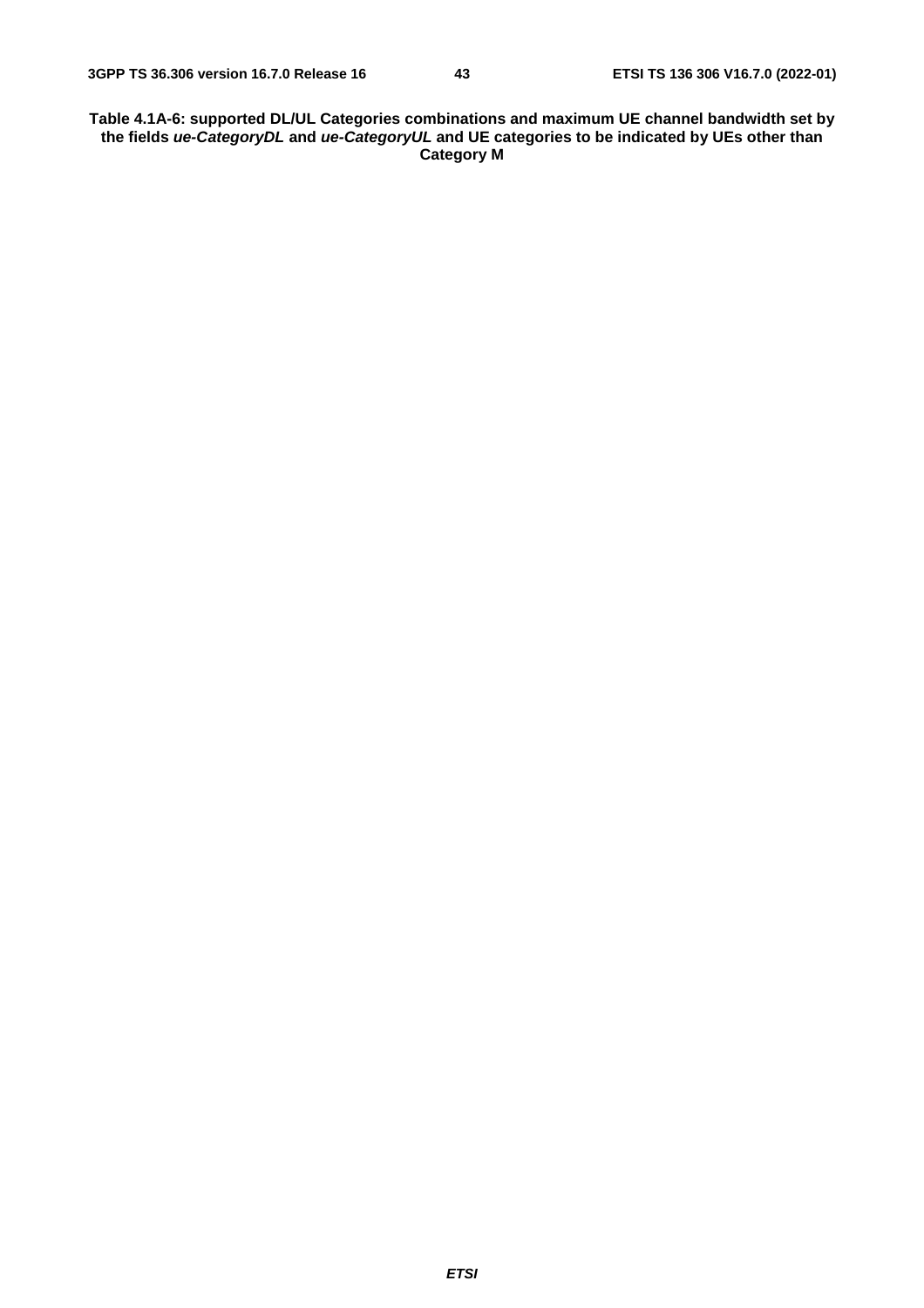**Table 4.1A-6: supported DL/UL Categories combinations and maximum UE channel bandwidth set by the fields *ue-CategoryDL* and *ue-CategoryUL* and UE categories to be indicated by UEs other than Category M**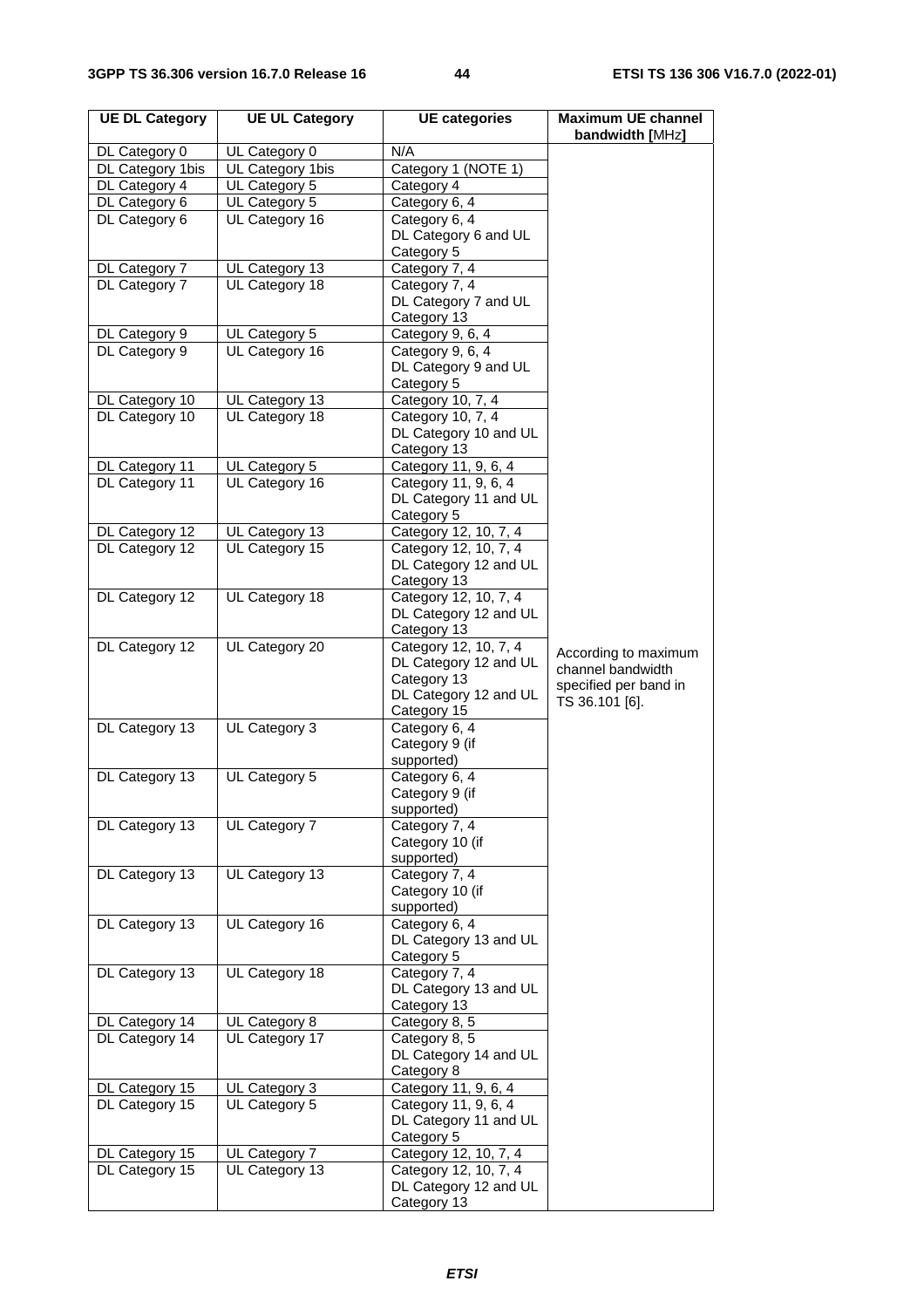| UE DL Category | UE UL Category | UE categories | Maximum UE channel bandwidth [MHz] |
|---|---|---|---|
| DL Category 0 | UL Category 0 | N/A | According to maximum channel bandwidth specified per band in TS 36.101 [6]. |
| DL Category 1bis | UL Category 1bis | Category 1 (NOTE 1) | |
| DL Category 4 | UL Category 5 | Category 4 | |
| DL Category 6 | UL Category 5 | Category 6, 4 | |
| DL Category 6 | UL Category 16 | Category 6, 4<br>DL Category 6 and UL Category 5 | |
| DL Category 7 | UL Category 13 | Category 7, 4 | |
| DL Category 7 | UL Category 18 | Category 7, 4<br>DL Category 7 and UL Category 13 | |
| DL Category 9 | UL Category 5 | Category 9, 6, 4 | |
| DL Category 9 | UL Category 16 | Category 9, 6, 4<br>DL Category 9 and UL Category 5 | |
| DL Category 10 | UL Category 13 | Category 10, 7, 4 | |
| DL Category 10 | UL Category 18 | Category 10, 7, 4<br>DL Category 10 and UL Category 13 | |
| DL Category 11 | UL Category 5 | Category 11, 9, 6, 4 | |
| DL Category 11 | UL Category 16 | Category 11, 9, 6, 4<br>DL Category 11 and UL Category 5 | |
| DL Category 12 | UL Category 13 | Category 12, 10, 7, 4 | |
| DL Category 12 | UL Category 15 | Category 12, 10, 7, 4<br>DL Category 12 and UL Category 13 | |
| DL Category 12 | UL Category 18 | Category 12, 10, 7, 4<br>DL Category 12 and UL Category 13 | |
| DL Category 12 | UL Category 20 | Category 12, 10, 7, 4<br>DL Category 12 and UL Category 13<br>DL Category 12 and UL Category 15 | |
| DL Category 13 | UL Category 3 | Category 6, 4<br>Category 9 (if supported) | |
| DL Category 13 | UL Category 5 | Category 6, 4<br>Category 9 (if supported) | |
| DL Category 13 | UL Category 7 | Category 7, 4<br>Category 10 (if supported) | |
| DL Category 13 | UL Category 13 | Category 7, 4<br>Category 10 (if supported) | |
| DL Category 13 | UL Category 16 | Category 6, 4<br>DL Category 13 and UL Category 5 | |
| DL Category 13 | UL Category 18 | Category 7, 4<br>DL Category 13 and UL Category 13 | |
| DL Category 14 | UL Category 8 | Category 8, 5 | |
| DL Category 14 | UL Category 17 | Category 8, 5<br>DL Category 14 and UL Category 8 | |
| DL Category 15 | UL Category 3 | Category 11, 9, 6, 4 | |
| DL Category 15 | UL Category 5 | Category 11, 9, 6, 4<br>DL Category 11 and UL Category 5 | |
| DL Category 15 | UL Category 7 | Category 12, 10, 7, 4 | |
| DL Category 15 | UL Category 13 | Category 12, 10, 7, 4<br>DL Category 12 and UL Category 13 | |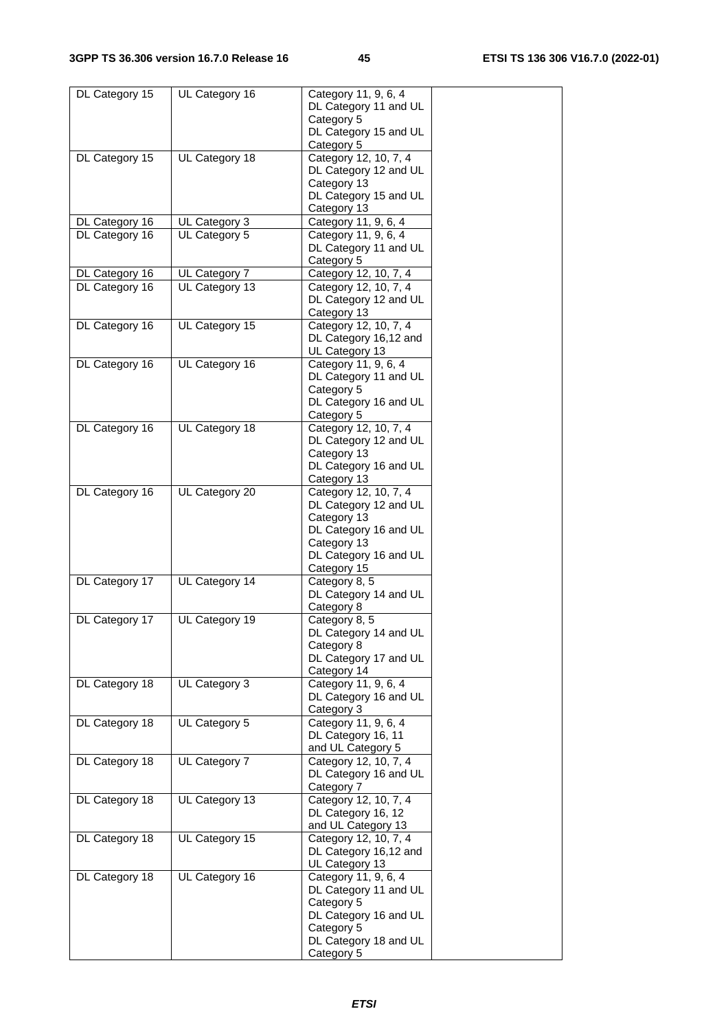| DL Category 15 | UL Category 16 | Category 11, 9, 6, 4<br>DL Category 11 and UL Category 5<br>DL Category 15 and UL Category 5 | |
|---|---|---|---|
| DL Category 15 | UL Category 18 | Category 12, 10, 7, 4<br>DL Category 12 and UL Category 13<br>DL Category 15 and UL Category 13 | |
| DL Category 16 | UL Category 3 | Category 11, 9, 6, 4 | |
| DL Category 16 | UL Category 5 | Category 11, 9, 6, 4<br>DL Category 11 and UL Category 5 | |
| DL Category 16 | UL Category 7 | Category 12, 10, 7, 4 | |
| DL Category 16 | UL Category 13 | Category 12, 10, 7, 4<br>DL Category 12 and UL Category 13 | |
| DL Category 16 | UL Category 15 | Category 12, 10, 7, 4<br>DL Category 16,12 and UL Category 13 | |
| DL Category 16 | UL Category 16 | Category 11, 9, 6, 4<br>DL Category 11 and UL Category 5<br>DL Category 16 and UL Category 5 | |
| DL Category 16 | UL Category 18 | Category 12, 10, 7, 4<br>DL Category 12 and UL Category 13<br>DL Category 16 and UL Category 13 | |
| DL Category 16 | UL Category 20 | Category 12, 10, 7, 4<br>DL Category 12 and UL Category 13<br>DL Category 16 and UL Category 13<br>DL Category 16 and UL Category 15 | |
| DL Category 17 | UL Category 14 | Category 8, 5<br>DL Category 14 and UL Category 8 | |
| DL Category 17 | UL Category 19 | Category 8, 5<br>DL Category 14 and UL Category 8<br>DL Category 17 and UL Category 14 | |
| DL Category 18 | UL Category 3 | Category 11, 9, 6, 4<br>DL Category 16 and UL Category 3 | |
| DL Category 18 | UL Category 5 | Category 11, 9, 6, 4<br>DL Category 16, 11 and UL Category 5 | |
| DL Category 18 | UL Category 7 | Category 12, 10, 7, 4<br>DL Category 16 and UL Category 7 | |
| DL Category 18 | UL Category 13 | Category 12, 10, 7, 4<br>DL Category 16, 12 and UL Category 13 | |
| DL Category 18 | UL Category 15 | Category 12, 10, 7, 4<br>DL Category 16,12 and UL Category 13 | |
| DL Category 18 | UL Category 16 | Category 11, 9, 6, 4<br>DL Category 11 and UL Category 5<br>DL Category 16 and UL Category 5<br>DL Category 18 and UL Category 5 | |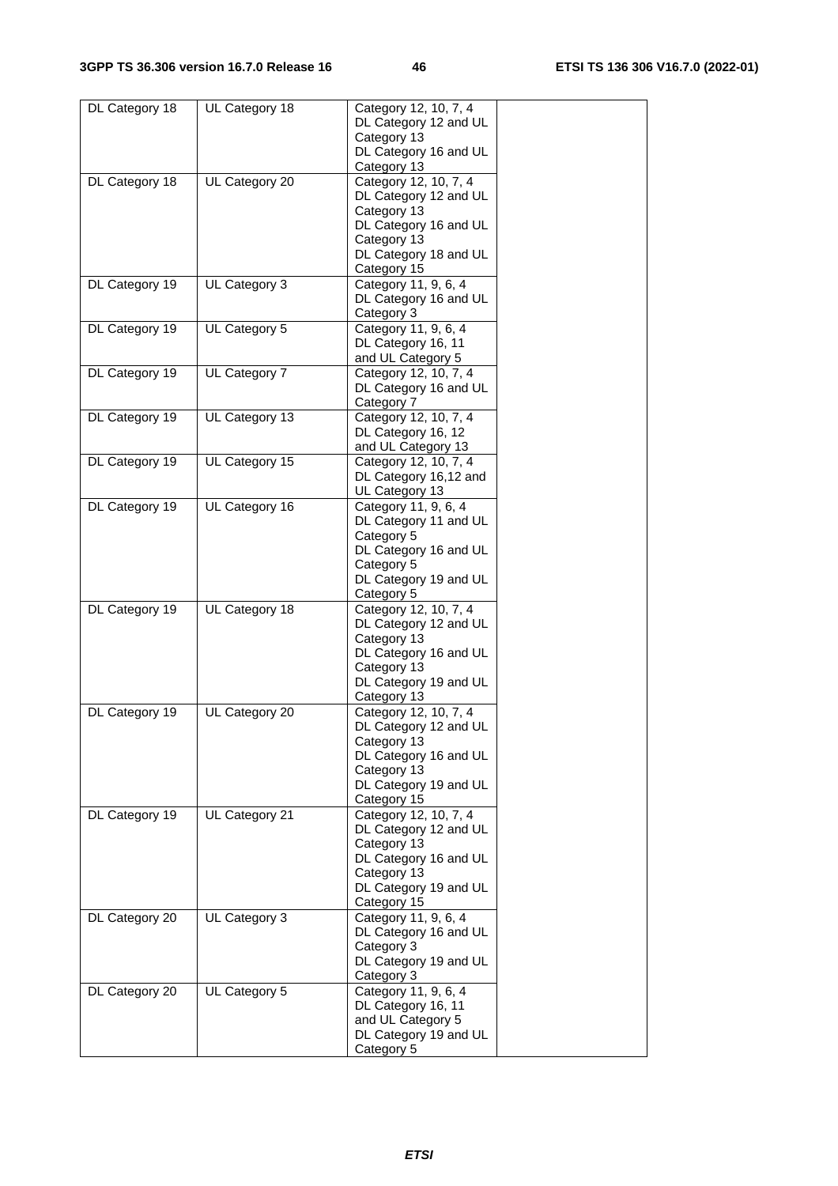| DL Category 18 | UL Category 18 | Category 12, 10, 7, 4<br>DL Category 12 and UL Category 13<br>DL Category 16 and UL Category 13 | |
|---|---|---|---|
| DL Category 18 | UL Category 20 | Category 12, 10, 7, 4<br>DL Category 12 and UL Category 13<br>DL Category 16 and UL Category 13<br>DL Category 18 and UL Category 15 | |
| DL Category 19 | UL Category 3 | Category 11, 9, 6, 4<br>DL Category 16 and UL Category 3 | |
| DL Category 19 | UL Category 5 | Category 11, 9, 6, 4<br>DL Category 16, 11 and UL Category 5 | |
| DL Category 19 | UL Category 7 | Category 12, 10, 7, 4<br>DL Category 16 and UL Category 7 | |
| DL Category 19 | UL Category 13 | Category 12, 10, 7, 4<br>DL Category 16, 12 and UL Category 13 | |
| DL Category 19 | UL Category 15 | Category 12, 10, 7, 4<br>DL Category 16,12 and UL Category 13 | |
| DL Category 19 | UL Category 16 | Category 11, 9, 6, 4<br>DL Category 11 and UL Category 5<br>DL Category 16 and UL Category 5<br>DL Category 19 and UL Category 5 | |
| DL Category 19 | UL Category 18 | Category 12, 10, 7, 4<br>DL Category 12 and UL Category 13<br>DL Category 16 and UL Category 13<br>DL Category 19 and UL Category 13 | |
| DL Category 19 | UL Category 20 | Category 12, 10, 7, 4<br>DL Category 12 and UL Category 13<br>DL Category 16 and UL Category 13<br>DL Category 19 and UL Category 15 | |
| DL Category 19 | UL Category 21 | Category 12, 10, 7, 4<br>DL Category 12 and UL Category 13<br>DL Category 16 and UL Category 13<br>DL Category 19 and UL Category 15 | |
| DL Category 20 | UL Category 3 | Category 11, 9, 6, 4<br>DL Category 16 and UL Category 3<br>DL Category 19 and UL Category 3 | |
| DL Category 20 | UL Category 5 | Category 11, 9, 6, 4<br>DL Category 16, 11 and UL Category 5<br>DL Category 19 and UL Category 5 | |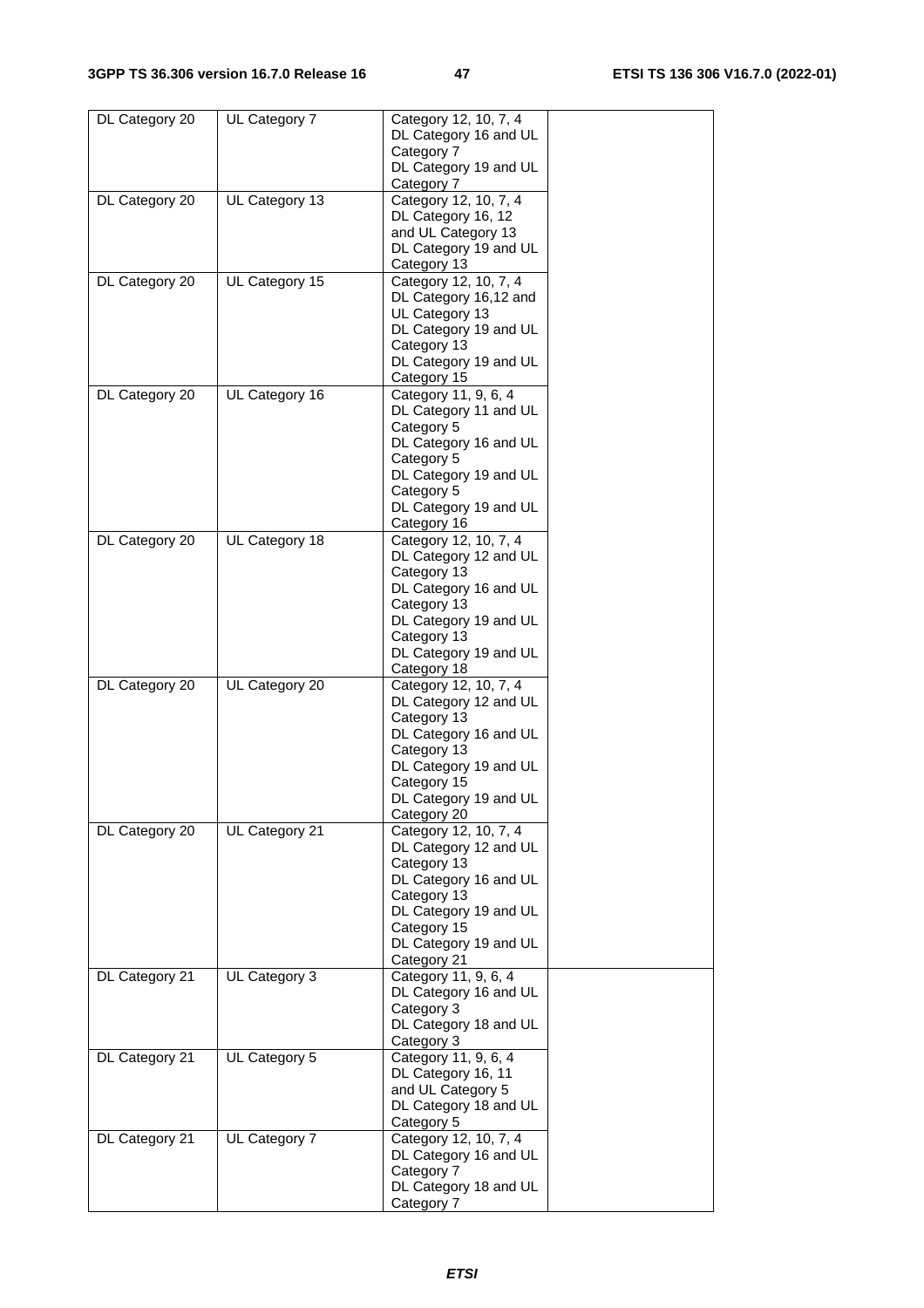| DL Category 20 | UL Category 7 | Category 12, 10, 7, 4<br>DL Category 16 and UL Category 7<br>DL Category 19 and UL Category 7 | |
|---|---|---|---|
| DL Category 20 | UL Category 13 | Category 12, 10, 7, 4<br>DL Category 16, 12 and UL Category 13<br>DL Category 19 and UL Category 13 | |
| DL Category 20 | UL Category 15 | Category 12, 10, 7, 4<br>DL Category 16,12 and UL Category 13<br>DL Category 19 and UL Category 13<br>DL Category 19 and UL Category 15 | |
| DL Category 20 | UL Category 16 | Category 11, 9, 6, 4<br>DL Category 11 and UL Category 5<br>DL Category 16 and UL Category 5<br>DL Category 19 and UL Category 5<br>DL Category 19 and UL Category 16 | |
| DL Category 20 | UL Category 18 | Category 12, 10, 7, 4<br>DL Category 12 and UL Category 13<br>DL Category 16 and UL Category 13<br>DL Category 19 and UL Category 13<br>DL Category 19 and UL Category 18 | |
| DL Category 20 | UL Category 20 | Category 12, 10, 7, 4<br>DL Category 12 and UL Category 13<br>DL Category 16 and UL Category 13<br>DL Category 19 and UL Category 15<br>DL Category 19 and UL Category 20 | |
| DL Category 20 | UL Category 21 | Category 12, 10, 7, 4<br>DL Category 12 and UL Category 13<br>DL Category 16 and UL Category 13<br>DL Category 19 and UL Category 15<br>DL Category 19 and UL Category 21 | |
| DL Category 21 | UL Category 3 | Category 11, 9, 6, 4<br>DL Category 16 and UL Category 3<br>DL Category 18 and UL Category 3 | |
| DL Category 21 | UL Category 5 | Category 11, 9, 6, 4<br>DL Category 16, 11 and UL Category 5<br>DL Category 18 and UL Category 5 | |
| DL Category 21 | UL Category 7 | Category 12, 10, 7, 4<br>DL Category 16 and UL Category 7<br>DL Category 18 and UL Category 7 | |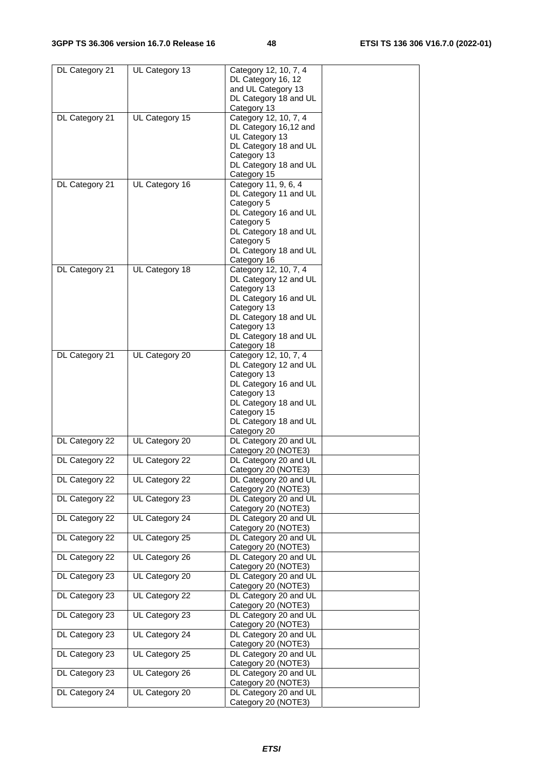| DL Category 21 | UL Category 13 | Category 12, 10, 7, 4<br>DL Category 16, 12 and UL Category 13<br>DL Category 18 and UL Category 13 | |
|---|---|---|---|
| DL Category 21 | UL Category 15 | Category 12, 10, 7, 4<br>DL Category 16,12 and UL Category 13<br>DL Category 18 and UL Category 13<br>DL Category 18 and UL Category 15 | |
| DL Category 21 | UL Category 16 | Category 11, 9, 6, 4<br>DL Category 11 and UL Category 5<br>DL Category 16 and UL Category 5<br>DL Category 18 and UL Category 5<br>DL Category 18 and UL Category 16 | |
| DL Category 21 | UL Category 18 | Category 12, 10, 7, 4<br>DL Category 12 and UL Category 13<br>DL Category 16 and UL Category 13<br>DL Category 18 and UL Category 13<br>DL Category 18 and UL Category 18 | |
| DL Category 21 | UL Category 20 | Category 12, 10, 7, 4<br>DL Category 12 and UL Category 13<br>DL Category 16 and UL Category 13<br>DL Category 18 and UL Category 15<br>DL Category 18 and UL Category 20 | |
| DL Category 22 | UL Category 20 | DL Category 20 and UL Category 20 (NOTE3) | |
| DL Category 22 | UL Category 22 | DL Category 20 and UL Category 20 (NOTE3) | |
| DL Category 22 | UL Category 22 | DL Category 20 and UL Category 20 (NOTE3) | |
| DL Category 22 | UL Category 23 | DL Category 20 and UL Category 20 (NOTE3) | |
| DL Category 22 | UL Category 24 | DL Category 20 and UL Category 20 (NOTE3) | |
| DL Category 22 | UL Category 25 | DL Category 20 and UL Category 20 (NOTE3) | |
| DL Category 22 | UL Category 26 | DL Category 20 and UL Category 20 (NOTE3) | |
| DL Category 23 | UL Category 20 | DL Category 20 and UL Category 20 (NOTE3) | |
| DL Category 23 | UL Category 22 | DL Category 20 and UL Category 20 (NOTE3) | |
| DL Category 23 | UL Category 23 | DL Category 20 and UL Category 20 (NOTE3) | |
| DL Category 23 | UL Category 24 | DL Category 20 and UL Category 20 (NOTE3) | |
| DL Category 23 | UL Category 25 | DL Category 20 and UL Category 20 (NOTE3) | |
| DL Category 23 | UL Category 26 | DL Category 20 and UL Category 20 (NOTE3) | |
| DL Category 24 | UL Category 20 | DL Category 20 and UL Category 20 (NOTE3) | |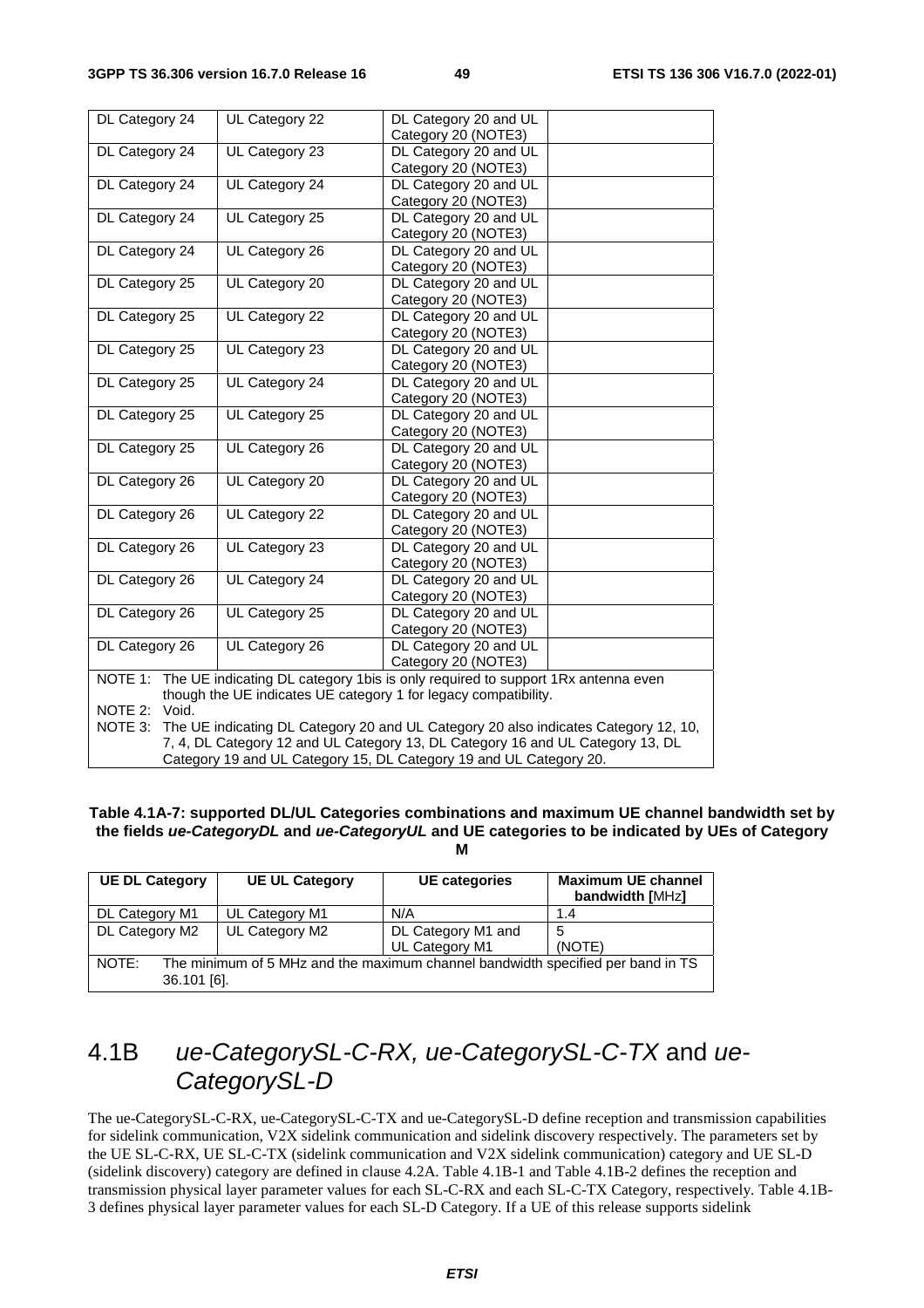| DL Category 24 | UL Category 22 | DL Category 20 and UL Category 20 (NOTE3) | |
|---|---|---|---|
| DL Category 24 | UL Category 23 | DL Category 20 and UL Category 20 (NOTE3) | |
| DL Category 24 | UL Category 24 | DL Category 20 and UL Category 20 (NOTE3) | |
| DL Category 24 | UL Category 25 | DL Category 20 and UL Category 20 (NOTE3) | |
| DL Category 24 | UL Category 26 | DL Category 20 and UL Category 20 (NOTE3) | |
| DL Category 25 | UL Category 20 | DL Category 20 and UL Category 20 (NOTE3) | |
| DL Category 25 | UL Category 22 | DL Category 20 and UL Category 20 (NOTE3) | |
| DL Category 25 | UL Category 23 | DL Category 20 and UL Category 20 (NOTE3) | |
| DL Category 25 | UL Category 24 | DL Category 20 and UL Category 20 (NOTE3) | |
| DL Category 25 | UL Category 25 | DL Category 20 and UL Category 20 (NOTE3) | |
| DL Category 25 | UL Category 26 | DL Category 20 and UL Category 20 (NOTE3) | |
| DL Category 26 | UL Category 20 | DL Category 20 and UL Category 20 (NOTE3) | |
| DL Category 26 | UL Category 22 | DL Category 20 and UL Category 20 (NOTE3) | |
| DL Category 26 | UL Category 23 | DL Category 20 and UL Category 20 (NOTE3) | |
| DL Category 26 | UL Category 24 | DL Category 20 and UL Category 20 (NOTE3) | |
| DL Category 26 | UL Category 25 | DL Category 20 and UL Category 20 (NOTE3) | |
| DL Category 26 | UL Category 26 | DL Category 20 and UL Category 20 (NOTE3) | |
| NOTE 1: The UE indicating DL category 1bis is only required to support 1Rx antenna even though the UE indicates UE category 1 for legacy compatibility. | | | |
| NOTE 2: Void. | | | |
| NOTE 3: The UE indicating DL Category 20 and UL Category 20 also indicates Category 12, 10, 7, 4, DL Category 12 and UL Category 13, DL Category 16 and UL Category 13, DL Category 19 and UL Category 15, DL Category 19 and UL Category 20. | | | |

**Table 4.1A-7: supported DL/UL Categories combinations and maximum UE channel bandwidth set by the fields *ue-CategoryDL* and *ue-CategoryUL* and UE categories to be indicated by UEs of Category M**

| UE DL Category | UE UL Category | UE categories | Maximum UE channel bandwidth [MHz] |
|---|---|---|---|
| DL Category M1 | UL Category M1 | N/A | 1.4 |
| DL Category M2 | UL Category M2 | DL Category M1 and UL Category M1 | 5 (NOTE) |
| NOTE: The minimum of 5 MHz and the maximum channel bandwidth specified per band in TS 36.101 [6]. | | | |

# 4.1B *ue-CategorySL-C-RX, ue-CategorySL-C-TX* and *ue-CategorySL-D*

The ue-CategorySL-C-RX, ue-CategorySL-C-TX and ue-CategorySL-D define reception and transmission capabilities for sidelink communication, V2X sidelink communication and sidelink discovery respectively. The parameters set by the UE SL-C-RX, UE SL-C-TX (sidelink communication and V2X sidelink communication) category and UE SL-D (sidelink discovery) category are defined in clause 4.2A. Table 4.1B-1 and Table 4.1B-2 defines the reception and transmission physical layer parameter values for each SL-C-RX and each SL-C-TX Category, respectively. Table 4.1B-3 defines physical layer parameter values for each SL-D Category. If a UE of this release supports sidelink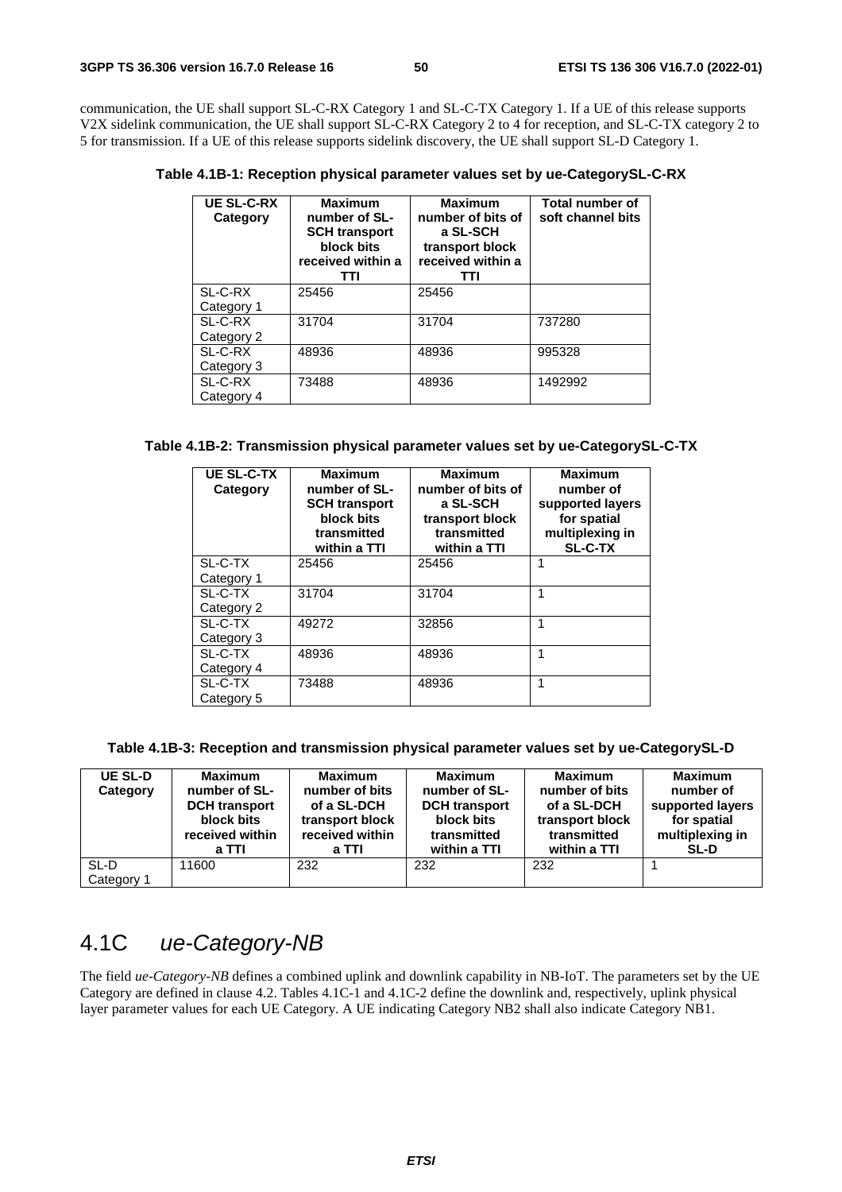communication, the UE shall support SL-C-RX Category 1 and SL-C-TX Category 1. If a UE of this release supports V2X sidelink communication, the UE shall support SL-C-RX Category 2 to 4 for reception, and SL-C-TX category 2 to 5 for transmission. If a UE of this release supports sidelink discovery, the UE shall support SL-D Category 1.

**Table 4.1B-1: Reception physical parameter values set by ue-CategorySL-C-RX**

| UE SL-C-RX Category | Maximum number of SL-SCH transport block bits received within a TTI | Maximum number of bits of a SL-SCH transport block received within a TTI | Total number of soft channel bits |
|---|---|---|---|
| SL-C-RX Category 1 | 25456 | 25456 | |
| SL-C-RX Category 2 | 31704 | 31704 | 737280 |
| SL-C-RX Category 3 | 48936 | 48936 | 995328 |
| SL-C-RX Category 4 | 73488 | 48936 | 1492992 |

**Table 4.1B-2: Transmission physical parameter values set by ue-CategorySL-C-TX**

| UE SL-C-TX Category | Maximum number of SL-SCH transport block bits transmitted within a TTI | Maximum number of bits of a SL-SCH transport block transmitted within a TTI | Maximum number of supported layers for spatial multiplexing in SL-C-TX |
|---|---|---|---|
| SL-C-TX Category 1 | 25456 | 25456 | 1 |
| SL-C-TX Category 2 | 31704 | 31704 | 1 |
| SL-C-TX Category 3 | 49272 | 32856 | 1 |
| SL-C-TX Category 4 | 48936 | 48936 | 1 |
| SL-C-TX Category 5 | 73488 | 48936 | 1 |

**Table 4.1B-3: Reception and transmission physical parameter values set by ue-CategorySL-D**

| UE SL-D Category | Maximum number of SL-DCH transport block bits received within a TTI | Maximum number of bits of a SL-DCH transport block received within a TTI | Maximum number of SL-DCH transport block bits transmitted within a TTI | Maximum number of bits of a SL-DCH transport block transmitted within a TTI | Maximum number of supported layers for spatial multiplexing in SL-D |
|---|---|---|---|---|---|
| SL-D Category 1 | 11600 | 232 | 232 | 232 | 1 |

# 4.1C *ue-Category-NB*

The field *ue-Category-NB* defines a combined uplink and downlink capability in NB-IoT. The parameters set by the UE Category are defined in clause 4.2. Tables 4.1C-1 and 4.1C-2 define the downlink and, respectively, uplink physical layer parameter values for each UE Category. A UE indicating Category NB2 shall also indicate Category NB1.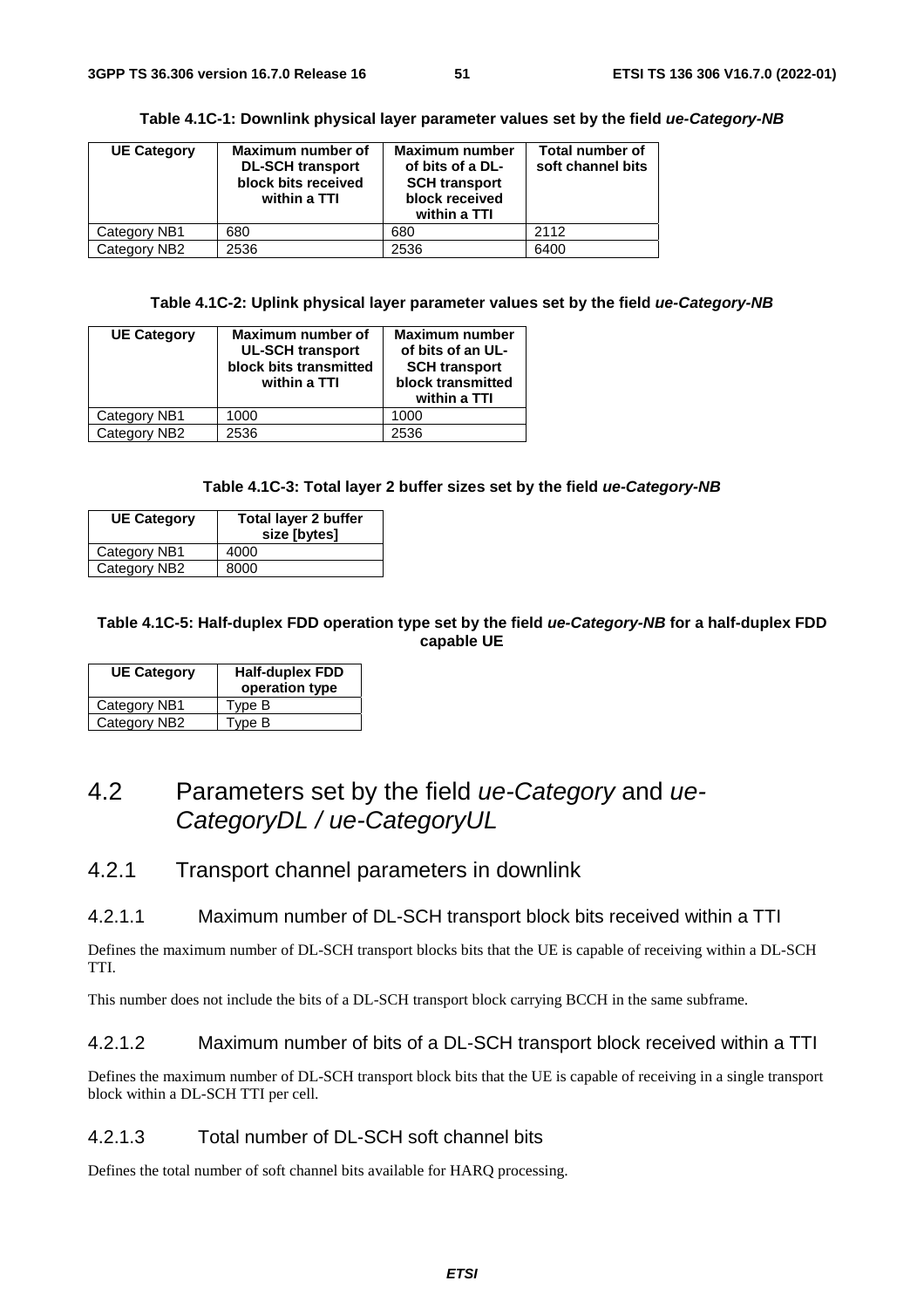**Table 4.1C-1: Downlink physical layer parameter values set by the field *ue-Category-NB***

| UE Category | Maximum number of DL-SCH transport block bits received within a TTI | Maximum number of bits of a DL-SCH transport block received within a TTI | Total number of soft channel bits |
|---|---|---|---|
| Category NB1 | 680 | 680 | 2112 |
| Category NB2 | 2536 | 2536 | 6400 |

**Table 4.1C-2: Uplink physical layer parameter values set by the field *ue-Category-NB***

| UE Category | Maximum number of UL-SCH transport block bits transmitted within a TTI | Maximum number of bits of an UL-SCH transport block transmitted within a TTI |
|---|---|---|
| Category NB1 | 1000 | 1000 |
| Category NB2 | 2536 | 2536 |

**Table 4.1C-3: Total layer 2 buffer sizes set by the field *ue-Category-NB***

| UE Category | Total layer 2 buffer size [bytes] |
|---|---|
| Category NB1 | 4000 |
| Category NB2 | 8000 |

**Table 4.1C-5: Half-duplex FDD operation type set by the field *ue-Category-NB* for a half-duplex FDD capable UE**

| UE Category | Half-duplex FDD operation type |
|---|---|
| Category NB1 | Type B |
| Category NB2 | Type B |

# 4.2 Parameters set by the field *ue-Category* and *ue-CategoryDL / ue-CategoryUL*

## 4.2.1 Transport channel parameters in downlink

### 4.2.1.1 Maximum number of DL-SCH transport block bits received within a TTI

Defines the maximum number of DL-SCH transport blocks bits that the UE is capable of receiving within a DL-SCH TTI.

This number does not include the bits of a DL-SCH transport block carrying BCCH in the same subframe.

### 4.2.1.2 Maximum number of bits of a DL-SCH transport block received within a TTI

Defines the maximum number of DL-SCH transport block bits that the UE is capable of receiving in a single transport block within a DL-SCH TTI per cell.

### 4.2.1.3 Total number of DL-SCH soft channel bits

Defines the total number of soft channel bits available for HARQ processing.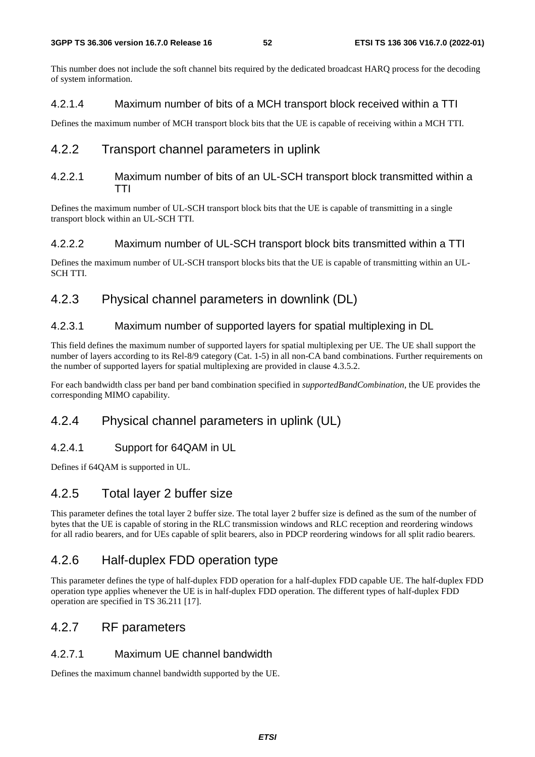This number does not include the soft channel bits required by the dedicated broadcast HARQ process for the decoding of system information.

#### 4.2.1.4 Maximum number of bits of a MCH transport block received within a TTI

Defines the maximum number of MCH transport block bits that the UE is capable of receiving within a MCH TTI.

### 4.2.2 Transport channel parameters in uplink

#### 4.2.2.1 Maximum number of bits of an UL-SCH transport block transmitted within a TTI

Defines the maximum number of UL-SCH transport block bits that the UE is capable of transmitting in a single transport block within an UL-SCH TTI.

#### 4.2.2.2 Maximum number of UL-SCH transport block bits transmitted within a TTI

Defines the maximum number of UL-SCH transport blocks bits that the UE is capable of transmitting within an UL-SCH TTI.

### 4.2.3 Physical channel parameters in downlink (DL)

#### 4.2.3.1 Maximum number of supported layers for spatial multiplexing in DL

This field defines the maximum number of supported layers for spatial multiplexing per UE. The UE shall support the number of layers according to its Rel-8/9 category (Cat. 1-5) in all non-CA band combinations. Further requirements on the number of supported layers for spatial multiplexing are provided in clause 4.3.5.2.

For each bandwidth class per band per band combination specified in *supportedBandCombination*, the UE provides the corresponding MIMO capability.

### 4.2.4 Physical channel parameters in uplink (UL)

#### 4.2.4.1 Support for 64QAM in UL

Defines if 64QAM is supported in UL.

### 4.2.5 Total layer 2 buffer size

This parameter defines the total layer 2 buffer size. The total layer 2 buffer size is defined as the sum of the number of bytes that the UE is capable of storing in the RLC transmission windows and RLC reception and reordering windows for all radio bearers, and for UEs capable of split bearers, also in PDCP reordering windows for all split radio bearers.

### 4.2.6 Half-duplex FDD operation type

This parameter defines the type of half-duplex FDD operation for a half-duplex FDD capable UE. The half-duplex FDD operation type applies whenever the UE is in half-duplex FDD operation. The different types of half-duplex FDD operation are specified in TS 36.211 [17].

### 4.2.7 RF parameters

#### 4.2.7.1 Maximum UE channel bandwidth

Defines the maximum channel bandwidth supported by the UE.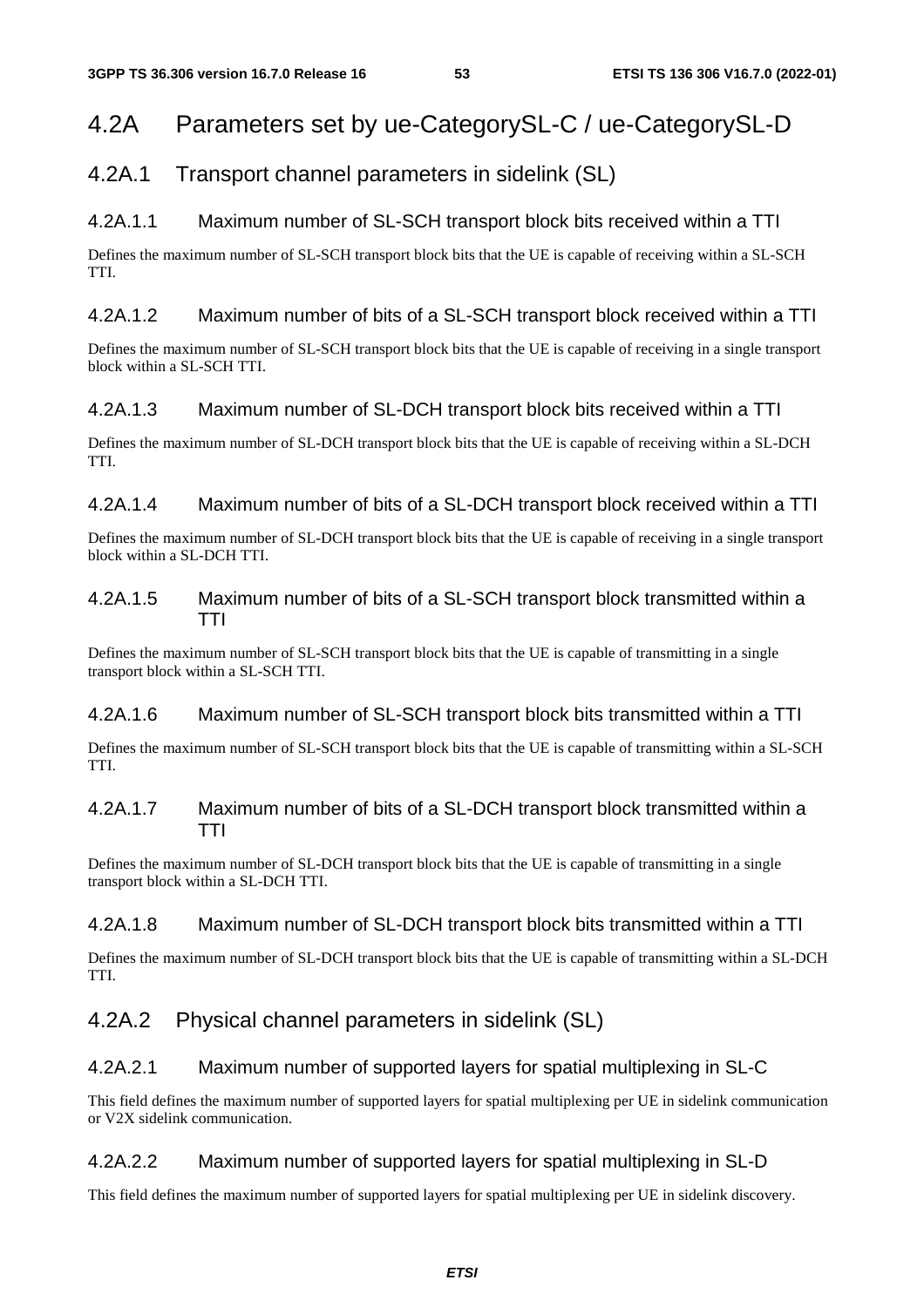# 4.2A Parameters set by ue-CategorySL-C / ue-CategorySL-D

## 4.2A.1 Transport channel parameters in sidelink (SL)

### 4.2A.1.1 Maximum number of SL-SCH transport block bits received within a TTI

Defines the maximum number of SL-SCH transport block bits that the UE is capable of receiving within a SL-SCH TTI.

### 4.2A.1.2 Maximum number of bits of a SL-SCH transport block received within a TTI

Defines the maximum number of SL-SCH transport block bits that the UE is capable of receiving in a single transport block within a SL-SCH TTI.

### 4.2A.1.3 Maximum number of SL-DCH transport block bits received within a TTI

Defines the maximum number of SL-DCH transport block bits that the UE is capable of receiving within a SL-DCH TTI.

### 4.2A.1.4 Maximum number of bits of a SL-DCH transport block received within a TTI

Defines the maximum number of SL-DCH transport block bits that the UE is capable of receiving in a single transport block within a SL-DCH TTI.

### 4.2A.1.5 Maximum number of bits of a SL-SCH transport block transmitted within a TTI

Defines the maximum number of SL-SCH transport block bits that the UE is capable of transmitting in a single transport block within a SL-SCH TTI.

### 4.2A.1.6 Maximum number of SL-SCH transport block bits transmitted within a TTI

Defines the maximum number of SL-SCH transport block bits that the UE is capable of transmitting within a SL-SCH TTI.

### 4.2A.1.7 Maximum number of bits of a SL-DCH transport block transmitted within a TTI

Defines the maximum number of SL-DCH transport block bits that the UE is capable of transmitting in a single transport block within a SL-DCH TTI.

### 4.2A.1.8 Maximum number of SL-DCH transport block bits transmitted within a TTI

Defines the maximum number of SL-DCH transport block bits that the UE is capable of transmitting within a SL-DCH TTI.

## 4.2A.2 Physical channel parameters in sidelink (SL)

### 4.2A.2.1 Maximum number of supported layers for spatial multiplexing in SL-C

This field defines the maximum number of supported layers for spatial multiplexing per UE in sidelink communication or V2X sidelink communication.

### 4.2A.2.2 Maximum number of supported layers for spatial multiplexing in SL-D

This field defines the maximum number of supported layers for spatial multiplexing per UE in sidelink discovery.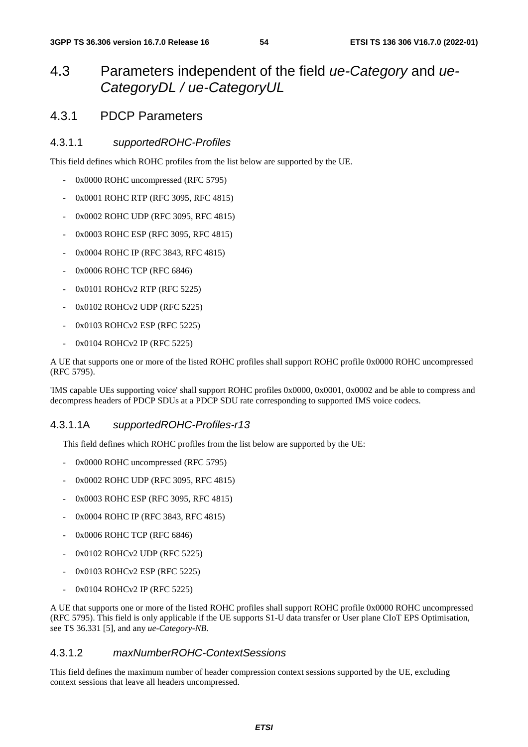# 4.3 Parameters independent of the field *ue-Category* and *ue-CategoryDL / ue-CategoryUL*

## 4.3.1 PDCP Parameters

### 4.3.1.1 *supportedROHC-Profiles*

This field defines which ROHC profiles from the list below are supported by the UE.

- 0x0000 ROHC uncompressed (RFC 5795)
- 0x0001 ROHC RTP (RFC 3095, RFC 4815)
- 0x0002 ROHC UDP (RFC 3095, RFC 4815)
- 0x0003 ROHC ESP (RFC 3095, RFC 4815)
- 0x0004 ROHC IP (RFC 3843, RFC 4815)
- 0x0006 ROHC TCP (RFC 6846)
- 0x0101 ROHCv2 RTP (RFC 5225)
- 0x0102 ROHCv2 UDP (RFC 5225)
- 0x0103 ROHCv2 ESP (RFC 5225)
- 0x0104 ROHCv2 IP (RFC 5225)

A UE that supports one or more of the listed ROHC profiles shall support ROHC profile 0x0000 ROHC uncompressed (RFC 5795).

'IMS capable UEs supporting voice' shall support ROHC profiles 0x0000, 0x0001, 0x0002 and be able to compress and decompress headers of PDCP SDUs at a PDCP SDU rate corresponding to supported IMS voice codecs.

### 4.3.1.1A *supportedROHC-Profiles-r13*

This field defines which ROHC profiles from the list below are supported by the UE:

- 0x0000 ROHC uncompressed (RFC 5795)
- 0x0002 ROHC UDP (RFC 3095, RFC 4815)
- 0x0003 ROHC ESP (RFC 3095, RFC 4815)
- 0x0004 ROHC IP (RFC 3843, RFC 4815)
- 0x0006 ROHC TCP (RFC 6846)
- 0x0102 ROHCv2 UDP (RFC 5225)
- 0x0103 ROHCv2 ESP (RFC 5225)
- 0x0104 ROHCv2 IP (RFC 5225)

A UE that supports one or more of the listed ROHC profiles shall support ROHC profile 0x0000 ROHC uncompressed (RFC 5795). This field is only applicable if the UE supports S1-U data transfer or User plane CIoT EPS Optimisation, see TS 36.331 [5], and any *ue-Category-NB*.

### 4.3.1.2 *maxNumberROHC-ContextSessions*

This field defines the maximum number of header compression context sessions supported by the UE, excluding context sessions that leave all headers uncompressed.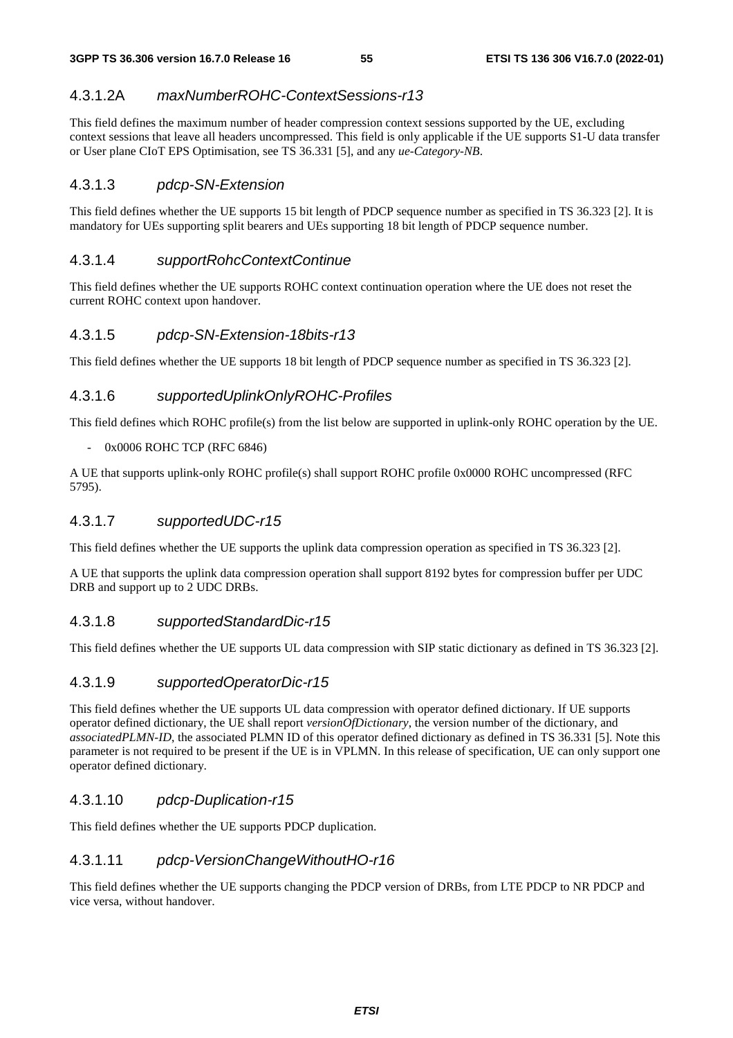#### 4.3.1.2A *maxNumberROHC-ContextSessions-r13*

This field defines the maximum number of header compression context sessions supported by the UE, excluding context sessions that leave all headers uncompressed. This field is only applicable if the UE supports S1-U data transfer or User plane CIoT EPS Optimisation, see TS 36.331 [5], and any *ue-Category-NB*.

#### 4.3.1.3 *pdcp-SN-Extension*

This field defines whether the UE supports 15 bit length of PDCP sequence number as specified in TS 36.323 [2]. It is mandatory for UEs supporting split bearers and UEs supporting 18 bit length of PDCP sequence number.

#### 4.3.1.4 *supportRohcContextContinue*

This field defines whether the UE supports ROHC context continuation operation where the UE does not reset the current ROHC context upon handover.

#### 4.3.1.5 *pdcp-SN-Extension-18bits-r13*

This field defines whether the UE supports 18 bit length of PDCP sequence number as specified in TS 36.323 [2].

#### 4.3.1.6 *supportedUplinkOnlyROHC-Profiles*

This field defines which ROHC profile(s) from the list below are supported in uplink-only ROHC operation by the UE.

- 0x0006 ROHC TCP (RFC 6846)

A UE that supports uplink-only ROHC profile(s) shall support ROHC profile 0x0000 ROHC uncompressed (RFC 5795).

#### 4.3.1.7 *supportedUDC-r15*

This field defines whether the UE supports the uplink data compression operation as specified in TS 36.323 [2].

A UE that supports the uplink data compression operation shall support 8192 bytes for compression buffer per UDC DRB and support up to 2 UDC DRBs.

#### 4.3.1.8 *supportedStandardDic-r15*

This field defines whether the UE supports UL data compression with SIP static dictionary as defined in TS 36.323 [2].

#### 4.3.1.9 *supportedOperatorDic-r15*

This field defines whether the UE supports UL data compression with operator defined dictionary. If UE supports operator defined dictionary, the UE shall report *versionOfDictionary*, the version number of the dictionary, and *associatedPLMN-ID*, the associated PLMN ID of this operator defined dictionary as defined in TS 36.331 [5]. Note this parameter is not required to be present if the UE is in VPLMN. In this release of specification, UE can only support one operator defined dictionary.

#### 4.3.1.10 *pdcp-Duplication-r15*

This field defines whether the UE supports PDCP duplication.

#### 4.3.1.11 *pdcp-VersionChangeWithoutHO-r16*

This field defines whether the UE supports changing the PDCP version of DRBs, from LTE PDCP to NR PDCP and vice versa, without handover.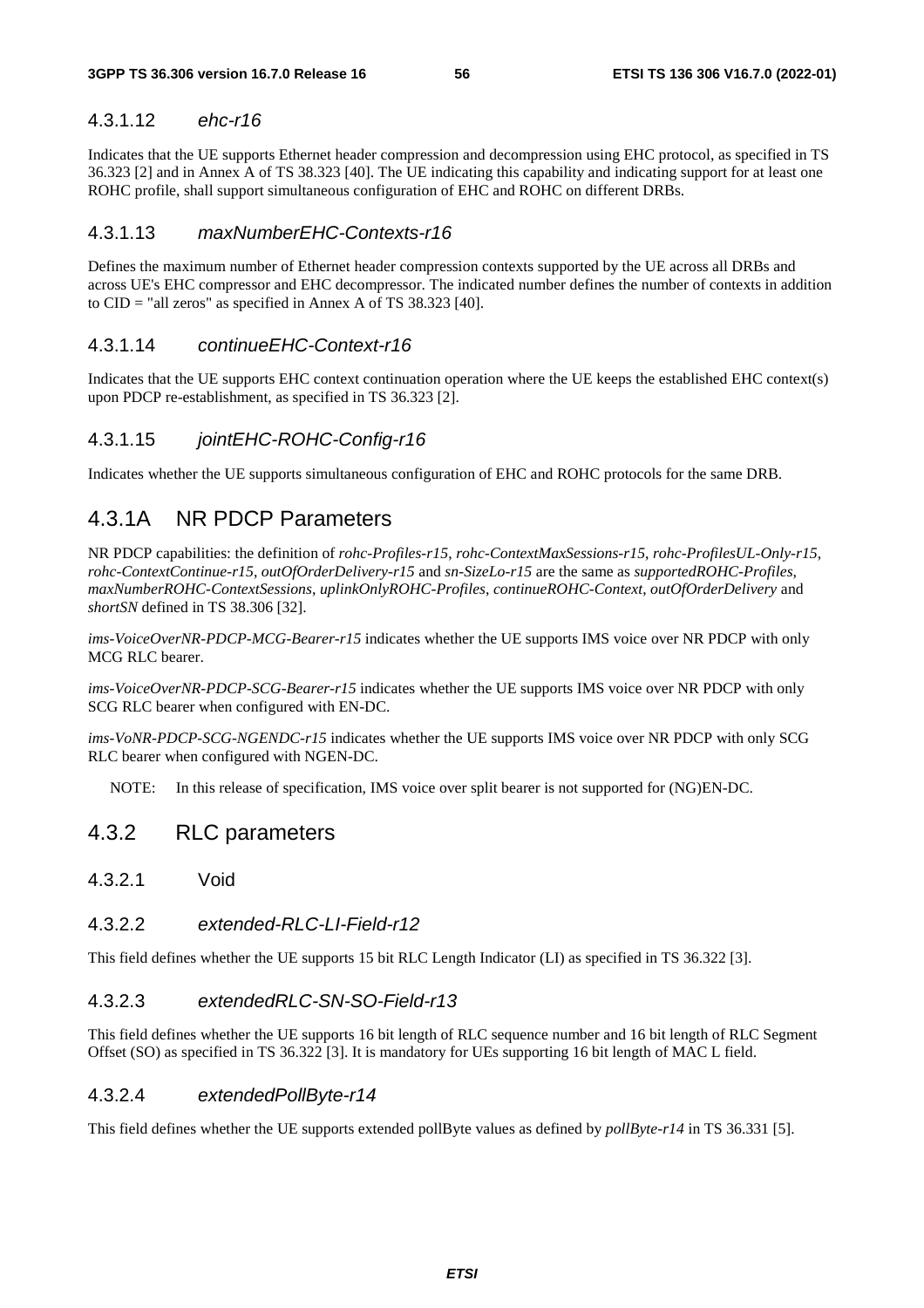#### 4.3.1.12 *ehc-r16*

Indicates that the UE supports Ethernet header compression and decompression using EHC protocol, as specified in TS 36.323 [2] and in Annex A of TS 38.323 [40]. The UE indicating this capability and indicating support for at least one ROHC profile, shall support simultaneous configuration of EHC and ROHC on different DRBs.

#### 4.3.1.13 *maxNumberEHC-Contexts-r16*

Defines the maximum number of Ethernet header compression contexts supported by the UE across all DRBs and across UE's EHC compressor and EHC decompressor. The indicated number defines the number of contexts in addition to CID = "all zeros" as specified in Annex A of TS 38.323 [40].

#### 4.3.1.14 *continueEHC-Context-r16*

Indicates that the UE supports EHC context continuation operation where the UE keeps the established EHC context(s) upon PDCP re-establishment, as specified in TS 36.323 [2].

#### 4.3.1.15 *jointEHC-ROHC-Config-r16*

Indicates whether the UE supports simultaneous configuration of EHC and ROHC protocols for the same DRB.

### 4.3.1A NR PDCP Parameters

NR PDCP capabilities: the definition of *rohc-Profiles-r15*, *rohc-ContextMaxSessions-r15*, *rohc-ProfilesUL-Only-r15*, *rohc-ContextContinue-r15*, *outOfOrderDelivery-r15* and *sn-SizeLo-r15* are the same as *supportedROHC-Profiles*, *maxNumberROHC-ContextSessions*, *uplinkOnlyROHC-Profiles*, *continueROHC-Context*, *outOfOrderDelivery* and *shortSN* defined in TS 38.306 [32].

*ims-VoiceOverNR-PDCP-MCG-Bearer-r15* indicates whether the UE supports IMS voice over NR PDCP with only MCG RLC bearer.

*ims-VoiceOverNR-PDCP-SCG-Bearer-r15* indicates whether the UE supports IMS voice over NR PDCP with only SCG RLC bearer when configured with EN-DC.

*ims-VoNR-PDCP-SCG-NGENDC-r15* indicates whether the UE supports IMS voice over NR PDCP with only SCG RLC bearer when configured with NGEN-DC.

NOTE: In this release of specification, IMS voice over split bearer is not supported for (NG)EN-DC.

### 4.3.2 RLC parameters

#### 4.3.2.1 Void

#### 4.3.2.2 *extended-RLC-LI-Field-r12*

This field defines whether the UE supports 15 bit RLC Length Indicator (LI) as specified in TS 36.322 [3].

#### 4.3.2.3 *extendedRLC-SN-SO-Field-r13*

This field defines whether the UE supports 16 bit length of RLC sequence number and 16 bit length of RLC Segment Offset (SO) as specified in TS 36.322 [3]. It is mandatory for UEs supporting 16 bit length of MAC L field.

#### 4.3.2.4 *extendedPollByte-r14*

This field defines whether the UE supports extended pollByte values as defined by *pollByte-r14* in TS 36.331 [5].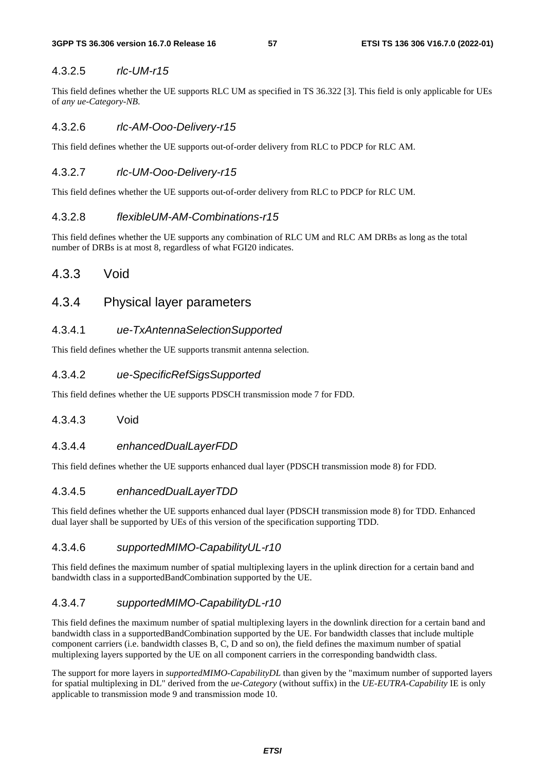#### 4.3.2.5 *rlc-UM-r15*

This field defines whether the UE supports RLC UM as specified in TS 36.322 [3]. This field is only applicable for UEs of *any ue-Category-NB.*

#### 4.3.2.6 *rlc-AM-Ooo-Delivery-r15*

This field defines whether the UE supports out-of-order delivery from RLC to PDCP for RLC AM.

#### 4.3.2.7 *rlc-UM-Ooo-Delivery-r15*

This field defines whether the UE supports out-of-order delivery from RLC to PDCP for RLC UM.

#### 4.3.2.8 *flexibleUM-AM-Combinations-r15*

This field defines whether the UE supports any combination of RLC UM and RLC AM DRBs as long as the total number of DRBs is at most 8, regardless of what FGI20 indicates.

### 4.3.3 Void

### 4.3.4 Physical layer parameters

#### 4.3.4.1 *ue-TxAntennaSelectionSupported*

This field defines whether the UE supports transmit antenna selection.

#### 4.3.4.2 *ue-SpecificRefSigsSupported*

This field defines whether the UE supports PDSCH transmission mode 7 for FDD.

#### 4.3.4.3 Void

#### 4.3.4.4 *enhancedDualLayerFDD*

This field defines whether the UE supports enhanced dual layer (PDSCH transmission mode 8) for FDD.

#### 4.3.4.5 *enhancedDualLayerTDD*

This field defines whether the UE supports enhanced dual layer (PDSCH transmission mode 8) for TDD. Enhanced dual layer shall be supported by UEs of this version of the specification supporting TDD.

#### 4.3.4.6 *supportedMIMO-CapabilityUL-r10*

This field defines the maximum number of spatial multiplexing layers in the uplink direction for a certain band and bandwidth class in a supportedBandCombination supported by the UE.

#### 4.3.4.7 *supportedMIMO-CapabilityDL-r10*

This field defines the maximum number of spatial multiplexing layers in the downlink direction for a certain band and bandwidth class in a supportedBandCombination supported by the UE. For bandwidth classes that include multiple component carriers (i.e. bandwidth classes B, C, D and so on), the field defines the maximum number of spatial multiplexing layers supported by the UE on all component carriers in the corresponding bandwidth class.

The support for more layers in *supportedMIMO-CapabilityDL* than given by the "maximum number of supported layers for spatial multiplexing in DL" derived from the *ue-Category* (without suffix) in the *UE-EUTRA-Capability* IE is only applicable to transmission mode 9 and transmission mode 10.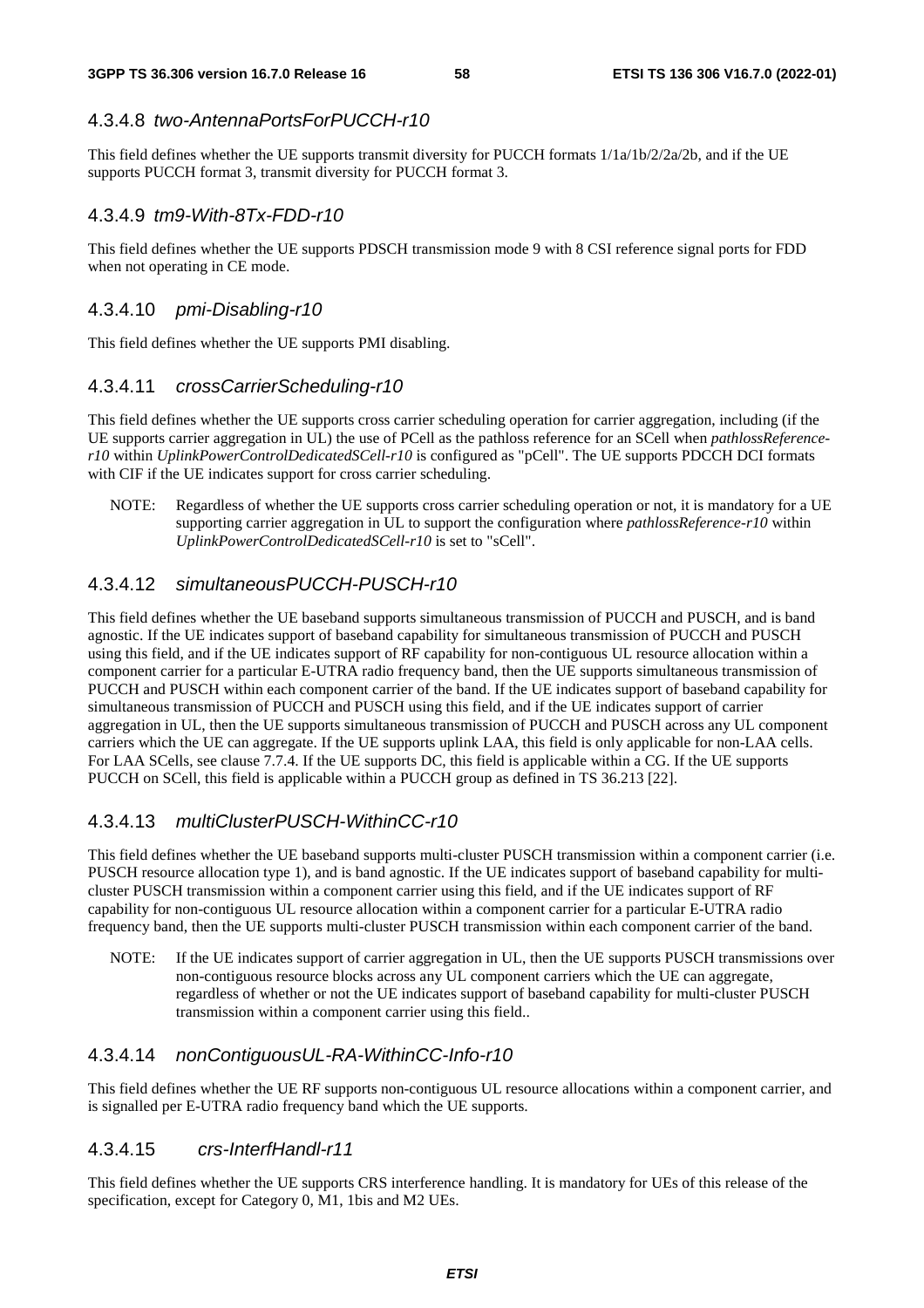### 4.3.4.8 *two-AntennaPortsForPUCCH-r10*

This field defines whether the UE supports transmit diversity for PUCCH formats 1/1a/1b/2/2a/2b, and if the UE supports PUCCH format 3, transmit diversity for PUCCH format 3.

### 4.3.4.9 *tm9-With-8Tx-FDD-r10*

This field defines whether the UE supports PDSCH transmission mode 9 with 8 CSI reference signal ports for FDD when not operating in CE mode.

### 4.3.4.10 *pmi-Disabling-r10*

This field defines whether the UE supports PMI disabling.

### 4.3.4.11 *crossCarrierScheduling-r10*

This field defines whether the UE supports cross carrier scheduling operation for carrier aggregation, including (if the UE supports carrier aggregation in UL) the use of PCell as the pathloss reference for an SCell when *pathlossReference-r10* within *UplinkPowerControlDedicatedSCell-r10* is configured as "pCell". The UE supports PDCCH DCI formats with CIF if the UE indicates support for cross carrier scheduling.

NOTE: Regardless of whether the UE supports cross carrier scheduling operation or not, it is mandatory for a UE supporting carrier aggregation in UL to support the configuration where *pathlossReference-r10* within *UplinkPowerControlDedicatedSCell-r10* is set to "sCell".

### 4.3.4.12 *simultaneousPUCCH-PUSCH-r10*

This field defines whether the UE baseband supports simultaneous transmission of PUCCH and PUSCH, and is band agnostic. If the UE indicates support of baseband capability for simultaneous transmission of PUCCH and PUSCH using this field, and if the UE indicates support of RF capability for non-contiguous UL resource allocation within a component carrier for a particular E-UTRA radio frequency band, then the UE supports simultaneous transmission of PUCCH and PUSCH within each component carrier of the band. If the UE indicates support of baseband capability for simultaneous transmission of PUCCH and PUSCH using this field, and if the UE indicates support of carrier aggregation in UL, then the UE supports simultaneous transmission of PUCCH and PUSCH across any UL component carriers which the UE can aggregate. If the UE supports uplink LAA, this field is only applicable for non-LAA cells. For LAA SCells, see clause 7.7.4. If the UE supports DC, this field is applicable within a CG. If the UE supports PUCCH on SCell, this field is applicable within a PUCCH group as defined in TS 36.213 [22].

### 4.3.4.13 *multiClusterPUSCH-WithinCC-r10*

This field defines whether the UE baseband supports multi-cluster PUSCH transmission within a component carrier (i.e. PUSCH resource allocation type 1), and is band agnostic. If the UE indicates support of baseband capability for multi-cluster PUSCH transmission within a component carrier using this field, and if the UE indicates support of RF capability for non-contiguous UL resource allocation within a component carrier for a particular E-UTRA radio frequency band, then the UE supports multi-cluster PUSCH transmission within each component carrier of the band.

NOTE: If the UE indicates support of carrier aggregation in UL, then the UE supports PUSCH transmissions over non-contiguous resource blocks across any UL component carriers which the UE can aggregate, regardless of whether or not the UE indicates support of baseband capability for multi-cluster PUSCH transmission within a component carrier using this field..

### 4.3.4.14 *nonContiguousUL-RA-WithinCC-Info-r10*

This field defines whether the UE RF supports non-contiguous UL resource allocations within a component carrier, and is signalled per E-UTRA radio frequency band which the UE supports.

### 4.3.4.15 *crs-InterfHandl-r11*

This field defines whether the UE supports CRS interference handling. It is mandatory for UEs of this release of the specification, except for Category 0, M1, 1bis and M2 UEs.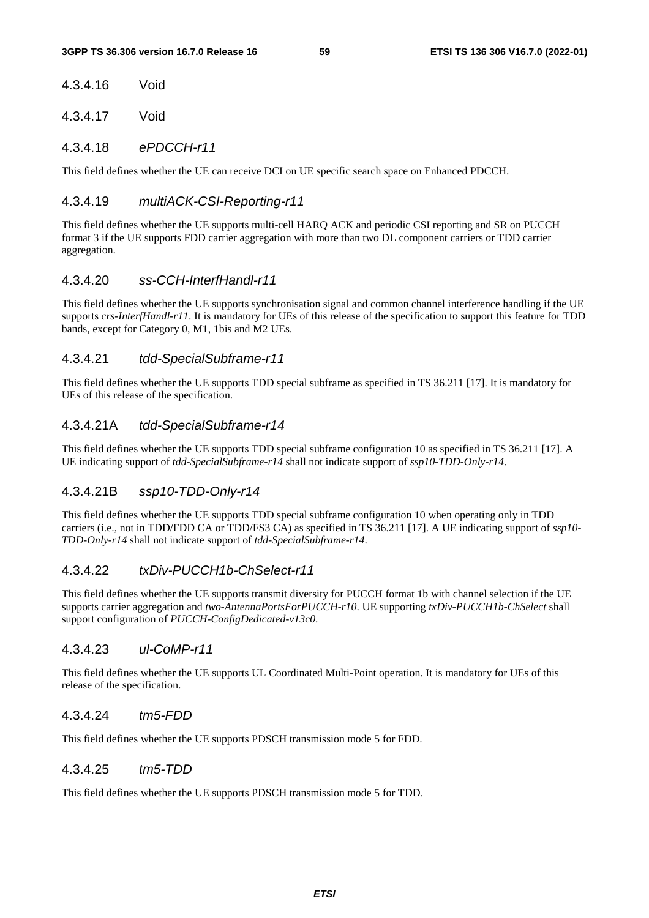#### 4.3.4.16 Void

#### 4.3.4.17 Void

#### 4.3.4.18 *ePDCCH-r11*

This field defines whether the UE can receive DCI on UE specific search space on Enhanced PDCCH.

#### 4.3.4.19 *multiACK-CSI-Reporting-r11*

This field defines whether the UE supports multi-cell HARQ ACK and periodic CSI reporting and SR on PUCCH format 3 if the UE supports FDD carrier aggregation with more than two DL component carriers or TDD carrier aggregation.

#### 4.3.4.20 *ss-CCH-InterfHandl-r11*

This field defines whether the UE supports synchronisation signal and common channel interference handling if the UE supports *crs-InterfHandl-r11*. It is mandatory for UEs of this release of the specification to support this feature for TDD bands, except for Category 0, M1, 1bis and M2 UEs.

#### 4.3.4.21 *tdd-SpecialSubframe-r11*

This field defines whether the UE supports TDD special subframe as specified in TS 36.211 [17]. It is mandatory for UEs of this release of the specification.

#### 4.3.4.21A *tdd-SpecialSubframe-r14*

This field defines whether the UE supports TDD special subframe configuration 10 as specified in TS 36.211 [17]. A UE indicating support of *tdd-SpecialSubframe-r14* shall not indicate support of *ssp10-TDD-Only-r14*.

#### 4.3.4.21B *ssp10-TDD-Only-r14*

This field defines whether the UE supports TDD special subframe configuration 10 when operating only in TDD carriers (i.e., not in TDD/FDD CA or TDD/FS3 CA) as specified in TS 36.211 [17]. A UE indicating support of *ssp10-TDD-Only-r14* shall not indicate support of *tdd-SpecialSubframe-r14*.

#### 4.3.4.22 *txDiv-PUCCH1b-ChSelect-r11*

This field defines whether the UE supports transmit diversity for PUCCH format 1b with channel selection if the UE supports carrier aggregation and *two-AntennaPortsForPUCCH-r10*. UE supporting *txDiv-PUCCH1b-ChSelect* shall support configuration of *PUCCH-ConfigDedicated-v13c0*.

#### 4.3.4.23 *ul-CoMP-r11*

This field defines whether the UE supports UL Coordinated Multi-Point operation. It is mandatory for UEs of this release of the specification.

#### 4.3.4.24 *tm5-FDD*

This field defines whether the UE supports PDSCH transmission mode 5 for FDD.

#### 4.3.4.25 *tm5-TDD*

This field defines whether the UE supports PDSCH transmission mode 5 for TDD.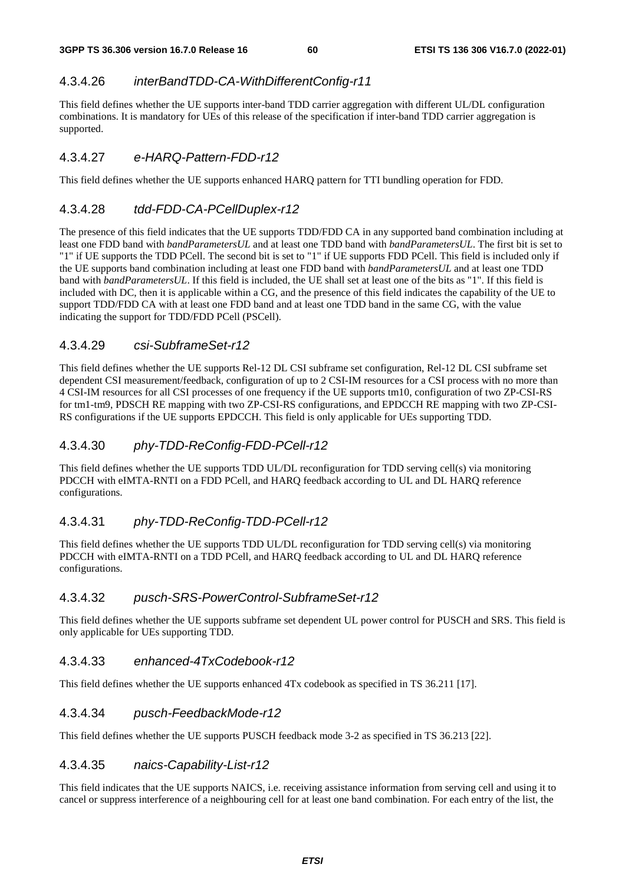#### 4.3.4.26 *interBandTDD-CA-WithDifferentConfig-r11*

This field defines whether the UE supports inter-band TDD carrier aggregation with different UL/DL configuration combinations. It is mandatory for UEs of this release of the specification if inter-band TDD carrier aggregation is supported.

#### 4.3.4.27 *e-HARQ-Pattern-FDD-r12*

This field defines whether the UE supports enhanced HARQ pattern for TTI bundling operation for FDD.

#### 4.3.4.28 *tdd-FDD-CA-PCellDuplex-r12*

The presence of this field indicates that the UE supports TDD/FDD CA in any supported band combination including at least one FDD band with *bandParametersUL* and at least one TDD band with *bandParametersUL*. The first bit is set to "1" if UE supports the TDD PCell. The second bit is set to "1" if UE supports FDD PCell. This field is included only if the UE supports band combination including at least one FDD band with *bandParametersUL* and at least one TDD band with *bandParametersUL*. If this field is included, the UE shall set at least one of the bits as "1". If this field is included with DC, then it is applicable within a CG, and the presence of this field indicates the capability of the UE to support TDD/FDD CA with at least one FDD band and at least one TDD band in the same CG, with the value indicating the support for TDD/FDD PCell (PSCell).

#### 4.3.4.29 *csi-SubframeSet-r12*

This field defines whether the UE supports Rel-12 DL CSI subframe set configuration, Rel-12 DL CSI subframe set dependent CSI measurement/feedback, configuration of up to 2 CSI-IM resources for a CSI process with no more than 4 CSI-IM resources for all CSI processes of one frequency if the UE supports tm10, configuration of two ZP-CSI-RS for tm1-tm9, PDSCH RE mapping with two ZP-CSI-RS configurations, and EPDCCH RE mapping with two ZP-CSI-RS configurations if the UE supports EPDCCH. This field is only applicable for UEs supporting TDD.

#### 4.3.4.30 *phy-TDD-ReConfig-FDD-PCell-r12*

This field defines whether the UE supports TDD UL/DL reconfiguration for TDD serving cell(s) via monitoring PDCCH with eIMTA-RNTI on a FDD PCell, and HARQ feedback according to UL and DL HARQ reference configurations.

#### 4.3.4.31 *phy-TDD-ReConfig-TDD-PCell-r12*

This field defines whether the UE supports TDD UL/DL reconfiguration for TDD serving cell(s) via monitoring PDCCH with eIMTA-RNTI on a TDD PCell, and HARQ feedback according to UL and DL HARQ reference configurations.

#### 4.3.4.32 *pusch-SRS-PowerControl-SubframeSet-r12*

This field defines whether the UE supports subframe set dependent UL power control for PUSCH and SRS. This field is only applicable for UEs supporting TDD.

#### 4.3.4.33 *enhanced-4TxCodebook-r12*

This field defines whether the UE supports enhanced 4Tx codebook as specified in TS 36.211 [17].

#### 4.3.4.34 *pusch-FeedbackMode-r12*

This field defines whether the UE supports PUSCH feedback mode 3-2 as specified in TS 36.213 [22].

#### 4.3.4.35 *naics-Capability-List-r12*

This field indicates that the UE supports NAICS, i.e. receiving assistance information from serving cell and using it to cancel or suppress interference of a neighbouring cell for at least one band combination. For each entry of the list, the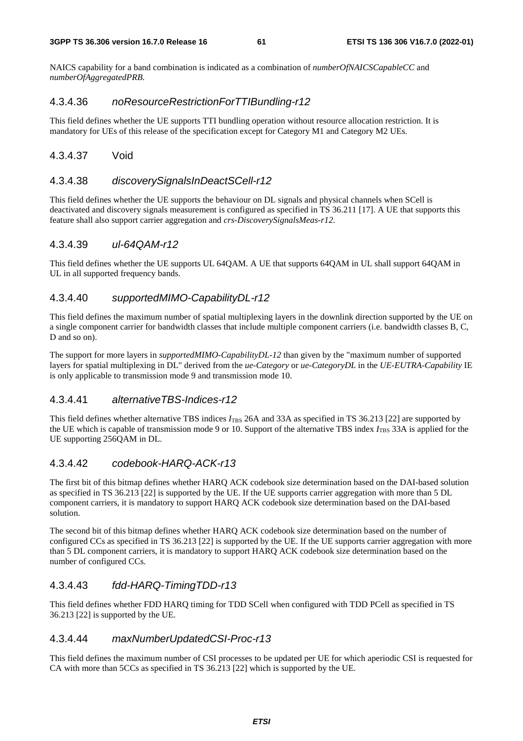NAICS capability for a band combination is indicated as a combination of *numberOfNAICSCapableCC* and *numberOfAggregatedPRB.*

#### 4.3.4.36 *noResourceRestrictionForTTIBundling-r12*

This field defines whether the UE supports TTI bundling operation without resource allocation restriction. It is mandatory for UEs of this release of the specification except for Category M1 and Category M2 UEs.

#### 4.3.4.37 Void

#### 4.3.4.38 *discoverySignalsInDeactSCell-r12*

This field defines whether the UE supports the behaviour on DL signals and physical channels when SCell is deactivated and discovery signals measurement is configured as specified in TS 36.211 [17]. A UE that supports this feature shall also support carrier aggregation and *crs-DiscoverySignalsMeas-r12*.

#### 4.3.4.39 *ul-64QAM-r12*

This field defines whether the UE supports UL 64QAM. A UE that supports 64QAM in UL shall support 64QAM in UL in all supported frequency bands.

#### 4.3.4.40 *supportedMIMO-CapabilityDL-r12*

This field defines the maximum number of spatial multiplexing layers in the downlink direction supported by the UE on a single component carrier for bandwidth classes that include multiple component carriers (i.e. bandwidth classes B, C, D and so on).

The support for more layers in *supportedMIMO-CapabilityDL-12* than given by the "maximum number of supported layers for spatial multiplexing in DL" derived from the *ue-Category* or *ue-CategoryDL* in the *UE-EUTRA-Capability* IE is only applicable to transmission mode 9 and transmission mode 10.

#### 4.3.4.41 *alternativeTBS-Indices-r12*

This field defines whether alternative TBS indices $I_{TBS}$ 26A and 33A as specified in TS 36.213 [22] are supported by the UE which is capable of transmission mode 9 or 10. Support of the alternative TBS index $I_{TBS}$ 33A is applied for the UE supporting 256QAM in DL.

#### 4.3.4.42 *codebook-HARQ-ACK-r13*

The first bit of this bitmap defines whether HARQ ACK codebook size determination based on the DAI-based solution as specified in TS 36.213 [22] is supported by the UE. If the UE supports carrier aggregation with more than 5 DL component carriers, it is mandatory to support HARQ ACK codebook size determination based on the DAI-based solution.

The second bit of this bitmap defines whether HARQ ACK codebook size determination based on the number of configured CCs as specified in TS 36.213 [22] is supported by the UE. If the UE supports carrier aggregation with more than 5 DL component carriers, it is mandatory to support HARQ ACK codebook size determination based on the number of configured CCs.

#### 4.3.4.43 *fdd-HARQ-TimingTDD-r13*

This field defines whether FDD HARQ timing for TDD SCell when configured with TDD PCell as specified in TS 36.213 [22] is supported by the UE.

#### 4.3.4.44 *maxNumberUpdatedCSI-Proc-r13*

This field defines the maximum number of CSI processes to be updated per UE for which aperiodic CSI is requested for CA with more than 5CCs as specified in TS 36.213 [22] which is supported by the UE.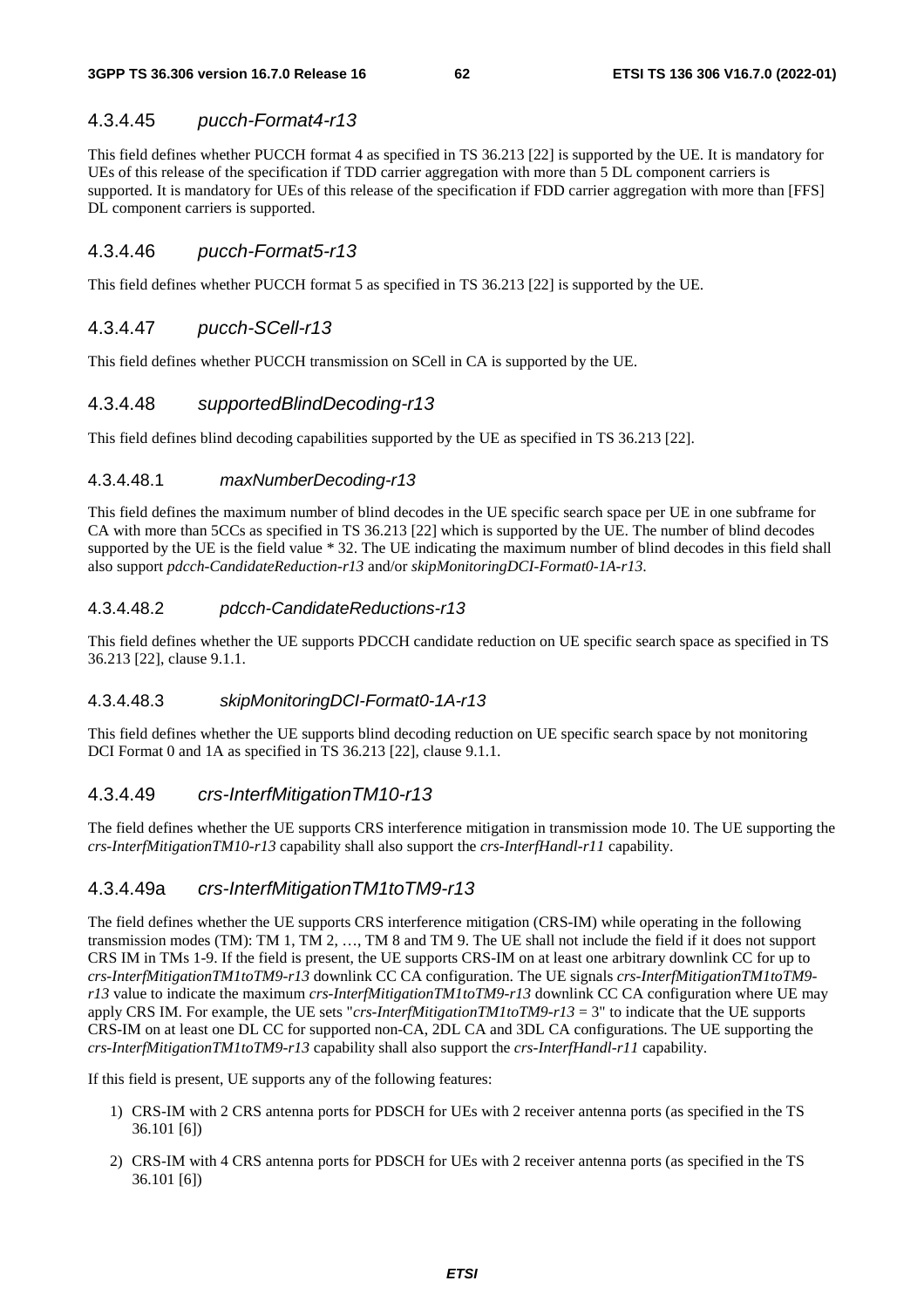### 4.3.4.45 *pucch-Format4-r13*

This field defines whether PUCCH format 4 as specified in TS 36.213 [22] is supported by the UE. It is mandatory for UEs of this release of the specification if TDD carrier aggregation with more than 5 DL component carriers is supported. It is mandatory for UEs of this release of the specification if FDD carrier aggregation with more than [FFS] DL component carriers is supported.

### 4.3.4.46 *pucch-Format5-r13*

This field defines whether PUCCH format 5 as specified in TS 36.213 [22] is supported by the UE.

### 4.3.4.47 *pucch-SCell-r13*

This field defines whether PUCCH transmission on SCell in CA is supported by the UE.

### 4.3.4.48 *supportedBlindDecoding-r13*

This field defines blind decoding capabilities supported by the UE as specified in TS 36.213 [22].

#### 4.3.4.48.1 *maxNumberDecoding-r13*

This field defines the maximum number of blind decodes in the UE specific search space per UE in one subframe for CA with more than 5CCs as specified in TS 36.213 [22] which is supported by the UE. The number of blind decodes supported by the UE is the field value * 32. The UE indicating the maximum number of blind decodes in this field shall also support *pdcch-CandidateReduction-r13* and/or *skipMonitoringDCI-Format0-1A-r13*.

#### 4.3.4.48.2 *pdcch-CandidateReductions-r13*

This field defines whether the UE supports PDCCH candidate reduction on UE specific search space as specified in TS 36.213 [22], clause 9.1.1.

#### 4.3.4.48.3 *skipMonitoringDCI-Format0-1A-r13*

This field defines whether the UE supports blind decoding reduction on UE specific search space by not monitoring DCI Format 0 and 1A as specified in TS 36.213 [22], clause 9.1.1.

### 4.3.4.49 *crs-InterfMitigationTM10-r13*

The field defines whether the UE supports CRS interference mitigation in transmission mode 10. The UE supporting the *crs-InterfMitigationTM10-r13* capability shall also support the *crs-InterfHandl-r11* capability.

### 4.3.4.49a *crs-InterfMitigationTM1toTM9-r13*

The field defines whether the UE supports CRS interference mitigation (CRS-IM) while operating in the following transmission modes (TM): TM 1, TM 2, …, TM 8 and TM 9. The UE shall not include the field if it does not support CRS IM in TMs 1-9. If the field is present, the UE supports CRS-IM on at least one arbitrary downlink CC for up to *crs-InterfMitigationTM1toTM9-r13* downlink CC CA configuration. The UE signals *crs-InterfMitigationTM1toTM9-r13* value to indicate the maximum *crs-InterfMitigationTM1toTM9-r13* downlink CC CA configuration where UE may apply CRS IM. For example, the UE sets "*crs-InterfMitigationTM1toTM9-r13* = 3" to indicate that the UE supports CRS-IM on at least one DL CC for supported non-CA, 2DL CA and 3DL CA configurations. The UE supporting the *crs-InterfMitigationTM1toTM9-r13* capability shall also support the *crs-InterfHandl-r11* capability.

If this field is present, UE supports any of the following features:

1) CRS-IM with 2 CRS antenna ports for PDSCH for UEs with 2 receiver antenna ports (as specified in the TS 36.101 [6])

2) CRS-IM with 4 CRS antenna ports for PDSCH for UEs with 2 receiver antenna ports (as specified in the TS 36.101 [6])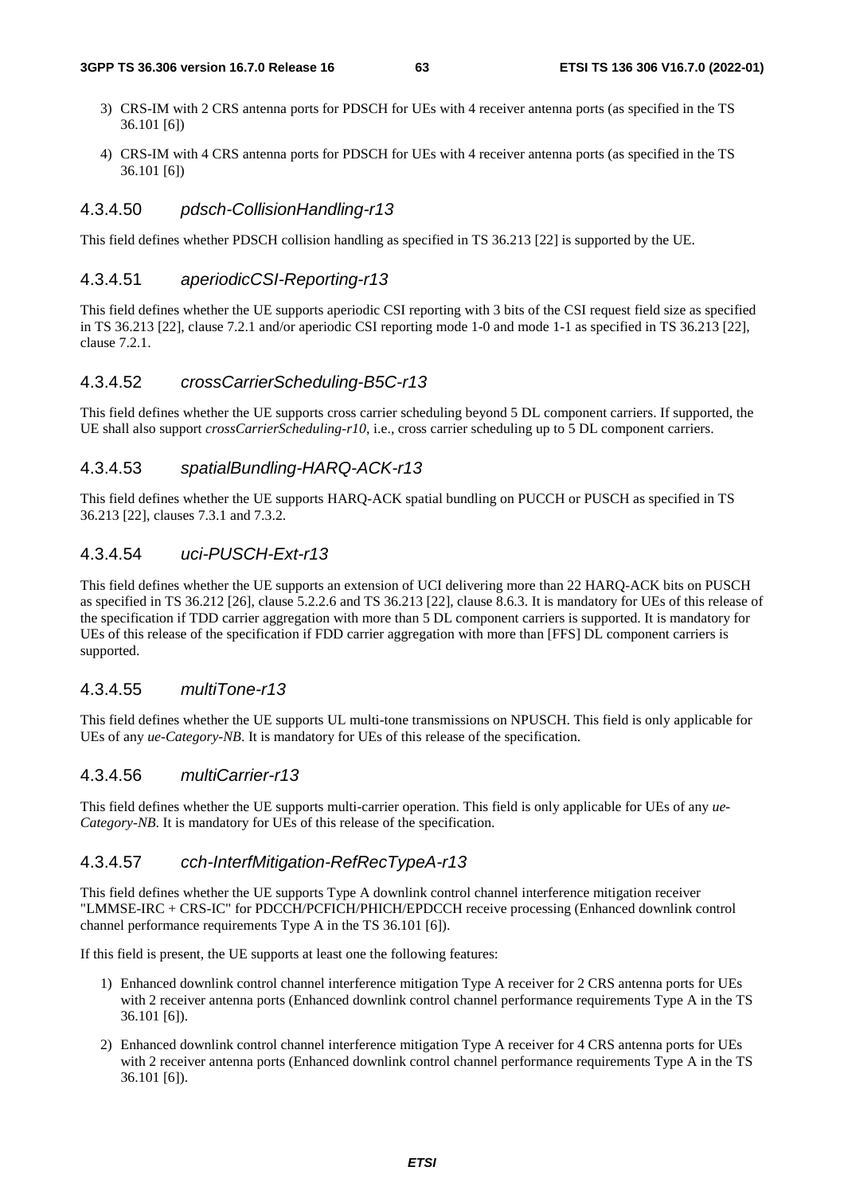3) CRS-IM with 2 CRS antenna ports for PDSCH for UEs with 4 receiver antenna ports (as specified in the TS 36.101 [6])

4) CRS-IM with 4 CRS antenna ports for PDSCH for UEs with 4 receiver antenna ports (as specified in the TS 36.101 [6])

#### 4.3.4.50 *pdsch-CollisionHandling-r13*

This field defines whether PDSCH collision handling as specified in TS 36.213 [22] is supported by the UE.

#### 4.3.4.51 *aperiodicCSI-Reporting-r13*

This field defines whether the UE supports aperiodic CSI reporting with 3 bits of the CSI request field size as specified in TS 36.213 [22], clause 7.2.1 and/or aperiodic CSI reporting mode 1-0 and mode 1-1 as specified in TS 36.213 [22], clause 7.2.1.

#### 4.3.4.52 *crossCarrierScheduling-B5C-r13*

This field defines whether the UE supports cross carrier scheduling beyond 5 DL component carriers. If supported, the UE shall also support *crossCarrierScheduling-r10*, i.e., cross carrier scheduling up to 5 DL component carriers.

#### 4.3.4.53 *spatialBundling-HARQ-ACK-r13*

This field defines whether the UE supports HARQ-ACK spatial bundling on PUCCH or PUSCH as specified in TS 36.213 [22], clauses 7.3.1 and 7.3.2.

#### 4.3.4.54 *uci-PUSCH-Ext-r13*

This field defines whether the UE supports an extension of UCI delivering more than 22 HARQ-ACK bits on PUSCH as specified in TS 36.212 [26], clause 5.2.2.6 and TS 36.213 [22], clause 8.6.3. It is mandatory for UEs of this release of the specification if TDD carrier aggregation with more than 5 DL component carriers is supported. It is mandatory for UEs of this release of the specification if FDD carrier aggregation with more than [FFS] DL component carriers is supported.

#### 4.3.4.55 *multiTone-r13*

This field defines whether the UE supports UL multi-tone transmissions on NPUSCH. This field is only applicable for UEs of any *ue-Category-NB*. It is mandatory for UEs of this release of the specification.

#### 4.3.4.56 *multiCarrier-r13*

This field defines whether the UE supports multi-carrier operation. This field is only applicable for UEs of any *ue-Category-NB*. It is mandatory for UEs of this release of the specification.

#### 4.3.4.57 *cch-InterfMitigation-RefRecTypeA-r13*

This field defines whether the UE supports Type A downlink control channel interference mitigation receiver "LMMSE-IRC + CRS-IC" for PDCCH/PCFICH/PHICH/EPDCCH receive processing (Enhanced downlink control channel performance requirements Type A in the TS 36.101 [6]).

If this field is present, the UE supports at least one the following features:

1) Enhanced downlink control channel interference mitigation Type A receiver for 2 CRS antenna ports for UEs with 2 receiver antenna ports (Enhanced downlink control channel performance requirements Type A in the TS 36.101 [6]).

2) Enhanced downlink control channel interference mitigation Type A receiver for 4 CRS antenna ports for UEs with 2 receiver antenna ports (Enhanced downlink control channel performance requirements Type A in the TS 36.101 [6]).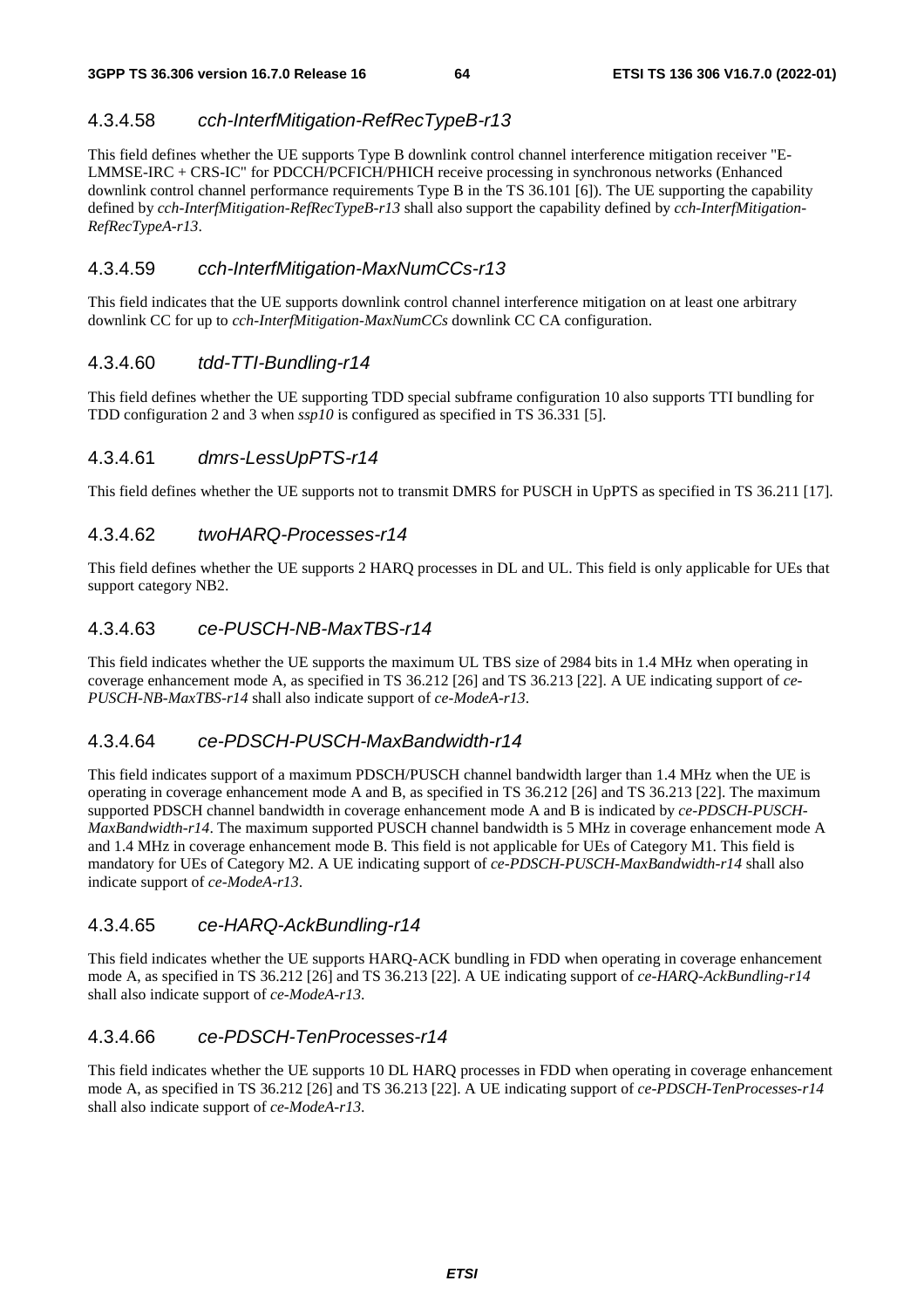#### 4.3.4.58 *cch-InterfMitigation-RefRecTypeB-r13*

This field defines whether the UE supports Type B downlink control channel interference mitigation receiver "E-LMMSE-IRC + CRS-IC" for PDCCH/PCFICH/PHICH receive processing in synchronous networks (Enhanced downlink control channel performance requirements Type B in the TS 36.101 [6]). The UE supporting the capability defined by *cch-InterfMitigation-RefRecTypeB-r13* shall also support the capability defined by *cch-InterfMitigation-RefRecTypeA-r13*.

#### 4.3.4.59 *cch-InterfMitigation-MaxNumCCs-r13*

This field indicates that the UE supports downlink control channel interference mitigation on at least one arbitrary downlink CC for up to *cch-InterfMitigation-MaxNumCCs* downlink CC CA configuration.

#### 4.3.4.60 *tdd-TTI-Bundling-r14*

This field defines whether the UE supporting TDD special subframe configuration 10 also supports TTI bundling for TDD configuration 2 and 3 when *ssp10* is configured as specified in TS 36.331 [5].

#### 4.3.4.61 *dmrs-LessUpPTS-r14*

This field defines whether the UE supports not to transmit DMRS for PUSCH in UpPTS as specified in TS 36.211 [17].

#### 4.3.4.62 *twoHARQ-Processes-r14*

This field defines whether the UE supports 2 HARQ processes in DL and UL. This field is only applicable for UEs that support category NB2.

#### 4.3.4.63 *ce-PUSCH-NB-MaxTBS-r14*

This field indicates whether the UE supports the maximum UL TBS size of 2984 bits in 1.4 MHz when operating in coverage enhancement mode A, as specified in TS 36.212 [26] and TS 36.213 [22]. A UE indicating support of *ce-PUSCH-NB-MaxTBS-r14* shall also indicate support of *ce-ModeA-r13*.

#### 4.3.4.64 *ce-PDSCH-PUSCH-MaxBandwidth-r14*

This field indicates support of a maximum PDSCH/PUSCH channel bandwidth larger than 1.4 MHz when the UE is operating in coverage enhancement mode A and B, as specified in TS 36.212 [26] and TS 36.213 [22]. The maximum supported PDSCH channel bandwidth in coverage enhancement mode A and B is indicated by *ce-PDSCH-PUSCH-MaxBandwidth-r14*. The maximum supported PUSCH channel bandwidth is 5 MHz in coverage enhancement mode A and 1.4 MHz in coverage enhancement mode B. This field is not applicable for UEs of Category M1. This field is mandatory for UEs of Category M2. A UE indicating support of *ce-PDSCH-PUSCH-MaxBandwidth-r14* shall also indicate support of *ce-ModeA-r13*.

#### 4.3.4.65 *ce-HARQ-AckBundling-r14*

This field indicates whether the UE supports HARQ-ACK bundling in FDD when operating in coverage enhancement mode A, as specified in TS 36.212 [26] and TS 36.213 [22]. A UE indicating support of *ce-HARQ-AckBundling-r14* shall also indicate support of *ce-ModeA-r13*.

#### 4.3.4.66 *ce-PDSCH-TenProcesses-r14*

This field indicates whether the UE supports 10 DL HARQ processes in FDD when operating in coverage enhancement mode A, as specified in TS 36.212 [26] and TS 36.213 [22]. A UE indicating support of *ce-PDSCH-TenProcesses-r14* shall also indicate support of *ce-ModeA-r13*.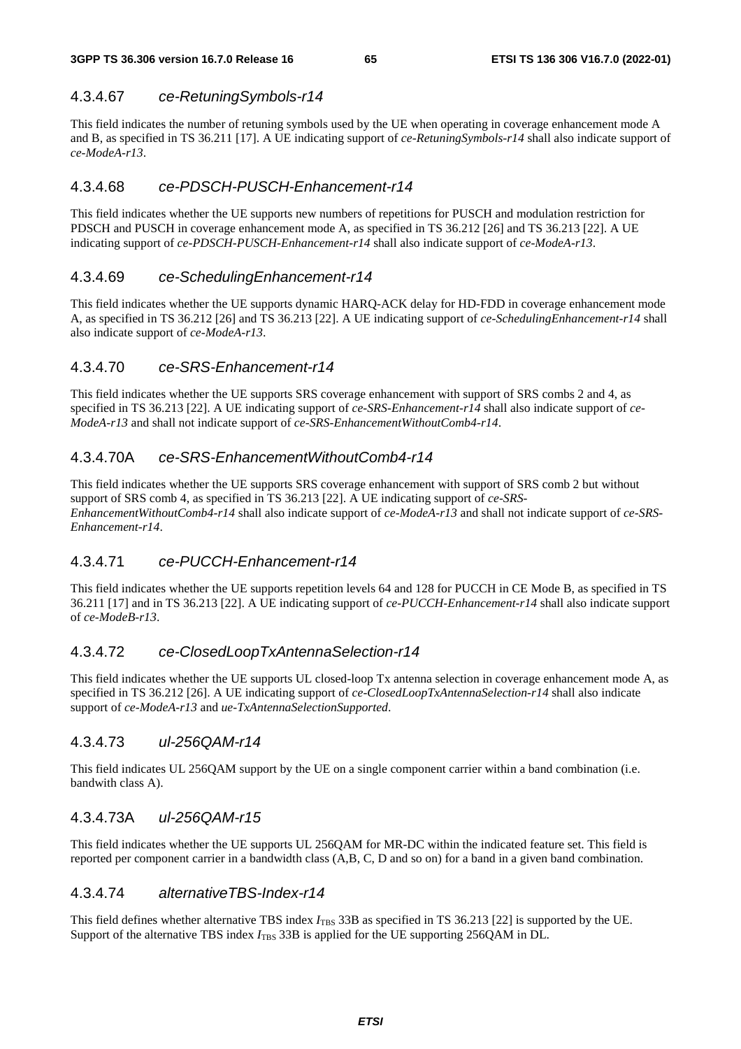#### 4.3.4.67 *ce-RetuningSymbols-r14*

This field indicates the number of retuning symbols used by the UE when operating in coverage enhancement mode A and B, as specified in TS 36.211 [17]. A UE indicating support of *ce-RetuningSymbols-r14* shall also indicate support of *ce-ModeA-r13*.

#### 4.3.4.68 *ce-PDSCH-PUSCH-Enhancement-r14*

This field indicates whether the UE supports new numbers of repetitions for PUSCH and modulation restriction for PDSCH and PUSCH in coverage enhancement mode A, as specified in TS 36.212 [26] and TS 36.213 [22]. A UE indicating support of *ce-PDSCH-PUSCH-Enhancement-r14* shall also indicate support of *ce-ModeA-r13*.

#### 4.3.4.69 *ce-SchedulingEnhancement-r14*

This field indicates whether the UE supports dynamic HARQ-ACK delay for HD-FDD in coverage enhancement mode A, as specified in TS 36.212 [26] and TS 36.213 [22]. A UE indicating support of *ce-SchedulingEnhancement-r14* shall also indicate support of *ce-ModeA-r13*.

#### 4.3.4.70 *ce-SRS-Enhancement-r14*

This field indicates whether the UE supports SRS coverage enhancement with support of SRS combs 2 and 4, as specified in TS 36.213 [22]. A UE indicating support of *ce-SRS-Enhancement-r14* shall also indicate support of *ce-ModeA-r13* and shall not indicate support of *ce-SRS-EnhancementWithoutComb4-r14*.

#### 4.3.4.70A *ce-SRS-EnhancementWithoutComb4-r14*

This field indicates whether the UE supports SRS coverage enhancement with support of SRS comb 2 but without support of SRS comb 4, as specified in TS 36.213 [22]. A UE indicating support of *ce-SRS-EnhancementWithoutComb4-r14* shall also indicate support of *ce-ModeA-r13* and shall not indicate support of *ce-SRS-Enhancement-r14*.

#### 4.3.4.71 *ce-PUCCH-Enhancement-r14*

This field indicates whether the UE supports repetition levels 64 and 128 for PUCCH in CE Mode B, as specified in TS 36.211 [17] and in TS 36.213 [22]. A UE indicating support of *ce-PUCCH-Enhancement-r14* shall also indicate support of *ce-ModeB-r13*.

#### 4.3.4.72 *ce-ClosedLoopTxAntennaSelection-r14*

This field indicates whether the UE supports UL closed-loop Tx antenna selection in coverage enhancement mode A, as specified in TS 36.212 [26]. A UE indicating support of *ce-ClosedLoopTxAntennaSelection-r14* shall also indicate support of *ce-ModeA-r13* and *ue-TxAntennaSelectionSupported*.

#### 4.3.4.73 *ul-256QAM-r14*

This field indicates UL 256QAM support by the UE on a single component carrier within a band combination (i.e. bandwith class A).

#### 4.3.4.73A *ul-256QAM-r15*

This field indicates whether the UE supports UL 256QAM for MR-DC within the indicated feature set. This field is reported per component carrier in a bandwidth class (A,B, C, D and so on) for a band in a given band combination.

#### 4.3.4.74 *alternativeTBS-Index-r14*

This field defines whether alternative TBS index $I_{TBS}$ 33B as specified in TS 36.213 [22] is supported by the UE. Support of the alternative TBS index $I_{TBS}$ 33B is applied for the UE supporting 256QAM in DL.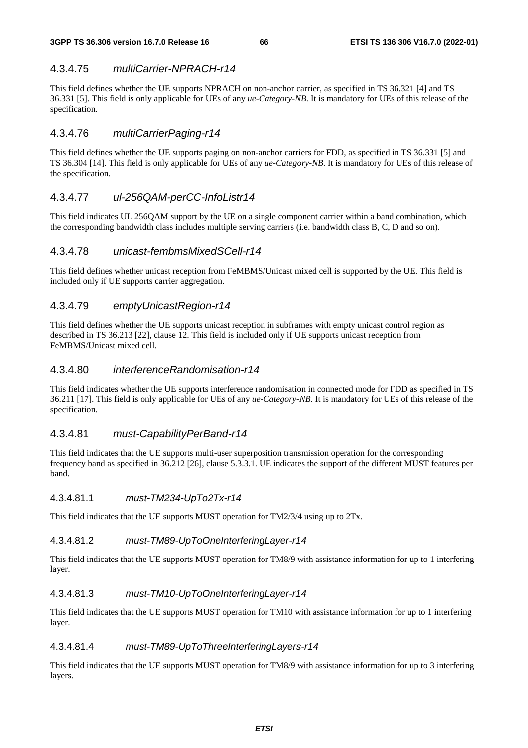#### 4.3.4.75 *multiCarrier-NPRACH-r14*

This field defines whether the UE supports NPRACH on non-anchor carrier, as specified in TS 36.321 [4] and TS 36.331 [5]. This field is only applicable for UEs of any *ue-Category-NB*. It is mandatory for UEs of this release of the specification.

#### 4.3.4.76 *multiCarrierPaging-r14*

This field defines whether the UE supports paging on non-anchor carriers for FDD, as specified in TS 36.331 [5] and TS 36.304 [14]. This field is only applicable for UEs of any *ue-Category-NB*. It is mandatory for UEs of this release of the specification.

#### 4.3.4.77 *ul-256QAM-perCC-InfoListr14*

This field indicates UL 256QAM support by the UE on a single component carrier within a band combination, which the corresponding bandwidth class includes multiple serving carriers (i.e. bandwidth class B, C, D and so on).

#### 4.3.4.78 *unicast-fembmsMixedSCell-r14*

This field defines whether unicast reception from FeMBMS/Unicast mixed cell is supported by the UE. This field is included only if UE supports carrier aggregation.

#### 4.3.4.79 *emptyUnicastRegion-r14*

This field defines whether the UE supports unicast reception in subframes with empty unicast control region as described in TS 36.213 [22], clause 12. This field is included only if UE supports unicast reception from FeMBMS/Unicast mixed cell.

#### 4.3.4.80 *interferenceRandomisation-r14*

This field indicates whether the UE supports interference randomisation in connected mode for FDD as specified in TS 36.211 [17]. This field is only applicable for UEs of any *ue-Category-NB*. It is mandatory for UEs of this release of the specification.

#### 4.3.4.81 *must-CapabilityPerBand-r14*

This field indicates that the UE supports multi-user superposition transmission operation for the corresponding frequency band as specified in 36.212 [26], clause 5.3.3.1. UE indicates the support of the different MUST features per band.

##### 4.3.4.81.1 *must-TM234-UpTo2Tx-r14*

This field indicates that the UE supports MUST operation for TM2/3/4 using up to 2Tx.

##### 4.3.4.81.2 *must-TM89-UpToOneInterferingLayer-r14*

This field indicates that the UE supports MUST operation for TM8/9 with assistance information for up to 1 interfering layer.

##### 4.3.4.81.3 *must-TM10-UpToOneInterferingLayer-r14*

This field indicates that the UE supports MUST operation for TM10 with assistance information for up to 1 interfering layer.

##### 4.3.4.81.4 *must-TM89-UpToThreeInterferingLayers-r14*

This field indicates that the UE supports MUST operation for TM8/9 with assistance information for up to 3 interfering layers.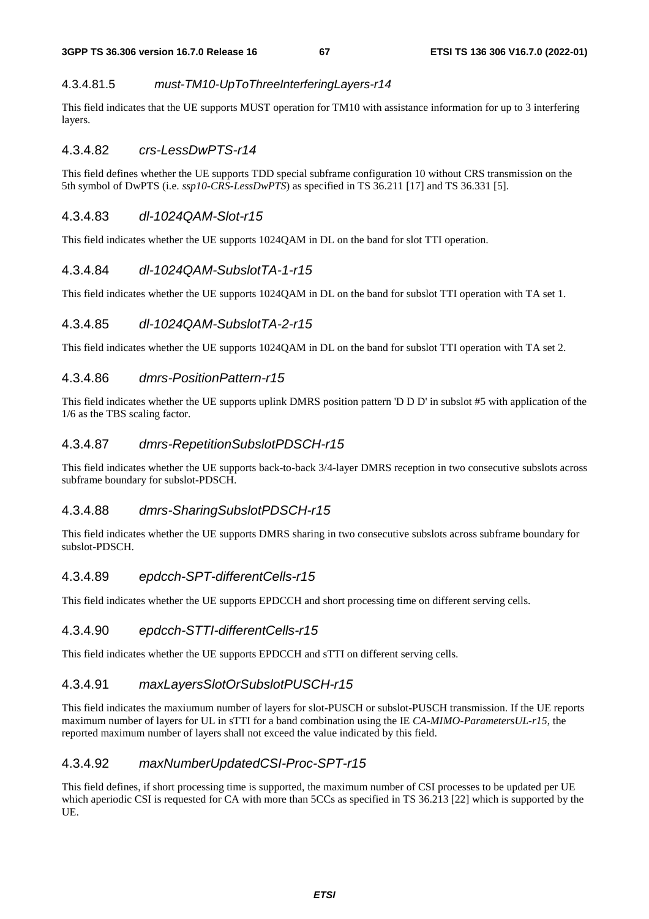#### 4.3.4.81.5 *must-TM10-UpToThreeInterferingLayers-r14*

This field indicates that the UE supports MUST operation for TM10 with assistance information for up to 3 interfering layers.

### 4.3.4.82 *crs-LessDwPTS-r14*

This field defines whether the UE supports TDD special subframe configuration 10 without CRS transmission on the 5th symbol of DwPTS (i.e. *ssp10-CRS-LessDwPTS*) as specified in TS 36.211 [17] and TS 36.331 [5].

### 4.3.4.83 *dl-1024QAM-Slot-r15*

This field indicates whether the UE supports 1024QAM in DL on the band for slot TTI operation.

### 4.3.4.84 *dl-1024QAM-SubslotTA-1-r15*

This field indicates whether the UE supports 1024QAM in DL on the band for subslot TTI operation with TA set 1.

### 4.3.4.85 *dl-1024QAM-SubslotTA-2-r15*

This field indicates whether the UE supports 1024QAM in DL on the band for subslot TTI operation with TA set 2.

### 4.3.4.86 *dmrs-PositionPattern-r15*

This field indicates whether the UE supports uplink DMRS position pattern 'D D D' in subslot #5 with application of the 1/6 as the TBS scaling factor.

### 4.3.4.87 *dmrs-RepetitionSubslotPDSCH-r15*

This field indicates whether the UE supports back-to-back 3/4-layer DMRS reception in two consecutive subslots across subframe boundary for subslot-PDSCH.

### 4.3.4.88 *dmrs-SharingSubslotPDSCH-r15*

This field indicates whether the UE supports DMRS sharing in two consecutive subslots across subframe boundary for subslot-PDSCH.

### 4.3.4.89 *epdcch-SPT-differentCells-r15*

This field indicates whether the UE supports EPDCCH and short processing time on different serving cells.

### 4.3.4.90 *epdcch-STTI-differentCells-r15*

This field indicates whether the UE supports EPDCCH and sTTI on different serving cells.

### 4.3.4.91 *maxLayersSlotOrSubslotPUSCH-r15*

This field indicates the maxiumum number of layers for slot-PUSCH or subslot-PUSCH transmission. If the UE reports maximum number of layers for UL in sTTI for a band combination using the IE *CA-MIMO-ParametersUL-r15*, the reported maximum number of layers shall not exceed the value indicated by this field.

### 4.3.4.92 *maxNumberUpdatedCSI-Proc-SPT-r15*

This field defines, if short processing time is supported, the maximum number of CSI processes to be updated per UE which aperiodic CSI is requested for CA with more than 5CCs as specified in TS 36.213 [22] which is supported by the UE.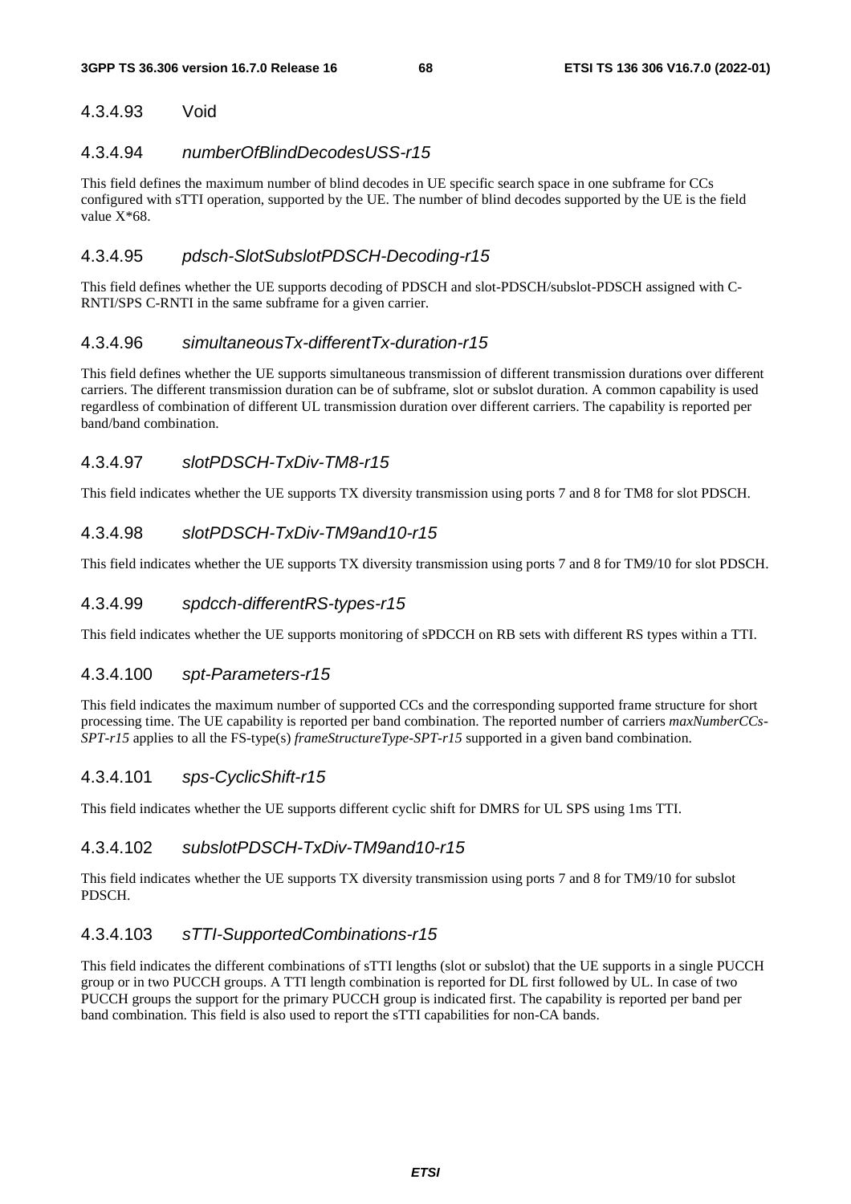#### 4.3.4.93 Void

#### 4.3.4.94 *numberOfBlindDecodesUSS-r15*

This field defines the maximum number of blind decodes in UE specific search space in one subframe for CCs configured with sTTI operation, supported by the UE. The number of blind decodes supported by the UE is the field value X*68.

#### 4.3.4.95 *pdsch-SlotSubslotPDSCH-Decoding-r15*

This field defines whether the UE supports decoding of PDSCH and slot-PDSCH/subslot-PDSCH assigned with C-RNTI/SPS C-RNTI in the same subframe for a given carrier.

#### 4.3.4.96 *simultaneousTx-differentTx-duration-r15*

This field defines whether the UE supports simultaneous transmission of different transmission durations over different carriers. The different transmission duration can be of subframe, slot or subslot duration. A common capability is used regardless of combination of different UL transmission duration over different carriers. The capability is reported per band/band combination.

#### 4.3.4.97 *slotPDSCH-TxDiv-TM8-r15*

This field indicates whether the UE supports TX diversity transmission using ports 7 and 8 for TM8 for slot PDSCH.

#### 4.3.4.98 *slotPDSCH-TxDiv-TM9and10-r15*

This field indicates whether the UE supports TX diversity transmission using ports 7 and 8 for TM9/10 for slot PDSCH.

#### 4.3.4.99 *spdcch-differentRS-types-r15*

This field indicates whether the UE supports monitoring of sPDCCH on RB sets with different RS types within a TTI.

#### 4.3.4.100 *spt-Parameters-r15*

This field indicates the maximum number of supported CCs and the corresponding supported frame structure for short processing time. The UE capability is reported per band combination. The reported number of carriers *maxNumberCCs-SPT-r15* applies to all the FS-type(s) *frameStructureType-SPT-r15* supported in a given band combination.

#### 4.3.4.101 *sps-CyclicShift-r15*

This field indicates whether the UE supports different cyclic shift for DMRS for UL SPS using 1ms TTI.

#### 4.3.4.102 *subslotPDSCH-TxDiv-TM9and10-r15*

This field indicates whether the UE supports TX diversity transmission using ports 7 and 8 for TM9/10 for subslot PDSCH.

#### 4.3.4.103 *sTTI-SupportedCombinations-r15*

This field indicates the different combinations of sTTI lengths (slot or subslot) that the UE supports in a single PUCCH group or in two PUCCH groups. A TTI length combination is reported for DL first followed by UL. In case of two PUCCH groups the support for the primary PUCCH group is indicated first. The capability is reported per band per band combination. This field is also used to report the sTTI capabilities for non-CA bands.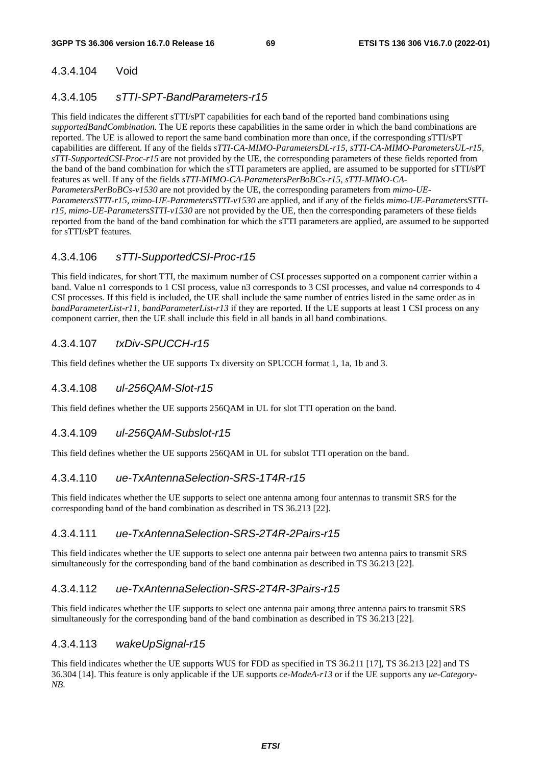#### 4.3.4.104 Void

#### 4.3.4.105 *sTTI-SPT-BandParameters-r15*

This field indicates the different sTTI/sPT capabilities for each band of the reported band combinations using *supportedBandCombination*. The UE reports these capabilities in the same order in which the band combinations are reported. The UE is allowed to report the same band combination more than once, if the corresponding sTTI/sPT capabilities are different. If any of the fields *sTTI-CA-MIMO-ParametersDL-r15, sTTI-CA-MIMO-ParametersUL-r15, sTTI-SupportedCSI-Proc-r15* are not provided by the UE, the corresponding parameters of these fields reported from the band of the band combination for which the sTTI parameters are applied, are assumed to be supported for sTTI/sPT features as well. If any of the fields *sTTI-MIMO-CA-ParametersPerBoBCs-r15, sTTI-MIMO-CA-ParametersPerBoBCs-v1530* are not provided by the UE, the corresponding parameters from *mimo-UE-ParametersSTTI-r15, mimo-UE-ParametersSTTI-v1530* are applied, and if any of the fields *mimo-UE-ParametersSTTI-r15, mimo-UE-ParametersSTTI-v1530* are not provided by the UE, then the corresponding parameters of these fields reported from the band of the band combination for which the sTTI parameters are applied, are assumed to be supported for sTTI/sPT features.

#### 4.3.4.106 *sTTI-SupportedCSI-Proc-r15*

This field indicates, for short TTI, the maximum number of CSI processes supported on a component carrier within a band. Value n1 corresponds to 1 CSI process, value n3 corresponds to 3 CSI processes, and value n4 corresponds to 4 CSI processes. If this field is included, the UE shall include the same number of entries listed in the same order as in *bandParameterList-r11, bandParameterList-r13* if they are reported. If the UE supports at least 1 CSI process on any component carrier, then the UE shall include this field in all bands in all band combinations.

#### 4.3.4.107 *txDiv-SPUCCH-r15*

This field defines whether the UE supports Tx diversity on SPUCCH format 1, 1a, 1b and 3.

#### 4.3.4.108 *ul-256QAM-Slot-r15*

This field defines whether the UE supports 256QAM in UL for slot TTI operation on the band.

#### 4.3.4.109 *ul-256QAM-Subslot-r15*

This field defines whether the UE supports 256QAM in UL for subslot TTI operation on the band.

#### 4.3.4.110 *ue-TxAntennaSelection-SRS-1T4R-r15*

This field indicates whether the UE supports to select one antenna among four antennas to transmit SRS for the corresponding band of the band combination as described in TS 36.213 [22].

#### 4.3.4.111 *ue-TxAntennaSelection-SRS-2T4R-2Pairs-r15*

This field indicates whether the UE supports to select one antenna pair between two antenna pairs to transmit SRS simultaneously for the corresponding band of the band combination as described in TS 36.213 [22].

#### 4.3.4.112 *ue-TxAntennaSelection-SRS-2T4R-3Pairs-r15*

This field indicates whether the UE supports to select one antenna pair among three antenna pairs to transmit SRS simultaneously for the corresponding band of the band combination as described in TS 36.213 [22].

#### 4.3.4.113 *wakeUpSignal-r15*

This field indicates whether the UE supports WUS for FDD as specified in TS 36.211 [17], TS 36.213 [22] and TS 36.304 [14]. This feature is only applicable if the UE supports *ce-ModeA-r13* or if the UE supports any *ue-Category-NB*.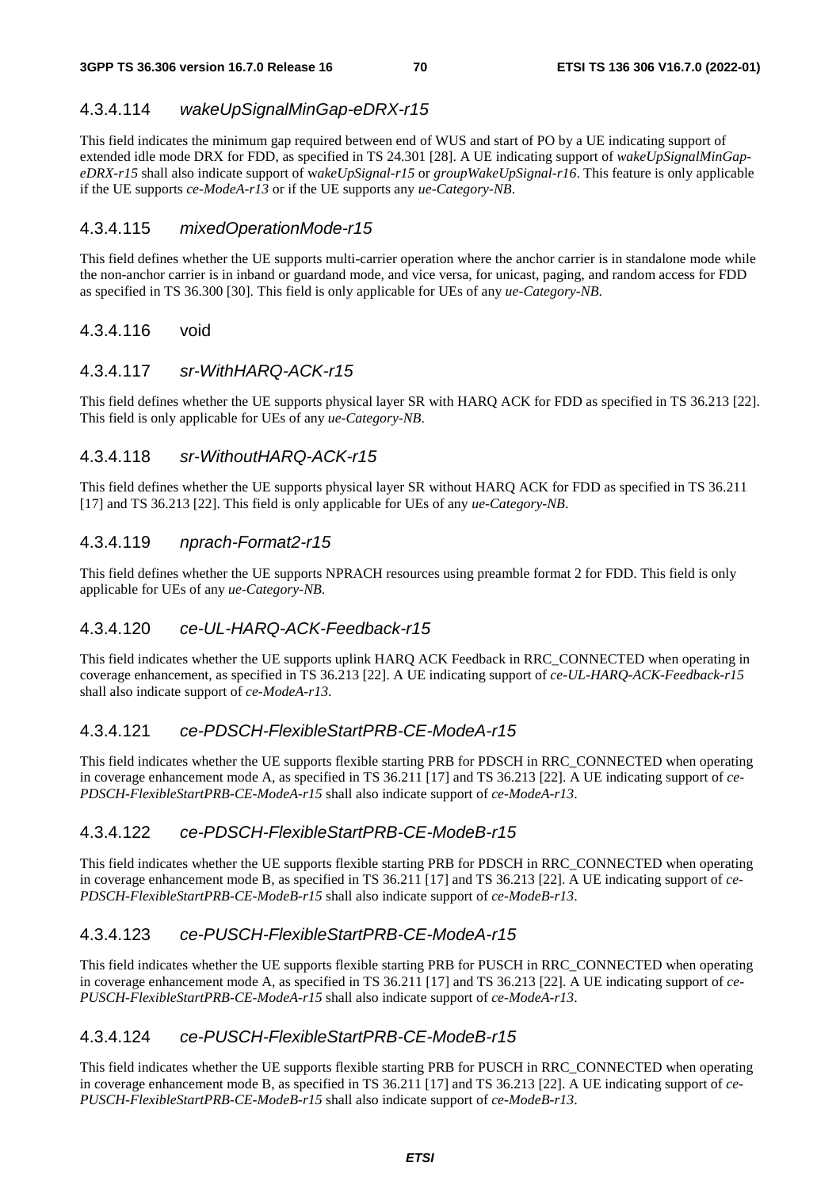#### 4.3.4.114 *wakeUpSignalMinGap-eDRX-r15*

This field indicates the minimum gap required between end of WUS and start of PO by a UE indicating support of extended idle mode DRX for FDD, as specified in TS 24.301 [28]. A UE indicating support of *wakeUpSignalMinGap-eDRX-r15* shall also indicate support of w*akeUpSignal-r15* or *groupWakeUpSignal-r16*. This feature is only applicable if the UE supports *ce-ModeA-r13* or if the UE supports any *ue-Category-NB*.

#### 4.3.4.115 *mixedOperationMode-r15*

This field defines whether the UE supports multi-carrier operation where the anchor carrier is in standalone mode while the non-anchor carrier is in inband or guardand mode, and vice versa, for unicast, paging, and random access for FDD as specified in TS 36.300 [30]. This field is only applicable for UEs of any *ue-Category-NB*.

#### 4.3.4.116 void

#### 4.3.4.117 *sr-WithHARQ-ACK-r15*

This field defines whether the UE supports physical layer SR with HARQ ACK for FDD as specified in TS 36.213 [22]. This field is only applicable for UEs of any *ue-Category-NB*.

#### 4.3.4.118 *sr-WithoutHARQ-ACK-r15*

This field defines whether the UE supports physical layer SR without HARQ ACK for FDD as specified in TS 36.211 [17] and TS 36.213 [22]. This field is only applicable for UEs of any *ue-Category-NB*.

#### 4.3.4.119 *nprach-Format2-r15*

This field defines whether the UE supports NPRACH resources using preamble format 2 for FDD. This field is only applicable for UEs of any *ue-Category-NB*.

#### 4.3.4.120 *ce-UL-HARQ-ACK-Feedback-r15*

This field indicates whether the UE supports uplink HARQ ACK Feedback in RRC_CONNECTED when operating in coverage enhancement, as specified in TS 36.213 [22]. A UE indicating support of *ce-UL-HARQ-ACK-Feedback-r15* shall also indicate support of *ce-ModeA-r13*.

#### 4.3.4.121 *ce-PDSCH-FlexibleStartPRB-CE-ModeA-r15*

This field indicates whether the UE supports flexible starting PRB for PDSCH in RRC_CONNECTED when operating in coverage enhancement mode A, as specified in TS 36.211 [17] and TS 36.213 [22]. A UE indicating support of *ce-PDSCH-FlexibleStartPRB-CE-ModeA-r15* shall also indicate support of *ce-ModeA-r13*.

#### 4.3.4.122 *ce-PDSCH-FlexibleStartPRB-CE-ModeB-r15*

This field indicates whether the UE supports flexible starting PRB for PDSCH in RRC_CONNECTED when operating in coverage enhancement mode B, as specified in TS 36.211 [17] and TS 36.213 [22]. A UE indicating support of *ce-PDSCH-FlexibleStartPRB-CE-ModeB-r15* shall also indicate support of *ce-ModeB-r13*.

#### 4.3.4.123 *ce-PUSCH-FlexibleStartPRB-CE-ModeA-r15*

This field indicates whether the UE supports flexible starting PRB for PUSCH in RRC_CONNECTED when operating in coverage enhancement mode A, as specified in TS 36.211 [17] and TS 36.213 [22]. A UE indicating support of *ce-PUSCH-FlexibleStartPRB-CE-ModeA-r15* shall also indicate support of *ce-ModeA-r13*.

#### 4.3.4.124 *ce-PUSCH-FlexibleStartPRB-CE-ModeB-r15*

This field indicates whether the UE supports flexible starting PRB for PUSCH in RRC_CONNECTED when operating in coverage enhancement mode B, as specified in TS 36.211 [17] and TS 36.213 [22]. A UE indicating support of *ce-PUSCH-FlexibleStartPRB-CE-ModeB-r15* shall also indicate support of *ce-ModeB-r13*.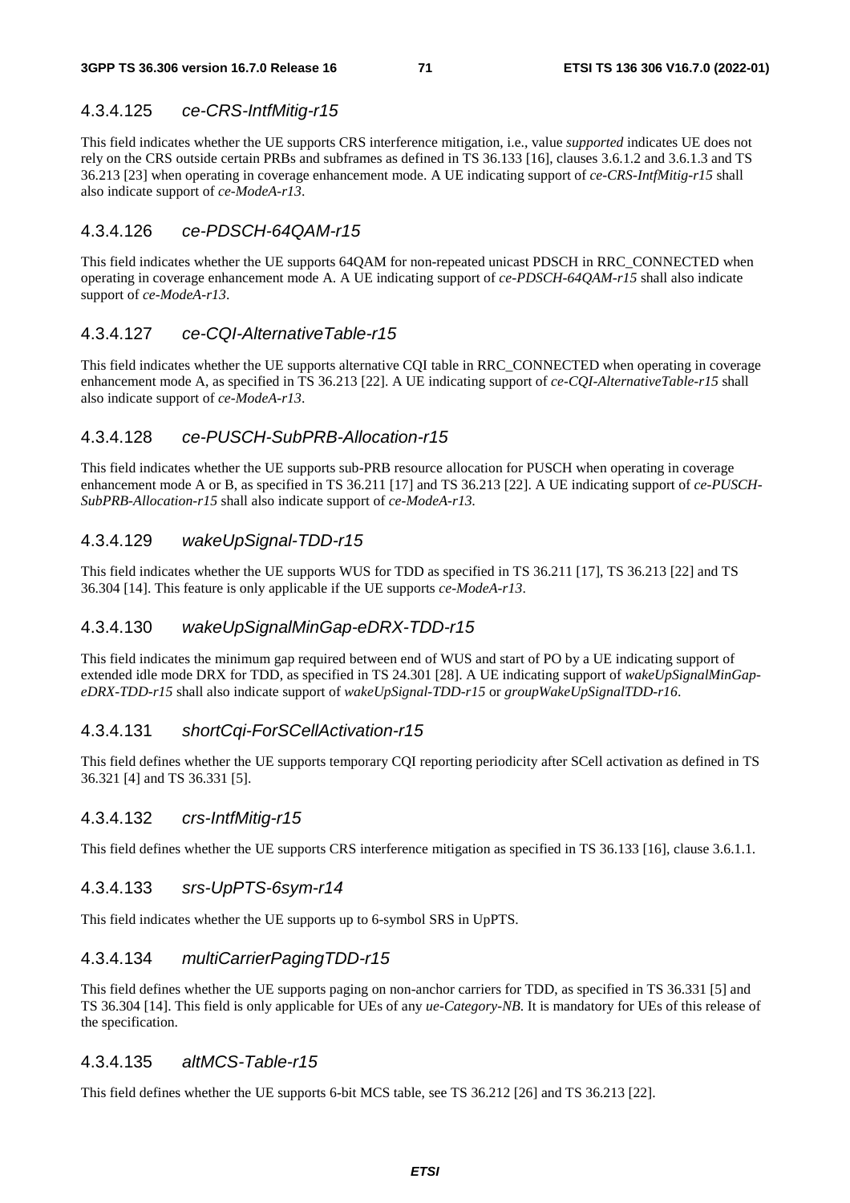#### 4.3.4.125 *ce-CRS-IntfMitig-r15*

This field indicates whether the UE supports CRS interference mitigation, i.e., value *supported* indicates UE does not rely on the CRS outside certain PRBs and subframes as defined in TS 36.133 [16], clauses 3.6.1.2 and 3.6.1.3 and TS 36.213 [23] when operating in coverage enhancement mode. A UE indicating support of *ce-CRS-IntfMitig-r15* shall also indicate support of *ce-ModeA-r13*.

#### 4.3.4.126 *ce-PDSCH-64QAM-r15*

This field indicates whether the UE supports 64QAM for non-repeated unicast PDSCH in RRC_CONNECTED when operating in coverage enhancement mode A. A UE indicating support of *ce-PDSCH-64QAM-r15* shall also indicate support of *ce-ModeA-r13*.

#### 4.3.4.127 *ce-CQI-AlternativeTable-r15*

This field indicates whether the UE supports alternative CQI table in RRC_CONNECTED when operating in coverage enhancement mode A, as specified in TS 36.213 [22]. A UE indicating support of *ce-CQI-AlternativeTable-r15* shall also indicate support of *ce-ModeA-r13*.

#### 4.3.4.128 *ce-PUSCH-SubPRB-Allocation-r15*

This field indicates whether the UE supports sub-PRB resource allocation for PUSCH when operating in coverage enhancement mode A or B, as specified in TS 36.211 [17] and TS 36.213 [22]. A UE indicating support of *ce-PUSCH-SubPRB-Allocation-r15* shall also indicate support of *ce-ModeA-r13*.

#### 4.3.4.129 *wakeUpSignal-TDD-r15*

This field indicates whether the UE supports WUS for TDD as specified in TS 36.211 [17], TS 36.213 [22] and TS 36.304 [14]. This feature is only applicable if the UE supports *ce-ModeA-r13*.

#### 4.3.4.130 *wakeUpSignalMinGap-eDRX-TDD-r15*

This field indicates the minimum gap required between end of WUS and start of PO by a UE indicating support of extended idle mode DRX for TDD, as specified in TS 24.301 [28]. A UE indicating support of *wakeUpSignalMinGap-eDRX-TDD-r15* shall also indicate support of *wakeUpSignal-TDD-r15* or *groupWakeUpSignalTDD-r16*.

#### 4.3.4.131 *shortCqi-ForSCellActivation-r15*

This field defines whether the UE supports temporary CQI reporting periodicity after SCell activation as defined in TS 36.321 [4] and TS 36.331 [5].

#### 4.3.4.132 *crs-IntfMitig-r15*

This field defines whether the UE supports CRS interference mitigation as specified in TS 36.133 [16], clause 3.6.1.1.

#### 4.3.4.133 *srs-UpPTS-6sym-r14*

This field indicates whether the UE supports up to 6-symbol SRS in UpPTS.

#### 4.3.4.134 *multiCarrierPagingTDD-r15*

This field defines whether the UE supports paging on non-anchor carriers for TDD, as specified in TS 36.331 [5] and TS 36.304 [14]. This field is only applicable for UEs of any *ue-Category-NB*. It is mandatory for UEs of this release of the specification.

#### 4.3.4.135 *altMCS-Table-r15*

This field defines whether the UE supports 6-bit MCS table, see TS 36.212 [26] and TS 36.213 [22].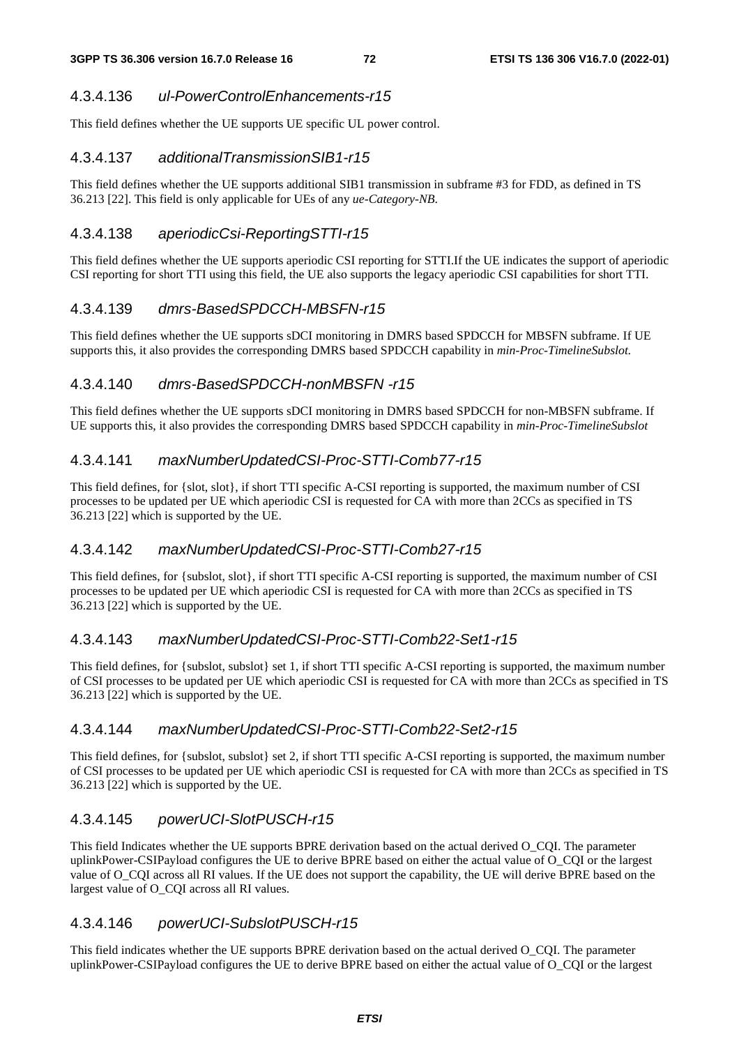### 4.3.4.136 *ul-PowerControlEnhancements-r15*

This field defines whether the UE supports UE specific UL power control.

### 4.3.4.137 *additionalTransmissionSIB1-r15*

This field defines whether the UE supports additional SIB1 transmission in subframe #3 for FDD, as defined in TS 36.213 [22]. This field is only applicable for UEs of any *ue-Category-NB.*

### 4.3.4.138 *aperiodicCsi-ReportingSTTI-r15*

This field defines whether the UE supports aperiodic CSI reporting for STTI.If the UE indicates the support of aperiodic CSI reporting for short TTI using this field, the UE also supports the legacy aperiodic CSI capabilities for short TTI.

### 4.3.4.139 *dmrs-BasedSPDCCH-MBSFN-r15*

This field defines whether the UE supports sDCI monitoring in DMRS based SPDCCH for MBSFN subframe. If UE supports this, it also provides the corresponding DMRS based SPDCCH capability in *min-Proc-TimelineSubslot.*

### 4.3.4.140 *dmrs-BasedSPDCCH-nonMBSFN -r15*

This field defines whether the UE supports sDCI monitoring in DMRS based SPDCCH for non-MBSFN subframe. If UE supports this, it also provides the corresponding DMRS based SPDCCH capability in *min-Proc-TimelineSubslot*

### 4.3.4.141 *maxNumberUpdatedCSI-Proc-STTI-Comb77-r15*

This field defines, for {slot, slot}, if short TTI specific A-CSI reporting is supported, the maximum number of CSI processes to be updated per UE which aperiodic CSI is requested for CA with more than 2CCs as specified in TS 36.213 [22] which is supported by the UE.

### 4.3.4.142 *maxNumberUpdatedCSI-Proc-STTI-Comb27-r15*

This field defines, for {subslot, slot}, if short TTI specific A-CSI reporting is supported, the maximum number of CSI processes to be updated per UE which aperiodic CSI is requested for CA with more than 2CCs as specified in TS 36.213 [22] which is supported by the UE.

### 4.3.4.143 *maxNumberUpdatedCSI-Proc-STTI-Comb22-Set1-r15*

This field defines, for {subslot, subslot} set 1, if short TTI specific A-CSI reporting is supported, the maximum number of CSI processes to be updated per UE which aperiodic CSI is requested for CA with more than 2CCs as specified in TS 36.213 [22] which is supported by the UE.

### 4.3.4.144 *maxNumberUpdatedCSI-Proc-STTI-Comb22-Set2-r15*

This field defines, for {subslot, subslot} set 2, if short TTI specific A-CSI reporting is supported, the maximum number of CSI processes to be updated per UE which aperiodic CSI is requested for CA with more than 2CCs as specified in TS 36.213 [22] which is supported by the UE.

### 4.3.4.145 *powerUCI-SlotPUSCH-r15*

This field Indicates whether the UE supports BPRE derivation based on the actual derived O_CQI. The parameter uplinkPower-CSIPayload configures the UE to derive BPRE based on either the actual value of O_CQI or the largest value of O_CQI across all RI values. If the UE does not support the capability, the UE will derive BPRE based on the largest value of O_CQI across all RI values.

### 4.3.4.146 *powerUCI-SubslotPUSCH-r15*

This field indicates whether the UE supports BPRE derivation based on the actual derived O_CQI. The parameter uplinkPower-CSIPayload configures the UE to derive BPRE based on either the actual value of O_CQI or the largest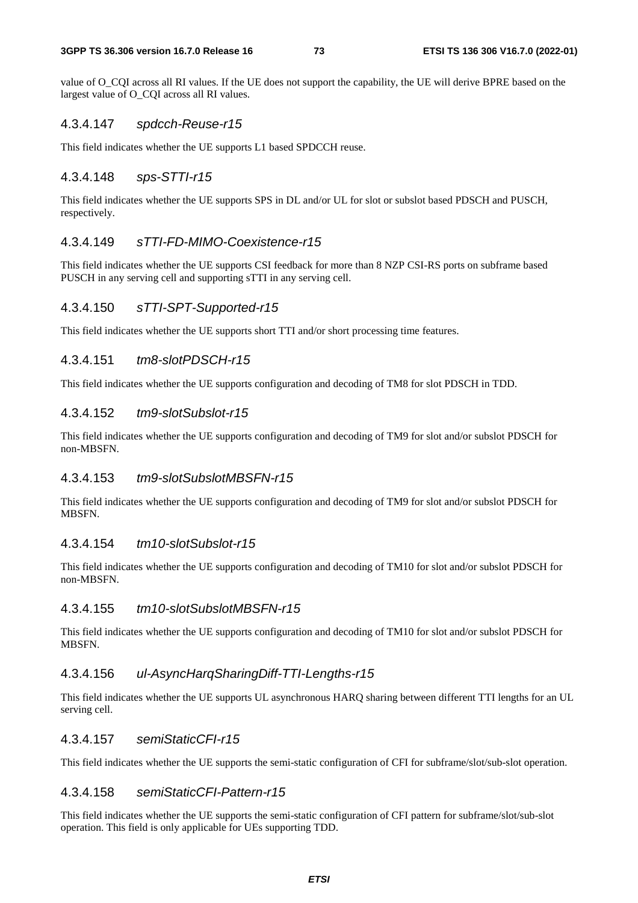value of O_CQI across all RI values. If the UE does not support the capability, the UE will derive BPRE based on the largest value of O_CQI across all RI values.

#### 4.3.4.147 *spdcch-Reuse-r15*

This field indicates whether the UE supports L1 based SPDCCH reuse.

#### 4.3.4.148 *sps-STTI-r15*

This field indicates whether the UE supports SPS in DL and/or UL for slot or subslot based PDSCH and PUSCH, respectively.

#### 4.3.4.149 *sTTI-FD-MIMO-Coexistence-r15*

This field indicates whether the UE supports CSI feedback for more than 8 NZP CSI-RS ports on subframe based PUSCH in any serving cell and supporting sTTI in any serving cell.

#### 4.3.4.150 *sTTI-SPT-Supported-r15*

This field indicates whether the UE supports short TTI and/or short processing time features.

#### 4.3.4.151 *tm8-slotPDSCH-r15*

This field indicates whether the UE supports configuration and decoding of TM8 for slot PDSCH in TDD.

#### 4.3.4.152 *tm9-slotSubslot-r15*

This field indicates whether the UE supports configuration and decoding of TM9 for slot and/or subslot PDSCH for non-MBSFN.

#### 4.3.4.153 *tm9-slotSubslotMBSFN-r15*

This field indicates whether the UE supports configuration and decoding of TM9 for slot and/or subslot PDSCH for MBSFN.

#### 4.3.4.154 *tm10-slotSubslot-r15*

This field indicates whether the UE supports configuration and decoding of TM10 for slot and/or subslot PDSCH for non-MBSFN.

#### 4.3.4.155 *tm10-slotSubslotMBSFN-r15*

This field indicates whether the UE supports configuration and decoding of TM10 for slot and/or subslot PDSCH for MBSFN.

#### 4.3.4.156 *ul-AsyncHarqSharingDiff-TTI-Lengths-r15*

This field indicates whether the UE supports UL asynchronous HARQ sharing between different TTI lengths for an UL serving cell.

#### 4.3.4.157 *semiStaticCFI-r15*

This field indicates whether the UE supports the semi-static configuration of CFI for subframe/slot/sub-slot operation.

#### 4.3.4.158 *semiStaticCFI-Pattern-r15*

This field indicates whether the UE supports the semi-static configuration of CFI pattern for subframe/slot/sub-slot operation. This field is only applicable for UEs supporting TDD.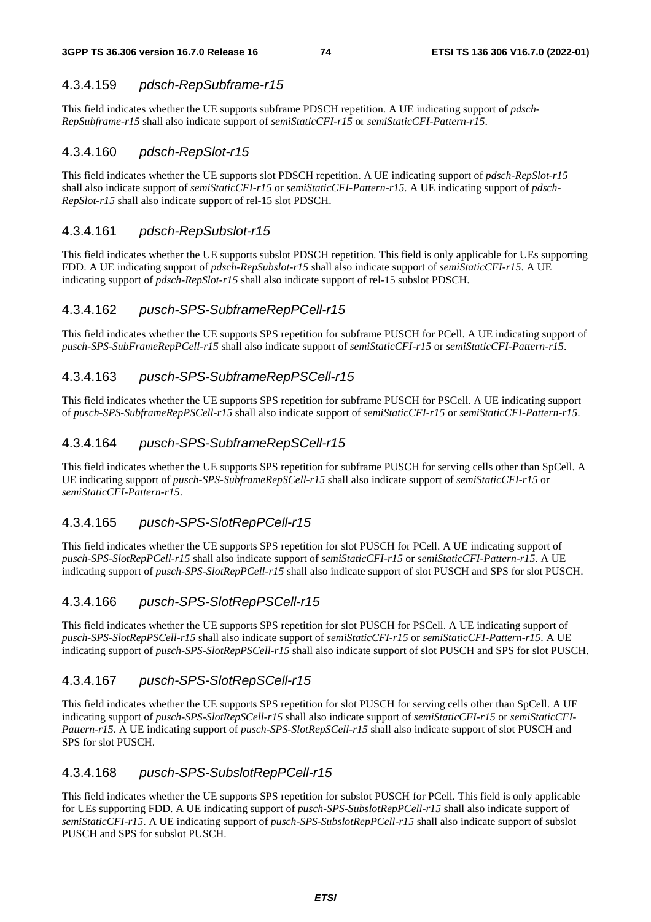#### 4.3.4.159 *pdsch-RepSubframe-r15*

This field indicates whether the UE supports subframe PDSCH repetition. A UE indicating support of *pdsch-RepSubframe-r15* shall also indicate support of *semiStaticCFI-r15* or *semiStaticCFI-Pattern-r15*.

#### 4.3.4.160 *pdsch-RepSlot-r15*

This field indicates whether the UE supports slot PDSCH repetition. A UE indicating support of *pdsch-RepSlot-r15* shall also indicate support of *semiStaticCFI-r15* or *semiStaticCFI-Pattern-r15*. A UE indicating support of *pdsch-RepSlot-r15* shall also indicate support of rel-15 slot PDSCH.

#### 4.3.4.161 *pdsch-RepSubslot-r15*

This field indicates whether the UE supports subslot PDSCH repetition. This field is only applicable for UEs supporting FDD. A UE indicating support of *pdsch-RepSubslot-r15* shall also indicate support of *semiStaticCFI-r15*. A UE indicating support of *pdsch-RepSlot-r15* shall also indicate support of rel-15 subslot PDSCH.

#### 4.3.4.162 *pusch-SPS-SubframeRepPCell-r15*

This field indicates whether the UE supports SPS repetition for subframe PUSCH for PCell. A UE indicating support of *pusch-SPS-SubFrameRepPCell-r15* shall also indicate support of *semiStaticCFI-r15* or *semiStaticCFI-Pattern-r15*.

#### 4.3.4.163 *pusch-SPS-SubframeRepPSCell-r15*

This field indicates whether the UE supports SPS repetition for subframe PUSCH for PSCell. A UE indicating support of *pusch-SPS-SubframeRepPSCell-r15* shall also indicate support of *semiStaticCFI-r15* or *semiStaticCFI-Pattern-r15*.

#### 4.3.4.164 *pusch-SPS-SubframeRepSCell-r15*

This field indicates whether the UE supports SPS repetition for subframe PUSCH for serving cells other than SpCell. A UE indicating support of *pusch-SPS-SubframeRepSCell-r15* shall also indicate support of *semiStaticCFI-r15* or *semiStaticCFI-Pattern-r15*.

#### 4.3.4.165 *pusch-SPS-SlotRepPCell-r15*

This field indicates whether the UE supports SPS repetition for slot PUSCH for PCell. A UE indicating support of *pusch-SPS-SlotRepPCell-r15* shall also indicate support of *semiStaticCFI-r15* or *semiStaticCFI-Pattern-r15*. A UE indicating support of *pusch-SPS-SlotRepPCell-r15* shall also indicate support of slot PUSCH and SPS for slot PUSCH.

#### 4.3.4.166 *pusch-SPS-SlotRepPSCell-r15*

This field indicates whether the UE supports SPS repetition for slot PUSCH for PSCell. A UE indicating support of *pusch-SPS-SlotRepPSCell-r15* shall also indicate support of *semiStaticCFI-r15* or *semiStaticCFI-Pattern-r15*. A UE indicating support of *pusch-SPS-SlotRepPSCell-r15* shall also indicate support of slot PUSCH and SPS for slot PUSCH.

#### 4.3.4.167 *pusch-SPS-SlotRepSCell-r15*

This field indicates whether the UE supports SPS repetition for slot PUSCH for serving cells other than SpCell. A UE indicating support of *pusch-SPS-SlotRepSCell-r15* shall also indicate support of *semiStaticCFI-r15* or *semiStaticCFI-Pattern-r15*. A UE indicating support of *pusch-SPS-SlotRepSCell-r15* shall also indicate support of slot PUSCH and SPS for slot PUSCH.

#### 4.3.4.168 *pusch-SPS-SubslotRepPCell-r15*

This field indicates whether the UE supports SPS repetition for subslot PUSCH for PCell. This field is only applicable for UEs supporting FDD. A UE indicating support of *pusch-SPS-SubslotRepPCell-r15* shall also indicate support of *semiStaticCFI-r15*. A UE indicating support of *pusch-SPS-SubslotRepPCell-r15* shall also indicate support of subslot PUSCH and SPS for subslot PUSCH.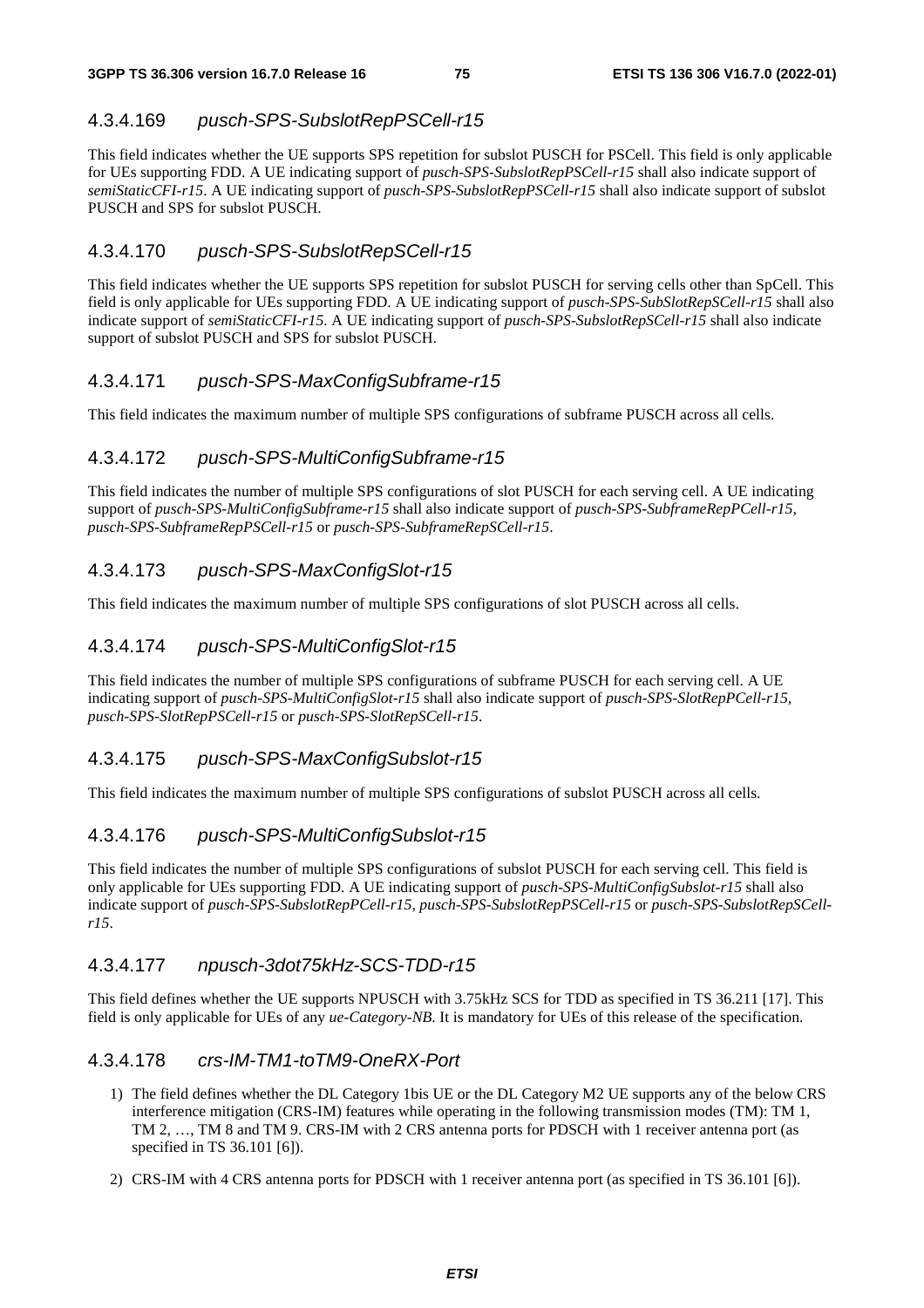### 4.3.4.169 *pusch-SPS-SubslotRepPSCell-r15*

This field indicates whether the UE supports SPS repetition for subslot PUSCH for PSCell. This field is only applicable for UEs supporting FDD. A UE indicating support of *pusch-SPS-SubslotRepPSCell-r15* shall also indicate support of *semiStaticCFI-r15*. A UE indicating support of *pusch-SPS-SubslotRepPSCell-r15* shall also indicate support of subslot PUSCH and SPS for subslot PUSCH.

### 4.3.4.170 *pusch-SPS-SubslotRepSCell-r15*

This field indicates whether the UE supports SPS repetition for subslot PUSCH for serving cells other than SpCell. This field is only applicable for UEs supporting FDD. A UE indicating support of *pusch-SPS-SubSlotRepSCell-r15* shall also indicate support of *semiStaticCFI-r15*. A UE indicating support of *pusch-SPS-SubslotRepSCell-r15* shall also indicate support of subslot PUSCH and SPS for subslot PUSCH.

### 4.3.4.171 *pusch-SPS-MaxConfigSubframe-r15*

This field indicates the maximum number of multiple SPS configurations of subframe PUSCH across all cells.

### 4.3.4.172 *pusch-SPS-MultiConfigSubframe-r15*

This field indicates the number of multiple SPS configurations of slot PUSCH for each serving cell. A UE indicating support of *pusch-SPS-MultiConfigSubframe-r15* shall also indicate support of *pusch-SPS-SubframeRepPCell-r15*, *pusch-SPS-SubframeRepPSCell-r15* or *pusch-SPS-SubframeRepSCell-r15*.

### 4.3.4.173 *pusch-SPS-MaxConfigSlot-r15*

This field indicates the maximum number of multiple SPS configurations of slot PUSCH across all cells.

### 4.3.4.174 *pusch-SPS-MultiConfigSlot-r15*

This field indicates the number of multiple SPS configurations of subframe PUSCH for each serving cell. A UE indicating support of *pusch-SPS-MultiConfigSlot-r15* shall also indicate support of *pusch-SPS-SlotRepPCell-r15*, *pusch-SPS-SlotRepPSCell-r15* or *pusch-SPS-SlotRepSCell-r15*.

### 4.3.4.175 *pusch-SPS-MaxConfigSubslot-r15*

This field indicates the maximum number of multiple SPS configurations of subslot PUSCH across all cells.

### 4.3.4.176 *pusch-SPS-MultiConfigSubslot-r15*

This field indicates the number of multiple SPS configurations of subslot PUSCH for each serving cell. This field is only applicable for UEs supporting FDD. A UE indicating support of *pusch-SPS-MultiConfigSubslot-r15* shall also indicate support of *pusch-SPS-SubslotRepPCell-r15*, *pusch-SPS-SubslotRepPSCell-r15* or *pusch-SPS-SubslotRepSCell-r15*.

### 4.3.4.177 *npusch-3dot75kHz-SCS-TDD-r15*

This field defines whether the UE supports NPUSCH with 3.75kHz SCS for TDD as specified in TS 36.211 [17]. This field is only applicable for UEs of any *ue-Category-NB*. It is mandatory for UEs of this release of the specification.

### 4.3.4.178 *crs-IM-TM1-toTM9-OneRX-Port*

1) The field defines whether the DL Category 1bis UE or the DL Category M2 UE supports any of the below CRS interference mitigation (CRS-IM) features while operating in the following transmission modes (TM): TM 1, TM 2, …, TM 8 and TM 9. CRS-IM with 2 CRS antenna ports for PDSCH with 1 receiver antenna port (as specified in TS 36.101 [6]).

2) CRS-IM with 4 CRS antenna ports for PDSCH with 1 receiver antenna port (as specified in TS 36.101 [6]).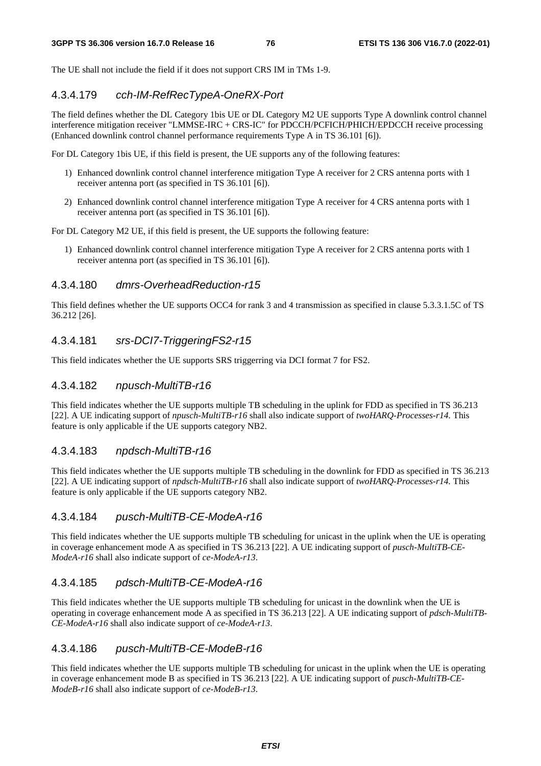The UE shall not include the field if it does not support CRS IM in TMs 1-9.

#### 4.3.4.179 *cch-IM-RefRecTypeA-OneRX-Port*

The field defines whether the DL Category 1bis UE or DL Category M2 UE supports Type A downlink control channel interference mitigation receiver "LMMSE-IRC + CRS-IC" for PDCCH/PCFICH/PHICH/EPDCCH receive processing (Enhanced downlink control channel performance requirements Type A in TS 36.101 [6]).

For DL Category 1bis UE, if this field is present, the UE supports any of the following features:

1) Enhanced downlink control channel interference mitigation Type A receiver for 2 CRS antenna ports with 1 receiver antenna port (as specified in TS 36.101 [6]).

2) Enhanced downlink control channel interference mitigation Type A receiver for 4 CRS antenna ports with 1 receiver antenna port (as specified in TS 36.101 [6]).

For DL Category M2 UE, if this field is present, the UE supports the following feature:

1) Enhanced downlink control channel interference mitigation Type A receiver for 2 CRS antenna ports with 1 receiver antenna port (as specified in TS 36.101 [6]).

#### 4.3.4.180 *dmrs-OverheadReduction-r15*

This field defines whether the UE supports OCC4 for rank 3 and 4 transmission as specified in clause 5.3.3.1.5C of TS 36.212 [26].

#### 4.3.4.181 *srs-DCI7-TriggeringFS2-r15*

This field indicates whether the UE supports SRS triggerring via DCI format 7 for FS2.

#### 4.3.4.182 *npusch-MultiTB-r16*

This field indicates whether the UE supports multiple TB scheduling in the uplink for FDD as specified in TS 36.213 [22]. A UE indicating support of *npusch-MultiTB-r16* shall also indicate support of *twoHARQ-Processes-r14*. This feature is only applicable if the UE supports category NB2.

#### 4.3.4.183 *npdsch-MultiTB-r16*

This field indicates whether the UE supports multiple TB scheduling in the downlink for FDD as specified in TS 36.213 [22]. A UE indicating support of *npdsch-MultiTB-r16* shall also indicate support of *twoHARQ-Processes-r14*. This feature is only applicable if the UE supports category NB2.

#### 4.3.4.184 *pusch-MultiTB-CE-ModeA-r16*

This field indicates whether the UE supports multiple TB scheduling for unicast in the uplink when the UE is operating in coverage enhancement mode A as specified in TS 36.213 [22]. A UE indicating support of *pusch-MultiTB-CE-ModeA-r16* shall also indicate support of *ce-ModeA-r13*.

#### 4.3.4.185 *pdsch-MultiTB-CE-ModeA-r16*

This field indicates whether the UE supports multiple TB scheduling for unicast in the downlink when the UE is operating in coverage enhancement mode A as specified in TS 36.213 [22]. A UE indicating support of *pdsch-MultiTB-CE-ModeA-r16* shall also indicate support of *ce-ModeA-r13*.

#### 4.3.4.186 *pusch-MultiTB-CE-ModeB-r16*

This field indicates whether the UE supports multiple TB scheduling for unicast in the uplink when the UE is operating in coverage enhancement mode B as specified in TS 36.213 [22]. A UE indicating support of *pusch-MultiTB-CE-ModeB-r16* shall also indicate support of *ce-ModeB-r13*.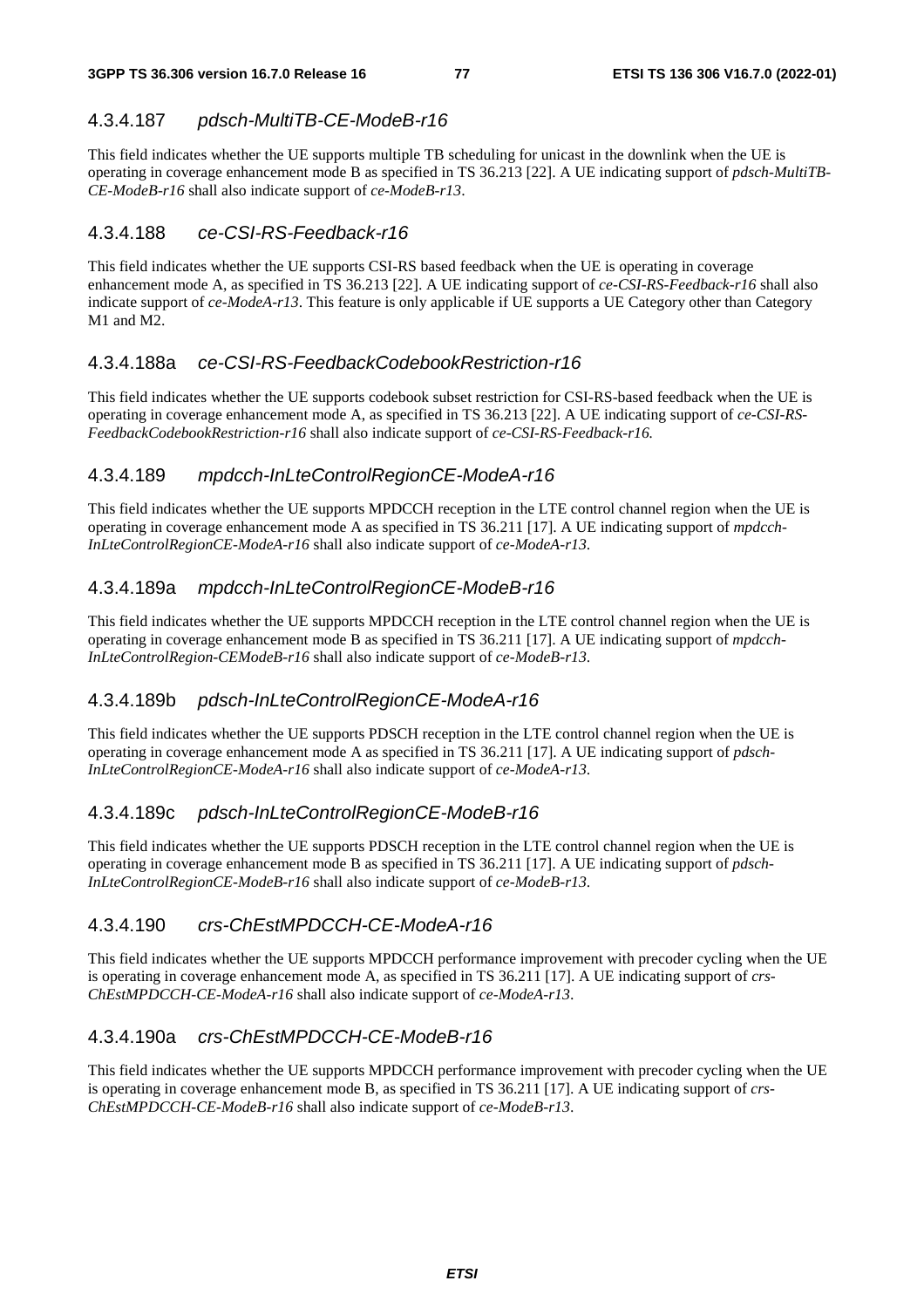#### 4.3.4.187 *pdsch-MultiTB-CE-ModeB-r16*

This field indicates whether the UE supports multiple TB scheduling for unicast in the downlink when the UE is operating in coverage enhancement mode B as specified in TS 36.213 [22]. A UE indicating support of *pdsch-MultiTB-CE-ModeB-r16* shall also indicate support of *ce-ModeB-r13*.

#### 4.3.4.188 *ce-CSI-RS-Feedback-r16*

This field indicates whether the UE supports CSI-RS based feedback when the UE is operating in coverage enhancement mode A, as specified in TS 36.213 [22]. A UE indicating support of *ce-CSI-RS-Feedback-r16* shall also indicate support of *ce-ModeA-r13*. This feature is only applicable if UE supports a UE Category other than Category M1 and M2.

#### 4.3.4.188a *ce-CSI-RS-FeedbackCodebookRestriction-r16*

This field indicates whether the UE supports codebook subset restriction for CSI-RS-based feedback when the UE is operating in coverage enhancement mode A, as specified in TS 36.213 [22]. A UE indicating support of *ce-CSI-RS-FeedbackCodebookRestriction-r16* shall also indicate support of *ce-CSI-RS-Feedback-r16.*

#### 4.3.4.189 *mpdcch-InLteControlRegionCE-ModeA-r16*

This field indicates whether the UE supports MPDCCH reception in the LTE control channel region when the UE is operating in coverage enhancement mode A as specified in TS 36.211 [17]. A UE indicating support of *mpdcch-InLteControlRegionCE-ModeA-r16* shall also indicate support of *ce-ModeA-r13*.

#### 4.3.4.189a *mpdcch-InLteControlRegionCE-ModeB-r16*

This field indicates whether the UE supports MPDCCH reception in the LTE control channel region when the UE is operating in coverage enhancement mode B as specified in TS 36.211 [17]. A UE indicating support of *mpdcch-InLteControlRegion-CEModeB-r16* shall also indicate support of *ce-ModeB-r13*.

#### 4.3.4.189b *pdsch-InLteControlRegionCE-ModeA-r16*

This field indicates whether the UE supports PDSCH reception in the LTE control channel region when the UE is operating in coverage enhancement mode A as specified in TS 36.211 [17]. A UE indicating support of *pdsch-InLteControlRegionCE-ModeA-r16* shall also indicate support of *ce-ModeA-r13*.

#### 4.3.4.189c *pdsch-InLteControlRegionCE-ModeB-r16*

This field indicates whether the UE supports PDSCH reception in the LTE control channel region when the UE is operating in coverage enhancement mode B as specified in TS 36.211 [17]. A UE indicating support of *pdsch-InLteControlRegionCE-ModeB-r16* shall also indicate support of *ce-ModeB-r13*.

#### 4.3.4.190 *crs-ChEstMPDCCH-CE-ModeA-r16*

This field indicates whether the UE supports MPDCCH performance improvement with precoder cycling when the UE is operating in coverage enhancement mode A, as specified in TS 36.211 [17]. A UE indicating support of *crs-ChEstMPDCCH-CE-ModeA-r16* shall also indicate support of *ce-ModeA-r13*.

#### 4.3.4.190a *crs-ChEstMPDCCH-CE-ModeB-r16*

This field indicates whether the UE supports MPDCCH performance improvement with precoder cycling when the UE is operating in coverage enhancement mode B, as specified in TS 36.211 [17]. A UE indicating support of *crs-ChEstMPDCCH-CE-ModeB-r16* shall also indicate support of *ce-ModeB-r13*.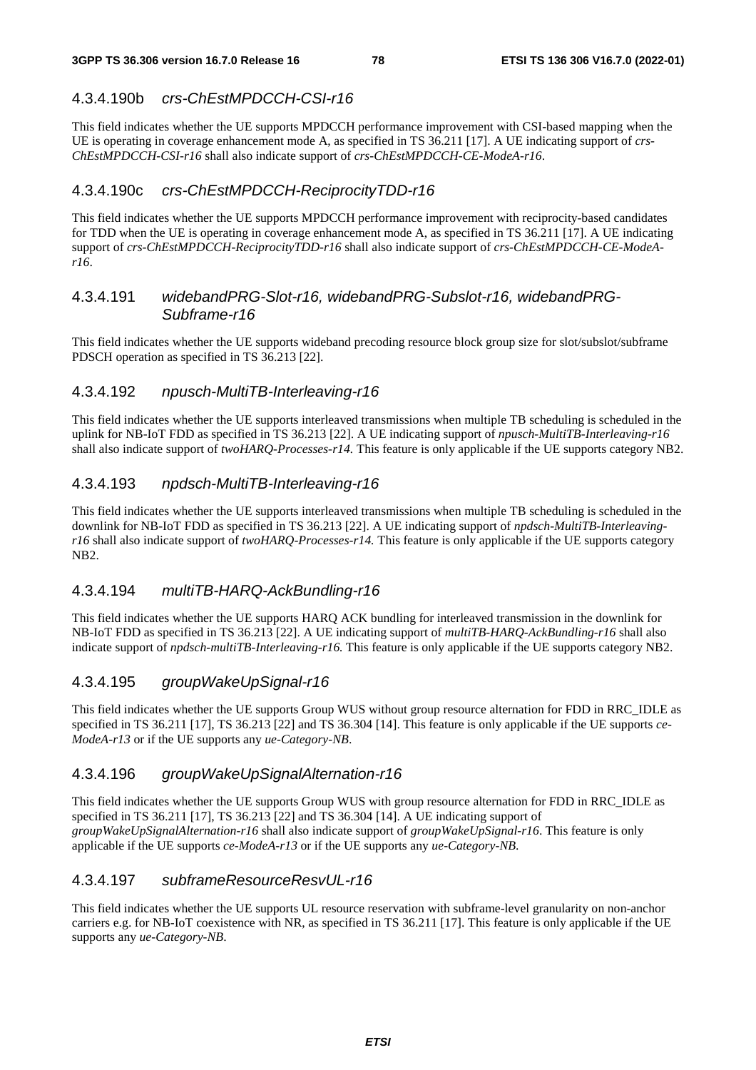#### 4.3.4.190b *crs-ChEstMPDCCH-CSI-r16*

This field indicates whether the UE supports MPDCCH performance improvement with CSI-based mapping when the UE is operating in coverage enhancement mode A, as specified in TS 36.211 [17]. A UE indicating support of *crs-ChEstMPDCCH-CSI-r16* shall also indicate support of *crs-ChEstMPDCCH-CE-ModeA-r16*.

#### 4.3.4.190c *crs-ChEstMPDCCH-ReciprocityTDD-r16*

This field indicates whether the UE supports MPDCCH performance improvement with reciprocity-based candidates for TDD when the UE is operating in coverage enhancement mode A, as specified in TS 36.211 [17]. A UE indicating support of *crs-ChEstMPDCCH-ReciprocityTDD-r16* shall also indicate support of *crs-ChEstMPDCCH-CE-ModeA-r16*.

#### 4.3.4.191 *widebandPRG-Slot-r16, widebandPRG-Subslot-r16, widebandPRG-Subframe-r16*

This field indicates whether the UE supports wideband precoding resource block group size for slot/subslot/subframe PDSCH operation as specified in TS 36.213 [22].

#### 4.3.4.192 *npusch-MultiTB-Interleaving-r16*

This field indicates whether the UE supports interleaved transmissions when multiple TB scheduling is scheduled in the uplink for NB-IoT FDD as specified in TS 36.213 [22]. A UE indicating support of *npusch-MultiTB-Interleaving-r16* shall also indicate support of *twoHARQ-Processes-r14.* This feature is only applicable if the UE supports category NB2.

#### 4.3.4.193 *npdsch-MultiTB-Interleaving-r16*

This field indicates whether the UE supports interleaved transmissions when multiple TB scheduling is scheduled in the downlink for NB-IoT FDD as specified in TS 36.213 [22]. A UE indicating support of *npdsch-MultiTB-Interleaving-r16* shall also indicate support of *twoHARQ-Processes-r14.* This feature is only applicable if the UE supports category NB2.

#### 4.3.4.194 *multiTB-HARQ-AckBundling-r16*

This field indicates whether the UE supports HARQ ACK bundling for interleaved transmission in the downlink for NB-IoT FDD as specified in TS 36.213 [22]. A UE indicating support of *multiTB-HARQ-AckBundling-r16* shall also indicate support of *npdsch-multiTB-Interleaving-r16.* This feature is only applicable if the UE supports category NB2.

#### 4.3.4.195 *groupWakeUpSignal-r16*

This field indicates whether the UE supports Group WUS without group resource alternation for FDD in RRC_IDLE as specified in TS 36.211 [17], TS 36.213 [22] and TS 36.304 [14]. This feature is only applicable if the UE supports *ce-ModeA-r13* or if the UE supports any *ue-Category-NB*.

#### 4.3.4.196 *groupWakeUpSignalAlternation-r16*

This field indicates whether the UE supports Group WUS with group resource alternation for FDD in RRC_IDLE as specified in TS 36.211 [17], TS 36.213 [22] and TS 36.304 [14]. A UE indicating support of *groupWakeUpSignalAlternation-r16* shall also indicate support of *groupWakeUpSignal-r16*. This feature is only applicable if the UE supports *ce-ModeA-r13* or if the UE supports any *ue-Category-NB.*

#### 4.3.4.197 *subframeResourceResvUL-r16*

This field indicates whether the UE supports UL resource reservation with subframe-level granularity on non-anchor carriers e.g. for NB-IoT coexistence with NR, as specified in TS 36.211 [17]. This feature is only applicable if the UE supports any *ue-Category-NB*.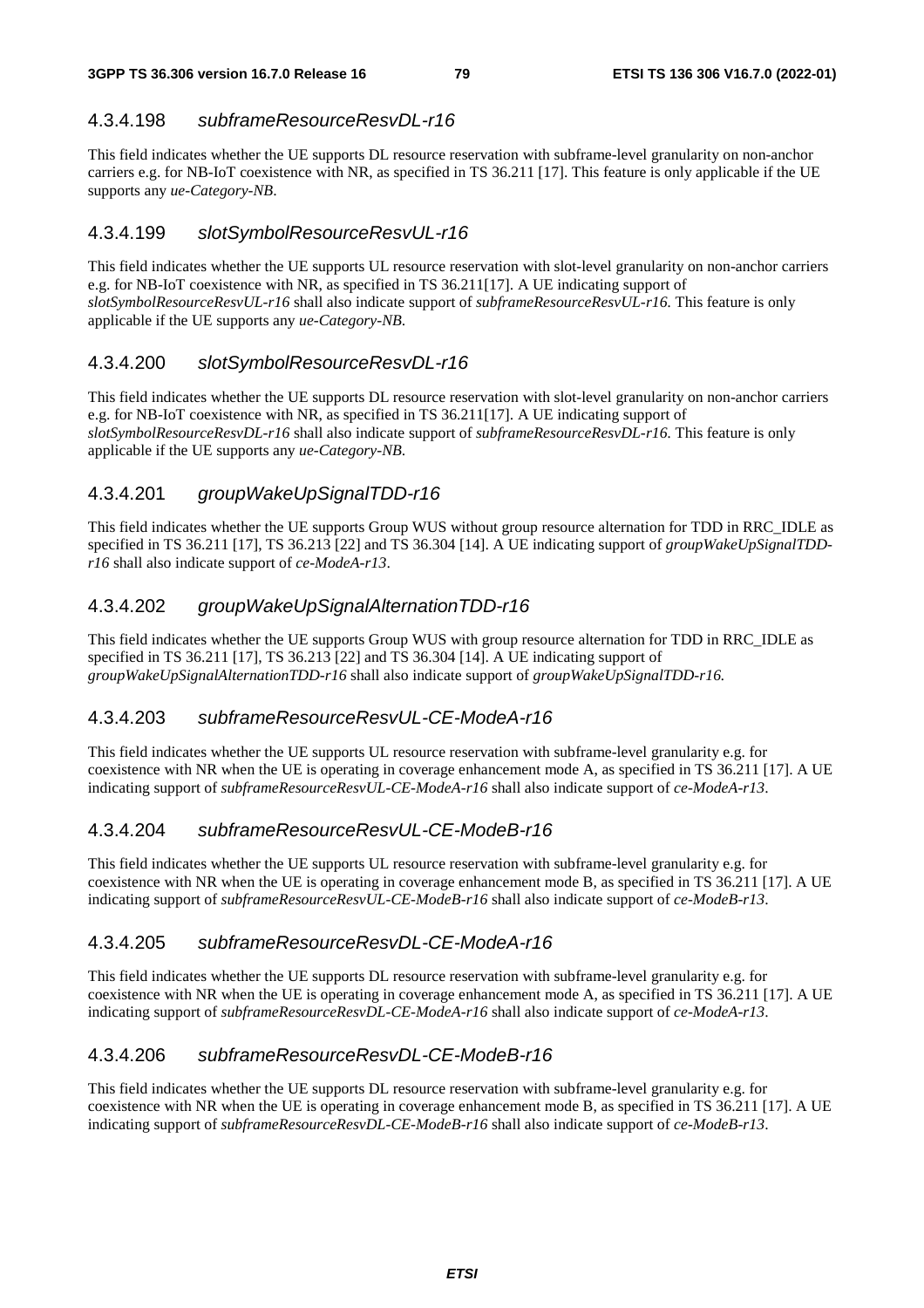#### 4.3.4.198 *subframeResourceResvDL-r16*

This field indicates whether the UE supports DL resource reservation with subframe-level granularity on non-anchor carriers e.g. for NB-IoT coexistence with NR, as specified in TS 36.211 [17]. This feature is only applicable if the UE supports any *ue-Category-NB*.

#### 4.3.4.199 *slotSymbolResourceResvUL-r16*

This field indicates whether the UE supports UL resource reservation with slot-level granularity on non-anchor carriers e.g. for NB-IoT coexistence with NR, as specified in TS 36.211[17]. A UE indicating support of *slotSymbolResourceResvUL-r16* shall also indicate support of *subframeResourceResvUL-r16*. This feature is only applicable if the UE supports any *ue-Category-NB*.

#### 4.3.4.200 *slotSymbolResourceResvDL-r16*

This field indicates whether the UE supports DL resource reservation with slot-level granularity on non-anchor carriers e.g. for NB-IoT coexistence with NR, as specified in TS 36.211[17]. A UE indicating support of *slotSymbolResourceResvDL-r16* shall also indicate support of *subframeResourceResvDL-r16*. This feature is only applicable if the UE supports any *ue-Category-NB*.

#### 4.3.4.201 *groupWakeUpSignalTDD-r16*

This field indicates whether the UE supports Group WUS without group resource alternation for TDD in RRC_IDLE as specified in TS 36.211 [17], TS 36.213 [22] and TS 36.304 [14]. A UE indicating support of *groupWakeUpSignalTDD-r16* shall also indicate support of *ce-ModeA-r13*.

#### 4.3.4.202 *groupWakeUpSignalAlternationTDD-r16*

This field indicates whether the UE supports Group WUS with group resource alternation for TDD in RRC_IDLE as specified in TS 36.211 [17], TS 36.213 [22] and TS 36.304 [14]. A UE indicating support of *groupWakeUpSignalAlternationTDD-r16* shall also indicate support of *groupWakeUpSignalTDD-r16.*

#### 4.3.4.203 *subframeResourceResvUL-CE-ModeA-r16*

This field indicates whether the UE supports UL resource reservation with subframe-level granularity e.g. for coexistence with NR when the UE is operating in coverage enhancement mode A, as specified in TS 36.211 [17]. A UE indicating support of *subframeResourceResvUL-CE-ModeA-r16* shall also indicate support of *ce-ModeA-r13*.

#### 4.3.4.204 *subframeResourceResvUL-CE-ModeB-r16*

This field indicates whether the UE supports UL resource reservation with subframe-level granularity e.g. for coexistence with NR when the UE is operating in coverage enhancement mode B, as specified in TS 36.211 [17]. A UE indicating support of *subframeResourceResvUL-CE-ModeB-r16* shall also indicate support of *ce-ModeB-r13*.

#### 4.3.4.205 *subframeResourceResvDL-CE-ModeA-r16*

This field indicates whether the UE supports DL resource reservation with subframe-level granularity e.g. for coexistence with NR when the UE is operating in coverage enhancement mode A, as specified in TS 36.211 [17]. A UE indicating support of *subframeResourceResvDL-CE-ModeA-r16* shall also indicate support of *ce-ModeA-r13*.

#### 4.3.4.206 *subframeResourceResvDL-CE-ModeB-r16*

This field indicates whether the UE supports DL resource reservation with subframe-level granularity e.g. for coexistence with NR when the UE is operating in coverage enhancement mode B, as specified in TS 36.211 [17]. A UE indicating support of *subframeResourceResvDL-CE-ModeB-r16* shall also indicate support of *ce-ModeB-r13*.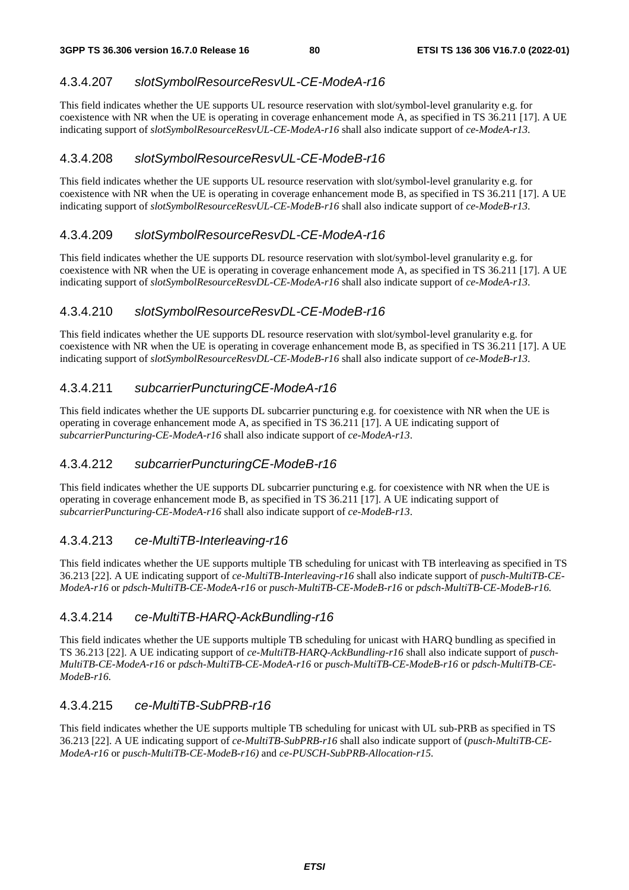#### 4.3.4.207 *slotSymbolResourceResvUL-CE-ModeA-r16*

This field indicates whether the UE supports UL resource reservation with slot/symbol-level granularity e.g. for coexistence with NR when the UE is operating in coverage enhancement mode A, as specified in TS 36.211 [17]. A UE indicating support of *slotSymbolResourceResvUL-CE-ModeA-r16* shall also indicate support of *ce-ModeA-r13*.

#### 4.3.4.208 *slotSymbolResourceResvUL-CE-ModeB-r16*

This field indicates whether the UE supports UL resource reservation with slot/symbol-level granularity e.g. for coexistence with NR when the UE is operating in coverage enhancement mode B, as specified in TS 36.211 [17]. A UE indicating support of *slotSymbolResourceResvUL-CE-ModeB-r16* shall also indicate support of *ce-ModeB-r13*.

#### 4.3.4.209 *slotSymbolResourceResvDL-CE-ModeA-r16*

This field indicates whether the UE supports DL resource reservation with slot/symbol-level granularity e.g. for coexistence with NR when the UE is operating in coverage enhancement mode A, as specified in TS 36.211 [17]. A UE indicating support of *slotSymbolResourceResvDL-CE-ModeA-r16* shall also indicate support of *ce-ModeA-r13*.

#### 4.3.4.210 *slotSymbolResourceResvDL-CE-ModeB-r16*

This field indicates whether the UE supports DL resource reservation with slot/symbol-level granularity e.g. for coexistence with NR when the UE is operating in coverage enhancement mode B, as specified in TS 36.211 [17]. A UE indicating support of *slotSymbolResourceResvDL-CE-ModeB-r16* shall also indicate support of *ce-ModeB-r13*.

#### 4.3.4.211 *subcarrierPuncturingCE-ModeA-r16*

This field indicates whether the UE supports DL subcarrier puncturing e.g. for coexistence with NR when the UE is operating in coverage enhancement mode A, as specified in TS 36.211 [17]. A UE indicating support of *subcarrierPuncturing-CE-ModeA-r16* shall also indicate support of *ce-ModeA-r13*.

#### 4.3.4.212 *subcarrierPuncturingCE-ModeB-r16*

This field indicates whether the UE supports DL subcarrier puncturing e.g. for coexistence with NR when the UE is operating in coverage enhancement mode B, as specified in TS 36.211 [17]. A UE indicating support of *subcarrierPuncturing-CE-ModeA-r16* shall also indicate support of *ce-ModeB-r13*.

#### 4.3.4.213 *ce-MultiTB-Interleaving-r16*

This field indicates whether the UE supports multiple TB scheduling for unicast with TB interleaving as specified in TS 36.213 [22]. A UE indicating support of *ce-MultiTB-Interleaving-r16* shall also indicate support of *pusch-MultiTB-CE-ModeA-r16* or *pdsch-MultiTB-CE-ModeA-r16* or *pusch-MultiTB-CE-ModeB-r16* or *pdsch-MultiTB-CE-ModeB-r16*.

#### 4.3.4.214 *ce-MultiTB-HARQ-AckBundling-r16*

This field indicates whether the UE supports multiple TB scheduling for unicast with HARQ bundling as specified in TS 36.213 [22]. A UE indicating support of *ce-MultiTB-HARQ-AckBundling-r16* shall also indicate support of *pusch-MultiTB-CE-ModeA-r16* or *pdsch-MultiTB-CE-ModeA-r16* or *pusch-MultiTB-CE-ModeB-r16* or *pdsch-MultiTB-CE-ModeB-r16*.

#### 4.3.4.215 *ce-MultiTB-SubPRB-r16*

This field indicates whether the UE supports multiple TB scheduling for unicast with UL sub-PRB as specified in TS 36.213 [22]. A UE indicating support of *ce-MultiTB-SubPRB-r16* shall also indicate support of (*pusch-MultiTB-CE-ModeA-r16* or *pusch-MultiTB-CE-ModeB-r16)* and *ce-PUSCH-SubPRB-Allocation-r15*.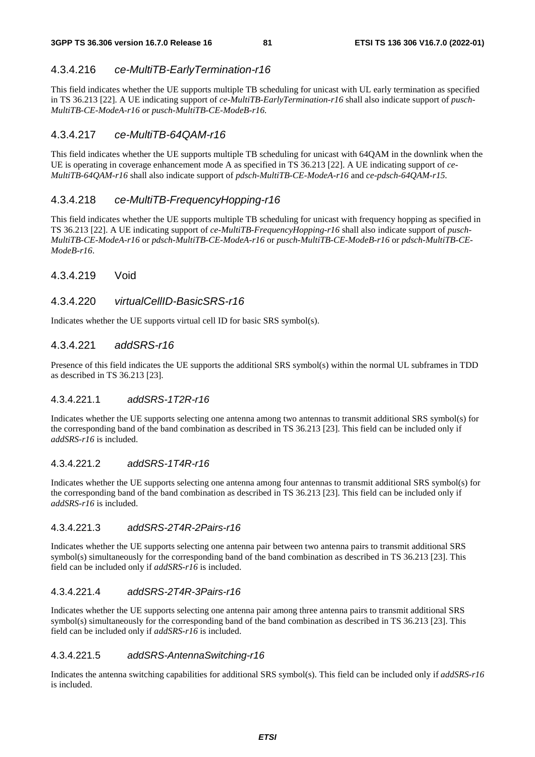#### 4.3.4.216 *ce-MultiTB-EarlyTermination-r16*

This field indicates whether the UE supports multiple TB scheduling for unicast with UL early termination as specified in TS 36.213 [22]. A UE indicating support of *ce-MultiTB-EarlyTermination-r16* shall also indicate support of *pusch-MultiTB-CE-ModeA-r16* or *pusch-MultiTB-CE-ModeB-r16*.

#### 4.3.4.217 *ce-MultiTB-64QAM-r16*

This field indicates whether the UE supports multiple TB scheduling for unicast with 64QAM in the downlink when the UE is operating in coverage enhancement mode A as specified in TS 36.213 [22]. A UE indicating support of *ce-MultiTB-64QAM-r16* shall also indicate support of *pdsch-MultiTB-CE-ModeA-r16* and *ce-pdsch-64QAM-r15*.

#### 4.3.4.218 *ce-MultiTB-FrequencyHopping-r16*

This field indicates whether the UE supports multiple TB scheduling for unicast with frequency hopping as specified in TS 36.213 [22]. A UE indicating support of *ce-MultiTB-FrequencyHopping-r16* shall also indicate support of *pusch-MultiTB-CE-ModeA-r16* or *pdsch-MultiTB-CE-ModeA-r16* or *pusch-MultiTB-CE-ModeB-r16* or *pdsch-MultiTB-CE-ModeB-r16*.

#### 4.3.4.219 Void

#### 4.3.4.220 *virtualCellID-BasicSRS-r16*

Indicates whether the UE supports virtual cell ID for basic SRS symbol(s).

#### 4.3.4.221 *addSRS-r16*

Presence of this field indicates the UE supports the additional SRS symbol(s) within the normal UL subframes in TDD as described in TS 36.213 [23].

##### 4.3.4.221.1 *addSRS-1T2R-r16*

Indicates whether the UE supports selecting one antenna among two antennas to transmit additional SRS symbol(s) for the corresponding band of the band combination as described in TS 36.213 [23]. This field can be included only if *addSRS-r16* is included.

##### 4.3.4.221.2 *addSRS-1T4R-r16*

Indicates whether the UE supports selecting one antenna among four antennas to transmit additional SRS symbol(s) for the corresponding band of the band combination as described in TS 36.213 [23]. This field can be included only if *addSRS-r16* is included.

##### 4.3.4.221.3 *addSRS-2T4R-2Pairs-r16*

Indicates whether the UE supports selecting one antenna pair between two antenna pairs to transmit additional SRS symbol(s) simultaneously for the corresponding band of the band combination as described in TS 36.213 [23]. This field can be included only if *addSRS-r16* is included.

##### 4.3.4.221.4 *addSRS-2T4R-3Pairs-r16*

Indicates whether the UE supports selecting one antenna pair among three antenna pairs to transmit additional SRS symbol(s) simultaneously for the corresponding band of the band combination as described in TS 36.213 [23]. This field can be included only if *addSRS-r16* is included.

##### 4.3.4.221.5 *addSRS-AntennaSwitching-r16*

Indicates the antenna switching capabilities for additional SRS symbol(s). This field can be included only if *addSRS-r16* is included.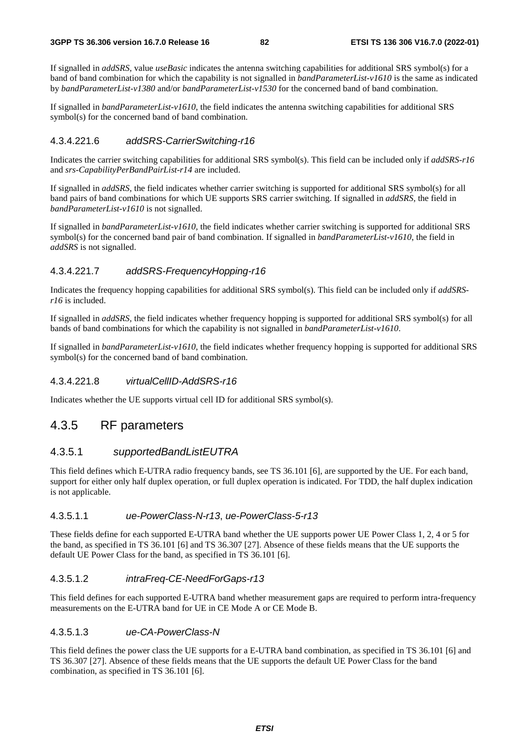If signalled in *addSRS*, value *useBasic* indicates the antenna switching capabilities for additional SRS symbol(s) for a band of band combination for which the capability is not signalled in *bandParameterList-v1610* is the same as indicated by *bandParameterList-v1380* and/or *bandParameterList-v1530* for the concerned band of band combination.

If signalled in *bandParameterList-v1610*, the field indicates the antenna switching capabilities for additional SRS symbol(s) for the concerned band of band combination.

#### 4.3.4.221.6 *addSRS-CarrierSwitching-r16*

Indicates the carrier switching capabilities for additional SRS symbol(s). This field can be included only if *addSRS-r16* and *srs-CapabilityPerBandPairList-r14* are included.

If signalled in *addSRS*, the field indicates whether carrier switching is supported for additional SRS symbol(s) for all band pairs of band combinations for which UE supports SRS carrier switching. If signalled in *addSRS*, the field in *bandParameterList-v1610* is not signalled.

If signalled in *bandParameterList-v1610*, the field indicates whether carrier switching is supported for additional SRS symbol(s) for the concerned band pair of band combination. If signalled in *bandParameterList-v1610*, the field in *addSRS* is not signalled.

#### 4.3.4.221.7 *addSRS-FrequencyHopping-r16*

Indicates the frequency hopping capabilities for additional SRS symbol(s). This field can be included only if *addSRS-r16* is included.

If signalled in *addSRS*, the field indicates whether frequency hopping is supported for additional SRS symbol(s) for all bands of band combinations for which the capability is not signalled in *bandParameterList-v1610*.

If signalled in *bandParameterList-v1610*, the field indicates whether frequency hopping is supported for additional SRS symbol(s) for the concerned band of band combination.

#### 4.3.4.221.8 *virtualCellID-AddSRS-r16*

Indicates whether the UE supports virtual cell ID for additional SRS symbol(s).

## 4.3.5 RF parameters

### 4.3.5.1 *supportedBandListEUTRA*

This field defines which E-UTRA radio frequency bands, see TS 36.101 [6], are supported by the UE. For each band, support for either only half duplex operation, or full duplex operation is indicated. For TDD, the half duplex indication is not applicable.

#### 4.3.5.1.1 *ue-PowerClass-N-r13*, *ue-PowerClass-5-r13*

These fields define for each supported E-UTRA band whether the UE supports power UE Power Class 1, 2, 4 or 5 for the band, as specified in TS 36.101 [6] and TS 36.307 [27]. Absence of these fields means that the UE supports the default UE Power Class for the band, as specified in TS 36.101 [6].

#### 4.3.5.1.2 *intraFreq-CE-NeedForGaps-r13*

This field defines for each supported E-UTRA band whether measurement gaps are required to perform intra-frequency measurements on the E-UTRA band for UE in CE Mode A or CE Mode B.

#### 4.3.5.1.3 *ue-CA-PowerClass-N*

This field defines the power class the UE supports for a E-UTRA band combination, as specified in TS 36.101 [6] and TS 36.307 [27]. Absence of these fields means that the UE supports the default UE Power Class for the band combination, as specified in TS 36.101 [6].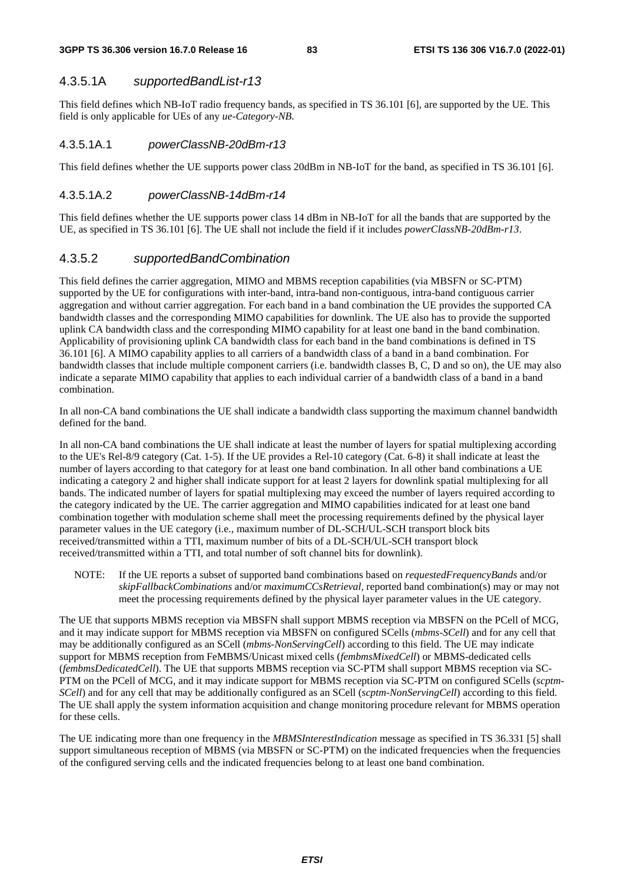#### 4.3.5.1A *supportedBandList-r13*

This field defines which NB-IoT radio frequency bands, as specified in TS 36.101 [6], are supported by the UE. This field is only applicable for UEs of any *ue-Category-NB*.

##### 4.3.5.1A.1 *powerClassNB-20dBm-r13*

This field defines whether the UE supports power class 20dBm in NB-IoT for the band, as specified in TS 36.101 [6].

##### 4.3.5.1A.2 *powerClassNB-14dBm-r14*

This field defines whether the UE supports power class 14 dBm in NB-IoT for all the bands that are supported by the UE, as specified in TS 36.101 [6]. The UE shall not include the field if it includes *powerClassNB-20dBm-r13*.

### 4.3.5.2 *supportedBandCombination*

This field defines the carrier aggregation, MIMO and MBMS reception capabilities (via MBSFN or SC-PTM) supported by the UE for configurations with inter-band, intra-band non-contiguous, intra-band contiguous carrier aggregation and without carrier aggregation. For each band in a band combination the UE provides the supported CA bandwidth classes and the corresponding MIMO capabilities for downlink. The UE also has to provide the supported uplink CA bandwidth class and the corresponding MIMO capability for at least one band in the band combination. Applicability of provisioning uplink CA bandwidth class for each band in the band combinations is defined in TS 36.101 [6]. A MIMO capability applies to all carriers of a bandwidth class of a band in a band combination. For bandwidth classes that include multiple component carriers (i.e. bandwidth classes B, C, D and so on), the UE may also indicate a separate MIMO capability that applies to each individual carrier of a bandwidth class of a band in a band combination.

In all non-CA band combinations the UE shall indicate a bandwidth class supporting the maximum channel bandwidth defined for the band.

In all non-CA band combinations the UE shall indicate at least the number of layers for spatial multiplexing according to the UE's Rel-8/9 category (Cat. 1-5). If the UE provides a Rel-10 category (Cat. 6-8) it shall indicate at least the number of layers according to that category for at least one band combination. In all other band combinations a UE indicating a category 2 and higher shall indicate support for at least 2 layers for downlink spatial multiplexing for all bands. The indicated number of layers for spatial multiplexing may exceed the number of layers required according to the category indicated by the UE. The carrier aggregation and MIMO capabilities indicated for at least one band combination together with modulation scheme shall meet the processing requirements defined by the physical layer parameter values in the UE category (i.e., maximum number of DL-SCH/UL-SCH transport block bits received/transmitted within a TTI, maximum number of bits of a DL-SCH/UL-SCH transport block received/transmitted within a TTI, and total number of soft channel bits for downlink).

NOTE: If the UE reports a subset of supported band combinations based on *requestedFrequencyBands* and/or *skipFallbackCombinations* and/or *maximumCCsRetrieval*, reported band combination(s) may or may not meet the processing requirements defined by the physical layer parameter values in the UE category.

The UE that supports MBMS reception via MBSFN shall support MBMS reception via MBSFN on the PCell of MCG, and it may indicate support for MBMS reception via MBSFN on configured SCells (*mbms-SCell*) and for any cell that may be additionally configured as an SCell (*mbms-NonServingCell*) according to this field. The UE may indicate support for MBMS reception from FeMBMS/Unicast mixed cells (*fembmsMixedCell*) or MBMS-dedicated cells (*fembmsDedicatedCell*). The UE that supports MBMS reception via SC-PTM shall support MBMS reception via SC-PTM on the PCell of MCG, and it may indicate support for MBMS reception via SC-PTM on configured SCells (*scptm-SCell*) and for any cell that may be additionally configured as an SCell (*scptm-NonServingCell*) according to this field. The UE shall apply the system information acquisition and change monitoring procedure relevant for MBMS operation for these cells.

The UE indicating more than one frequency in the *MBMSInterestIndication* message as specified in TS 36.331 [5] shall support simultaneous reception of MBMS (via MBSFN or SC-PTM) on the indicated frequencies when the frequencies of the configured serving cells and the indicated frequencies belong to at least one band combination.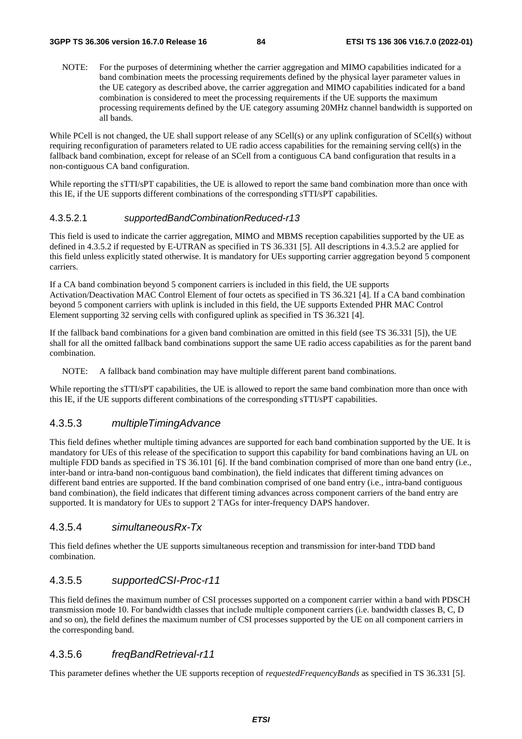NOTE: For the purposes of determining whether the carrier aggregation and MIMO capabilities indicated for a band combination meets the processing requirements defined by the physical layer parameter values in the UE category as described above, the carrier aggregation and MIMO capabilities indicated for a band combination is considered to meet the processing requirements if the UE supports the maximum processing requirements defined by the UE category assuming 20MHz channel bandwidth is supported on all bands.

While PCell is not changed, the UE shall support release of any SCell(s) or any uplink configuration of SCell(s) without requiring reconfiguration of parameters related to UE radio access capabilities for the remaining serving cell(s) in the fallback band combination, except for release of an SCell from a contiguous CA band configuration that results in a non-contiguous CA band configuration.

While reporting the sTTI/sPT capabilities, the UE is allowed to report the same band combination more than once with this IE, if the UE supports different combinations of the corresponding sTTI/sPT capabilities.

#### 4.3.5.2.1 *supportedBandCombinationReduced-r13*

This field is used to indicate the carrier aggregation, MIMO and MBMS reception capabilities supported by the UE as defined in 4.3.5.2 if requested by E-UTRAN as specified in TS 36.331 [5]. All descriptions in 4.3.5.2 are applied for this field unless explicitly stated otherwise. It is mandatory for UEs supporting carrier aggregation beyond 5 component carriers.

If a CA band combination beyond 5 component carriers is included in this field, the UE supports Activation/Deactivation MAC Control Element of four octets as specified in TS 36.321 [4]. If a CA band combination beyond 5 component carriers with uplink is included in this field, the UE supports Extended PHR MAC Control Element supporting 32 serving cells with configured uplink as specified in TS 36.321 [4].

If the fallback band combinations for a given band combination are omitted in this field (see TS 36.331 [5]), the UE shall for all the omitted fallback band combinations support the same UE radio access capabilities as for the parent band combination.

NOTE: A fallback band combination may have multiple different parent band combinations.

While reporting the sTTI/sPT capabilities, the UE is allowed to report the same band combination more than once with this IE, if the UE supports different combinations of the corresponding sTTI/sPT capabilities.

### 4.3.5.3 *multipleTimingAdvance*

This field defines whether multiple timing advances are supported for each band combination supported by the UE. It is mandatory for UEs of this release of the specification to support this capability for band combinations having an UL on multiple FDD bands as specified in TS 36.101 [6]. If the band combination comprised of more than one band entry (i.e., inter-band or intra-band non-contiguous band combination), the field indicates that different timing advances on different band entries are supported. If the band combination comprised of one band entry (i.e., intra-band contiguous band combination), the field indicates that different timing advances across component carriers of the band entry are supported. It is mandatory for UEs to support 2 TAGs for inter-frequency DAPS handover.

### 4.3.5.4 *simultaneousRx-Tx*

This field defines whether the UE supports simultaneous reception and transmission for inter-band TDD band combination.

### 4.3.5.5 *supportedCSI-Proc-r11*

This field defines the maximum number of CSI processes supported on a component carrier within a band with PDSCH transmission mode 10. For bandwidth classes that include multiple component carriers (i.e. bandwidth classes B, C, D and so on), the field defines the maximum number of CSI processes supported by the UE on all component carriers in the corresponding band.

### 4.3.5.6 *freqBandRetrieval-r11*

This parameter defines whether the UE supports reception of *requestedFrequencyBands* as specified in TS 36.331 [5].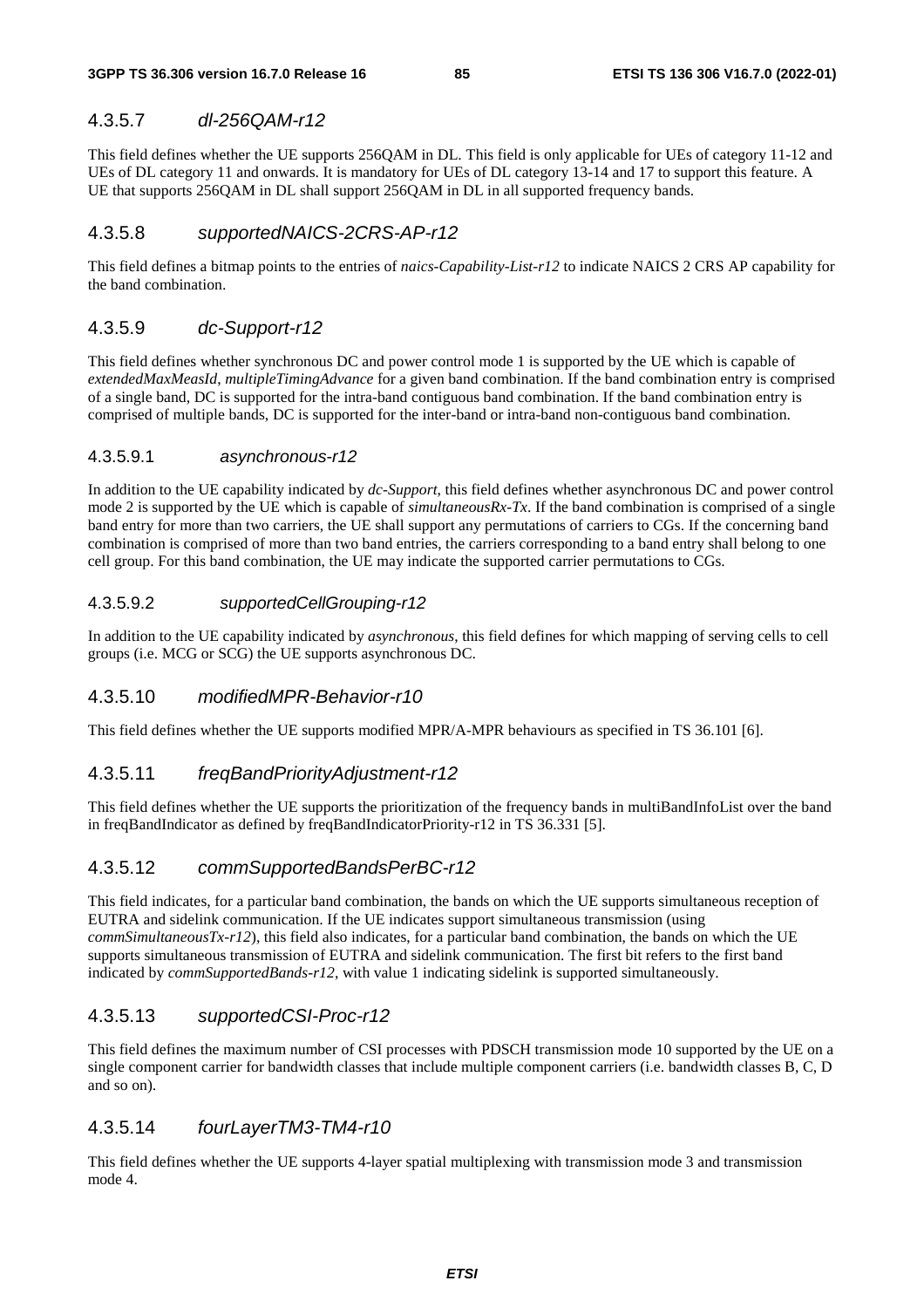### 4.3.5.7 *dl-256QAM-r12*

This field defines whether the UE supports 256QAM in DL. This field is only applicable for UEs of category 11-12 and UEs of DL category 11 and onwards. It is mandatory for UEs of DL category 13-14 and 17 to support this feature. A UE that supports 256QAM in DL shall support 256QAM in DL in all supported frequency bands.

### 4.3.5.8 *supportedNAICS-2CRS-AP-r12*

This field defines a bitmap points to the entries of *naics-Capability-List-r12* to indicate NAICS 2 CRS AP capability for the band combination.

### 4.3.5.9 *dc-Support-r12*

This field defines whether synchronous DC and power control mode 1 is supported by the UE which is capable of *extendedMaxMeasId*, *multipleTimingAdvance* for a given band combination. If the band combination entry is comprised of a single band, DC is supported for the intra-band contiguous band combination. If the band combination entry is comprised of multiple bands, DC is supported for the inter-band or intra-band non-contiguous band combination.

#### 4.3.5.9.1 *asynchronous-r12*

In addition to the UE capability indicated by *dc-Support*, this field defines whether asynchronous DC and power control mode 2 is supported by the UE which is capable of *simultaneousRx-Tx*. If the band combination is comprised of a single band entry for more than two carriers, the UE shall support any permutations of carriers to CGs. If the concerning band combination is comprised of more than two band entries, the carriers corresponding to a band entry shall belong to one cell group. For this band combination, the UE may indicate the supported carrier permutations to CGs.

#### 4.3.5.9.2 *supportedCellGrouping-r12*

In addition to the UE capability indicated by *asynchronous*, this field defines for which mapping of serving cells to cell groups (i.e. MCG or SCG) the UE supports asynchronous DC.

### 4.3.5.10 *modifiedMPR-Behavior-r10*

This field defines whether the UE supports modified MPR/A-MPR behaviours as specified in TS 36.101 [6].

### 4.3.5.11 *freqBandPriorityAdjustment-r12*

This field defines whether the UE supports the prioritization of the frequency bands in multiBandInfoList over the band in freqBandIndicator as defined by freqBandIndicatorPriority-r12 in TS 36.331 [5].

### 4.3.5.12 *commSupportedBandsPerBC-r12*

This field indicates, for a particular band combination, the bands on which the UE supports simultaneous reception of EUTRA and sidelink communication. If the UE indicates support simultaneous transmission (using *commSimultaneousTx-r12*), this field also indicates, for a particular band combination, the bands on which the UE supports simultaneous transmission of EUTRA and sidelink communication. The first bit refers to the first band indicated by *commSupportedBands-r12*, with value 1 indicating sidelink is supported simultaneously.

### 4.3.5.13 *supportedCSI-Proc-r12*

This field defines the maximum number of CSI processes with PDSCH transmission mode 10 supported by the UE on a single component carrier for bandwidth classes that include multiple component carriers (i.e. bandwidth classes B, C, D and so on).

### 4.3.5.14 *fourLayerTM3-TM4-r10*

This field defines whether the UE supports 4-layer spatial multiplexing with transmission mode 3 and transmission mode 4.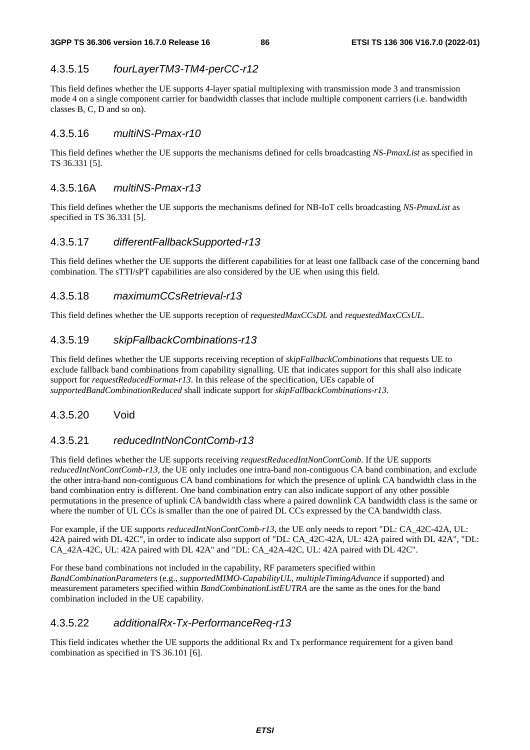### 4.3.5.15 *fourLayerTM3-TM4-perCC-r12*

This field defines whether the UE supports 4-layer spatial multiplexing with transmission mode 3 and transmission mode 4 on a single component carrier for bandwidth classes that include multiple component carriers (i.e. bandwidth classes B, C, D and so on).

### 4.3.5.16 *multiNS-Pmax-r10*

This field defines whether the UE supports the mechanisms defined for cells broadcasting *NS-PmaxList* as specified in TS 36.331 [5].

### 4.3.5.16A *multiNS-Pmax-r13*

This field defines whether the UE supports the mechanisms defined for NB-IoT cells broadcasting *NS-PmaxList* as specified in TS 36.331 [5].

### 4.3.5.17 *differentFallbackSupported-r13*

This field defines whether the UE supports the different capabilities for at least one fallback case of the concerning band combination. The sTTI/sPT capabilities are also considered by the UE when using this field.

### 4.3.5.18 *maximumCCsRetrieval-r13*

This field defines whether the UE supports reception of *requestedMaxCCsDL* and *requestedMaxCCsUL*.

### 4.3.5.19 *skipFallbackCombinations-r13*

This field defines whether the UE supports receiving reception of *skipFallbackCombinations* that requests UE to exclude fallback band combinations from capability signalling. UE that indicates support for this shall also indicate support for *requestReducedFormat-r13*. In this release of the specification, UEs capable of *supportedBandCombinationReduced* shall indicate support for *skipFallbackCombinations-r13*.

### 4.3.5.20 Void

### 4.3.5.21 *reducedIntNonContComb-r13*

This field defines whether the UE supports receiving *requestReducedIntNonContComb*. If the UE supports *reducedIntNonContComb-r13,* the UE only includes one intra-band non-contiguous CA band combination, and exclude the other intra-band non-contiguous CA band combinations for which the presence of uplink CA bandwidth class in the band combination entry is different. One band combination entry can also indicate support of any other possible permutations in the presence of uplink CA bandwidth class where a paired downlink CA bandwidth class is the same or where the number of UL CCs is smaller than the one of paired DL CCs expressed by the CA bandwidth class.

For example, if the UE supports *reducedIntNonContComb-r13,* the UE only needs to report "DL: CA_42C-42A, UL: 42A paired with DL 42C", in order to indicate also support of "DL: CA_42C-42A, UL: 42A paired with DL 42A", "DL: CA_42A-42C, UL: 42A paired with DL 42A" and "DL: CA_42A-42C, UL: 42A paired with DL 42C".

For these band combinations not included in the capability, RF parameters specified within *BandCombinationParameters* (e.g., *supportedMIMO-CapabilityUL*, *multipleTimingAdvance* if supported) and measurement parameters specified within *BandCombinationListEUTRA* are the same as the ones for the band combination included in the UE capability.

### 4.3.5.22 *additionalRx-Tx-PerformanceReq-r13*

This field indicates whether the UE supports the additional Rx and Tx performance requirement for a given band combination as specified in TS 36.101 [6].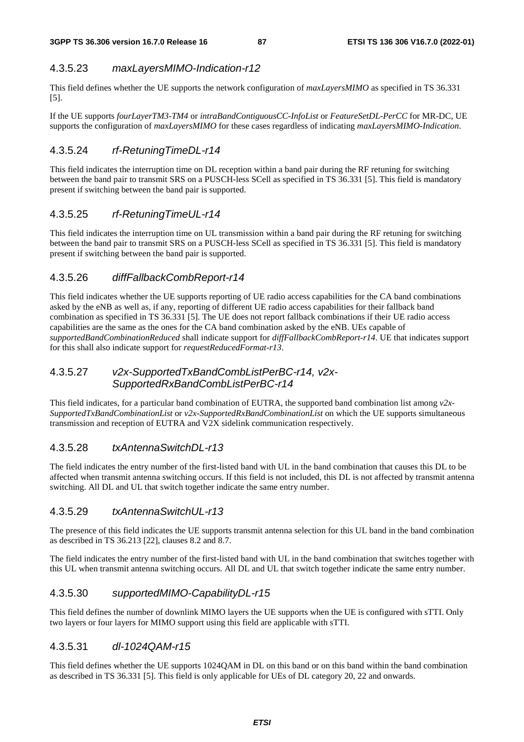#### 4.3.5.23 *maxLayersMIMO-Indication-r12*

This field defines whether the UE supports the network configuration of *maxLayersMIMO* as specified in TS 36.331 [5].

If the UE supports *fourLayerTM3-TM4* or *intraBandContiguousCC-InfoList* or *FeatureSetDL-PerCC* for MR-DC, UE supports the configuration of *maxLayersMIMO* for these cases regardless of indicating *maxLayersMIMO-Indication*.

#### 4.3.5.24 *rf-RetuningTimeDL-r14*

This field indicates the interruption time on DL reception within a band pair during the RF retuning for switching between the band pair to transmit SRS on a PUSCH-less SCell as specified in TS 36.331 [5]. This field is mandatory present if switching between the band pair is supported.

#### 4.3.5.25 *rf-RetuningTimeUL-r14*

This field indicates the interruption time on UL transmission within a band pair during the RF retuning for switching between the band pair to transmit SRS on a PUSCH-less SCell as specified in TS 36.331 [5]. This field is mandatory present if switching between the band pair is supported.

#### 4.3.5.26 *diffFallbackCombReport-r14*

This field indicates whether the UE supports reporting of UE radio access capabilities for the CA band combinations asked by the eNB as well as, if any, reporting of different UE radio access capabilities for their fallback band combination as specified in TS 36.331 [5]. The UE does not report fallback combinations if their UE radio access capabilities are the same as the ones for the CA band combination asked by the eNB. UEs capable of *supportedBandCombinationReduced* shall indicate support for *diffFallbackCombReport-r14*. UE that indicates support for this shall also indicate support for *requestReducedFormat-r13*.

#### 4.3.5.27 *v2x-SupportedTxBandCombListPerBC-r14, v2x-SupportedRxBandCombListPerBC-r14*

This field indicates, for a particular band combination of EUTRA, the supported band combination list among *v2x-SupportedTxBandCombinationList* or *v2x-SupportedRxBandCombinationList* on which the UE supports simultaneous transmission and reception of EUTRA and V2X sidelink communication respectively.

#### 4.3.5.28 *txAntennaSwitchDL-r13*

The field indicates the entry number of the first-listed band with UL in the band combination that causes this DL to be affected when transmit antenna switching occurs. If this field is not included, this DL is not affected by transmit antenna switching. All DL and UL that switch together indicate the same entry number.

#### 4.3.5.29 *txAntennaSwitchUL-r13*

The presence of this field indicates the UE supports transmit antenna selection for this UL band in the band combination as described in TS 36.213 [22], clauses 8.2 and 8.7.

The field indicates the entry number of the first-listed band with UL in the band combination that switches together with this UL when transmit antenna switching occurs. All DL and UL that switch together indicate the same entry number.

#### 4.3.5.30 *supportedMIMO-CapabilityDL-r15*

This field defines the number of downlink MIMO layers the UE supports when the UE is configured with sTTI. Only two layers or four layers for MIMO support using this field are applicable with sTTI.

#### 4.3.5.31 *dl-1024QAM-r15*

This field defines whether the UE supports 1024QAM in DL on this band or on this band within the band combination as described in TS 36.331 [5]. This field is only applicable for UEs of DL category 20, 22 and onwards.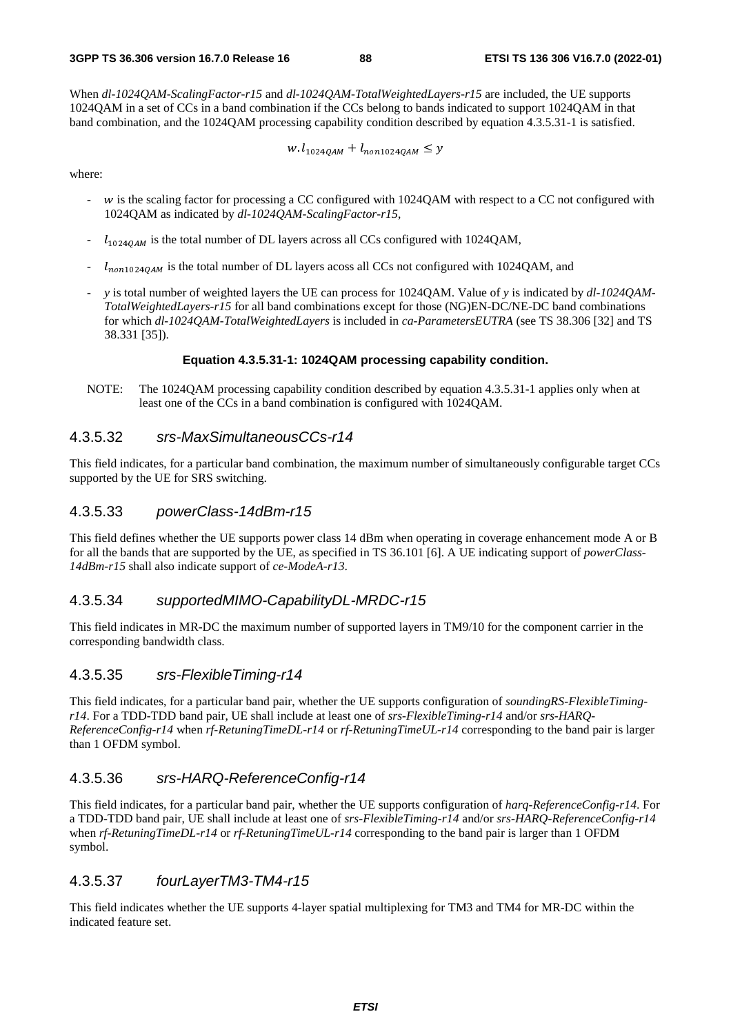When *dl-1024QAM-ScalingFactor-r15* and *dl-1024QAM-TotalWeightedLayers-r15* are included, the UE supports 1024QAM in a set of CCs in a band combination if the CCs belong to bands indicated to support 1024QAM in that band combination, and the 1024QAM processing capability condition described by equation 4.3.5.31-1 is satisfied.

$$w.l_{1024QAM} + l_{non1024QAM} \leq y$$

where:

- $w$ is the scaling factor for processing a CC configured with 1024QAM with respect to a CC not configured with 1024QAM as indicated by *dl-1024QAM-ScalingFactor-r15*,
- $l_{1024QAM}$ is the total number of DL layers across all CCs configured with 1024QAM,
- $l_{non1024QAM}$ is the total number of DL layers acoss all CCs not configured with 1024QAM, and
- $y$ is total number of weighted layers the UE can process for 1024QAM. Value of $y$ is indicated by *dl-1024QAM-TotalWeightedLayers-r15* for all band combinations except for those (NG)EN-DC/NE-DC band combinations for which *dl-1024QAM-TotalWeightedLayers* is included in *ca-ParametersEUTRA* (see TS 38.306 [32] and TS 38.331 [35]).

**Equation 4.3.5.31-1: 1024QAM processing capability condition.**

NOTE: The 1024QAM processing capability condition described by equation 4.3.5.31-1 applies only when at least one of the CCs in a band combination is configured with 1024QAM.

### 4.3.5.32 *srs-MaxSimultaneousCCs-r14*

This field indicates, for a particular band combination, the maximum number of simultaneously configurable target CCs supported by the UE for SRS switching.

### 4.3.5.33 *powerClass-14dBm-r15*

This field defines whether the UE supports power class 14 dBm when operating in coverage enhancement mode A or B for all the bands that are supported by the UE, as specified in TS 36.101 [6]. A UE indicating support of *powerClass-14dBm-r15* shall also indicate support of *ce-ModeA-r13*.

### 4.3.5.34 *supportedMIMO-CapabilityDL-MRDC-r15*

This field indicates in MR-DC the maximum number of supported layers in TM9/10 for the component carrier in the corresponding bandwidth class.

### 4.3.5.35 *srs-FlexibleTiming-r14*

This field indicates, for a particular band pair, whether the UE supports configuration of *soundingRS-FlexibleTiming-r14*. For a TDD-TDD band pair, UE shall include at least one of *srs-FlexibleTiming-r14* and/or *srs-HARQ-ReferenceConfig-r14* when *rf-RetuningTimeDL-r14* or *rf-RetuningTimeUL-r14* corresponding to the band pair is larger than 1 OFDM symbol.

### 4.3.5.36 *srs-HARQ-ReferenceConfig-r14*

This field indicates, for a particular band pair, whether the UE supports configuration of *harq-ReferenceConfig-r14*. For a TDD-TDD band pair, UE shall include at least one of *srs-FlexibleTiming-r14* and/or *srs-HARQ-ReferenceConfig-r14* when *rf-RetuningTimeDL-r14* or *rf-RetuningTimeUL-r14* corresponding to the band pair is larger than 1 OFDM symbol.

### 4.3.5.37 *fourLayerTM3-TM4-r15*

This field indicates whether the UE supports 4-layer spatial multiplexing for TM3 and TM4 for MR-DC within the indicated feature set.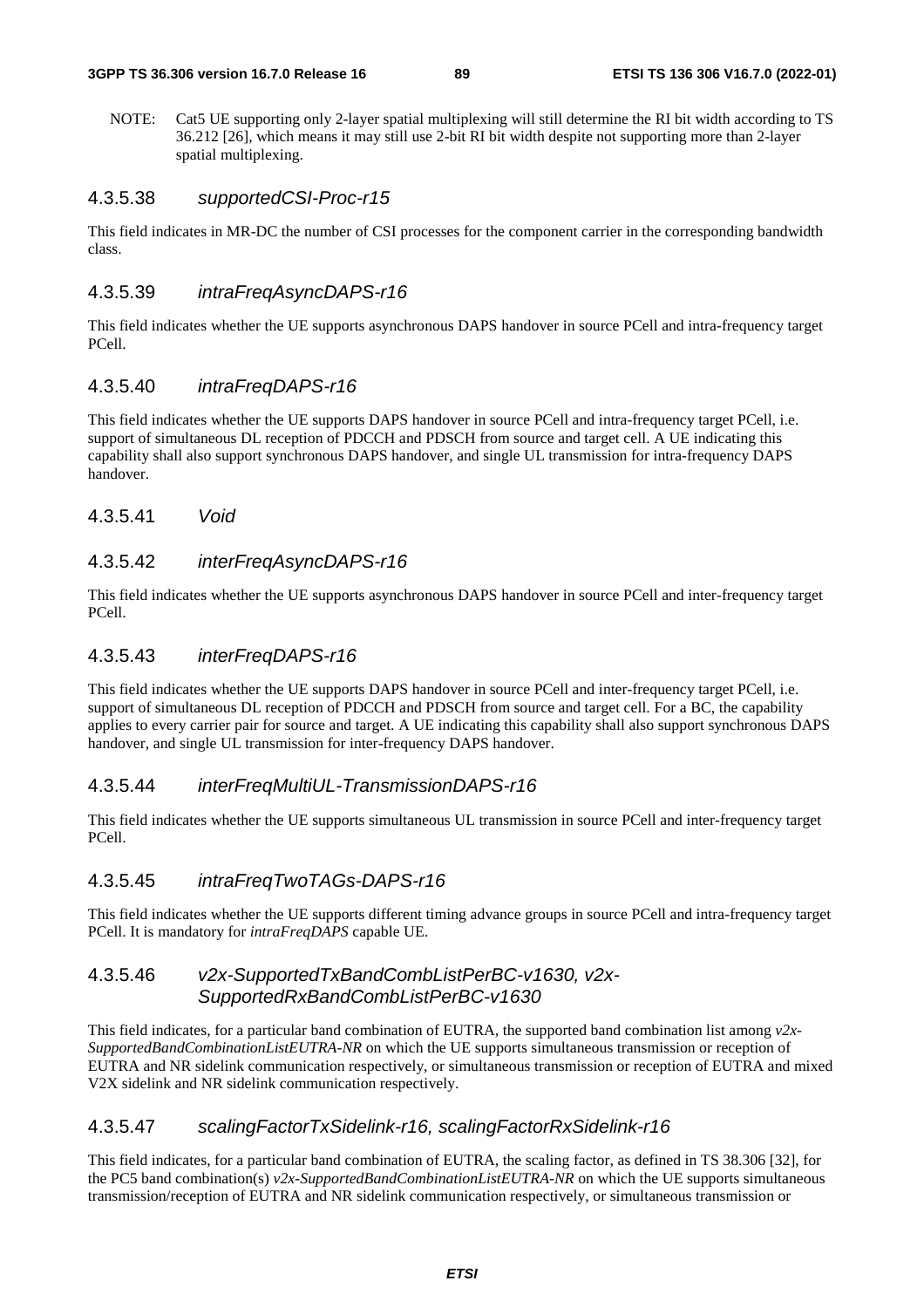NOTE: Cat5 UE supporting only 2-layer spatial multiplexing will still determine the RI bit width according to TS 36.212 [26], which means it may still use 2-bit RI bit width despite not supporting more than 2-layer spatial multiplexing.

#### 4.3.5.38 *supportedCSI-Proc-r15*

This field indicates in MR-DC the number of CSI processes for the component carrier in the corresponding bandwidth class.

#### 4.3.5.39 *intraFreqAsyncDAPS-r16*

This field indicates whether the UE supports asynchronous DAPS handover in source PCell and intra-frequency target PCell.

#### 4.3.5.40 *intraFreqDAPS-r16*

This field indicates whether the UE supports DAPS handover in source PCell and intra-frequency target PCell, i.e. support of simultaneous DL reception of PDCCH and PDSCH from source and target cell. A UE indicating this capability shall also support synchronous DAPS handover, and single UL transmission for intra-frequency DAPS handover.

#### 4.3.5.41 *Void*

#### 4.3.5.42 *interFreqAsyncDAPS-r16*

This field indicates whether the UE supports asynchronous DAPS handover in source PCell and inter-frequency target PCell.

#### 4.3.5.43 *interFreqDAPS-r16*

This field indicates whether the UE supports DAPS handover in source PCell and inter-frequency target PCell, i.e. support of simultaneous DL reception of PDCCH and PDSCH from source and target cell. For a BC, the capability applies to every carrier pair for source and target. A UE indicating this capability shall also support synchronous DAPS handover, and single UL transmission for inter-frequency DAPS handover.

#### 4.3.5.44 *interFreqMultiUL-TransmissionDAPS-r16*

This field indicates whether the UE supports simultaneous UL transmission in source PCell and inter-frequency target PCell.

#### 4.3.5.45 *intraFreqTwoTAGs-DAPS-r16*

This field indicates whether the UE supports different timing advance groups in source PCell and intra-frequency target PCell. It is mandatory for *intraFreqDAPS* capable UE.

#### 4.3.5.46 *v2x-SupportedTxBandCombListPerBC-v1630, v2x-SupportedRxBandCombListPerBC-v1630*

This field indicates, for a particular band combination of EUTRA, the supported band combination list among *v2x-SupportedBandCombinationListEUTRA-NR* on which the UE supports simultaneous transmission or reception of EUTRA and NR sidelink communication respectively, or simultaneous transmission or reception of EUTRA and mixed V2X sidelink and NR sidelink communication respectively.

#### 4.3.5.47 *scalingFactorTxSidelink-r16, scalingFactorRxSidelink-r16*

This field indicates, for a particular band combination of EUTRA, the scaling factor, as defined in TS 38.306 [32], for the PC5 band combination(s) *v2x-SupportedBandCombinationListEUTRA-NR* on which the UE supports simultaneous transmission/reception of EUTRA and NR sidelink communication respectively, or simultaneous transmission or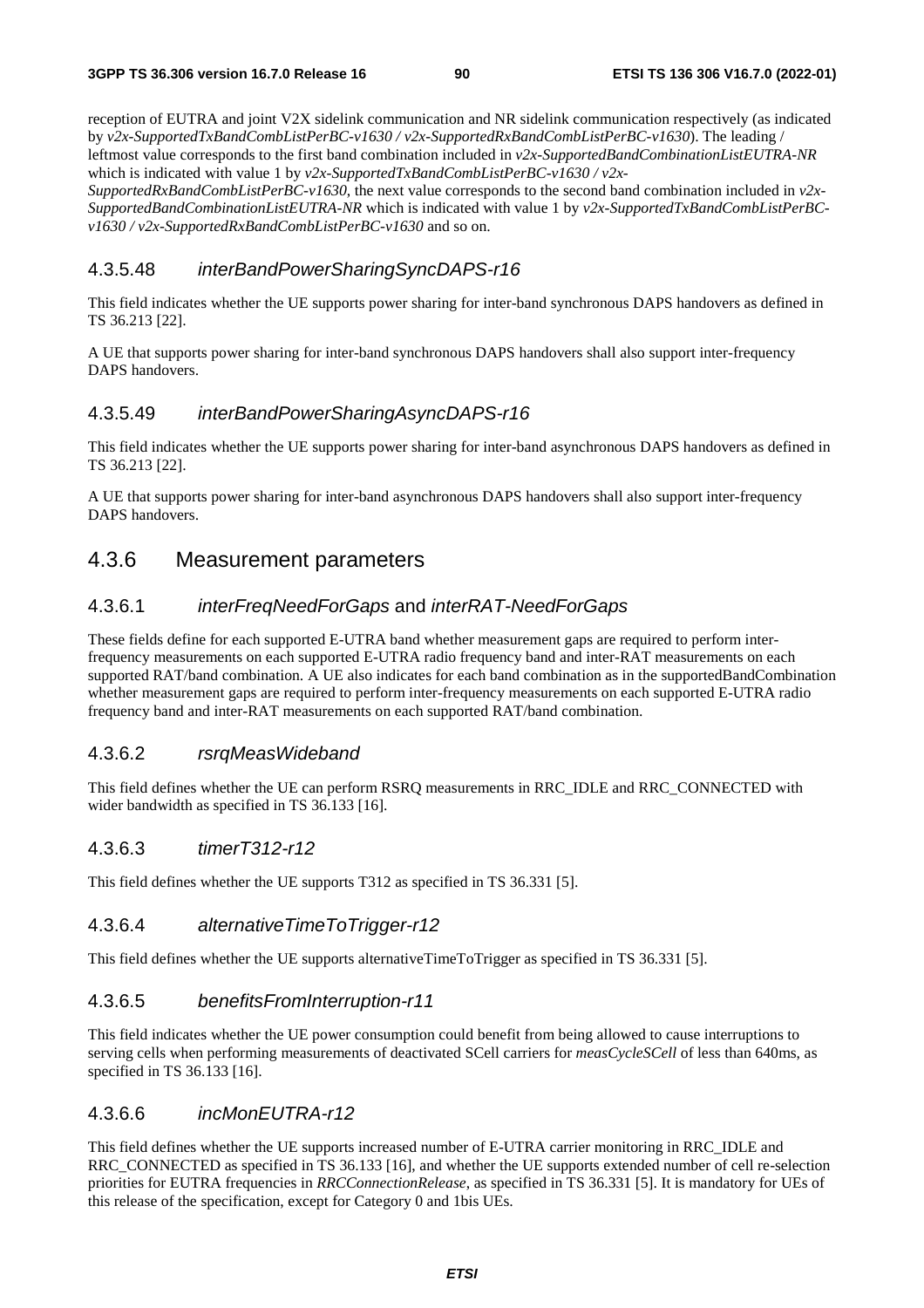reception of EUTRA and joint V2X sidelink communication and NR sidelink communication respectively (as indicated by *v2x-SupportedTxBandCombListPerBC-v1630 / v2x-SupportedRxBandCombListPerBC-v1630*). The leading / leftmost value corresponds to the first band combination included in *v2x-SupportedBandCombinationListEUTRA-NR* which is indicated with value 1 by *v2x-SupportedTxBandCombListPerBC-v1630 / v2x-SupportedRxBandCombListPerBC-v1630*, the next value corresponds to the second band combination included in *v2x-SupportedBandCombinationListEUTRA-NR* which is indicated with value 1 by *v2x-SupportedTxBandCombListPerBC-v1630 / v2x-SupportedRxBandCombListPerBC-v1630* and so on.

#### 4.3.5.48 *interBandPowerSharingSyncDAPS-r16*

This field indicates whether the UE supports power sharing for inter-band synchronous DAPS handovers as defined in TS 36.213 [22].

A UE that supports power sharing for inter-band synchronous DAPS handovers shall also support inter-frequency DAPS handovers.

#### 4.3.5.49 *interBandPowerSharingAsyncDAPS-r16*

This field indicates whether the UE supports power sharing for inter-band asynchronous DAPS handovers as defined in TS 36.213 [22].

A UE that supports power sharing for inter-band asynchronous DAPS handovers shall also support inter-frequency DAPS handovers.

### 4.3.6 Measurement parameters

#### 4.3.6.1 *interFreqNeedForGaps* and *interRAT-NeedForGaps*

These fields define for each supported E-UTRA band whether measurement gaps are required to perform inter-frequency measurements on each supported E-UTRA radio frequency band and inter-RAT measurements on each supported RAT/band combination. A UE also indicates for each band combination as in the supportedBandCombination whether measurement gaps are required to perform inter-frequency measurements on each supported E-UTRA radio frequency band and inter-RAT measurements on each supported RAT/band combination.

#### 4.3.6.2 *rsrqMeasWideband*

This field defines whether the UE can perform RSRQ measurements in RRC_IDLE and RRC_CONNECTED with wider bandwidth as specified in TS 36.133 [16].

#### 4.3.6.3 *timerT312-r12*

This field defines whether the UE supports T312 as specified in TS 36.331 [5].

#### 4.3.6.4 *alternativeTimeToTrigger-r12*

This field defines whether the UE supports alternativeTimeToTrigger as specified in TS 36.331 [5].

#### 4.3.6.5 *benefitsFromInterruption-r11*

This field indicates whether the UE power consumption could benefit from being allowed to cause interruptions to serving cells when performing measurements of deactivated SCell carriers for *measCycleSCell* of less than 640ms, as specified in TS 36.133 [16].

#### 4.3.6.6 *incMonEUTRA-r12*

This field defines whether the UE supports increased number of E-UTRA carrier monitoring in RRC_IDLE and RRC_CONNECTED as specified in TS 36.133 [16], and whether the UE supports extended number of cell re-selection priorities for EUTRA frequencies in *RRCConnectionRelease*, as specified in TS 36.331 [5]. It is mandatory for UEs of this release of the specification, except for Category 0 and 1bis UEs.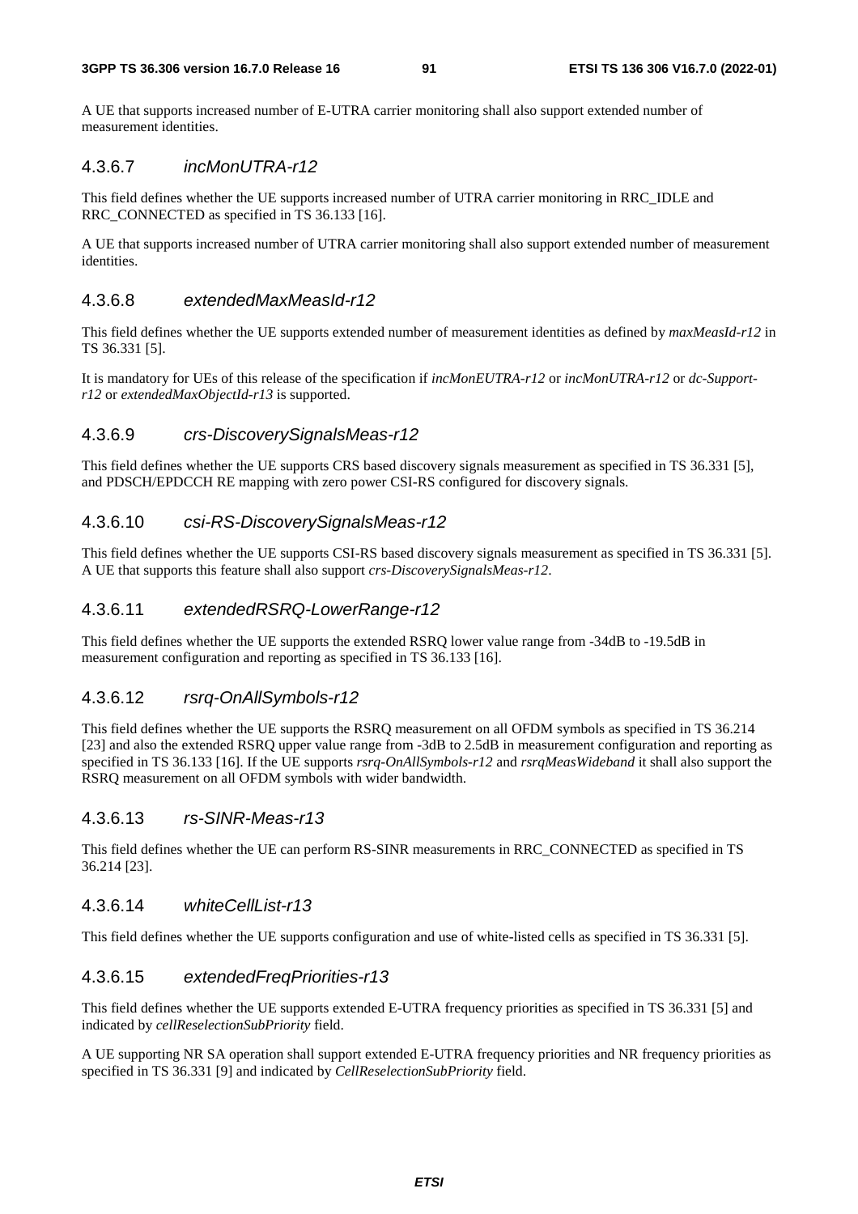A UE that supports increased number of E-UTRA carrier monitoring shall also support extended number of measurement identities.

### 4.3.6.7 *incMonUTRA-r12*

This field defines whether the UE supports increased number of UTRA carrier monitoring in RRC_IDLE and RRC_CONNECTED as specified in TS 36.133 [16].

A UE that supports increased number of UTRA carrier monitoring shall also support extended number of measurement identities.

### 4.3.6.8 *extendedMaxMeasId-r12*

This field defines whether the UE supports extended number of measurement identities as defined by *maxMeasId-r12* in TS 36.331 [5].

It is mandatory for UEs of this release of the specification if *incMonEUTRA-r12* or *incMonUTRA-r12* or *dc-Support-r12* or *extendedMaxObjectId-r13* is supported.

### 4.3.6.9 *crs-DiscoverySignalsMeas-r12*

This field defines whether the UE supports CRS based discovery signals measurement as specified in TS 36.331 [5], and PDSCH/EPDCCH RE mapping with zero power CSI-RS configured for discovery signals.

### 4.3.6.10 *csi-RS-DiscoverySignalsMeas-r12*

This field defines whether the UE supports CSI-RS based discovery signals measurement as specified in TS 36.331 [5]. A UE that supports this feature shall also support *crs-DiscoverySignalsMeas-r12*.

### 4.3.6.11 *extendedRSRQ-LowerRange-r12*

This field defines whether the UE supports the extended RSRQ lower value range from -34dB to -19.5dB in measurement configuration and reporting as specified in TS 36.133 [16].

### 4.3.6.12 *rsrq-OnAllSymbols-r12*

This field defines whether the UE supports the RSRQ measurement on all OFDM symbols as specified in TS 36.214 [23] and also the extended RSRQ upper value range from -3dB to 2.5dB in measurement configuration and reporting as specified in TS 36.133 [16]. If the UE supports *rsrq-OnAllSymbols-r12* and *rsrqMeasWideband* it shall also support the RSRQ measurement on all OFDM symbols with wider bandwidth.

### 4.3.6.13 *rs-SINR-Meas-r13*

This field defines whether the UE can perform RS-SINR measurements in RRC_CONNECTED as specified in TS 36.214 [23].

### 4.3.6.14 *whiteCellList-r13*

This field defines whether the UE supports configuration and use of white-listed cells as specified in TS 36.331 [5].

### 4.3.6.15 *extendedFreqPriorities-r13*

This field defines whether the UE supports extended E-UTRA frequency priorities as specified in TS 36.331 [5] and indicated by *cellReselectionSubPriority* field.

A UE supporting NR SA operation shall support extended E-UTRA frequency priorities and NR frequency priorities as specified in TS 36.331 [9] and indicated by *CellReselectionSubPriority* field.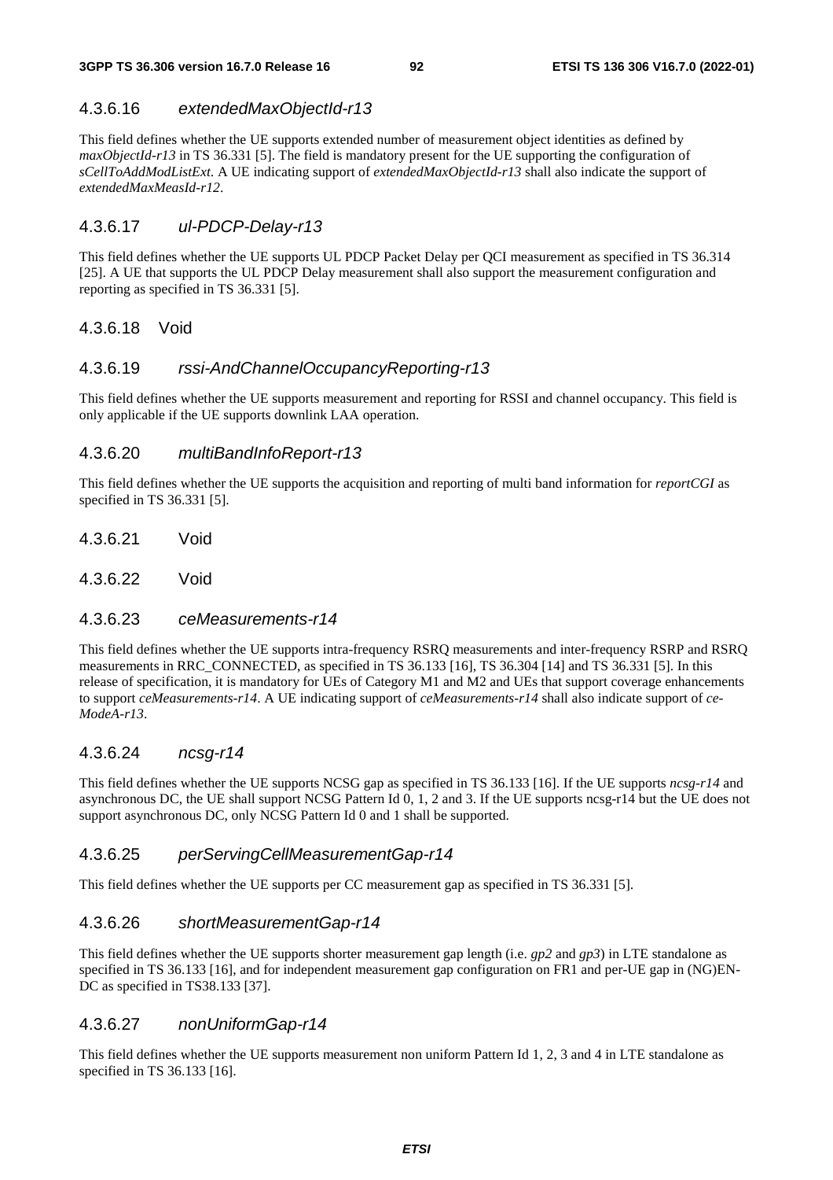#### 4.3.6.16 *extendedMaxObjectId-r13*

This field defines whether the UE supports extended number of measurement object identities as defined by *maxObjectId-r13* in TS 36.331 [5]. The field is mandatory present for the UE supporting the configuration of *sCellToAddModListExt*. A UE indicating support of *extendedMaxObjectId-r13* shall also indicate the support of *extendedMaxMeasId-r12*.

#### 4.3.6.17 *ul-PDCP-Delay-r13*

This field defines whether the UE supports UL PDCP Packet Delay per QCI measurement as specified in TS 36.314 [25]. A UE that supports the UL PDCP Delay measurement shall also support the measurement configuration and reporting as specified in TS 36.331 [5].

#### 4.3.6.18 Void

#### 4.3.6.19 *rssi-AndChannelOccupancyReporting-r13*

This field defines whether the UE supports measurement and reporting for RSSI and channel occupancy. This field is only applicable if the UE supports downlink LAA operation.

#### 4.3.6.20 *multiBandInfoReport-r13*

This field defines whether the UE supports the acquisition and reporting of multi band information for *reportCGI* as specified in TS 36.331 [5].

#### 4.3.6.21 Void

#### 4.3.6.22 Void

#### 4.3.6.23 *ceMeasurements-r14*

This field defines whether the UE supports intra-frequency RSRQ measurements and inter-frequency RSRP and RSRQ measurements in RRC_CONNECTED, as specified in TS 36.133 [16], TS 36.304 [14] and TS 36.331 [5]. In this release of specification, it is mandatory for UEs of Category M1 and M2 and UEs that support coverage enhancements to support *ceMeasurements-r14*. A UE indicating support of *ceMeasurements-r14* shall also indicate support of *ce-ModeA-r13*.

#### 4.3.6.24 *ncsg-r14*

This field defines whether the UE supports NCSG gap as specified in TS 36.133 [16]. If the UE supports *ncsg-r14* and asynchronous DC, the UE shall support NCSG Pattern Id 0, 1, 2 and 3. If the UE supports ncsg-r14 but the UE does not support asynchronous DC, only NCSG Pattern Id 0 and 1 shall be supported.

#### 4.3.6.25 *perServingCellMeasurementGap-r14*

This field defines whether the UE supports per CC measurement gap as specified in TS 36.331 [5].

#### 4.3.6.26 *shortMeasurementGap-r14*

This field defines whether the UE supports shorter measurement gap length (i.e. *gp2* and *gp3*) in LTE standalone as specified in TS 36.133 [16], and for independent measurement gap configuration on FR1 and per-UE gap in (NG)EN-DC as specified in TS38.133 [37].

#### 4.3.6.27 *nonUniformGap-r14*

This field defines whether the UE supports measurement non uniform Pattern Id 1, 2, 3 and 4 in LTE standalone as specified in TS 36.133 [16].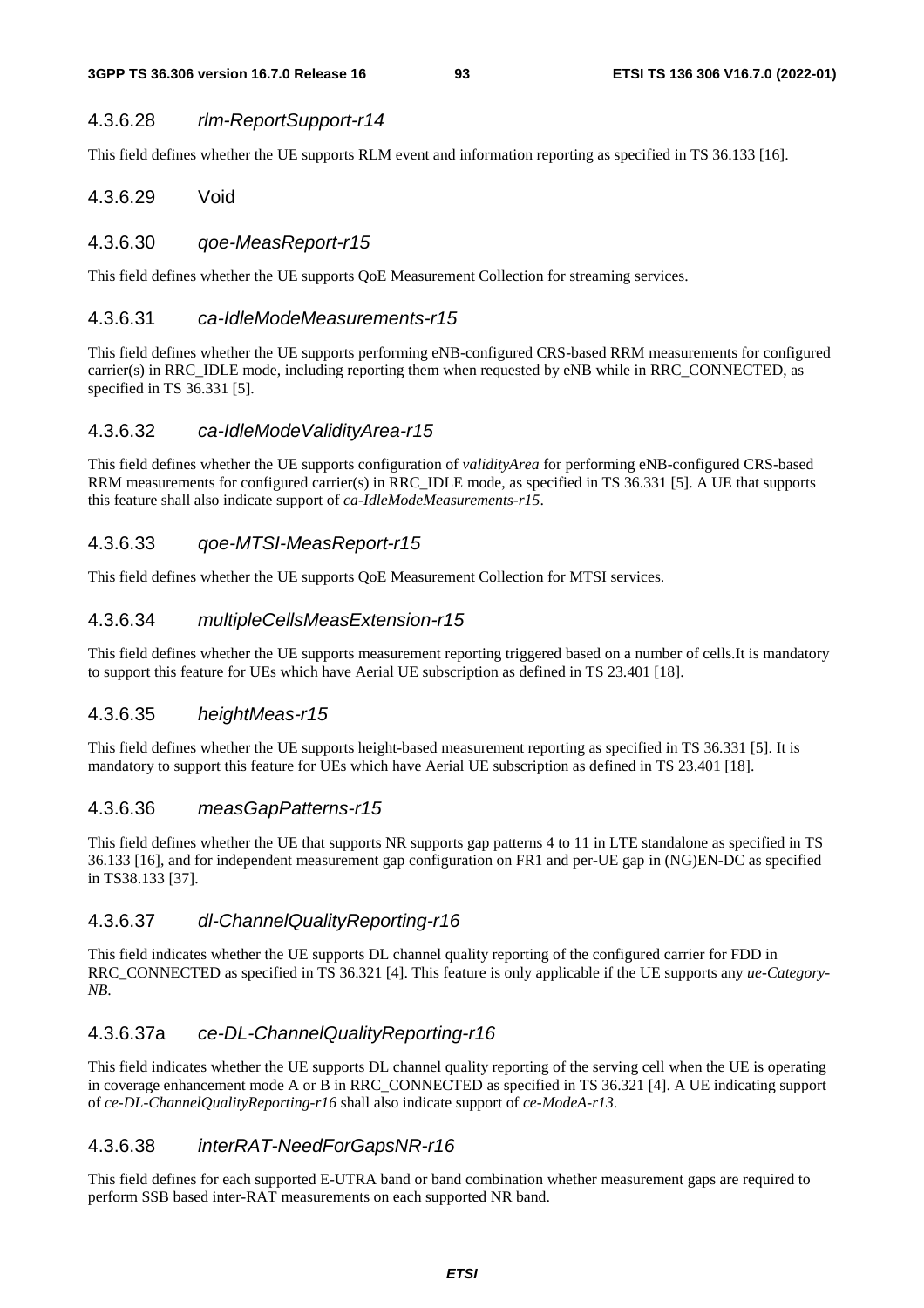#### 4.3.6.28 *rlm-ReportSupport-r14*

This field defines whether the UE supports RLM event and information reporting as specified in TS 36.133 [16].

#### 4.3.6.29 Void

#### 4.3.6.30 *qoe-MeasReport-r15*

This field defines whether the UE supports QoE Measurement Collection for streaming services.

#### 4.3.6.31 *ca-IdleModeMeasurements-r15*

This field defines whether the UE supports performing eNB-configured CRS-based RRM measurements for configured carrier(s) in RRC_IDLE mode, including reporting them when requested by eNB while in RRC_CONNECTED, as specified in TS 36.331 [5].

#### 4.3.6.32 *ca-IdleModeValidityArea-r15*

This field defines whether the UE supports configuration of *validityArea* for performing eNB-configured CRS-based RRM measurements for configured carrier(s) in RRC_IDLE mode, as specified in TS 36.331 [5]. A UE that supports this feature shall also indicate support of *ca-IdleModeMeasurements-r15*.

#### 4.3.6.33 *qoe-MTSI-MeasReport-r15*

This field defines whether the UE supports QoE Measurement Collection for MTSI services.

#### 4.3.6.34 *multipleCellsMeasExtension-r15*

This field defines whether the UE supports measurement reporting triggered based on a number of cells.It is mandatory to support this feature for UEs which have Aerial UE subscription as defined in TS 23.401 [18].

#### 4.3.6.35 *heightMeas-r15*

This field defines whether the UE supports height-based measurement reporting as specified in TS 36.331 [5]. It is mandatory to support this feature for UEs which have Aerial UE subscription as defined in TS 23.401 [18].

#### 4.3.6.36 *measGapPatterns-r15*

This field defines whether the UE that supports NR supports gap patterns 4 to 11 in LTE standalone as specified in TS 36.133 [16], and for independent measurement gap configuration on FR1 and per-UE gap in (NG)EN-DC as specified in TS38.133 [37].

#### 4.3.6.37 *dl-ChannelQualityReporting-r16*

This field indicates whether the UE supports DL channel quality reporting of the configured carrier for FDD in RRC_CONNECTED as specified in TS 36.321 [4]. This feature is only applicable if the UE supports any *ue-Category-NB*.

#### 4.3.6.37a *ce-DL-ChannelQualityReporting-r16*

This field indicates whether the UE supports DL channel quality reporting of the serving cell when the UE is operating in coverage enhancement mode A or B in RRC_CONNECTED as specified in TS 36.321 [4]. A UE indicating support of *ce-DL-ChannelQualityReporting-r16* shall also indicate support of *ce-ModeA-r13*.

#### 4.3.6.38 *interRAT-NeedForGapsNR-r16*

This field defines for each supported E-UTRA band or band combination whether measurement gaps are required to perform SSB based inter-RAT measurements on each supported NR band.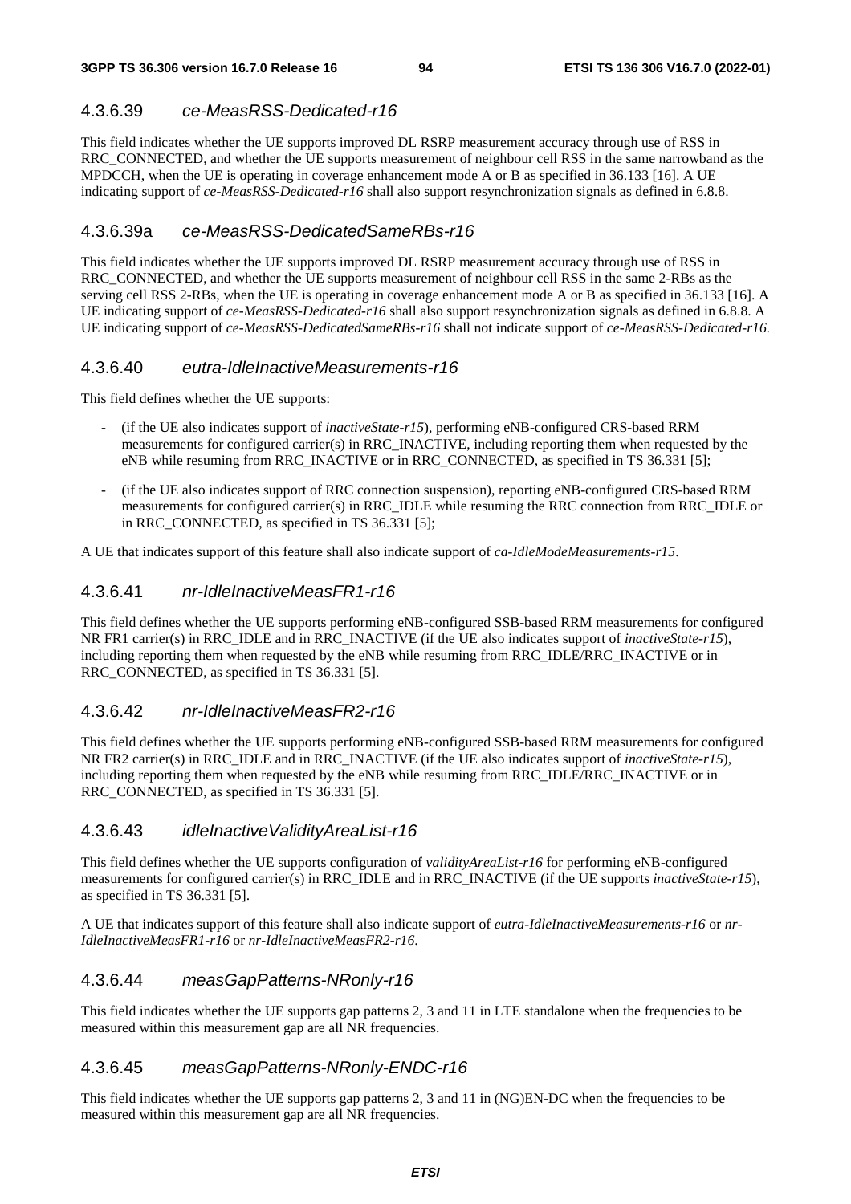### 4.3.6.39 *ce-MeasRSS-Dedicated-r16*

This field indicates whether the UE supports improved DL RSRP measurement accuracy through use of RSS in RRC_CONNECTED, and whether the UE supports measurement of neighbour cell RSS in the same narrowband as the MPDCCH, when the UE is operating in coverage enhancement mode A or B as specified in 36.133 [16]. A UE indicating support of *ce-MeasRSS-Dedicated-r16* shall also support resynchronization signals as defined in 6.8.8.

### 4.3.6.39a *ce-MeasRSS-DedicatedSameRBs-r16*

This field indicates whether the UE supports improved DL RSRP measurement accuracy through use of RSS in RRC_CONNECTED, and whether the UE supports measurement of neighbour cell RSS in the same 2-RBs as the serving cell RSS 2-RBs, when the UE is operating in coverage enhancement mode A or B as specified in 36.133 [16]. A UE indicating support of *ce-MeasRSS-Dedicated-r16* shall also support resynchronization signals as defined in 6.8.8. A UE indicating support of *ce-MeasRSS-DedicatedSameRBs-r16* shall not indicate support of *ce-MeasRSS-Dedicated-r16*.

### 4.3.6.40 *eutra-IdleInactiveMeasurements-r16*

This field defines whether the UE supports:

- (if the UE also indicates support of *inactiveState-r15*), performing eNB-configured CRS-based RRM measurements for configured carrier(s) in RRC_INACTIVE, including reporting them when requested by the eNB while resuming from RRC_INACTIVE or in RRC_CONNECTED, as specified in TS 36.331 [5];
- (if the UE also indicates support of RRC connection suspension), reporting eNB-configured CRS-based RRM measurements for configured carrier(s) in RRC_IDLE while resuming the RRC connection from RRC_IDLE or in RRC_CONNECTED, as specified in TS 36.331 [5];

A UE that indicates support of this feature shall also indicate support of *ca-IdleModeMeasurements-r15*.

### 4.3.6.41 *nr-IdleInactiveMeasFR1-r16*

This field defines whether the UE supports performing eNB-configured SSB-based RRM measurements for configured NR FR1 carrier(s) in RRC_IDLE and in RRC_INACTIVE (if the UE also indicates support of *inactiveState-r15*), including reporting them when requested by the eNB while resuming from RRC_IDLE/RRC_INACTIVE or in RRC_CONNECTED, as specified in TS 36.331 [5].

### 4.3.6.42 *nr-IdleInactiveMeasFR2-r16*

This field defines whether the UE supports performing eNB-configured SSB-based RRM measurements for configured NR FR2 carrier(s) in RRC_IDLE and in RRC_INACTIVE (if the UE also indicates support of *inactiveState-r15*), including reporting them when requested by the eNB while resuming from RRC_IDLE/RRC_INACTIVE or in RRC_CONNECTED, as specified in TS 36.331 [5].

### 4.3.6.43 *idleInactiveValidityAreaList-r16*

This field defines whether the UE supports configuration of *validityAreaList-r16* for performing eNB-configured measurements for configured carrier(s) in RRC_IDLE and in RRC_INACTIVE (if the UE supports *inactiveState-r15*), as specified in TS 36.331 [5].

A UE that indicates support of this feature shall also indicate support of *eutra-IdleInactiveMeasurements-r16* or *nr-IdleInactiveMeasFR1-r16* or *nr-IdleInactiveMeasFR2-r16*.

### 4.3.6.44 *measGapPatterns-NRonly-r16*

This field indicates whether the UE supports gap patterns 2, 3 and 11 in LTE standalone when the frequencies to be measured within this measurement gap are all NR frequencies.

### 4.3.6.45 *measGapPatterns-NRonly-ENDC-r16*

This field indicates whether the UE supports gap patterns 2, 3 and 11 in (NG)EN-DC when the frequencies to be measured within this measurement gap are all NR frequencies.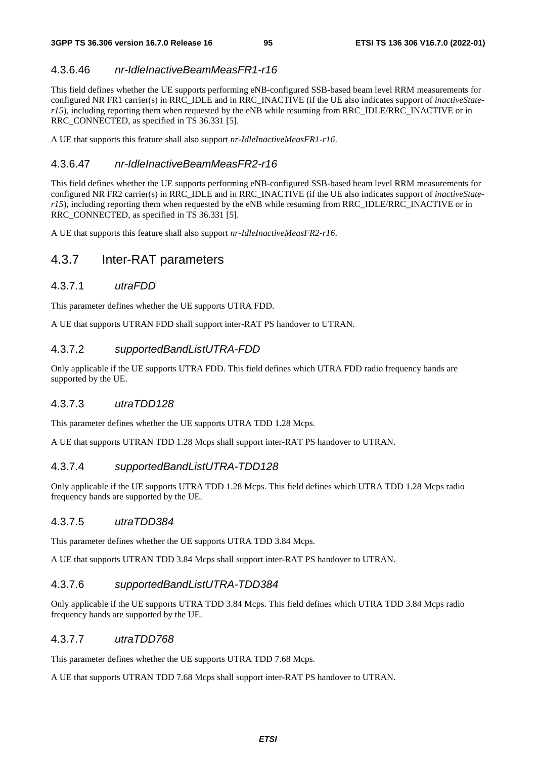#### 4.3.6.46 *nr-IdleInactiveBeamMeasFR1-r16*

This field defines whether the UE supports performing eNB-configured SSB-based beam level RRM measurements for configured NR FR1 carrier(s) in RRC_IDLE and in RRC_INACTIVE (if the UE also indicates support of *inactiveState-r15*), including reporting them when requested by the eNB while resuming from RRC_IDLE/RRC_INACTIVE or in RRC_CONNECTED, as specified in TS 36.331 [5].

A UE that supports this feature shall also support *nr-IdleInactiveMeasFR1-r16*.

#### 4.3.6.47 *nr-IdleInactiveBeamMeasFR2-r16*

This field defines whether the UE supports performing eNB-configured SSB-based beam level RRM measurements for configured NR FR2 carrier(s) in RRC_IDLE and in RRC_INACTIVE (if the UE also indicates support of *inactiveState-r15*), including reporting them when requested by the eNB while resuming from RRC_IDLE/RRC_INACTIVE or in RRC_CONNECTED, as specified in TS 36.331 [5].

A UE that supports this feature shall also support *nr-IdleInactiveMeasFR2-r16*.

### 4.3.7 Inter-RAT parameters

#### 4.3.7.1 *utraFDD*

This parameter defines whether the UE supports UTRA FDD.

A UE that supports UTRAN FDD shall support inter-RAT PS handover to UTRAN.

#### 4.3.7.2 *supportedBandListUTRA-FDD*

Only applicable if the UE supports UTRA FDD. This field defines which UTRA FDD radio frequency bands are supported by the UE.

#### 4.3.7.3 *utraTDD128*

This parameter defines whether the UE supports UTRA TDD 1.28 Mcps.

A UE that supports UTRAN TDD 1.28 Mcps shall support inter-RAT PS handover to UTRAN.

#### 4.3.7.4 *supportedBandListUTRA-TDD128*

Only applicable if the UE supports UTRA TDD 1.28 Mcps. This field defines which UTRA TDD 1.28 Mcps radio frequency bands are supported by the UE.

#### 4.3.7.5 *utraTDD384*

This parameter defines whether the UE supports UTRA TDD 3.84 Mcps.

A UE that supports UTRAN TDD 3.84 Mcps shall support inter-RAT PS handover to UTRAN.

#### 4.3.7.6 *supportedBandListUTRA-TDD384*

Only applicable if the UE supports UTRA TDD 3.84 Mcps. This field defines which UTRA TDD 3.84 Mcps radio frequency bands are supported by the UE.

#### 4.3.7.7 *utraTDD768*

This parameter defines whether the UE supports UTRA TDD 7.68 Mcps.

A UE that supports UTRAN TDD 7.68 Mcps shall support inter-RAT PS handover to UTRAN.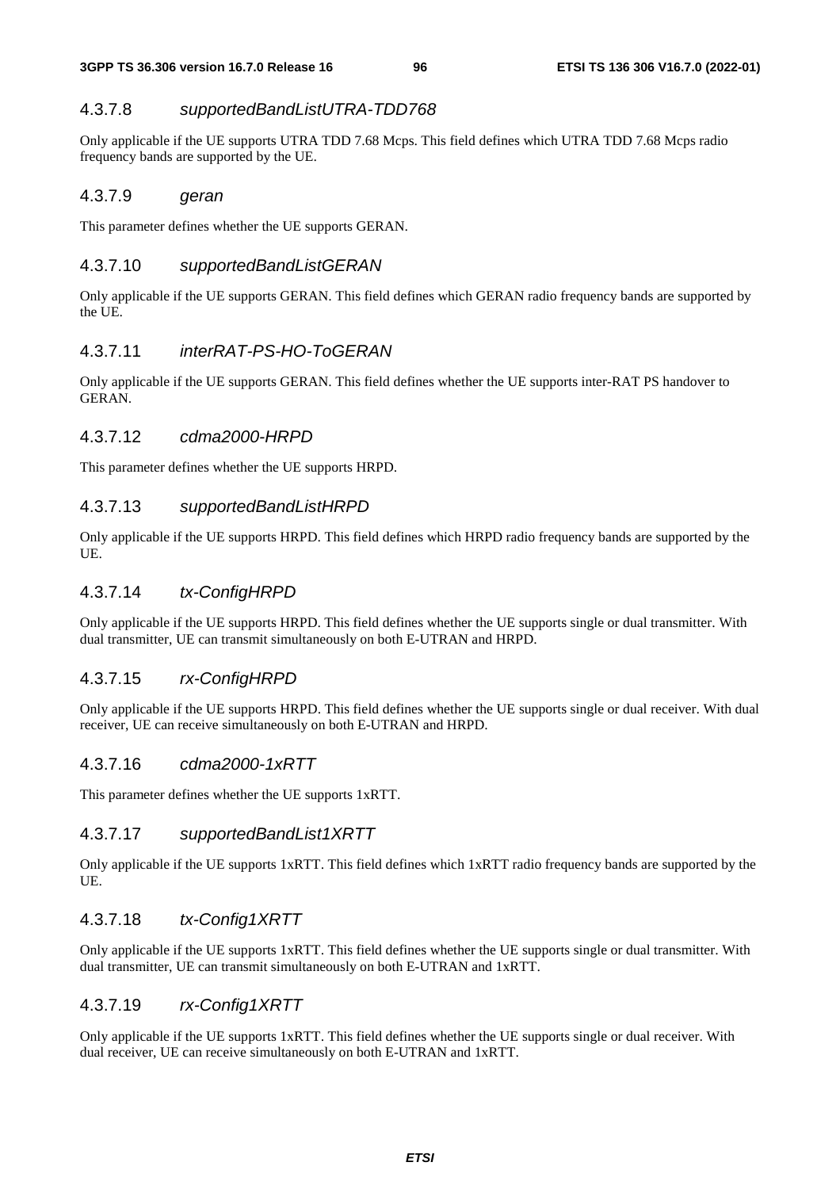#### 4.3.7.8 *supportedBandListUTRA-TDD768*

Only applicable if the UE supports UTRA TDD 7.68 Mcps. This field defines which UTRA TDD 7.68 Mcps radio frequency bands are supported by the UE.

#### 4.3.7.9 *geran*

This parameter defines whether the UE supports GERAN.

#### 4.3.7.10 *supportedBandListGERAN*

Only applicable if the UE supports GERAN. This field defines which GERAN radio frequency bands are supported by the UE.

#### 4.3.7.11 *interRAT-PS-HO-ToGERAN*

Only applicable if the UE supports GERAN. This field defines whether the UE supports inter-RAT PS handover to GERAN.

#### 4.3.7.12 *cdma2000-HRPD*

This parameter defines whether the UE supports HRPD.

#### 4.3.7.13 *supportedBandListHRPD*

Only applicable if the UE supports HRPD. This field defines which HRPD radio frequency bands are supported by the UE.

#### 4.3.7.14 *tx-ConfigHRPD*

Only applicable if the UE supports HRPD. This field defines whether the UE supports single or dual transmitter. With dual transmitter, UE can transmit simultaneously on both E-UTRAN and HRPD.

#### 4.3.7.15 *rx-ConfigHRPD*

Only applicable if the UE supports HRPD. This field defines whether the UE supports single or dual receiver. With dual receiver, UE can receive simultaneously on both E-UTRAN and HRPD.

#### 4.3.7.16 *cdma2000-1xRTT*

This parameter defines whether the UE supports 1xRTT.

#### 4.3.7.17 *supportedBandList1XRTT*

Only applicable if the UE supports 1xRTT. This field defines which 1xRTT radio frequency bands are supported by the UE.

#### 4.3.7.18 *tx-Config1XRTT*

Only applicable if the UE supports 1xRTT. This field defines whether the UE supports single or dual transmitter. With dual transmitter, UE can transmit simultaneously on both E-UTRAN and 1xRTT.

#### 4.3.7.19 *rx-Config1XRTT*

Only applicable if the UE supports 1xRTT. This field defines whether the UE supports single or dual receiver. With dual receiver, UE can receive simultaneously on both E-UTRAN and 1xRTT.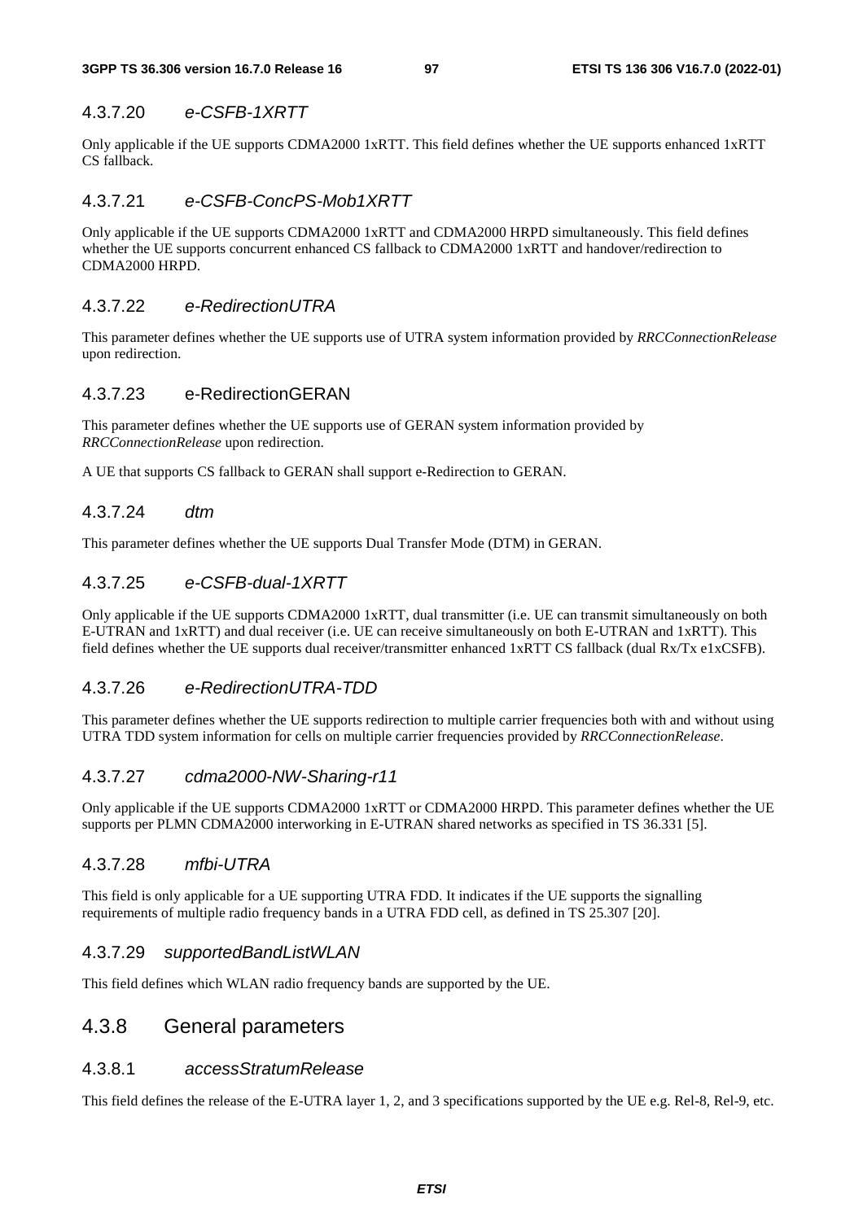#### 4.3.7.20 *e-CSFB-1XRTT*

Only applicable if the UE supports CDMA2000 1xRTT. This field defines whether the UE supports enhanced 1xRTT CS fallback.

#### 4.3.7.21 *e-CSFB-ConcPS-Mob1XRTT*

Only applicable if the UE supports CDMA2000 1xRTT and CDMA2000 HRPD simultaneously. This field defines whether the UE supports concurrent enhanced CS fallback to CDMA2000 1xRTT and handover/redirection to CDMA2000 HRPD.

#### 4.3.7.22 *e-RedirectionUTRA*

This parameter defines whether the UE supports use of UTRA system information provided by *RRCConnectionRelease* upon redirection.

#### 4.3.7.23 e-RedirectionGERAN

This parameter defines whether the UE supports use of GERAN system information provided by *RRCConnectionRelease* upon redirection.

A UE that supports CS fallback to GERAN shall support e-Redirection to GERAN.

#### 4.3.7.24 *dtm*

This parameter defines whether the UE supports Dual Transfer Mode (DTM) in GERAN.

#### 4.3.7.25 *e-CSFB-dual-1XRTT*

Only applicable if the UE supports CDMA2000 1xRTT, dual transmitter (i.e. UE can transmit simultaneously on both E-UTRAN and 1xRTT) and dual receiver (i.e. UE can receive simultaneously on both E-UTRAN and 1xRTT). This field defines whether the UE supports dual receiver/transmitter enhanced 1xRTT CS fallback (dual Rx/Tx e1xCSFB).

#### 4.3.7.26 *e-RedirectionUTRA-TDD*

This parameter defines whether the UE supports redirection to multiple carrier frequencies both with and without using UTRA TDD system information for cells on multiple carrier frequencies provided by *RRCConnectionRelease*.

#### 4.3.7.27 *cdma2000-NW-Sharing-r11*

Only applicable if the UE supports CDMA2000 1xRTT or CDMA2000 HRPD. This parameter defines whether the UE supports per PLMN CDMA2000 interworking in E-UTRAN shared networks as specified in TS 36.331 [5].

#### 4.3.7.28 *mfbi-UTRA*

This field is only applicable for a UE supporting UTRA FDD. It indicates if the UE supports the signalling requirements of multiple radio frequency bands in a UTRA FDD cell, as defined in TS 25.307 [20].

#### 4.3.7.29 *supportedBandListWLAN*

This field defines which WLAN radio frequency bands are supported by the UE.

### 4.3.8 General parameters

#### 4.3.8.1 *accessStratumRelease*

This field defines the release of the E-UTRA layer 1, 2, and 3 specifications supported by the UE e.g. Rel-8, Rel-9, etc.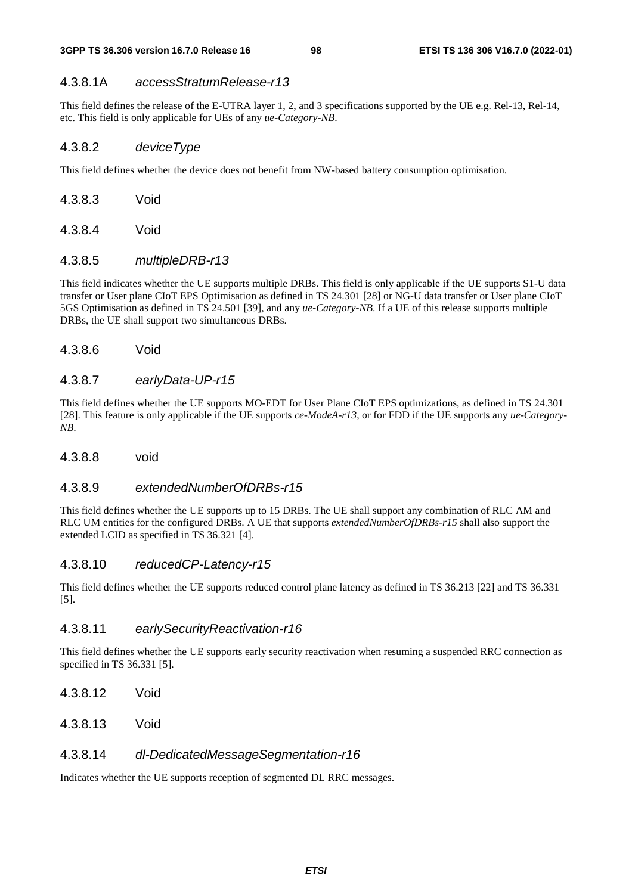#### 4.3.8.1A *accessStratumRelease-r13*

This field defines the release of the E-UTRA layer 1, 2, and 3 specifications supported by the UE e.g. Rel-13, Rel-14, etc. This field is only applicable for UEs of any *ue-Category-NB*.

#### 4.3.8.2 *deviceType*

This field defines whether the device does not benefit from NW-based battery consumption optimisation.

#### 4.3.8.3 Void

#### 4.3.8.4 Void

#### 4.3.8.5 *multipleDRB-r13*

This field indicates whether the UE supports multiple DRBs. This field is only applicable if the UE supports S1-U data transfer or User plane CIoT EPS Optimisation as defined in TS 24.301 [28] or NG-U data transfer or User plane CIoT 5GS Optimisation as defined in TS 24.501 [39], and any *ue-Category-NB*. If a UE of this release supports multiple DRBs, the UE shall support two simultaneous DRBs.

#### 4.3.8.6 Void

#### 4.3.8.7 *earlyData-UP-r15*

This field defines whether the UE supports MO-EDT for User Plane CIoT EPS optimizations, as defined in TS 24.301 [28]. This feature is only applicable if the UE supports *ce-ModeA-r13*, or for FDD if the UE supports any *ue-Category-NB*.

#### 4.3.8.8 void

#### 4.3.8.9 *extendedNumberOfDRBs-r15*

This field defines whether the UE supports up to 15 DRBs. The UE shall support any combination of RLC AM and RLC UM entities for the configured DRBs. A UE that supports *extendedNumberOfDRBs-r15* shall also support the extended LCID as specified in TS 36.321 [4].

#### 4.3.8.10 *reducedCP-Latency-r15*

This field defines whether the UE supports reduced control plane latency as defined in TS 36.213 [22] and TS 36.331 [5].

#### 4.3.8.11 *earlySecurityReactivation-r16*

This field defines whether the UE supports early security reactivation when resuming a suspended RRC connection as specified in TS 36.331 [5].

#### 4.3.8.12 Void

#### 4.3.8.13 Void

#### 4.3.8.14 *dl-DedicatedMessageSegmentation-r16*

Indicates whether the UE supports reception of segmented DL RRC messages.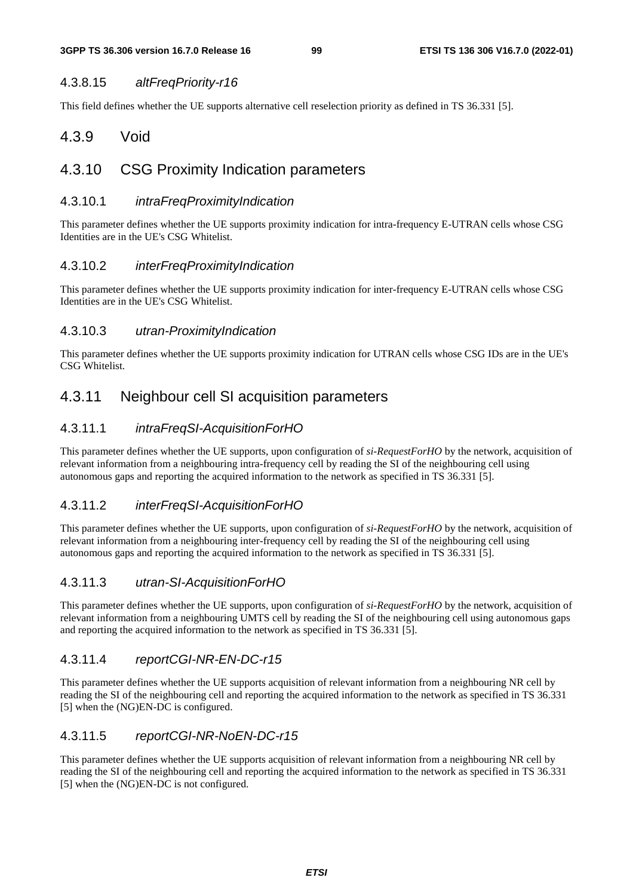#### 4.3.8.15 *altFreqPriority-r16*

This field defines whether the UE supports alternative cell reselection priority as defined in TS 36.331 [5].

### 4.3.9 Void

### 4.3.10 CSG Proximity Indication parameters

#### 4.3.10.1 *intraFreqProximityIndication*

This parameter defines whether the UE supports proximity indication for intra-frequency E-UTRAN cells whose CSG Identities are in the UE's CSG Whitelist.

#### 4.3.10.2 *interFreqProximityIndication*

This parameter defines whether the UE supports proximity indication for inter-frequency E-UTRAN cells whose CSG Identities are in the UE's CSG Whitelist.

#### 4.3.10.3 *utran-ProximityIndication*

This parameter defines whether the UE supports proximity indication for UTRAN cells whose CSG IDs are in the UE's CSG Whitelist.

### 4.3.11 Neighbour cell SI acquisition parameters

#### 4.3.11.1 *intraFreqSI-AcquisitionForHO*

This parameter defines whether the UE supports, upon configuration of *si-RequestForHO* by the network, acquisition of relevant information from a neighbouring intra-frequency cell by reading the SI of the neighbouring cell using autonomous gaps and reporting the acquired information to the network as specified in TS 36.331 [5].

#### 4.3.11.2 *interFreqSI-AcquisitionForHO*

This parameter defines whether the UE supports, upon configuration of *si-RequestForHO* by the network, acquisition of relevant information from a neighbouring inter-frequency cell by reading the SI of the neighbouring cell using autonomous gaps and reporting the acquired information to the network as specified in TS 36.331 [5].

#### 4.3.11.3 *utran-SI-AcquisitionForHO*

This parameter defines whether the UE supports, upon configuration of *si-RequestForHO* by the network, acquisition of relevant information from a neighbouring UMTS cell by reading the SI of the neighbouring cell using autonomous gaps and reporting the acquired information to the network as specified in TS 36.331 [5].

#### 4.3.11.4 *reportCGI-NR-EN-DC-r15*

This parameter defines whether the UE supports acquisition of relevant information from a neighbouring NR cell by reading the SI of the neighbouring cell and reporting the acquired information to the network as specified in TS 36.331 [5] when the (NG)EN-DC is configured.

#### 4.3.11.5 *reportCGI-NR-NoEN-DC-r15*

This parameter defines whether the UE supports acquisition of relevant information from a neighbouring NR cell by reading the SI of the neighbouring cell and reporting the acquired information to the network as specified in TS 36.331 [5] when the (NG)EN-DC is not configured.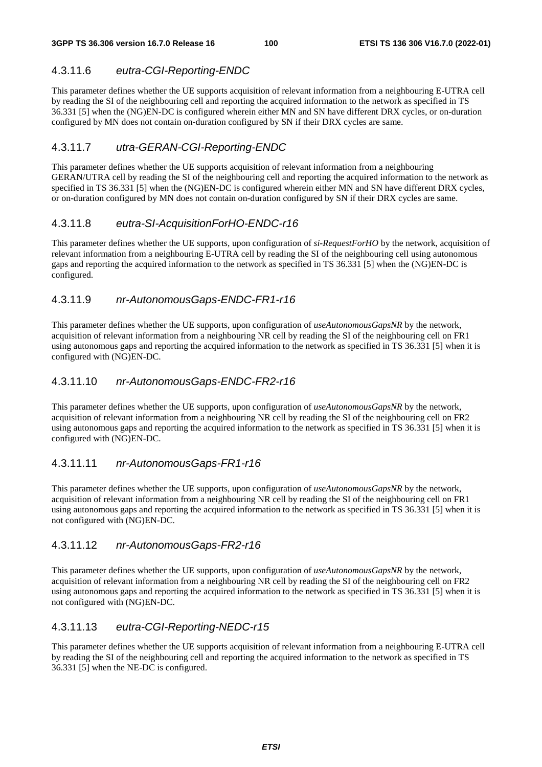#### 4.3.11.6 *eutra-CGI-Reporting-ENDC*

This parameter defines whether the UE supports acquisition of relevant information from a neighbouring E-UTRA cell by reading the SI of the neighbouring cell and reporting the acquired information to the network as specified in TS 36.331 [5] when the (NG)EN-DC is configured wherein either MN and SN have different DRX cycles, or on-duration configured by MN does not contain on-duration configured by SN if their DRX cycles are same.

#### 4.3.11.7 *utra-GERAN-CGI-Reporting-ENDC*

This parameter defines whether the UE supports acquisition of relevant information from a neighbouring GERAN/UTRA cell by reading the SI of the neighbouring cell and reporting the acquired information to the network as specified in TS 36.331 [5] when the (NG)EN-DC is configured wherein either MN and SN have different DRX cycles, or on-duration configured by MN does not contain on-duration configured by SN if their DRX cycles are same.

#### 4.3.11.8 *eutra-SI-AcquisitionForHO-ENDC-r16*

This parameter defines whether the UE supports, upon configuration of *si-RequestForHO* by the network, acquisition of relevant information from a neighbouring E-UTRA cell by reading the SI of the neighbouring cell using autonomous gaps and reporting the acquired information to the network as specified in TS 36.331 [5] when the (NG)EN-DC is configured.

#### 4.3.11.9 *nr-AutonomousGaps-ENDC-FR1-r16*

This parameter defines whether the UE supports, upon configuration of *useAutonomousGapsNR* by the network, acquisition of relevant information from a neighbouring NR cell by reading the SI of the neighbouring cell on FR1 using autonomous gaps and reporting the acquired information to the network as specified in TS 36.331 [5] when it is configured with (NG)EN-DC.

#### 4.3.11.10 *nr-AutonomousGaps-ENDC-FR2-r16*

This parameter defines whether the UE supports, upon configuration of *useAutonomousGapsNR* by the network, acquisition of relevant information from a neighbouring NR cell by reading the SI of the neighbouring cell on FR2 using autonomous gaps and reporting the acquired information to the network as specified in TS 36.331 [5] when it is configured with (NG)EN-DC.

#### 4.3.11.11 *nr-AutonomousGaps-FR1-r16*

This parameter defines whether the UE supports, upon configuration of *useAutonomousGapsNR* by the network, acquisition of relevant information from a neighbouring NR cell by reading the SI of the neighbouring cell on FR1 using autonomous gaps and reporting the acquired information to the network as specified in TS 36.331 [5] when it is not configured with (NG)EN-DC.

#### 4.3.11.12 *nr-AutonomousGaps-FR2-r16*

This parameter defines whether the UE supports, upon configuration of *useAutonomousGapsNR* by the network, acquisition of relevant information from a neighbouring NR cell by reading the SI of the neighbouring cell on FR2 using autonomous gaps and reporting the acquired information to the network as specified in TS 36.331 [5] when it is not configured with (NG)EN-DC.

#### 4.3.11.13 *eutra-CGI-Reporting-NEDC-r15*

This parameter defines whether the UE supports acquisition of relevant information from a neighbouring E-UTRA cell by reading the SI of the neighbouring cell and reporting the acquired information to the network as specified in TS 36.331 [5] when the NE-DC is configured.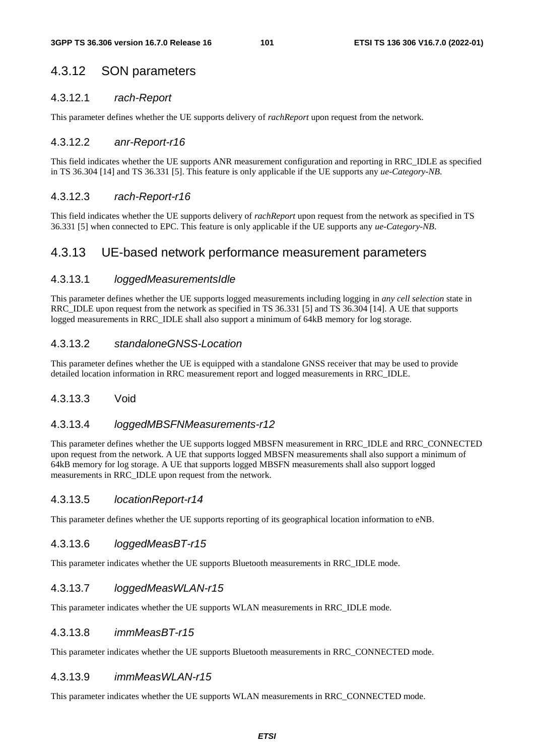### 4.3.12 SON parameters

#### 4.3.12.1 *rach-Report*

This parameter defines whether the UE supports delivery of *rachReport* upon request from the network.

#### 4.3.12.2 *anr-Report-r16*

This field indicates whether the UE supports ANR measurement configuration and reporting in RRC_IDLE as specified in TS 36.304 [14] and TS 36.331 [5]. This feature is only applicable if the UE supports any *ue-Category-NB*.

#### 4.3.12.3 *rach-Report-r16*

This field indicates whether the UE supports delivery of *rachReport* upon request from the network as specified in TS 36.331 [5] when connected to EPC. This feature is only applicable if the UE supports any *ue-Category-NB*.

### 4.3.13 UE-based network performance measurement parameters

#### 4.3.13.1 *loggedMeasurementsIdle*

This parameter defines whether the UE supports logged measurements including logging in *any cell selection* state in RRC_IDLE upon request from the network as specified in TS 36.331 [5] and TS 36.304 [14]. A UE that supports logged measurements in RRC_IDLE shall also support a minimum of 64kB memory for log storage.

#### 4.3.13.2 *standaloneGNSS-Location*

This parameter defines whether the UE is equipped with a standalone GNSS receiver that may be used to provide detailed location information in RRC measurement report and logged measurements in RRC_IDLE.

#### 4.3.13.3 Void

#### 4.3.13.4 *loggedMBSFNMeasurements-r12*

This parameter defines whether the UE supports logged MBSFN measurement in RRC_IDLE and RRC_CONNECTED upon request from the network. A UE that supports logged MBSFN measurements shall also support a minimum of 64kB memory for log storage. A UE that supports logged MBSFN measurements shall also support logged measurements in RRC_IDLE upon request from the network.

#### 4.3.13.5 *locationReport-r14*

This parameter defines whether the UE supports reporting of its geographical location information to eNB.

#### 4.3.13.6 *loggedMeasBT-r15*

This parameter indicates whether the UE supports Bluetooth measurements in RRC_IDLE mode.

#### 4.3.13.7 *loggedMeasWLAN-r15*

This parameter indicates whether the UE supports WLAN measurements in RRC_IDLE mode.

#### 4.3.13.8 *immMeasBT-r15*

This parameter indicates whether the UE supports Bluetooth measurements in RRC_CONNECTED mode.

#### 4.3.13.9 *immMeasWLAN-r15*

This parameter indicates whether the UE supports WLAN measurements in RRC_CONNECTED mode.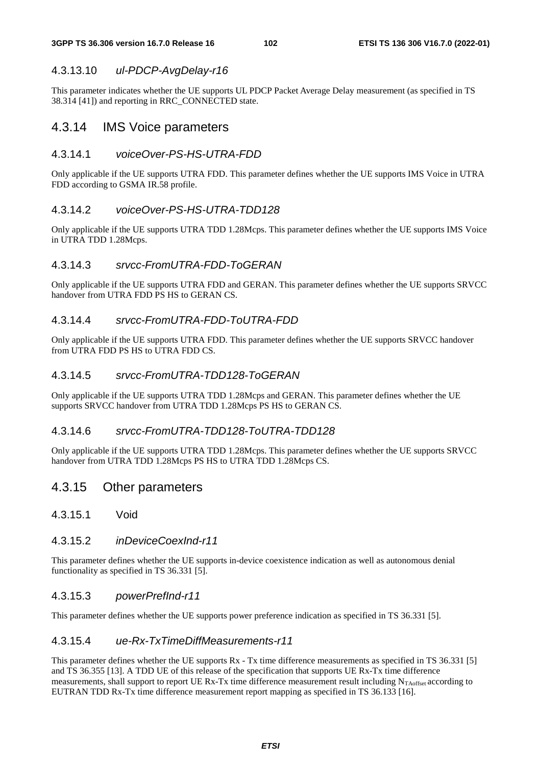#### 4.3.13.10 *ul-PDCP-AvgDelay-r16*

This parameter indicates whether the UE supports UL PDCP Packet Average Delay measurement (as specified in TS 38.314 [41]) and reporting in RRC_CONNECTED state.

### 4.3.14 IMS Voice parameters

#### 4.3.14.1 *voiceOver-PS-HS-UTRA-FDD*

Only applicable if the UE supports UTRA FDD. This parameter defines whether the UE supports IMS Voice in UTRA FDD according to GSMA IR.58 profile.

#### 4.3.14.2 *voiceOver-PS-HS-UTRA-TDD128*

Only applicable if the UE supports UTRA TDD 1.28Mcps. This parameter defines whether the UE supports IMS Voice in UTRA TDD 1.28Mcps.

#### 4.3.14.3 *srvcc-FromUTRA-FDD-ToGERAN*

Only applicable if the UE supports UTRA FDD and GERAN. This parameter defines whether the UE supports SRVCC handover from UTRA FDD PS HS to GERAN CS.

#### 4.3.14.4 *srvcc-FromUTRA-FDD-ToUTRA-FDD*

Only applicable if the UE supports UTRA FDD. This parameter defines whether the UE supports SRVCC handover from UTRA FDD PS HS to UTRA FDD CS.

#### 4.3.14.5 *srvcc-FromUTRA-TDD128-ToGERAN*

Only applicable if the UE supports UTRA TDD 1.28Mcps and GERAN. This parameter defines whether the UE supports SRVCC handover from UTRA TDD 1.28Mcps PS HS to GERAN CS.

#### 4.3.14.6 *srvcc-FromUTRA-TDD128-ToUTRA-TDD128*

Only applicable if the UE supports UTRA TDD 1.28Mcps. This parameter defines whether the UE supports SRVCC handover from UTRA TDD 1.28Mcps PS HS to UTRA TDD 1.28Mcps CS.

### 4.3.15 Other parameters

#### 4.3.15.1 Void

#### 4.3.15.2 *inDeviceCoexInd-r11*

This parameter defines whether the UE supports in-device coexistence indication as well as autonomous denial functionality as specified in TS 36.331 [5].

#### 4.3.15.3 *powerPrefInd-r11*

This parameter defines whether the UE supports power preference indication as specified in TS 36.331 [5].

#### 4.3.15.4 *ue-Rx-TxTimeDiffMeasurements-r11*

This parameter defines whether the UE supports Rx - Tx time difference measurements as specified in TS 36.331 [5] and TS 36.355 [13]. A TDD UE of this release of the specification that supports UE Rx-Tx time difference measurements, shall support to report UE Rx-Tx time difference measurement result including $N_{TAoffset}$ according to EUTRAN TDD Rx-Tx time difference measurement report mapping as specified in TS 36.133 [16].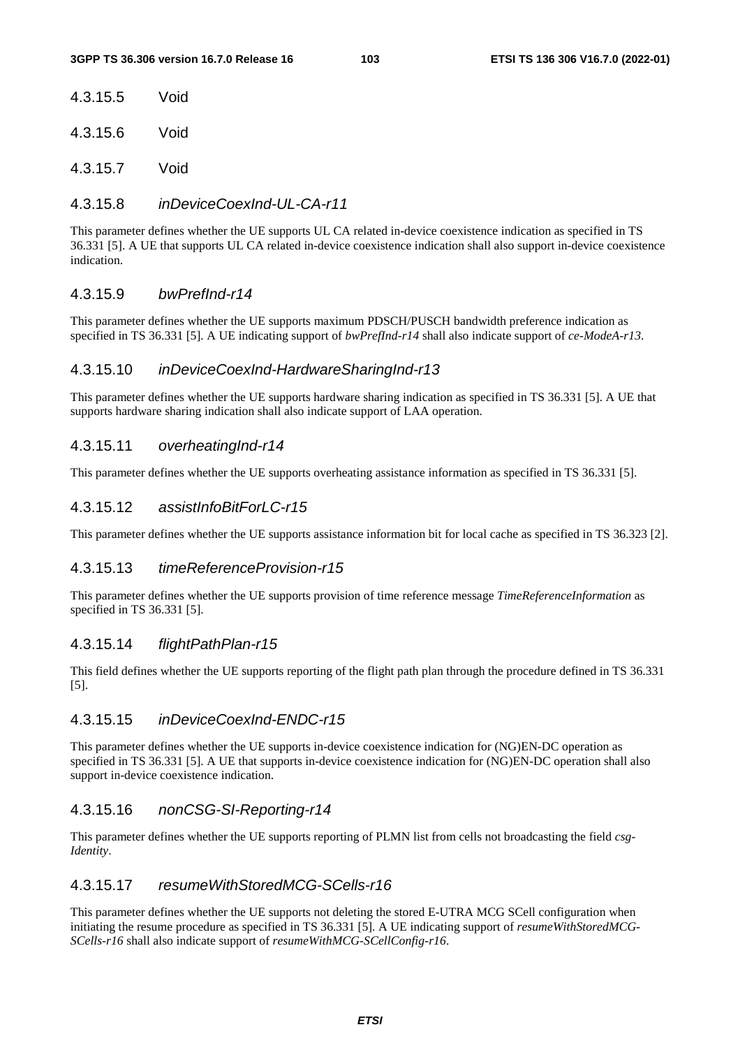#### 4.3.15.5 Void

#### 4.3.15.6 Void

#### 4.3.15.7 Void

#### 4.3.15.8 *inDeviceCoexInd-UL-CA-r11*

This parameter defines whether the UE supports UL CA related in-device coexistence indication as specified in TS 36.331 [5]. A UE that supports UL CA related in-device coexistence indication shall also support in-device coexistence indication.

#### 4.3.15.9 *bwPrefInd-r14*

This parameter defines whether the UE supports maximum PDSCH/PUSCH bandwidth preference indication as specified in TS 36.331 [5]. A UE indicating support of *bwPrefInd-r14* shall also indicate support of *ce-ModeA-r13*.

#### 4.3.15.10 *inDeviceCoexInd-HardwareSharingInd-r13*

This parameter defines whether the UE supports hardware sharing indication as specified in TS 36.331 [5]. A UE that supports hardware sharing indication shall also indicate support of LAA operation.

#### 4.3.15.11 *overheatingInd-r14*

This parameter defines whether the UE supports overheating assistance information as specified in TS 36.331 [5].

#### 4.3.15.12 *assistInfoBitForLC-r15*

This parameter defines whether the UE supports assistance information bit for local cache as specified in TS 36.323 [2].

#### 4.3.15.13 *timeReferenceProvision-r15*

This parameter defines whether the UE supports provision of time reference message *TimeReferenceInformation* as specified in TS 36.331 [5].

#### 4.3.15.14 *flightPathPlan-r15*

This field defines whether the UE supports reporting of the flight path plan through the procedure defined in TS 36.331 [5].

#### 4.3.15.15 *inDeviceCoexInd-ENDC-r15*

This parameter defines whether the UE supports in-device coexistence indication for (NG)EN-DC operation as specified in TS 36.331 [5]. A UE that supports in-device coexistence indication for (NG)EN-DC operation shall also support in-device coexistence indication.

#### 4.3.15.16 *nonCSG-SI-Reporting-r14*

This parameter defines whether the UE supports reporting of PLMN list from cells not broadcasting the field *csg-Identity*.

#### 4.3.15.17 *resumeWithStoredMCG-SCells-r16*

This parameter defines whether the UE supports not deleting the stored E-UTRA MCG SCell configuration when initiating the resume procedure as specified in TS 36.331 [5]. A UE indicating support of *resumeWithStoredMCG-SCells-r16* shall also indicate support of *resumeWithMCG-SCellConfig-r16*.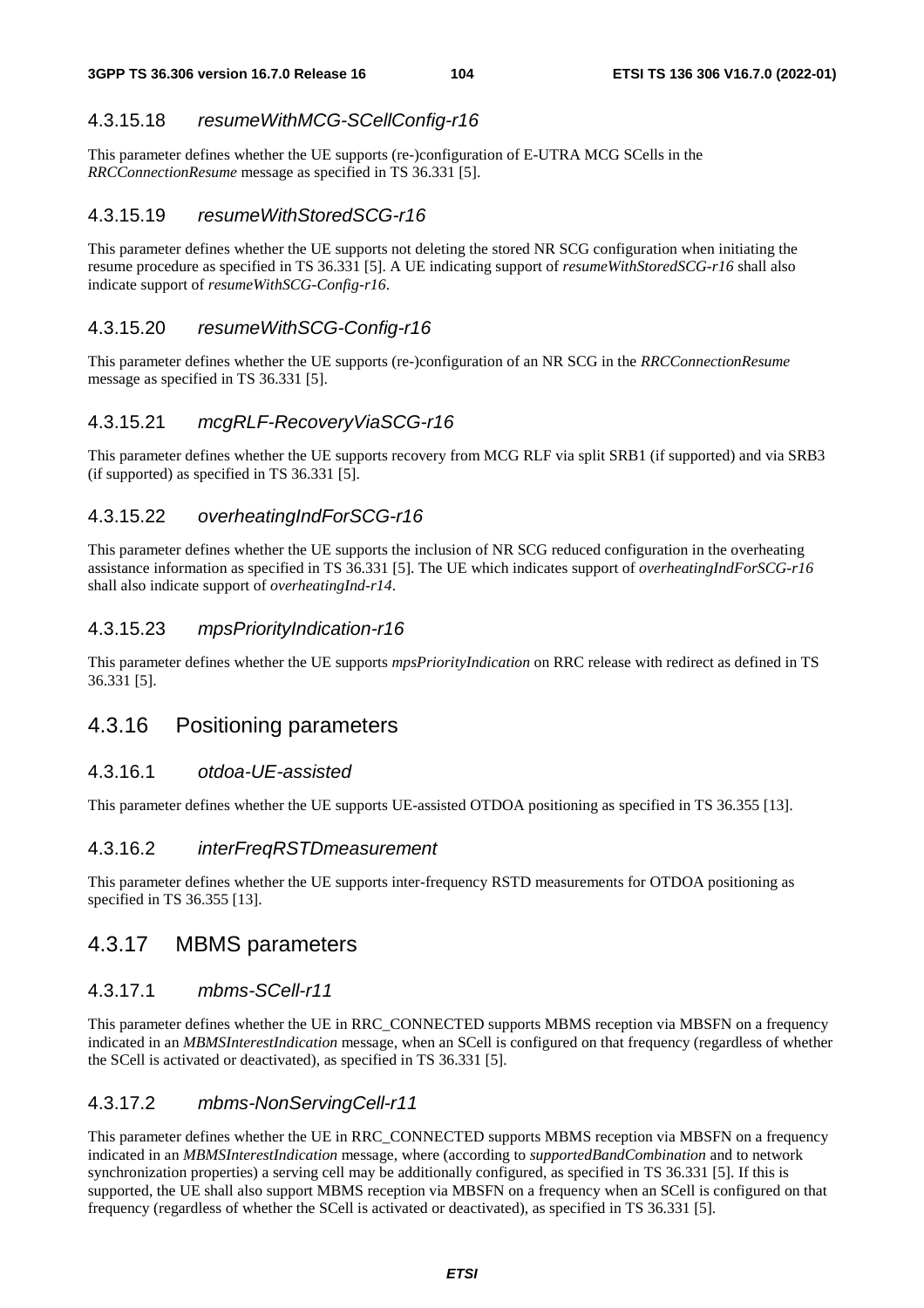#### 4.3.15.18 *resumeWithMCG-SCellConfig-r16*

This parameter defines whether the UE supports (re-)configuration of E-UTRA MCG SCells in the *RRCConnectionResume* message as specified in TS 36.331 [5].

#### 4.3.15.19 *resumeWithStoredSCG-r16*

This parameter defines whether the UE supports not deleting the stored NR SCG configuration when initiating the resume procedure as specified in TS 36.331 [5]. A UE indicating support of *resumeWithStoredSCG-r16* shall also indicate support of *resumeWithSCG-Config-r16*.

#### 4.3.15.20 *resumeWithSCG-Config-r16*

This parameter defines whether the UE supports (re-)configuration of an NR SCG in the *RRCConnectionResume* message as specified in TS 36.331 [5].

#### 4.3.15.21 *mcgRLF-RecoveryViaSCG-r16*

This parameter defines whether the UE supports recovery from MCG RLF via split SRB1 (if supported) and via SRB3 (if supported) as specified in TS 36.331 [5].

#### 4.3.15.22 *overheatingIndForSCG-r16*

This parameter defines whether the UE supports the inclusion of NR SCG reduced configuration in the overheating assistance information as specified in TS 36.331 [5]. The UE which indicates support of *overheatingIndForSCG-r16* shall also indicate support of *overheatingInd-r14*.

#### 4.3.15.23 *mpsPriorityIndication-r16*

This parameter defines whether the UE supports *mpsPriorityIndication* on RRC release with redirect as defined in TS 36.331 [5].

### 4.3.16 Positioning parameters

#### 4.3.16.1 *otdoa-UE-assisted*

This parameter defines whether the UE supports UE-assisted OTDOA positioning as specified in TS 36.355 [13].

#### 4.3.16.2 *interFreqRSTDmeasurement*

This parameter defines whether the UE supports inter-frequency RSTD measurements for OTDOA positioning as specified in TS 36.355 [13].

### 4.3.17 MBMS parameters

#### 4.3.17.1 *mbms-SCell-r11*

This parameter defines whether the UE in RRC_CONNECTED supports MBMS reception via MBSFN on a frequency indicated in an *MBMSInterestIndication* message, when an SCell is configured on that frequency (regardless of whether the SCell is activated or deactivated), as specified in TS 36.331 [5].

#### 4.3.17.2 *mbms-NonServingCell-r11*

This parameter defines whether the UE in RRC_CONNECTED supports MBMS reception via MBSFN on a frequency indicated in an *MBMSInterestIndication* message, where (according to *supportedBandCombination* and to network synchronization properties) a serving cell may be additionally configured, as specified in TS 36.331 [5]. If this is supported, the UE shall also support MBMS reception via MBSFN on a frequency when an SCell is configured on that frequency (regardless of whether the SCell is activated or deactivated), as specified in TS 36.331 [5].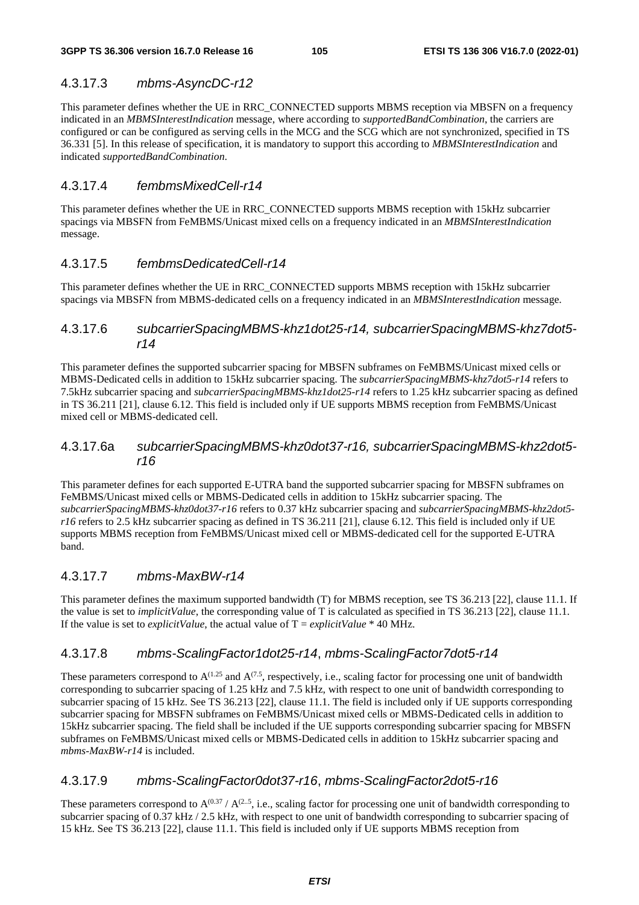### 4.3.17.3 *mbms-AsyncDC-r12*

This parameter defines whether the UE in RRC_CONNECTED supports MBMS reception via MBSFN on a frequency indicated in an *MBMSInterestIndication* message, where according to *supportedBandCombination*, the carriers are configured or can be configured as serving cells in the MCG and the SCG which are not synchronized, specified in TS 36.331 [5]. In this release of specification, it is mandatory to support this according to *MBMSInterestIndication* and indicated *supportedBandCombination*.

### 4.3.17.4 *fembmsMixedCell-r14*

This parameter defines whether the UE in RRC_CONNECTED supports MBMS reception with 15kHz subcarrier spacings via MBSFN from FeMBMS/Unicast mixed cells on a frequency indicated in an *MBMSInterestIndication* message.

### 4.3.17.5 *fembmsDedicatedCell-r14*

This parameter defines whether the UE in RRC_CONNECTED supports MBMS reception with 15kHz subcarrier spacings via MBSFN from MBMS-dedicated cells on a frequency indicated in an *MBMSInterestIndication* message.

### 4.3.17.6 *subcarrierSpacingMBMS-khz1dot25-r14, subcarrierSpacingMBMS-khz7dot5-r14*

This parameter defines the supported subcarrier spacing for MBSFN subframes on FeMBMS/Unicast mixed cells or MBMS-Dedicated cells in addition to 15kHz subcarrier spacing. The *subcarrierSpacingMBMS-khz7dot5-r14* refers to 7.5kHz subcarrier spacing and *subcarrierSpacingMBMS-khz1dot25-r14* refers to 1.25 kHz subcarrier spacing as defined in TS 36.211 [21], clause 6.12. This field is included only if UE supports MBMS reception from FeMBMS/Unicast mixed cell or MBMS-dedicated cell.

### 4.3.17.6a *subcarrierSpacingMBMS-khz0dot37-r16, subcarrierSpacingMBMS-khz2dot5-r16*

This parameter defines for each supported E-UTRA band the supported subcarrier spacing for MBSFN subframes on FeMBMS/Unicast mixed cells or MBMS-Dedicated cells in addition to 15kHz subcarrier spacing. The *subcarrierSpacingMBMS-khz0dot37-r16* refers to 0.37 kHz subcarrier spacing and *subcarrierSpacingMBMS-khz2dot5-r16* refers to 2.5 kHz subcarrier spacing as defined in TS 36.211 [21], clause 6.12. This field is included only if UE supports MBMS reception from FeMBMS/Unicast mixed cell or MBMS-dedicated cell for the supported E-UTRA band.

### 4.3.17.7 *mbms-MaxBW-r14*

This parameter defines the maximum supported bandwidth (T) for MBMS reception, see TS 36.213 [22], clause 11.1. If the value is set to *implicitValue*, the corresponding value of T is calculated as specified in TS 36.213 [22], clause 11.1. If the value is set to *explicitValue*, the actual value of T = *explicitValue* * 40 MHz.

### 4.3.17.8 *mbms-ScalingFactor1dot25-r14*, *mbms-ScalingFactor7dot5-r14*

These parameters correspond to $A^{(1.25}$ and $A^{(7.5}$, respectively, i.e., scaling factor for processing one unit of bandwidth corresponding to subcarrier spacing of 1.25 kHz and 7.5 kHz, with respect to one unit of bandwidth corresponding to subcarrier spacing of 15 kHz. See TS 36.213 [22], clause 11.1. The field is included only if UE supports corresponding subcarrier spacing for MBSFN subframes on FeMBMS/Unicast mixed cells or MBMS-Dedicated cells in addition to 15kHz subcarrier spacing. The field shall be included if the UE supports corresponding subcarrier spacing for MBSFN subframes on FeMBMS/Unicast mixed cells or MBMS-Dedicated cells in addition to 15kHz subcarrier spacing and *mbms-MaxBW-r14* is included.

### 4.3.17.9 *mbms-ScalingFactor0dot37-r16*, *mbms-ScalingFactor2dot5-r16*

These parameters correspond to $A^{(0.37}$ / $A^{(2..5}$, i.e., scaling factor for processing one unit of bandwidth corresponding to subcarrier spacing of 0.37 kHz / 2.5 kHz, with respect to one unit of bandwidth corresponding to subcarrier spacing of 15 kHz. See TS 36.213 [22], clause 11.1. This field is included only if UE supports MBMS reception from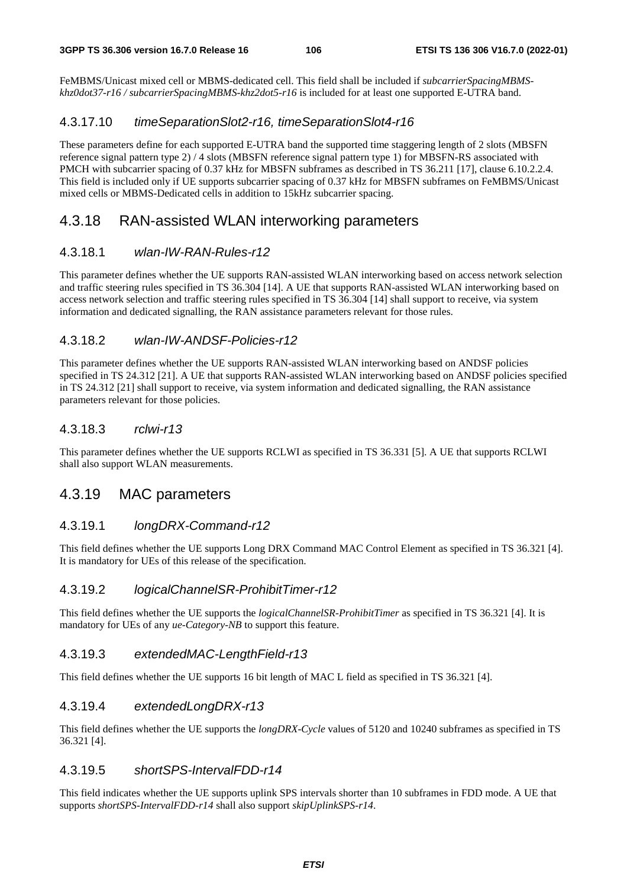FeMBMS/Unicast mixed cell or MBMS-dedicated cell. This field shall be included if *subcarrierSpacingMBMS-khz0dot37-r16 / subcarrierSpacingMBMS-khz2dot5-r16* is included for at least one supported E-UTRA band.

#### 4.3.17.10 *timeSeparationSlot2-r16, timeSeparationSlot4-r16*

These parameters define for each supported E-UTRA band the supported time staggering length of 2 slots (MBSFN reference signal pattern type 2) / 4 slots (MBSFN reference signal pattern type 1) for MBSFN-RS associated with PMCH with subcarrier spacing of 0.37 kHz for MBSFN subframes as described in TS 36.211 [17], clause 6.10.2.2.4. This field is included only if UE supports subcarrier spacing of 0.37 kHz for MBSFN subframes on FeMBMS/Unicast mixed cells or MBMS-Dedicated cells in addition to 15kHz subcarrier spacing.

### 4.3.18 RAN-assisted WLAN interworking parameters

#### 4.3.18.1 *wlan-IW-RAN-Rules-r12*

This parameter defines whether the UE supports RAN-assisted WLAN interworking based on access network selection and traffic steering rules specified in TS 36.304 [14]. A UE that supports RAN-assisted WLAN interworking based on access network selection and traffic steering rules specified in TS 36.304 [14] shall support to receive, via system information and dedicated signalling, the RAN assistance parameters relevant for those rules.

#### 4.3.18.2 *wlan-IW-ANDSF-Policies-r12*

This parameter defines whether the UE supports RAN-assisted WLAN interworking based on ANDSF policies specified in TS 24.312 [21]. A UE that supports RAN-assisted WLAN interworking based on ANDSF policies specified in TS 24.312 [21] shall support to receive, via system information and dedicated signalling, the RAN assistance parameters relevant for those policies.

#### 4.3.18.3 *rclwi-r13*

This parameter defines whether the UE supports RCLWI as specified in TS 36.331 [5]. A UE that supports RCLWI shall also support WLAN measurements.

### 4.3.19 MAC parameters

#### 4.3.19.1 *longDRX-Command-r12*

This field defines whether the UE supports Long DRX Command MAC Control Element as specified in TS 36.321 [4]. It is mandatory for UEs of this release of the specification.

#### 4.3.19.2 *logicalChannelSR-ProhibitTimer-r12*

This field defines whether the UE supports the *logicalChannelSR-ProhibitTimer* as specified in TS 36.321 [4]. It is mandatory for UEs of any *ue-Category-NB* to support this feature.

#### 4.3.19.3 *extendedMAC-LengthField-r13*

This field defines whether the UE supports 16 bit length of MAC L field as specified in TS 36.321 [4].

#### 4.3.19.4 *extendedLongDRX-r13*

This field defines whether the UE supports the *longDRX-Cycle* values of 5120 and 10240 subframes as specified in TS 36.321 [4].

#### 4.3.19.5 *shortSPS-IntervalFDD-r14*

This field indicates whether the UE supports uplink SPS intervals shorter than 10 subframes in FDD mode. A UE that supports *shortSPS-IntervalFDD-r14* shall also support *skipUplinkSPS-r14*.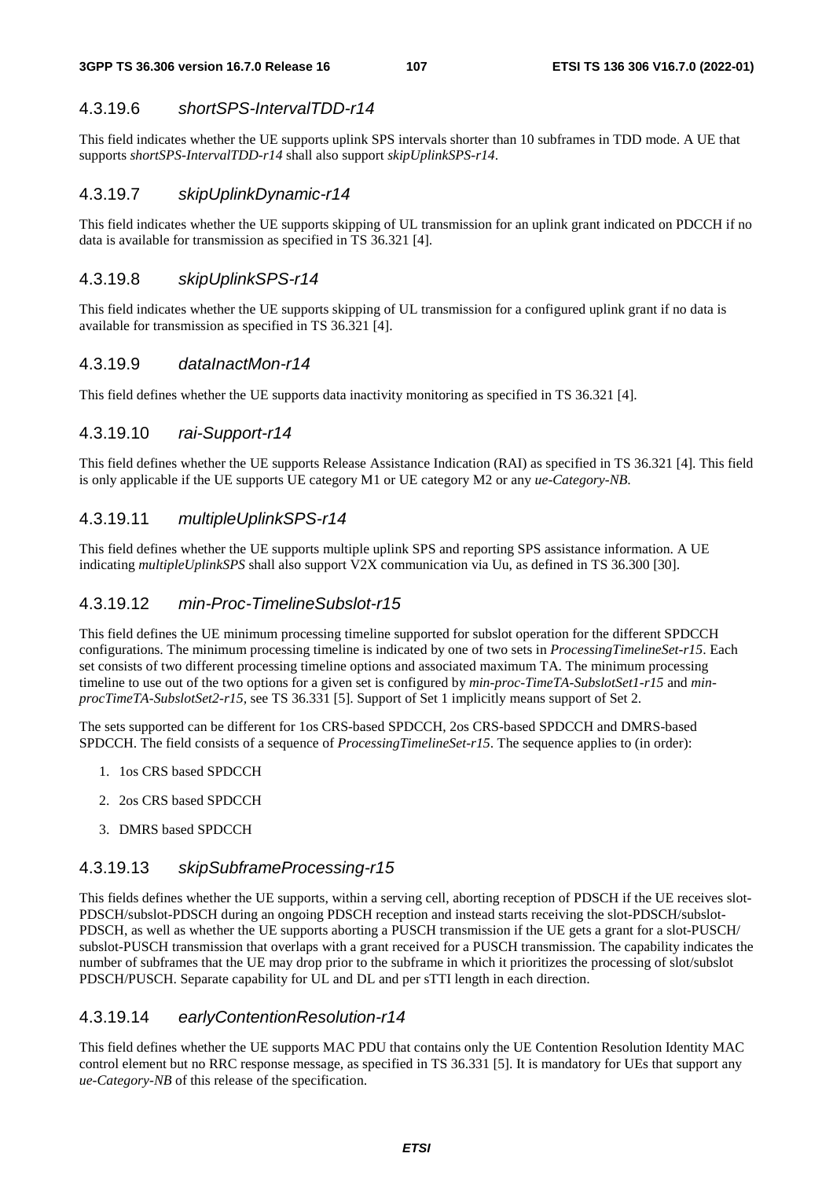#### 4.3.19.6 *shortSPS-IntervalTDD-r14*

This field indicates whether the UE supports uplink SPS intervals shorter than 10 subframes in TDD mode. A UE that supports *shortSPS-IntervalTDD-r14* shall also support *skipUplinkSPS-r14*.

#### 4.3.19.7 *skipUplinkDynamic-r14*

This field indicates whether the UE supports skipping of UL transmission for an uplink grant indicated on PDCCH if no data is available for transmission as specified in TS 36.321 [4].

#### 4.3.19.8 *skipUplinkSPS-r14*

This field indicates whether the UE supports skipping of UL transmission for a configured uplink grant if no data is available for transmission as specified in TS 36.321 [4].

#### 4.3.19.9 *dataInactMon-r14*

This field defines whether the UE supports data inactivity monitoring as specified in TS 36.321 [4].

#### 4.3.19.10 *rai-Support-r14*

This field defines whether the UE supports Release Assistance Indication (RAI) as specified in TS 36.321 [4]. This field is only applicable if the UE supports UE category M1 or UE category M2 or any *ue-Category-NB*.

#### 4.3.19.11 *multipleUplinkSPS-r14*

This field defines whether the UE supports multiple uplink SPS and reporting SPS assistance information. A UE indicating *multipleUplinkSPS* shall also support V2X communication via Uu, as defined in TS 36.300 [30].

#### 4.3.19.12 *min-Proc-TimelineSubslot-r15*

This field defines the UE minimum processing timeline supported for subslot operation for the different SPDCCH configurations. The minimum processing timeline is indicated by one of two sets in *ProcessingTimelineSet-r15*. Each set consists of two different processing timeline options and associated maximum TA. The minimum processing timeline to use out of the two options for a given set is configured by *min-proc-TimeTA-SubslotSet1-r15* and *min-procTimeTA-SubslotSet2-r15,* see TS 36.331 [5]. Support of Set 1 implicitly means support of Set 2.

The sets supported can be different for 1os CRS-based SPDCCH, 2os CRS-based SPDCCH and DMRS-based SPDCCH. The field consists of a sequence of *ProcessingTimelineSet-r15*. The sequence applies to (in order):

1. 1os CRS based SPDCCH
2. 2os CRS based SPDCCH
3. DMRS based SPDCCH

#### 4.3.19.13 *skipSubframeProcessing-r15*

This fields defines whether the UE supports, within a serving cell, aborting reception of PDSCH if the UE receives slot-PDSCH/subslot-PDSCH during an ongoing PDSCH reception and instead starts receiving the slot-PDSCH/subslot-PDSCH, as well as whether the UE supports aborting a PUSCH transmission if the UE gets a grant for a slot-PUSCH/ subslot-PUSCH transmission that overlaps with a grant received for a PUSCH transmission. The capability indicates the number of subframes that the UE may drop prior to the subframe in which it prioritizes the processing of slot/subslot PDSCH/PUSCH. Separate capability for UL and DL and per sTTI length in each direction.

#### 4.3.19.14 *earlyContentionResolution-r14*

This field defines whether the UE supports MAC PDU that contains only the UE Contention Resolution Identity MAC control element but no RRC response message, as specified in TS 36.331 [5]. It is mandatory for UEs that support any *ue-Category-NB* of this release of the specification.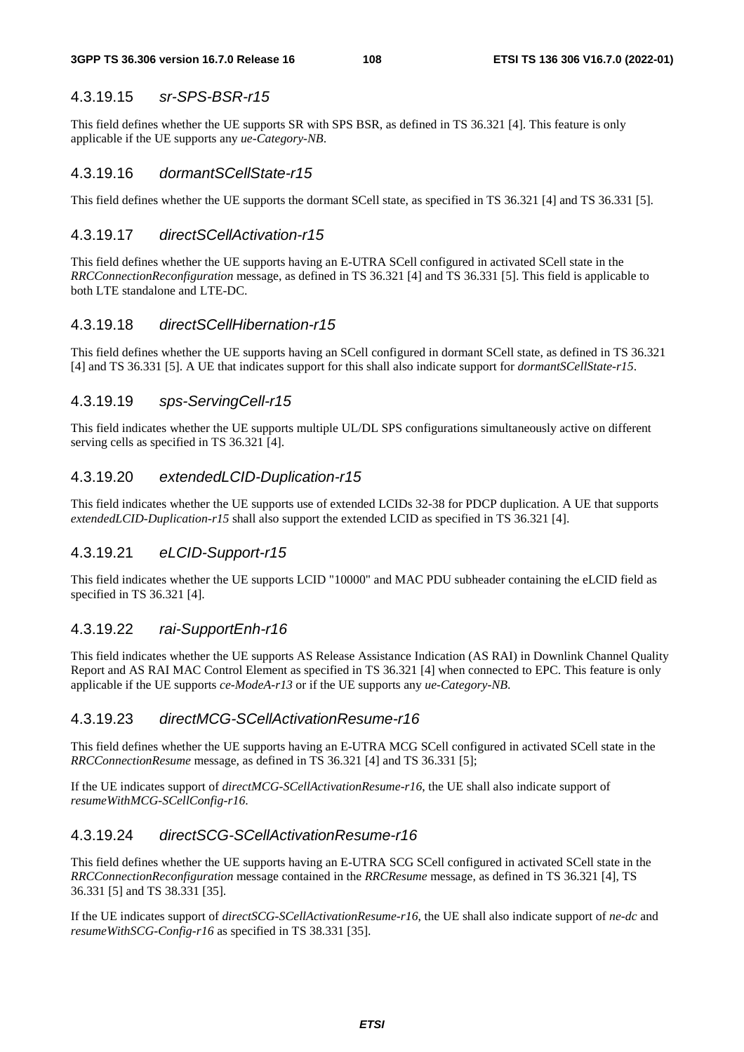### 4.3.19.15 *sr-SPS-BSR-r15*

This field defines whether the UE supports SR with SPS BSR, as defined in TS 36.321 [4]. This feature is only applicable if the UE supports any *ue-Category-NB*.

### 4.3.19.16 *dormantSCellState-r15*

This field defines whether the UE supports the dormant SCell state, as specified in TS 36.321 [4] and TS 36.331 [5].

### 4.3.19.17 *directSCellActivation-r15*

This field defines whether the UE supports having an E-UTRA SCell configured in activated SCell state in the *RRCConnectionReconfiguration* message, as defined in TS 36.321 [4] and TS 36.331 [5]. This field is applicable to both LTE standalone and LTE-DC.

### 4.3.19.18 *directSCellHibernation-r15*

This field defines whether the UE supports having an SCell configured in dormant SCell state, as defined in TS 36.321 [4] and TS 36.331 [5]. A UE that indicates support for this shall also indicate support for *dormantSCellState-r15*.

### 4.3.19.19 *sps-ServingCell-r15*

This field indicates whether the UE supports multiple UL/DL SPS configurations simultaneously active on different serving cells as specified in TS 36.321 [4].

### 4.3.19.20 *extendedLCID-Duplication-r15*

This field indicates whether the UE supports use of extended LCIDs 32-38 for PDCP duplication. A UE that supports *extendedLCID-Duplication-r15* shall also support the extended LCID as specified in TS 36.321 [4].

### 4.3.19.21 *eLCID-Support-r15*

This field indicates whether the UE supports LCID "10000" and MAC PDU subheader containing the eLCID field as specified in TS 36.321 [4].

### 4.3.19.22 *rai-SupportEnh-r16*

This field indicates whether the UE supports AS Release Assistance Indication (AS RAI) in Downlink Channel Quality Report and AS RAI MAC Control Element as specified in TS 36.321 [4] when connected to EPC. This feature is only applicable if the UE supports *ce-ModeA-r13* or if the UE supports any *ue-Category-NB*.

### 4.3.19.23 *directMCG-SCellActivationResume-r16*

This field defines whether the UE supports having an E-UTRA MCG SCell configured in activated SCell state in the *RRCConnectionResume* message, as defined in TS 36.321 [4] and TS 36.331 [5];

If the UE indicates support of *directMCG-SCellActivationResume-r16*, the UE shall also indicate support of *resumeWithMCG-SCellConfig-r16*.

### 4.3.19.24 *directSCG-SCellActivationResume-r16*

This field defines whether the UE supports having an E-UTRA SCG SCell configured in activated SCell state in the *RRCConnectionReconfiguration* message contained in the *RRCResume* message, as defined in TS 36.321 [4], TS 36.331 [5] and TS 38.331 [35].

If the UE indicates support of *directSCG-SCellActivationResume-r16*, the UE shall also indicate support of *ne-dc* and *resumeWithSCG-Config-r16* as specified in TS 38.331 [35].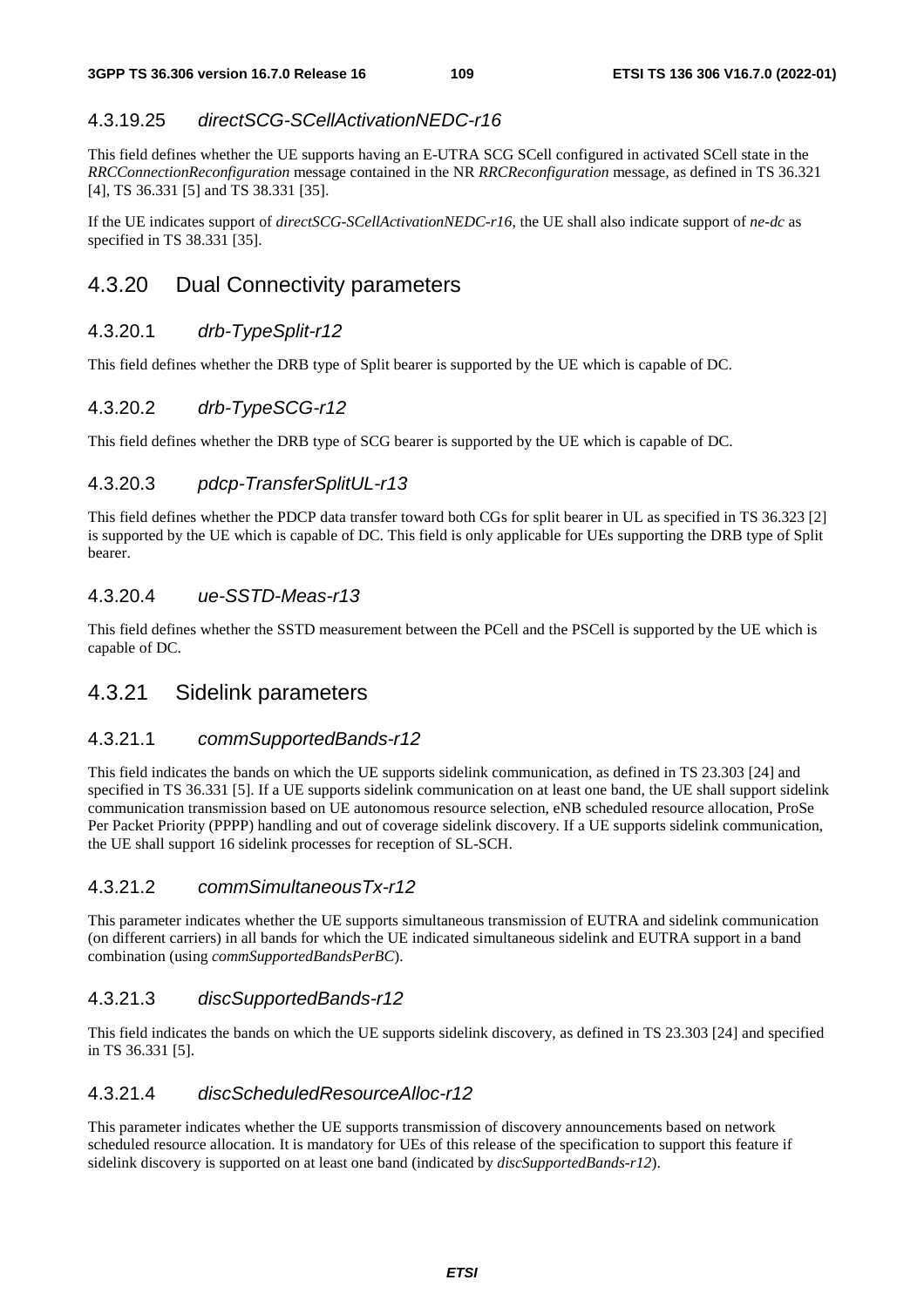#### 4.3.19.25 *directSCG-SCellActivationNEDC-r16*

This field defines whether the UE supports having an E-UTRA SCG SCell configured in activated SCell state in the *RRCConnectionReconfiguration* message contained in the NR *RRCReconfiguration* message, as defined in TS 36.321 [4], TS 36.331 [5] and TS 38.331 [35].

If the UE indicates support of *directSCG-SCellActivationNEDC-r16*, the UE shall also indicate support of *ne-dc* as specified in TS 38.331 [35].

### 4.3.20 Dual Connectivity parameters

#### 4.3.20.1 *drb-TypeSplit-r12*

This field defines whether the DRB type of Split bearer is supported by the UE which is capable of DC.

#### 4.3.20.2 *drb-TypeSCG-r12*

This field defines whether the DRB type of SCG bearer is supported by the UE which is capable of DC.

#### 4.3.20.3 *pdcp-TransferSplitUL-r13*

This field defines whether the PDCP data transfer toward both CGs for split bearer in UL as specified in TS 36.323 [2] is supported by the UE which is capable of DC. This field is only applicable for UEs supporting the DRB type of Split bearer.

#### 4.3.20.4 *ue-SSTD-Meas-r13*

This field defines whether the SSTD measurement between the PCell and the PSCell is supported by the UE which is capable of DC.

### 4.3.21 Sidelink parameters

#### 4.3.21.1 *commSupportedBands-r12*

This field indicates the bands on which the UE supports sidelink communication, as defined in TS 23.303 [24] and specified in TS 36.331 [5]. If a UE supports sidelink communication on at least one band, the UE shall support sidelink communication transmission based on UE autonomous resource selection, eNB scheduled resource allocation, ProSe Per Packet Priority (PPPP) handling and out of coverage sidelink discovery. If a UE supports sidelink communication, the UE shall support 16 sidelink processes for reception of SL-SCH.

#### 4.3.21.2 *commSimultaneousTx-r12*

This parameter indicates whether the UE supports simultaneous transmission of EUTRA and sidelink communication (on different carriers) in all bands for which the UE indicated simultaneous sidelink and EUTRA support in a band combination (using *commSupportedBandsPerBC*).

#### 4.3.21.3 *discSupportedBands-r12*

This field indicates the bands on which the UE supports sidelink discovery, as defined in TS 23.303 [24] and specified in TS 36.331 [5].

#### 4.3.21.4 *discScheduledResourceAlloc-r12*

This parameter indicates whether the UE supports transmission of discovery announcements based on network scheduled resource allocation. It is mandatory for UEs of this release of the specification to support this feature if sidelink discovery is supported on at least one band (indicated by *discSupportedBands-r12*).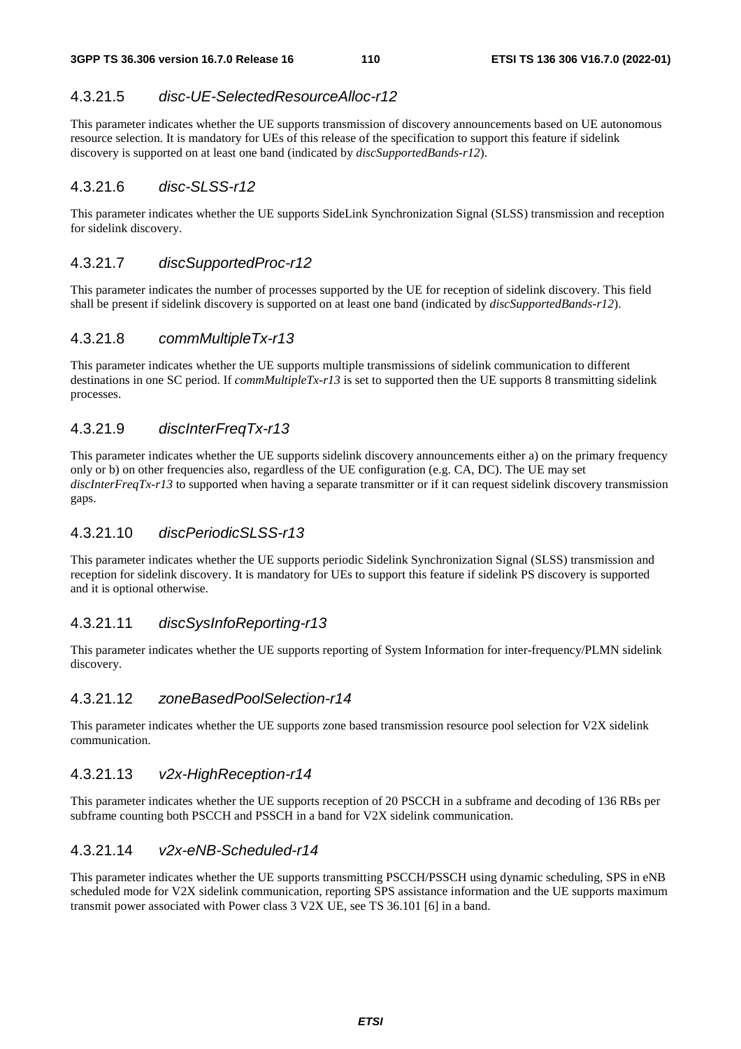#### 4.3.21.5 *disc-UE-SelectedResourceAlloc-r12*

This parameter indicates whether the UE supports transmission of discovery announcements based on UE autonomous resource selection. It is mandatory for UEs of this release of the specification to support this feature if sidelink discovery is supported on at least one band (indicated by *discSupportedBands-r12*).

#### 4.3.21.6 *disc-SLSS-r12*

This parameter indicates whether the UE supports SideLink Synchronization Signal (SLSS) transmission and reception for sidelink discovery.

#### 4.3.21.7 *discSupportedProc-r12*

This parameter indicates the number of processes supported by the UE for reception of sidelink discovery. This field shall be present if sidelink discovery is supported on at least one band (indicated by *discSupportedBands-r12*).

#### 4.3.21.8 *commMultipleTx-r13*

This parameter indicates whether the UE supports multiple transmissions of sidelink communication to different destinations in one SC period. If *commMultipleTx-r13* is set to supported then the UE supports 8 transmitting sidelink processes.

#### 4.3.21.9 *discInterFreqTx-r13*

This parameter indicates whether the UE supports sidelink discovery announcements either a) on the primary frequency only or b) on other frequencies also, regardless of the UE configuration (e.g. CA, DC). The UE may set *discInterFreqTx-r13* to supported when having a separate transmitter or if it can request sidelink discovery transmission gaps.

#### 4.3.21.10 *discPeriodicSLSS-r13*

This parameter indicates whether the UE supports periodic Sidelink Synchronization Signal (SLSS) transmission and reception for sidelink discovery. It is mandatory for UEs to support this feature if sidelink PS discovery is supported and it is optional otherwise.

#### 4.3.21.11 *discSysInfoReporting-r13*

This parameter indicates whether the UE supports reporting of System Information for inter-frequency/PLMN sidelink discovery.

#### 4.3.21.12 *zoneBasedPoolSelection-r14*

This parameter indicates whether the UE supports zone based transmission resource pool selection for V2X sidelink communication.

#### 4.3.21.13 *v2x-HighReception-r14*

This parameter indicates whether the UE supports reception of 20 PSCCH in a subframe and decoding of 136 RBs per subframe counting both PSCCH and PSSCH in a band for V2X sidelink communication.

#### 4.3.21.14 *v2x-eNB-Scheduled-r14*

This parameter indicates whether the UE supports transmitting PSCCH/PSSCH using dynamic scheduling, SPS in eNB scheduled mode for V2X sidelink communication, reporting SPS assistance information and the UE supports maximum transmit power associated with Power class 3 V2X UE, see TS 36.101 [6] in a band.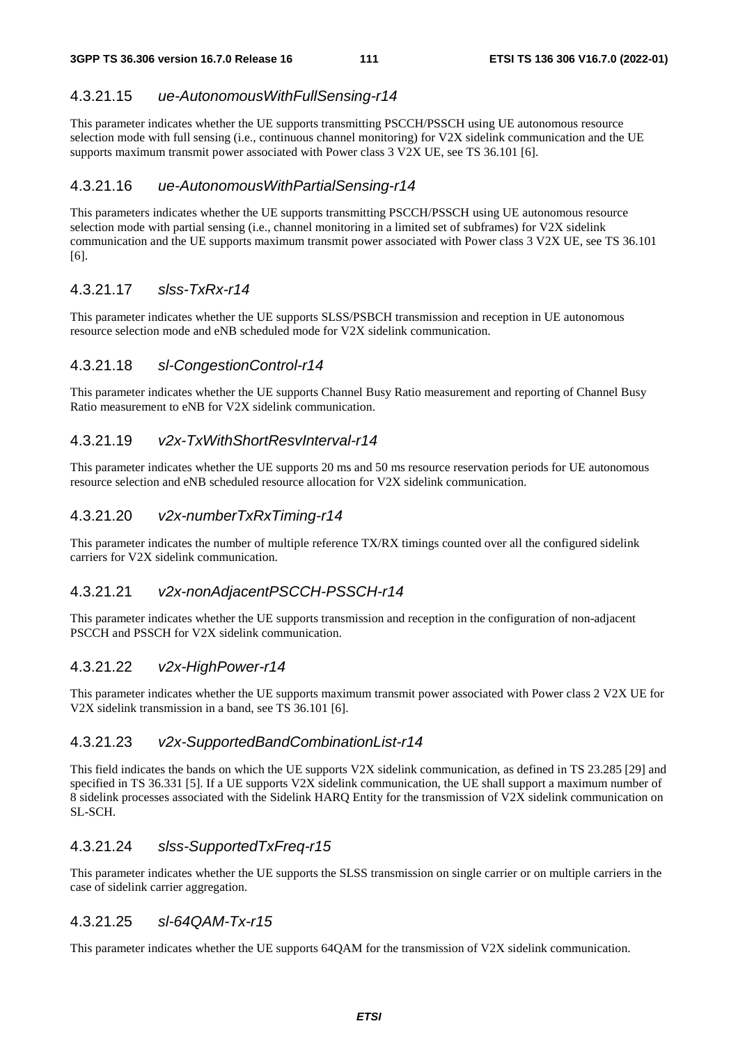#### 4.3.21.15 *ue-AutonomousWithFullSensing-r14*

This parameter indicates whether the UE supports transmitting PSCCH/PSSCH using UE autonomous resource selection mode with full sensing (i.e., continuous channel monitoring) for V2X sidelink communication and the UE supports maximum transmit power associated with Power class 3 V2X UE, see TS 36.101 [6].

#### 4.3.21.16 *ue-AutonomousWithPartialSensing-r14*

This parameters indicates whether the UE supports transmitting PSCCH/PSSCH using UE autonomous resource selection mode with partial sensing (i.e., channel monitoring in a limited set of subframes) for V2X sidelink communication and the UE supports maximum transmit power associated with Power class 3 V2X UE, see TS 36.101 [6].

#### 4.3.21.17 *slss-TxRx-r14*

This parameter indicates whether the UE supports SLSS/PSBCH transmission and reception in UE autonomous resource selection mode and eNB scheduled mode for V2X sidelink communication.

#### 4.3.21.18 *sl-CongestionControl-r14*

This parameter indicates whether the UE supports Channel Busy Ratio measurement and reporting of Channel Busy Ratio measurement to eNB for V2X sidelink communication.

#### 4.3.21.19 *v2x-TxWithShortResvInterval-r14*

This parameter indicates whether the UE supports 20 ms and 50 ms resource reservation periods for UE autonomous resource selection and eNB scheduled resource allocation for V2X sidelink communication.

#### 4.3.21.20 *v2x-numberTxRxTiming-r14*

This parameter indicates the number of multiple reference TX/RX timings counted over all the configured sidelink carriers for V2X sidelink communication.

#### 4.3.21.21 *v2x-nonAdjacentPSCCH-PSSCH-r14*

This parameter indicates whether the UE supports transmission and reception in the configuration of non-adjacent PSCCH and PSSCH for V2X sidelink communication.

#### 4.3.21.22 *v2x-HighPower-r14*

This parameter indicates whether the UE supports maximum transmit power associated with Power class 2 V2X UE for V2X sidelink transmission in a band, see TS 36.101 [6].

#### 4.3.21.23 *v2x-SupportedBandCombinationList-r14*

This field indicates the bands on which the UE supports V2X sidelink communication, as defined in TS 23.285 [29] and specified in TS 36.331 [5]. If a UE supports V2X sidelink communication, the UE shall support a maximum number of 8 sidelink processes associated with the Sidelink HARQ Entity for the transmission of V2X sidelink communication on SL-SCH.

#### 4.3.21.24 *slss-SupportedTxFreq-r15*

This parameter indicates whether the UE supports the SLSS transmission on single carrier or on multiple carriers in the case of sidelink carrier aggregation.

#### 4.3.21.25 *sl-64QAM-Tx-r15*

This parameter indicates whether the UE supports 64QAM for the transmission of V2X sidelink communication.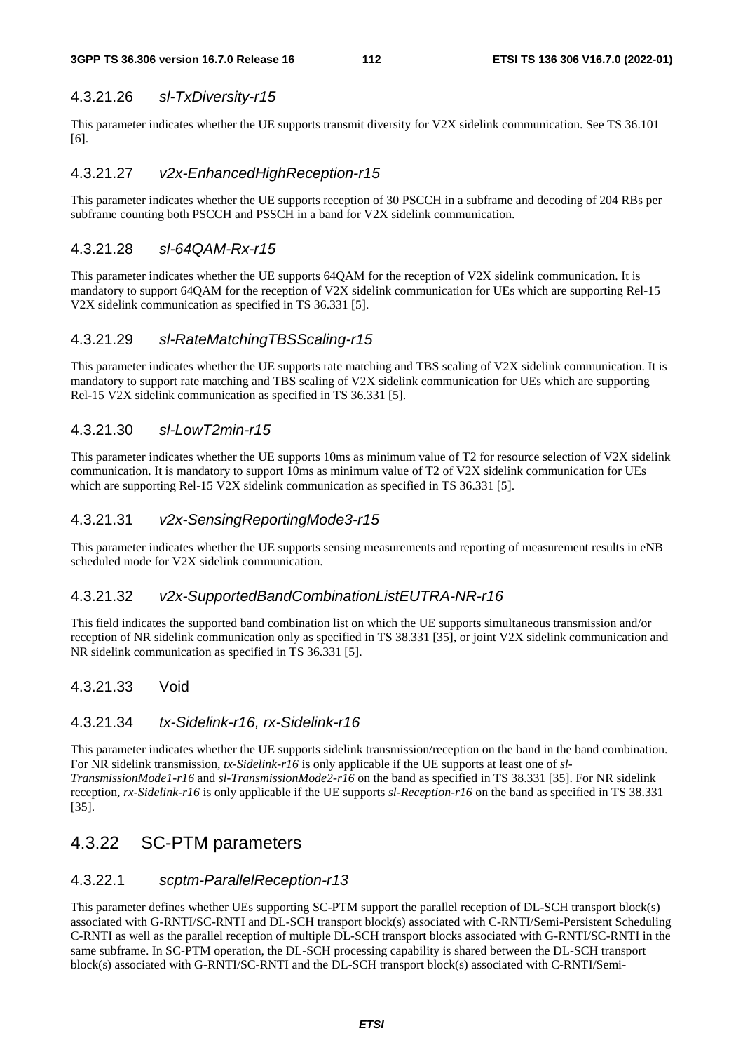#### 4.3.21.26 *sl-TxDiversity-r15*

This parameter indicates whether the UE supports transmit diversity for V2X sidelink communication. See TS 36.101 [6].

#### 4.3.21.27 *v2x-EnhancedHighReception-r15*

This parameter indicates whether the UE supports reception of 30 PSCCH in a subframe and decoding of 204 RBs per subframe counting both PSCCH and PSSCH in a band for V2X sidelink communication.

#### 4.3.21.28 *sl-64QAM-Rx-r15*

This parameter indicates whether the UE supports 64QAM for the reception of V2X sidelink communication. It is mandatory to support 64QAM for the reception of V2X sidelink communication for UEs which are supporting Rel-15 V2X sidelink communication as specified in TS 36.331 [5].

#### 4.3.21.29 *sl-RateMatchingTBSScaling-r15*

This parameter indicates whether the UE supports rate matching and TBS scaling of V2X sidelink communication. It is mandatory to support rate matching and TBS scaling of V2X sidelink communication for UEs which are supporting Rel-15 V2X sidelink communication as specified in TS 36.331 [5].

#### 4.3.21.30 *sl-LowT2min-r15*

This parameter indicates whether the UE supports 10ms as minimum value of T2 for resource selection of V2X sidelink communication. It is mandatory to support 10ms as minimum value of T2 of V2X sidelink communication for UEs which are supporting Rel-15 V2X sidelink communication as specified in TS 36.331 [5].

#### 4.3.21.31 *v2x-SensingReportingMode3-r15*

This parameter indicates whether the UE supports sensing measurements and reporting of measurement results in eNB scheduled mode for V2X sidelink communication.

#### 4.3.21.32 *v2x-SupportedBandCombinationListEUTRA-NR-r16*

This field indicates the supported band combination list on which the UE supports simultaneous transmission and/or reception of NR sidelink communication only as specified in TS 38.331 [35], or joint V2X sidelink communication and NR sidelink communication as specified in TS 36.331 [5].

#### 4.3.21.33 Void

#### 4.3.21.34 *tx-Sidelink-r16, rx-Sidelink-r16*

This parameter indicates whether the UE supports sidelink transmission/reception on the band in the band combination. For NR sidelink transmission, *tx-Sidelink-r16* is only applicable if the UE supports at least one of *sl-TransmissionMode1-r16* and *sl-TransmissionMode2-r16* on the band as specified in TS 38.331 [35]. For NR sidelink reception, *rx-Sidelink-r16* is only applicable if the UE supports *sl-Reception-r16* on the band as specified in TS 38.331 [35].

### 4.3.22 SC-PTM parameters

#### 4.3.22.1 *scptm-ParallelReception-r13*

This parameter defines whether UEs supporting SC-PTM support the parallel reception of DL-SCH transport block(s) associated with G-RNTI/SC-RNTI and DL-SCH transport block(s) associated with C-RNTI/Semi-Persistent Scheduling C-RNTI as well as the parallel reception of multiple DL-SCH transport blocks associated with G-RNTI/SC-RNTI in the same subframe. In SC-PTM operation, the DL-SCH processing capability is shared between the DL-SCH transport block(s) associated with G-RNTI/SC-RNTI and the DL-SCH transport block(s) associated with C-RNTI/Semi-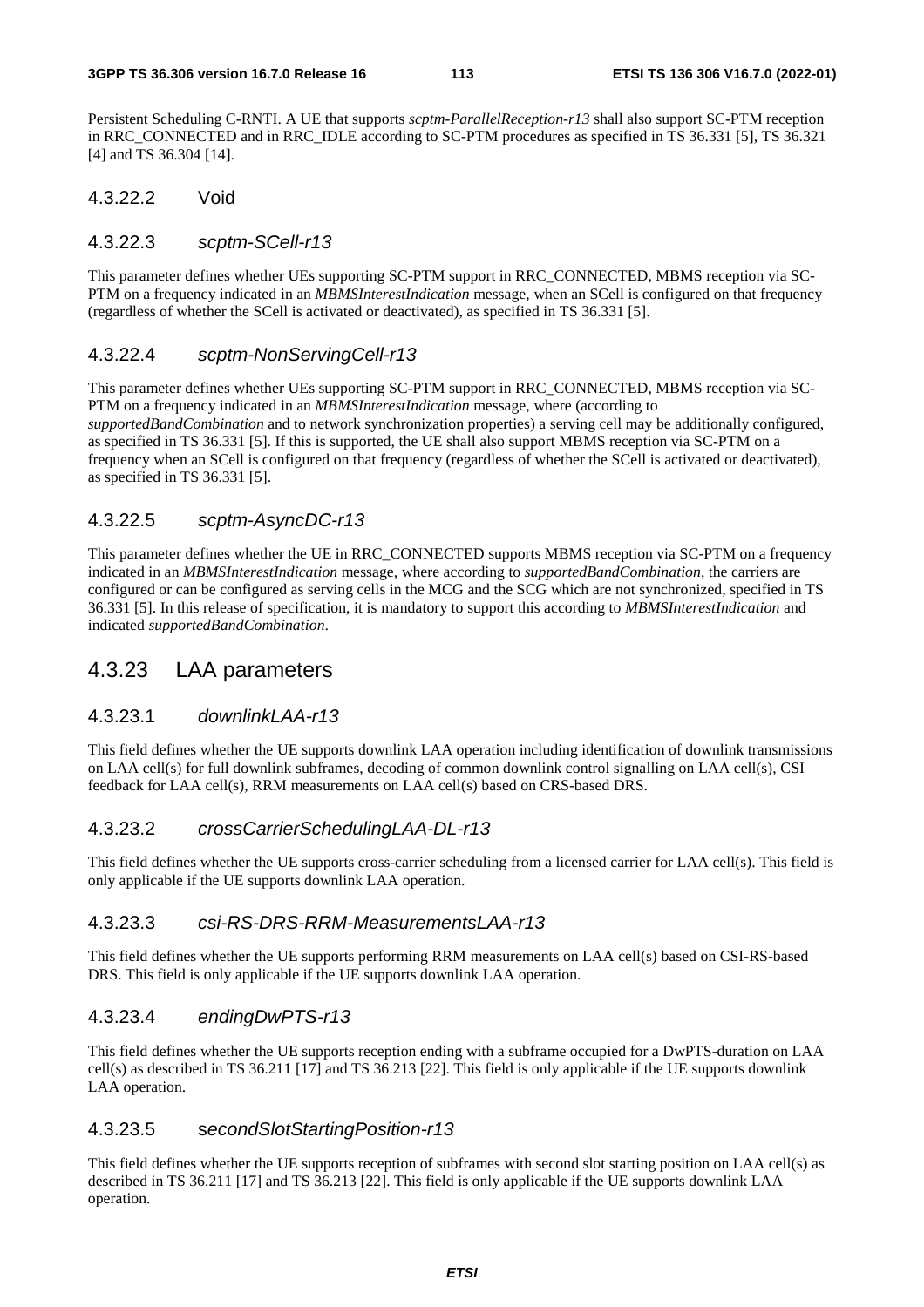Persistent Scheduling C-RNTI. A UE that supports *scptm-ParallelReception-r13* shall also support SC-PTM reception in RRC_CONNECTED and in RRC_IDLE according to SC-PTM procedures as specified in TS 36.331 [5], TS 36.321 [4] and TS 36.304 [14].

#### 4.3.22.2 Void

#### 4.3.22.3 *scptm-SCell-r13*

This parameter defines whether UEs supporting SC-PTM support in RRC_CONNECTED, MBMS reception via SC-PTM on a frequency indicated in an *MBMSInterestIndication* message, when an SCell is configured on that frequency (regardless of whether the SCell is activated or deactivated), as specified in TS 36.331 [5].

#### 4.3.22.4 *scptm-NonServingCell-r13*

This parameter defines whether UEs supporting SC-PTM support in RRC_CONNECTED, MBMS reception via SC-PTM on a frequency indicated in an *MBMSInterestIndication* message, where (according to *supportedBandCombination* and to network synchronization properties) a serving cell may be additionally configured, as specified in TS 36.331 [5]. If this is supported, the UE shall also support MBMS reception via SC-PTM on a frequency when an SCell is configured on that frequency (regardless of whether the SCell is activated or deactivated), as specified in TS 36.331 [5].

#### 4.3.22.5 *scptm-AsyncDC-r13*

This parameter defines whether the UE in RRC_CONNECTED supports MBMS reception via SC-PTM on a frequency indicated in an *MBMSInterestIndication* message, where according to *supportedBandCombination*, the carriers are configured or can be configured as serving cells in the MCG and the SCG which are not synchronized, specified in TS 36.331 [5]. In this release of specification, it is mandatory to support this according to *MBMSInterestIndication* and indicated *supportedBandCombination*.

### 4.3.23 LAA parameters

#### 4.3.23.1 *downlinkLAA-r13*

This field defines whether the UE supports downlink LAA operation including identification of downlink transmissions on LAA cell(s) for full downlink subframes, decoding of common downlink control signalling on LAA cell(s), CSI feedback for LAA cell(s), RRM measurements on LAA cell(s) based on CRS-based DRS.

#### 4.3.23.2 *crossCarrierSchedulingLAA-DL-r13*

This field defines whether the UE supports cross-carrier scheduling from a licensed carrier for LAA cell(s). This field is only applicable if the UE supports downlink LAA operation.

#### 4.3.23.3 *csi-RS-DRS-RRM-MeasurementsLAA-r13*

This field defines whether the UE supports performing RRM measurements on LAA cell(s) based on CSI-RS-based DRS. This field is only applicable if the UE supports downlink LAA operation.

#### 4.3.23.4 *endingDwPTS-r13*

This field defines whether the UE supports reception ending with a subframe occupied for a DwPTS-duration on LAA cell(s) as described in TS 36.211 [17] and TS 36.213 [22]. This field is only applicable if the UE supports downlink LAA operation.

#### 4.3.23.5 *secondSlotStartingPosition-r13*

This field defines whether the UE supports reception of subframes with second slot starting position on LAA cell(s) as described in TS 36.211 [17] and TS 36.213 [22]. This field is only applicable if the UE supports downlink LAA operation.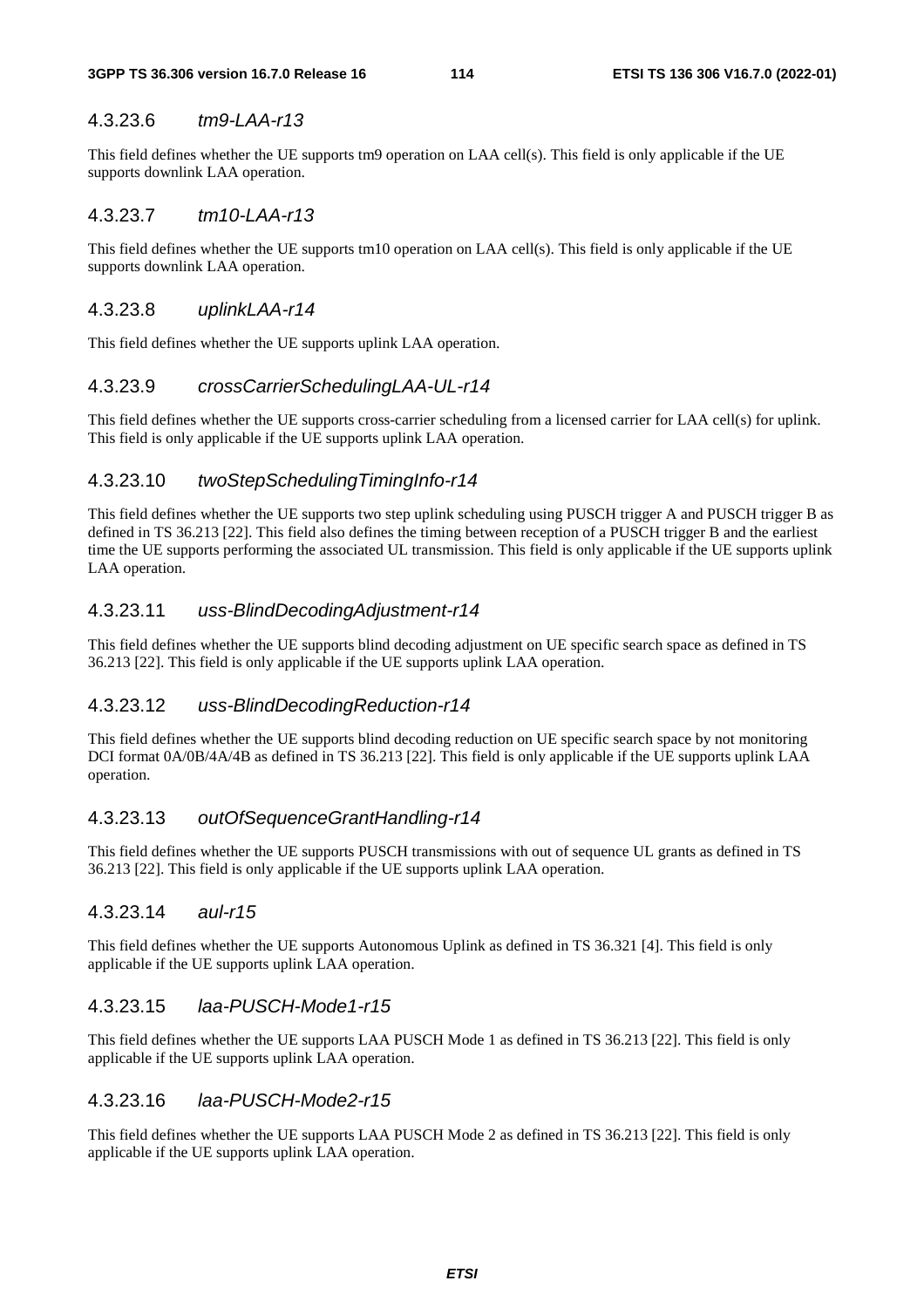#### 4.3.23.6 *tm9-LAA-r13*

This field defines whether the UE supports tm9 operation on LAA cell(s). This field is only applicable if the UE supports downlink LAA operation.

#### 4.3.23.7 *tm10-LAA-r13*

This field defines whether the UE supports tm10 operation on LAA cell(s). This field is only applicable if the UE supports downlink LAA operation.

#### 4.3.23.8 *uplinkLAA-r14*

This field defines whether the UE supports uplink LAA operation.

#### 4.3.23.9 *crossCarrierSchedulingLAA-UL-r14*

This field defines whether the UE supports cross-carrier scheduling from a licensed carrier for LAA cell(s) for uplink. This field is only applicable if the UE supports uplink LAA operation.

#### 4.3.23.10 *twoStepSchedulingTimingInfo-r14*

This field defines whether the UE supports two step uplink scheduling using PUSCH trigger A and PUSCH trigger B as defined in TS 36.213 [22]. This field also defines the timing between reception of a PUSCH trigger B and the earliest time the UE supports performing the associated UL transmission. This field is only applicable if the UE supports uplink LAA operation.

#### 4.3.23.11 *uss-BlindDecodingAdjustment-r14*

This field defines whether the UE supports blind decoding adjustment on UE specific search space as defined in TS 36.213 [22]. This field is only applicable if the UE supports uplink LAA operation.

#### 4.3.23.12 *uss-BlindDecodingReduction-r14*

This field defines whether the UE supports blind decoding reduction on UE specific search space by not monitoring DCI format 0A/0B/4A/4B as defined in TS 36.213 [22]. This field is only applicable if the UE supports uplink LAA operation.

#### 4.3.23.13 *outOfSequenceGrantHandling-r14*

This field defines whether the UE supports PUSCH transmissions with out of sequence UL grants as defined in TS 36.213 [22]. This field is only applicable if the UE supports uplink LAA operation.

#### 4.3.23.14 *aul-r15*

This field defines whether the UE supports Autonomous Uplink as defined in TS 36.321 [4]. This field is only applicable if the UE supports uplink LAA operation.

#### 4.3.23.15 *laa-PUSCH-Mode1-r15*

This field defines whether the UE supports LAA PUSCH Mode 1 as defined in TS 36.213 [22]. This field is only applicable if the UE supports uplink LAA operation.

#### 4.3.23.16 *laa-PUSCH-Mode2-r15*

This field defines whether the UE supports LAA PUSCH Mode 2 as defined in TS 36.213 [22]. This field is only applicable if the UE supports uplink LAA operation.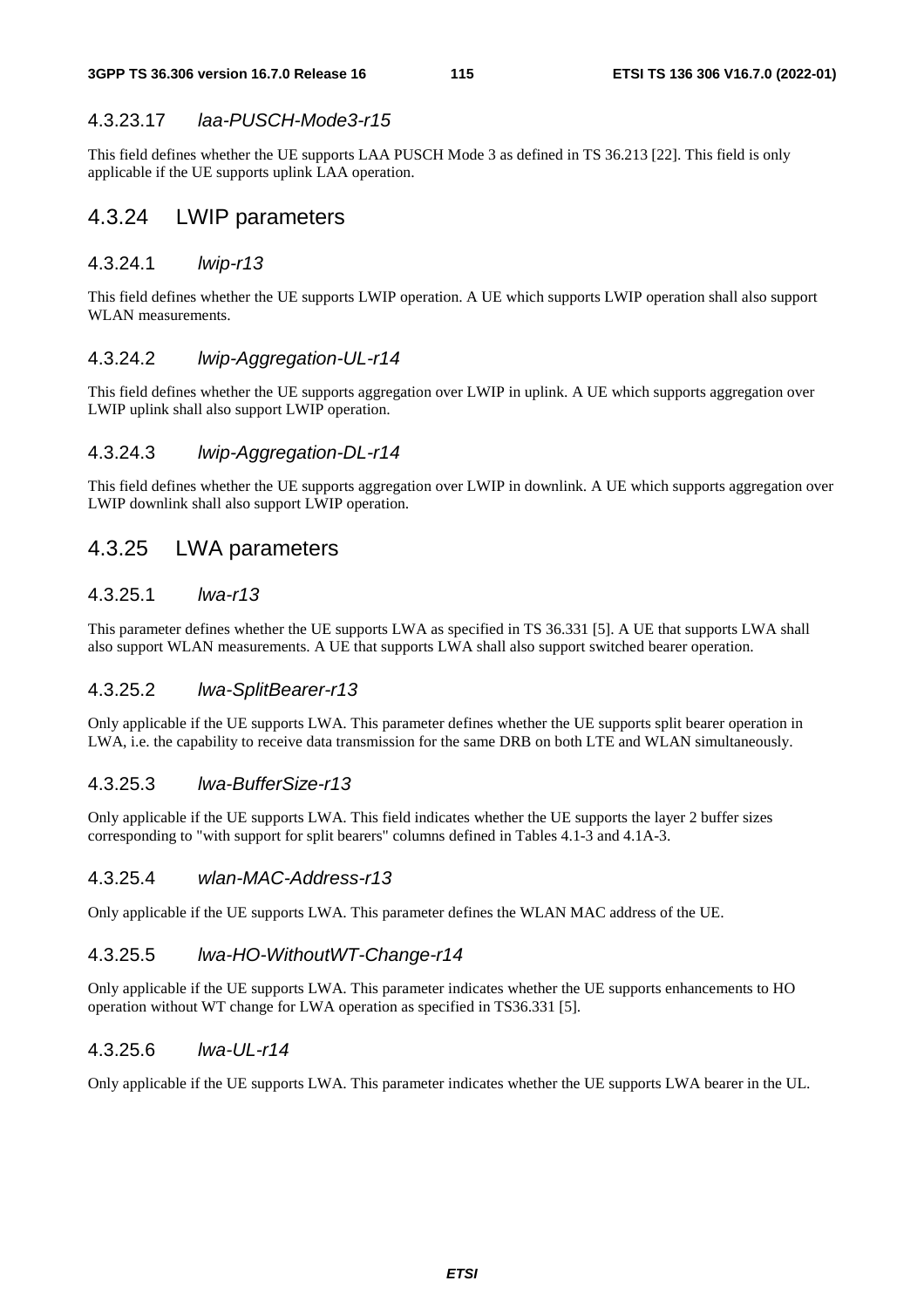#### 4.3.23.17 *laa-PUSCH-Mode3-r15*

This field defines whether the UE supports LAA PUSCH Mode 3 as defined in TS 36.213 [22]. This field is only applicable if the UE supports uplink LAA operation.

### 4.3.24 LWIP parameters

#### 4.3.24.1 *lwip-r13*

This field defines whether the UE supports LWIP operation. A UE which supports LWIP operation shall also support WLAN measurements.

#### 4.3.24.2 *lwip-Aggregation-UL-r14*

This field defines whether the UE supports aggregation over LWIP in uplink. A UE which supports aggregation over LWIP uplink shall also support LWIP operation.

#### 4.3.24.3 *lwip-Aggregation-DL-r14*

This field defines whether the UE supports aggregation over LWIP in downlink. A UE which supports aggregation over LWIP downlink shall also support LWIP operation.

### 4.3.25 LWA parameters

#### 4.3.25.1 *lwa-r13*

This parameter defines whether the UE supports LWA as specified in TS 36.331 [5]. A UE that supports LWA shall also support WLAN measurements. A UE that supports LWA shall also support switched bearer operation.

#### 4.3.25.2 *lwa-SplitBearer-r13*

Only applicable if the UE supports LWA. This parameter defines whether the UE supports split bearer operation in LWA, i.e. the capability to receive data transmission for the same DRB on both LTE and WLAN simultaneously.

#### 4.3.25.3 *lwa-BufferSize-r13*

Only applicable if the UE supports LWA. This field indicates whether the UE supports the layer 2 buffer sizes corresponding to "with support for split bearers" columns defined in Tables 4.1-3 and 4.1A-3.

#### 4.3.25.4 *wlan-MAC-Address-r13*

Only applicable if the UE supports LWA. This parameter defines the WLAN MAC address of the UE.

#### 4.3.25.5 *lwa-HO-WithoutWT-Change-r14*

Only applicable if the UE supports LWA. This parameter indicates whether the UE supports enhancements to HO operation without WT change for LWA operation as specified in TS36.331 [5].

#### 4.3.25.6 *lwa-UL-r14*

Only applicable if the UE supports LWA. This parameter indicates whether the UE supports LWA bearer in the UL.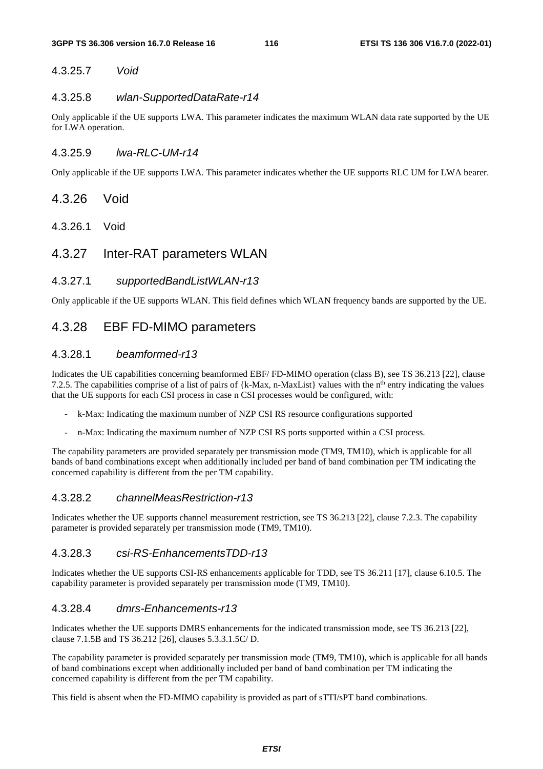#### 4.3.25.7 *Void*

#### 4.3.25.8 *wlan-SupportedDataRate-r14*

Only applicable if the UE supports LWA. This parameter indicates the maximum WLAN data rate supported by the UE for LWA operation.

#### 4.3.25.9 *lwa-RLC-UM-r14*

Only applicable if the UE supports LWA. This parameter indicates whether the UE supports RLC UM for LWA bearer.

### 4.3.26 Void

#### 4.3.26.1 Void

### 4.3.27 Inter-RAT parameters WLAN

#### 4.3.27.1 *supportedBandListWLAN-r13*

Only applicable if the UE supports WLAN. This field defines which WLAN frequency bands are supported by the UE.

### 4.3.28 EBF FD-MIMO parameters

#### 4.3.28.1 *beamformed-r13*

Indicates the UE capabilities concerning beamformed EBF/ FD-MIMO operation (class B), see TS 36.213 [22], clause 7.2.5. The capabilities comprise of a list of pairs of {k-Max, n-MaxList} values with the $n^{th}$ entry indicating the values that the UE supports for each CSI process in case n CSI processes would be configured, with:

- k-Max: Indicating the maximum number of NZP CSI RS resource configurations supported
- n-Max: Indicating the maximum number of NZP CSI RS ports supported within a CSI process.

The capability parameters are provided separately per transmission mode (TM9, TM10), which is applicable for all bands of band combinations except when additionally included per band of band combination per TM indicating the concerned capability is different from the per TM capability.

#### 4.3.28.2 *channelMeasRestriction-r13*

Indicates whether the UE supports channel measurement restriction, see TS 36.213 [22], clause 7.2.3. The capability parameter is provided separately per transmission mode (TM9, TM10).

#### 4.3.28.3 *csi-RS-EnhancementsTDD-r13*

Indicates whether the UE supports CSI-RS enhancements applicable for TDD, see TS 36.211 [17], clause 6.10.5. The capability parameter is provided separately per transmission mode (TM9, TM10).

#### 4.3.28.4 *dmrs-Enhancements-r13*

Indicates whether the UE supports DMRS enhancements for the indicated transmission mode, see TS 36.213 [22], clause 7.1.5B and TS 36.212 [26], clauses 5.3.3.1.5C/ D.

The capability parameter is provided separately per transmission mode (TM9, TM10), which is applicable for all bands of band combinations except when additionally included per band of band combination per TM indicating the concerned capability is different from the per TM capability.

This field is absent when the FD-MIMO capability is provided as part of sTTI/sPT band combinations.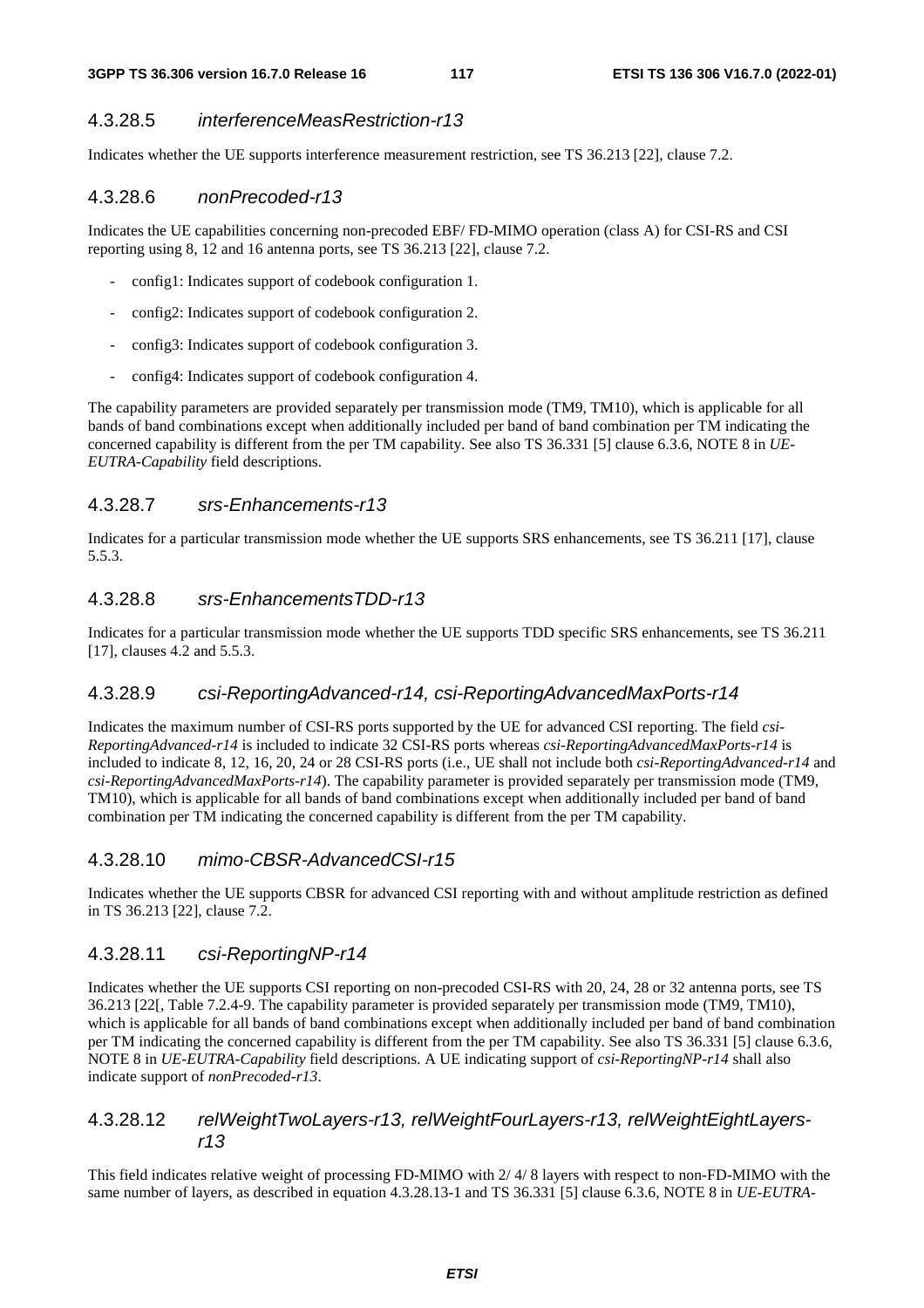### 4.3.28.5 *interferenceMeasRestriction-r13*

Indicates whether the UE supports interference measurement restriction, see TS 36.213 [22], clause 7.2.

### 4.3.28.6 *nonPrecoded-r13*

Indicates the UE capabilities concerning non-precoded EBF/ FD-MIMO operation (class A) for CSI-RS and CSI reporting using 8, 12 and 16 antenna ports, see TS 36.213 [22], clause 7.2.

- config1: Indicates support of codebook configuration 1.
- config2: Indicates support of codebook configuration 2.
- config3: Indicates support of codebook configuration 3.
- config4: Indicates support of codebook configuration 4.

The capability parameters are provided separately per transmission mode (TM9, TM10), which is applicable for all bands of band combinations except when additionally included per band of band combination per TM indicating the concerned capability is different from the per TM capability. See also TS 36.331 [5] clause 6.3.6, NOTE 8 in *UE-EUTRA-Capability* field descriptions.

### 4.3.28.7 *srs-Enhancements-r13*

Indicates for a particular transmission mode whether the UE supports SRS enhancements, see TS 36.211 [17], clause 5.5.3.

### 4.3.28.8 *srs-EnhancementsTDD-r13*

Indicates for a particular transmission mode whether the UE supports TDD specific SRS enhancements, see TS 36.211 [17], clauses 4.2 and 5.5.3.

### 4.3.28.9 *csi-ReportingAdvanced-r14, csi-ReportingAdvancedMaxPorts-r14*

Indicates the maximum number of CSI-RS ports supported by the UE for advanced CSI reporting. The field *csi-ReportingAdvanced-r14* is included to indicate 32 CSI-RS ports whereas *csi-ReportingAdvancedMaxPorts-r14* is included to indicate 8, 12, 16, 20, 24 or 28 CSI-RS ports (i.e., UE shall not include both *csi-ReportingAdvanced-r14* and *csi-ReportingAdvancedMaxPorts-r14*). The capability parameter is provided separately per transmission mode (TM9, TM10), which is applicable for all bands of band combinations except when additionally included per band of band combination per TM indicating the concerned capability is different from the per TM capability.

### 4.3.28.10 *mimo-CBSR-AdvancedCSI-r15*

Indicates whether the UE supports CBSR for advanced CSI reporting with and without amplitude restriction as defined in TS 36.213 [22], clause 7.2.

### 4.3.28.11 *csi-ReportingNP-r14*

Indicates whether the UE supports CSI reporting on non-precoded CSI-RS with 20, 24, 28 or 32 antenna ports, see TS 36.213 [22[, Table 7.2.4-9. The capability parameter is provided separately per transmission mode (TM9, TM10), which is applicable for all bands of band combinations except when additionally included per band of band combination per TM indicating the concerned capability is different from the per TM capability. See also TS 36.331 [5] clause 6.3.6, NOTE 8 in *UE-EUTRA-Capability* field descriptions. A UE indicating support of *csi-ReportingNP-r14* shall also indicate support of *nonPrecoded-r13*.

### 4.3.28.12 *relWeightTwoLayers-r13, relWeightFourLayers-r13, relWeightEightLayers-r13*

This field indicates relative weight of processing FD-MIMO with 2/ 4/ 8 layers with respect to non-FD-MIMO with the same number of layers, as described in equation 4.3.28.13-1 and TS 36.331 [5] clause 6.3.6, NOTE 8 in *UE-EUTRA-*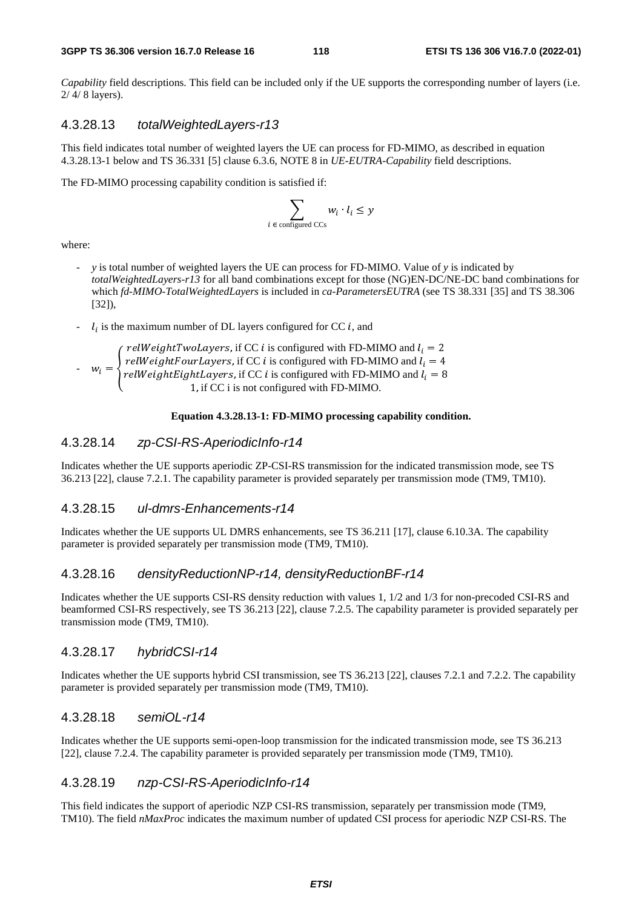*Capability* field descriptions. This field can be included only if the UE supports the corresponding number of layers (i.e. 2/ 4/ 8 layers).

### 4.3.28.13 *totalWeightedLayers-r13*

This field indicates total number of weighted layers the UE can process for FD-MIMO, as described in equation 4.3.28.13-1 below and TS 36.331 [5] clause 6.3.6, NOTE 8 in *UE-EUTRA-Capability* field descriptions.

The FD-MIMO processing capability condition is satisfied if:

$$\sum_{i \in \text{configured CCs}} w_i \cdot l_i \leq y$$

where:

- $y$ is total number of weighted layers the UE can process for FD-MIMO. Value of $y$ is indicated by *totalWeightedLayers-r13* for all band combinations except for those (NG)EN-DC/NE-DC band combinations for which *fd-MIMO-TotalWeightedLayers* is included in *ca-ParametersEUTRA* (see TS 38.331 [35] and TS 38.306 [32]),
- $l_i$ is the maximum number of DL layers configured for CC $i$, and
- $w_i = \begin{cases} relWeightTwoLayers, \text{ if CC } i \text{ is configured with FD-MIMO and } l_i = 2 \\ relWeightFourLayers, \text{ if CC } i \text{ is configured with FD-MIMO and } l_i = 4 \\ relWeightEightLayers, \text{ if CC } i \text{ is configured with FD-MIMO and } l_i = 8 \\ 1, \text{ if CC i is not configured with FD-MIMO.} \end{cases}$

**Equation 4.3.28.13-1: FD-MIMO processing capability condition.**

### 4.3.28.14 *zp-CSI-RS-AperiodicInfo-r14*

Indicates whether the UE supports aperiodic ZP-CSI-RS transmission for the indicated transmission mode, see TS 36.213 [22], clause 7.2.1. The capability parameter is provided separately per transmission mode (TM9, TM10).

### 4.3.28.15 *ul-dmrs-Enhancements-r14*

Indicates whether the UE supports UL DMRS enhancements, see TS 36.211 [17], clause 6.10.3A. The capability parameter is provided separately per transmission mode (TM9, TM10).

### 4.3.28.16 *densityReductionNP-r14, densityReductionBF-r14*

Indicates whether the UE supports CSI-RS density reduction with values 1, 1/2 and 1/3 for non-precoded CSI-RS and beamformed CSI-RS respectively, see TS 36.213 [22], clause 7.2.5. The capability parameter is provided separately per transmission mode (TM9, TM10).

### 4.3.28.17 *hybridCSI-r14*

Indicates whether the UE supports hybrid CSI transmission, see TS 36.213 [22], clauses 7.2.1 and 7.2.2. The capability parameter is provided separately per transmission mode (TM9, TM10).

### 4.3.28.18 *semiOL-r14*

Indicates whether the UE supports semi-open-loop transmission for the indicated transmission mode, see TS 36.213 [22], clause 7.2.4. The capability parameter is provided separately per transmission mode (TM9, TM10).

### 4.3.28.19 *nzp-CSI-RS-AperiodicInfo-r14*

This field indicates the support of aperiodic NZP CSI-RS transmission, separately per transmission mode (TM9, TM10). The field *nMaxProc* indicates the maximum number of updated CSI process for aperiodic NZP CSI-RS. The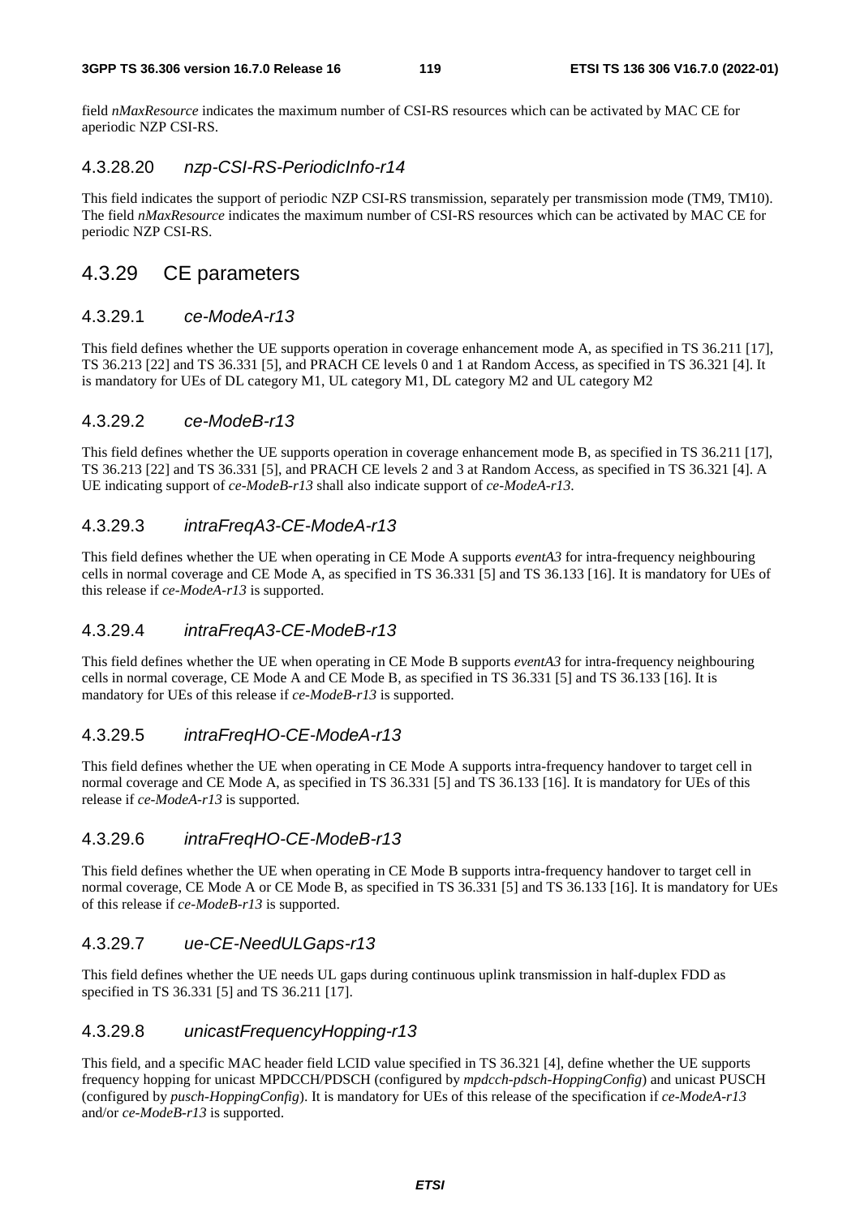field *nMaxResource* indicates the maximum number of CSI-RS resources which can be activated by MAC CE for aperiodic NZP CSI-RS.

#### 4.3.28.20 *nzp-CSI-RS-PeriodicInfo-r14*

This field indicates the support of periodic NZP CSI-RS transmission, separately per transmission mode (TM9, TM10). The field *nMaxResource* indicates the maximum number of CSI-RS resources which can be activated by MAC CE for periodic NZP CSI-RS.

### 4.3.29 CE parameters

#### 4.3.29.1 *ce-ModeA-r13*

This field defines whether the UE supports operation in coverage enhancement mode A, as specified in TS 36.211 [17], TS 36.213 [22] and TS 36.331 [5], and PRACH CE levels 0 and 1 at Random Access, as specified in TS 36.321 [4]. It is mandatory for UEs of DL category M1, UL category M1, DL category M2 and UL category M2

#### 4.3.29.2 *ce-ModeB-r13*

This field defines whether the UE supports operation in coverage enhancement mode B, as specified in TS 36.211 [17], TS 36.213 [22] and TS 36.331 [5], and PRACH CE levels 2 and 3 at Random Access, as specified in TS 36.321 [4]. A UE indicating support of *ce-ModeB-r13* shall also indicate support of *ce-ModeA-r13*.

#### 4.3.29.3 *intraFreqA3-CE-ModeA-r13*

This field defines whether the UE when operating in CE Mode A supports *eventA3* for intra-frequency neighbouring cells in normal coverage and CE Mode A, as specified in TS 36.331 [5] and TS 36.133 [16]. It is mandatory for UEs of this release if *ce-ModeA-r13* is supported.

#### 4.3.29.4 *intraFreqA3-CE-ModeB-r13*

This field defines whether the UE when operating in CE Mode B supports *eventA3* for intra-frequency neighbouring cells in normal coverage, CE Mode A and CE Mode B, as specified in TS 36.331 [5] and TS 36.133 [16]. It is mandatory for UEs of this release if *ce-ModeB-r13* is supported.

#### 4.3.29.5 *intraFreqHO-CE-ModeA-r13*

This field defines whether the UE when operating in CE Mode A supports intra-frequency handover to target cell in normal coverage and CE Mode A, as specified in TS 36.331 [5] and TS 36.133 [16]. It is mandatory for UEs of this release if *ce-ModeA-r13* is supported.

#### 4.3.29.6 *intraFreqHO-CE-ModeB-r13*

This field defines whether the UE when operating in CE Mode B supports intra-frequency handover to target cell in normal coverage, CE Mode A or CE Mode B, as specified in TS 36.331 [5] and TS 36.133 [16]. It is mandatory for UEs of this release if *ce-ModeB-r13* is supported.

#### 4.3.29.7 *ue-CE-NeedULGaps-r13*

This field defines whether the UE needs UL gaps during continuous uplink transmission in half-duplex FDD as specified in TS 36.331 [5] and TS 36.211 [17].

#### 4.3.29.8 *unicastFrequencyHopping-r13*

This field, and a specific MAC header field LCID value specified in TS 36.321 [4], define whether the UE supports frequency hopping for unicast MPDCCH/PDSCH (configured by *mpdcch-pdsch-HoppingConfig*) and unicast PUSCH (configured by *pusch-HoppingConfig*). It is mandatory for UEs of this release of the specification if *ce-ModeA-r13* and/or *ce-ModeB-r13* is supported.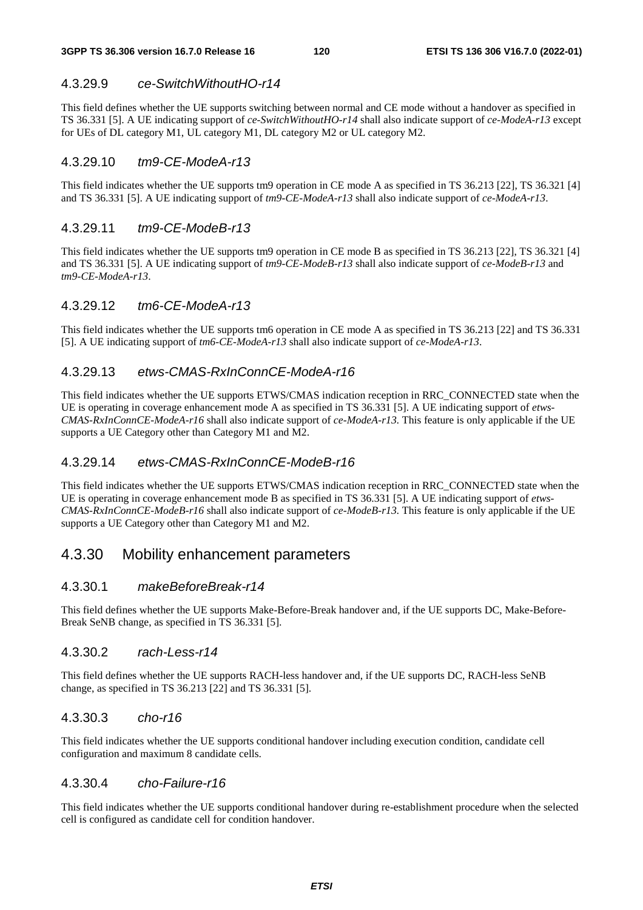### 4.3.29.9 *ce-SwitchWithoutHO-r14*

This field defines whether the UE supports switching between normal and CE mode without a handover as specified in TS 36.331 [5]. A UE indicating support of *ce-SwitchWithoutHO-r14* shall also indicate support of *ce-ModeA-r13* except for UEs of DL category M1, UL category M1, DL category M2 or UL category M2.

### 4.3.29.10 *tm9-CE-ModeA-r13*

This field indicates whether the UE supports tm9 operation in CE mode A as specified in TS 36.213 [22], TS 36.321 [4] and TS 36.331 [5]. A UE indicating support of *tm9-CE-ModeA-r13* shall also indicate support of *ce-ModeA-r13*.

### 4.3.29.11 *tm9-CE-ModeB-r13*

This field indicates whether the UE supports tm9 operation in CE mode B as specified in TS 36.213 [22], TS 36.321 [4] and TS 36.331 [5]. A UE indicating support of *tm9-CE-ModeB-r13* shall also indicate support of *ce-ModeB-r13* and *tm9-CE-ModeA-r13*.

### 4.3.29.12 *tm6-CE-ModeA-r13*

This field indicates whether the UE supports tm6 operation in CE mode A as specified in TS 36.213 [22] and TS 36.331 [5]. A UE indicating support of *tm6-CE-ModeA-r13* shall also indicate support of *ce-ModeA-r13*.

### 4.3.29.13 *etws-CMAS-RxInConnCE-ModeA-r16*

This field indicates whether the UE supports ETWS/CMAS indication reception in RRC_CONNECTED state when the UE is operating in coverage enhancement mode A as specified in TS 36.331 [5]. A UE indicating support of *etws-CMAS-RxInConnCE-ModeA-r16* shall also indicate support of *ce-ModeA-r13*. This feature is only applicable if the UE supports a UE Category other than Category M1 and M2.

### 4.3.29.14 *etws-CMAS-RxInConnCE-ModeB-r16*

This field indicates whether the UE supports ETWS/CMAS indication reception in RRC_CONNECTED state when the UE is operating in coverage enhancement mode B as specified in TS 36.331 [5]. A UE indicating support of *etws-CMAS-RxInConnCE-ModeB-r16* shall also indicate support of *ce-ModeB-r13*. This feature is only applicable if the UE supports a UE Category other than Category M1 and M2.

## 4.3.30 Mobility enhancement parameters

### 4.3.30.1 *makeBeforeBreak-r14*

This field defines whether the UE supports Make-Before-Break handover and, if the UE supports DC, Make-Before-Break SeNB change, as specified in TS 36.331 [5].

### 4.3.30.2 *rach-Less-r14*

This field defines whether the UE supports RACH-less handover and, if the UE supports DC, RACH-less SeNB change, as specified in TS 36.213 [22] and TS 36.331 [5].

### 4.3.30.3 *cho-r16*

This field indicates whether the UE supports conditional handover including execution condition, candidate cell configuration and maximum 8 candidate cells.

### 4.3.30.4 *cho-Failure-r16*

This field indicates whether the UE supports conditional handover during re-establishment procedure when the selected cell is configured as candidate cell for condition handover.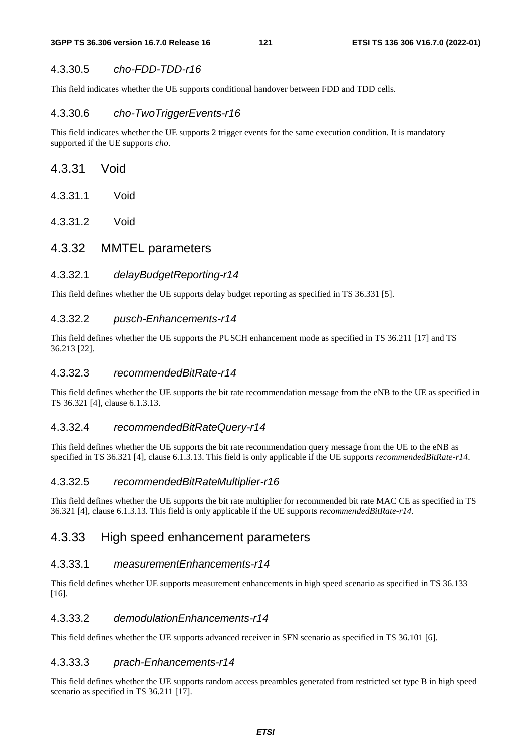#### 4.3.30.5 *cho-FDD-TDD-r16*

This field indicates whether the UE supports conditional handover between FDD and TDD cells.

#### 4.3.30.6 *cho-TwoTriggerEvents-r16*

This field indicates whether the UE supports 2 trigger events for the same execution condition. It is mandatory supported if the UE supports *cho*.

### 4.3.31 Void

#### 4.3.31.1 Void

#### 4.3.31.2 Void

### 4.3.32 MMTEL parameters

#### 4.3.32.1 *delayBudgetReporting-r14*

This field defines whether the UE supports delay budget reporting as specified in TS 36.331 [5].

#### 4.3.32.2 *pusch-Enhancements-r14*

This field defines whether the UE supports the PUSCH enhancement mode as specified in TS 36.211 [17] and TS 36.213 [22].

#### 4.3.32.3 *recommendedBitRate-r14*

This field defines whether the UE supports the bit rate recommendation message from the eNB to the UE as specified in TS 36.321 [4], clause 6.1.3.13.

#### 4.3.32.4 *recommendedBitRateQuery-r14*

This field defines whether the UE supports the bit rate recommendation query message from the UE to the eNB as specified in TS 36.321 [4], clause 6.1.3.13. This field is only applicable if the UE supports *recommendedBitRate-r14*.

#### 4.3.32.5 *recommendedBitRateMultiplier-r16*

This field defines whether the UE supports the bit rate multiplier for recommended bit rate MAC CE as specified in TS 36.321 [4], clause 6.1.3.13. This field is only applicable if the UE supports *recommendedBitRate-r14*.

### 4.3.33 High speed enhancement parameters

#### 4.3.33.1 *measurementEnhancements-r14*

This field defines whether UE supports measurement enhancements in high speed scenario as specified in TS 36.133 [16].

#### 4.3.33.2 *demodulationEnhancements-r14*

This field defines whether the UE supports advanced receiver in SFN scenario as specified in TS 36.101 [6].

#### 4.3.33.3 *prach-Enhancements-r14*

This field defines whether the UE supports random access preambles generated from restricted set type B in high speed scenario as specified in TS 36.211 [17].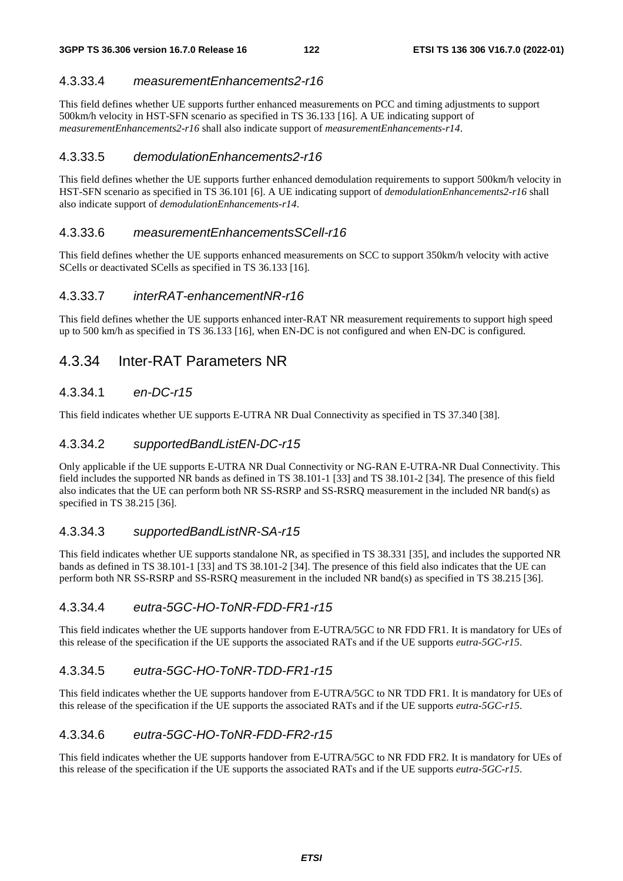#### 4.3.33.4 *measurementEnhancements2-r16*

This field defines whether UE supports further enhanced measurements on PCC and timing adjustments to support 500km/h velocity in HST-SFN scenario as specified in TS 36.133 [16]. A UE indicating support of *measurementEnhancements2-r16* shall also indicate support of *measurementEnhancements-r14*.

#### 4.3.33.5 *demodulationEnhancements2-r16*

This field defines whether the UE supports further enhanced demodulation requirements to support 500km/h velocity in HST-SFN scenario as specified in TS 36.101 [6]. A UE indicating support of *demodulationEnhancements2-r16* shall also indicate support of *demodulationEnhancements-r14*.

#### 4.3.33.6 *measurementEnhancementsSCell-r16*

This field defines whether the UE supports enhanced measurements on SCC to support 350km/h velocity with active SCells or deactivated SCells as specified in TS 36.133 [16].

#### 4.3.33.7 *interRAT-enhancementNR-r16*

This field defines whether the UE supports enhanced inter-RAT NR measurement requirements to support high speed up to 500 km/h as specified in TS 36.133 [16], when EN-DC is not configured and when EN-DC is configured.

### 4.3.34 Inter-RAT Parameters NR

#### 4.3.34.1 *en-DC-r15*

This field indicates whether UE supports E-UTRA NR Dual Connectivity as specified in TS 37.340 [38].

#### 4.3.34.2 *supportedBandListEN-DC-r15*

Only applicable if the UE supports E-UTRA NR Dual Connectivity or NG-RAN E-UTRA-NR Dual Connectivity. This field includes the supported NR bands as defined in TS 38.101-1 [33] and TS 38.101-2 [34]. The presence of this field also indicates that the UE can perform both NR SS-RSRP and SS-RSRQ measurement in the included NR band(s) as specified in TS 38.215 [36].

#### 4.3.34.3 *supportedBandListNR-SA-r15*

This field indicates whether UE supports standalone NR, as specified in TS 38.331 [35], and includes the supported NR bands as defined in TS 38.101-1 [33] and TS 38.101-2 [34]. The presence of this field also indicates that the UE can perform both NR SS-RSRP and SS-RSRQ measurement in the included NR band(s) as specified in TS 38.215 [36].

#### 4.3.34.4 *eutra-5GC-HO-ToNR-FDD-FR1-r15*

This field indicates whether the UE supports handover from E-UTRA/5GC to NR FDD FR1. It is mandatory for UEs of this release of the specification if the UE supports the associated RATs and if the UE supports *eutra-5GC-r15*.

#### 4.3.34.5 *eutra-5GC-HO-ToNR-TDD-FR1-r15*

This field indicates whether the UE supports handover from E-UTRA/5GC to NR TDD FR1. It is mandatory for UEs of this release of the specification if the UE supports the associated RATs and if the UE supports *eutra-5GC-r15*.

#### 4.3.34.6 *eutra-5GC-HO-ToNR-FDD-FR2-r15*

This field indicates whether the UE supports handover from E-UTRA/5GC to NR FDD FR2. It is mandatory for UEs of this release of the specification if the UE supports the associated RATs and if the UE supports *eutra-5GC-r15*.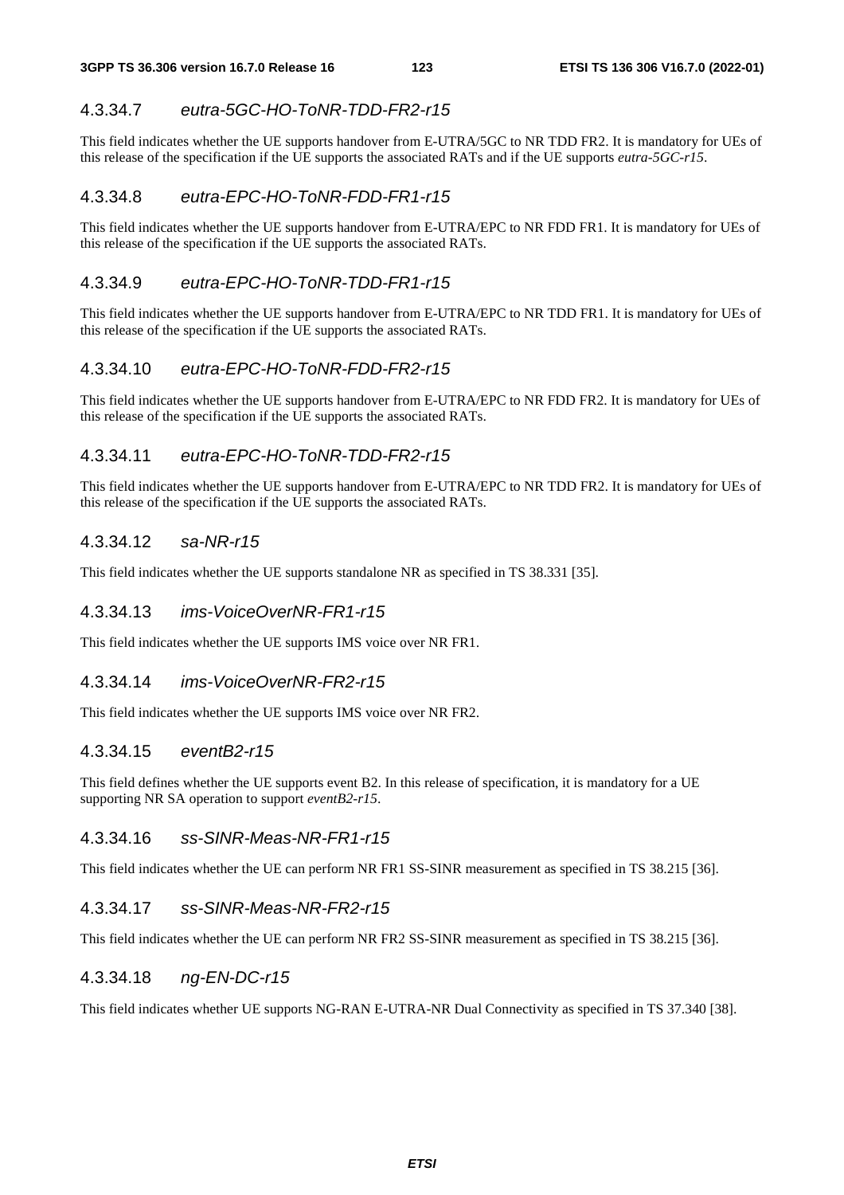#### 4.3.34.7 *eutra-5GC-HO-ToNR-TDD-FR2-r15*

This field indicates whether the UE supports handover from E-UTRA/5GC to NR TDD FR2. It is mandatory for UEs of this release of the specification if the UE supports the associated RATs and if the UE supports *eutra-5GC-r15*.

#### 4.3.34.8 *eutra-EPC-HO-ToNR-FDD-FR1-r15*

This field indicates whether the UE supports handover from E-UTRA/EPC to NR FDD FR1. It is mandatory for UEs of this release of the specification if the UE supports the associated RATs.

#### 4.3.34.9 *eutra-EPC-HO-ToNR-TDD-FR1-r15*

This field indicates whether the UE supports handover from E-UTRA/EPC to NR TDD FR1. It is mandatory for UEs of this release of the specification if the UE supports the associated RATs.

#### 4.3.34.10 *eutra-EPC-HO-ToNR-FDD-FR2-r15*

This field indicates whether the UE supports handover from E-UTRA/EPC to NR FDD FR2. It is mandatory for UEs of this release of the specification if the UE supports the associated RATs.

#### 4.3.34.11 *eutra-EPC-HO-ToNR-TDD-FR2-r15*

This field indicates whether the UE supports handover from E-UTRA/EPC to NR TDD FR2. It is mandatory for UEs of this release of the specification if the UE supports the associated RATs.

#### 4.3.34.12 *sa-NR-r15*

This field indicates whether the UE supports standalone NR as specified in TS 38.331 [35].

#### 4.3.34.13 *ims-VoiceOverNR-FR1-r15*

This field indicates whether the UE supports IMS voice over NR FR1.

#### 4.3.34.14 *ims-VoiceOverNR-FR2-r15*

This field indicates whether the UE supports IMS voice over NR FR2.

#### 4.3.34.15 *eventB2-r15*

This field defines whether the UE supports event B2. In this release of specification, it is mandatory for a UE supporting NR SA operation to support *eventB2-r15*.

#### 4.3.34.16 *ss-SINR-Meas-NR-FR1-r15*

This field indicates whether the UE can perform NR FR1 SS-SINR measurement as specified in TS 38.215 [36].

#### 4.3.34.17 *ss-SINR-Meas-NR-FR2-r15*

This field indicates whether the UE can perform NR FR2 SS-SINR measurement as specified in TS 38.215 [36].

#### 4.3.34.18 *ng-EN-DC-r15*

This field indicates whether UE supports NG-RAN E-UTRA-NR Dual Connectivity as specified in TS 37.340 [38].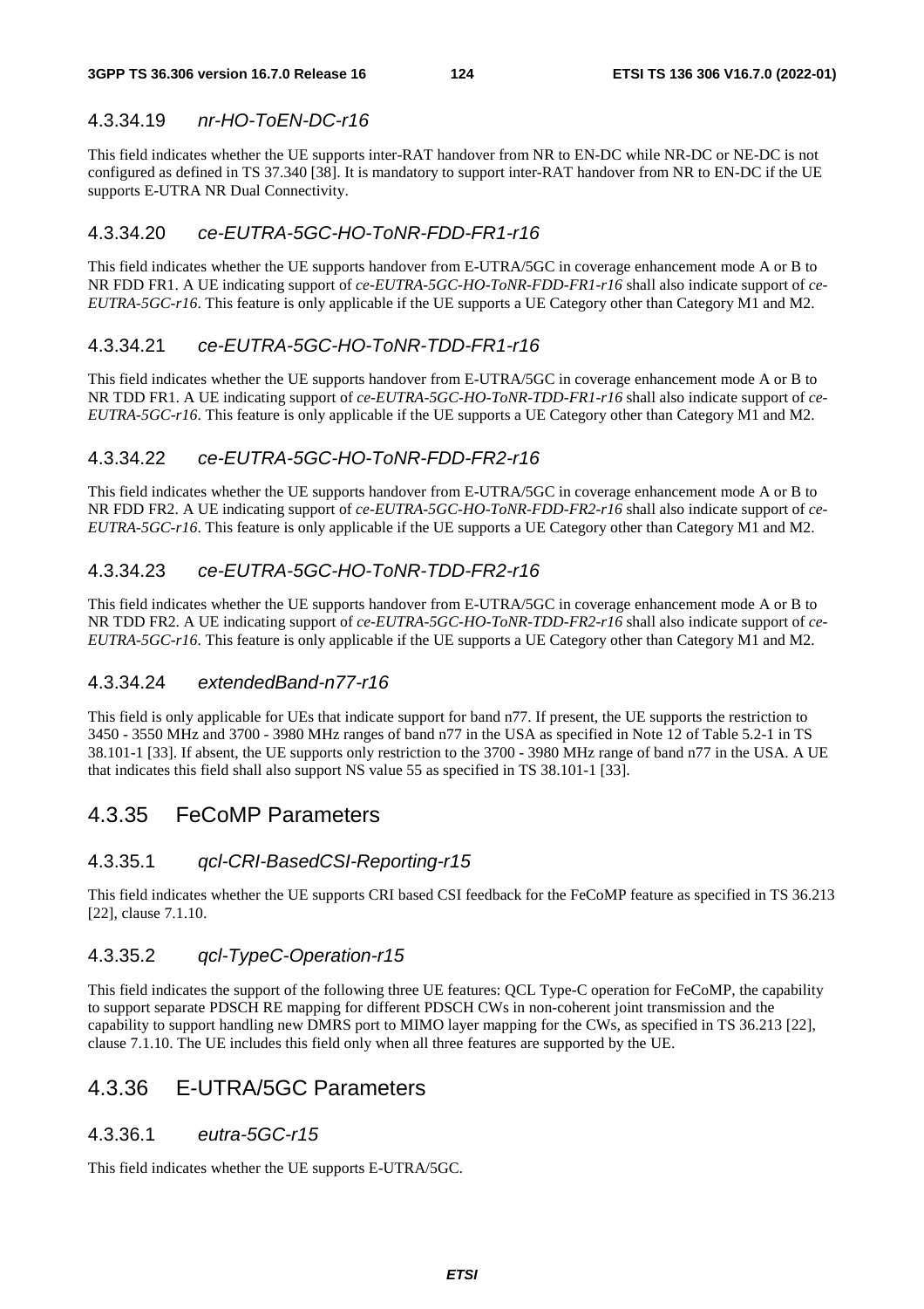#### 4.3.34.19 *nr-HO-ToEN-DC-r16*

This field indicates whether the UE supports inter-RAT handover from NR to EN-DC while NR-DC or NE-DC is not configured as defined in TS 37.340 [38]. It is mandatory to support inter-RAT handover from NR to EN-DC if the UE supports E-UTRA NR Dual Connectivity.

#### 4.3.34.20 *ce-EUTRA-5GC-HO-ToNR-FDD-FR1-r16*

This field indicates whether the UE supports handover from E-UTRA/5GC in coverage enhancement mode A or B to NR FDD FR1. A UE indicating support of *ce-EUTRA-5GC-HO-ToNR-FDD-FR1-r16* shall also indicate support of *ce-EUTRA-5GC-r16*. This feature is only applicable if the UE supports a UE Category other than Category M1 and M2.

#### 4.3.34.21 *ce-EUTRA-5GC-HO-ToNR-TDD-FR1-r16*

This field indicates whether the UE supports handover from E-UTRA/5GC in coverage enhancement mode A or B to NR TDD FR1. A UE indicating support of *ce-EUTRA-5GC-HO-ToNR-TDD-FR1-r16* shall also indicate support of *ce-EUTRA-5GC-r16*. This feature is only applicable if the UE supports a UE Category other than Category M1 and M2.

#### 4.3.34.22 *ce-EUTRA-5GC-HO-ToNR-FDD-FR2-r16*

This field indicates whether the UE supports handover from E-UTRA/5GC in coverage enhancement mode A or B to NR FDD FR2. A UE indicating support of *ce-EUTRA-5GC-HO-ToNR-FDD-FR2-r16* shall also indicate support of *ce-EUTRA-5GC-r16*. This feature is only applicable if the UE supports a UE Category other than Category M1 and M2.

#### 4.3.34.23 *ce-EUTRA-5GC-HO-ToNR-TDD-FR2-r16*

This field indicates whether the UE supports handover from E-UTRA/5GC in coverage enhancement mode A or B to NR TDD FR2. A UE indicating support of *ce-EUTRA-5GC-HO-ToNR-TDD-FR2-r16* shall also indicate support of *ce-EUTRA-5GC-r16*. This feature is only applicable if the UE supports a UE Category other than Category M1 and M2.

#### 4.3.34.24 *extendedBand-n77-r16*

This field is only applicable for UEs that indicate support for band n77. If present, the UE supports the restriction to 3450 - 3550 MHz and 3700 - 3980 MHz ranges of band n77 in the USA as specified in Note 12 of Table 5.2-1 in TS 38.101-1 [33]. If absent, the UE supports only restriction to the 3700 - 3980 MHz range of band n77 in the USA. A UE that indicates this field shall also support NS value 55 as specified in TS 38.101-1 [33].

### 4.3.35 FeCoMP Parameters

#### 4.3.35.1 *qcl-CRI-BasedCSI-Reporting-r15*

This field indicates whether the UE supports CRI based CSI feedback for the FeCoMP feature as specified in TS 36.213 [22], clause 7.1.10.

#### 4.3.35.2 *qcl-TypeC-Operation-r15*

This field indicates the support of the following three UE features: QCL Type-C operation for FeCoMP, the capability to support separate PDSCH RE mapping for different PDSCH CWs in non-coherent joint transmission and the capability to support handling new DMRS port to MIMO layer mapping for the CWs, as specified in TS 36.213 [22], clause 7.1.10. The UE includes this field only when all three features are supported by the UE.

### 4.3.36 E-UTRA/5GC Parameters

#### 4.3.36.1 *eutra-5GC-r15*

This field indicates whether the UE supports E-UTRA/5GC.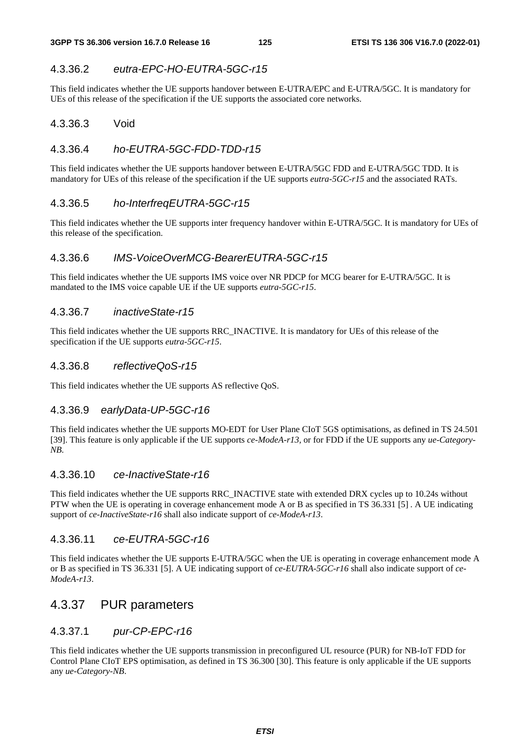#### 4.3.36.2 *eutra-EPC-HO-EUTRA-5GC-r15*

This field indicates whether the UE supports handover between E-UTRA/EPC and E-UTRA/5GC. It is mandatory for UEs of this release of the specification if the UE supports the associated core networks.

#### 4.3.36.3 Void

#### 4.3.36.4 *ho-EUTRA-5GC-FDD-TDD-r15*

This field indicates whether the UE supports handover between E-UTRA/5GC FDD and E-UTRA/5GC TDD. It is mandatory for UEs of this release of the specification if the UE supports *eutra-5GC-r15* and the associated RATs.

#### 4.3.36.5 *ho-InterfreqEUTRA-5GC-r15*

This field indicates whether the UE supports inter frequency handover within E-UTRA/5GC. It is mandatory for UEs of this release of the specification.

#### 4.3.36.6 *IMS-VoiceOverMCG-BearerEUTRA-5GC-r15*

This field indicates whether the UE supports IMS voice over NR PDCP for MCG bearer for E-UTRA/5GC. It is mandated to the IMS voice capable UE if the UE supports *eutra-5GC-r15*.

#### 4.3.36.7 *inactiveState-r15*

This field indicates whether the UE supports RRC_INACTIVE. It is mandatory for UEs of this release of the specification if the UE supports *eutra-5GC-r15*.

#### 4.3.36.8 *reflectiveQoS-r15*

This field indicates whether the UE supports AS reflective QoS.

#### 4.3.36.9 *earlyData-UP-5GC-r16*

This field indicates whether the UE supports MO-EDT for User Plane CIoT 5GS optimisations, as defined in TS 24.501 [39]. This feature is only applicable if the UE supports *ce-ModeA-r13*, or for FDD if the UE supports any *ue-Category-NB*.

#### 4.3.36.10 *ce-InactiveState-r16*

This field indicates whether the UE supports RRC_INACTIVE state with extended DRX cycles up to 10.24s without PTW when the UE is operating in coverage enhancement mode A or B as specified in TS 36.331 [5] . A UE indicating support of *ce-InactiveState-r16* shall also indicate support of *ce-ModeA-r13*.

#### 4.3.36.11 *ce-EUTRA-5GC-r16*

This field indicates whether the UE supports E-UTRA/5GC when the UE is operating in coverage enhancement mode A or B as specified in TS 36.331 [5]. A UE indicating support of *ce-EUTRA-5GC-r16* shall also indicate support of *ce-ModeA-r13*.

### 4.3.37 PUR parameters

#### 4.3.37.1 *pur-CP-EPC-r16*

This field indicates whether the UE supports transmission in preconfigured UL resource (PUR) for NB-IoT FDD for Control Plane CIoT EPS optimisation, as defined in TS 36.300 [30]. This feature is only applicable if the UE supports any *ue-Category-NB*.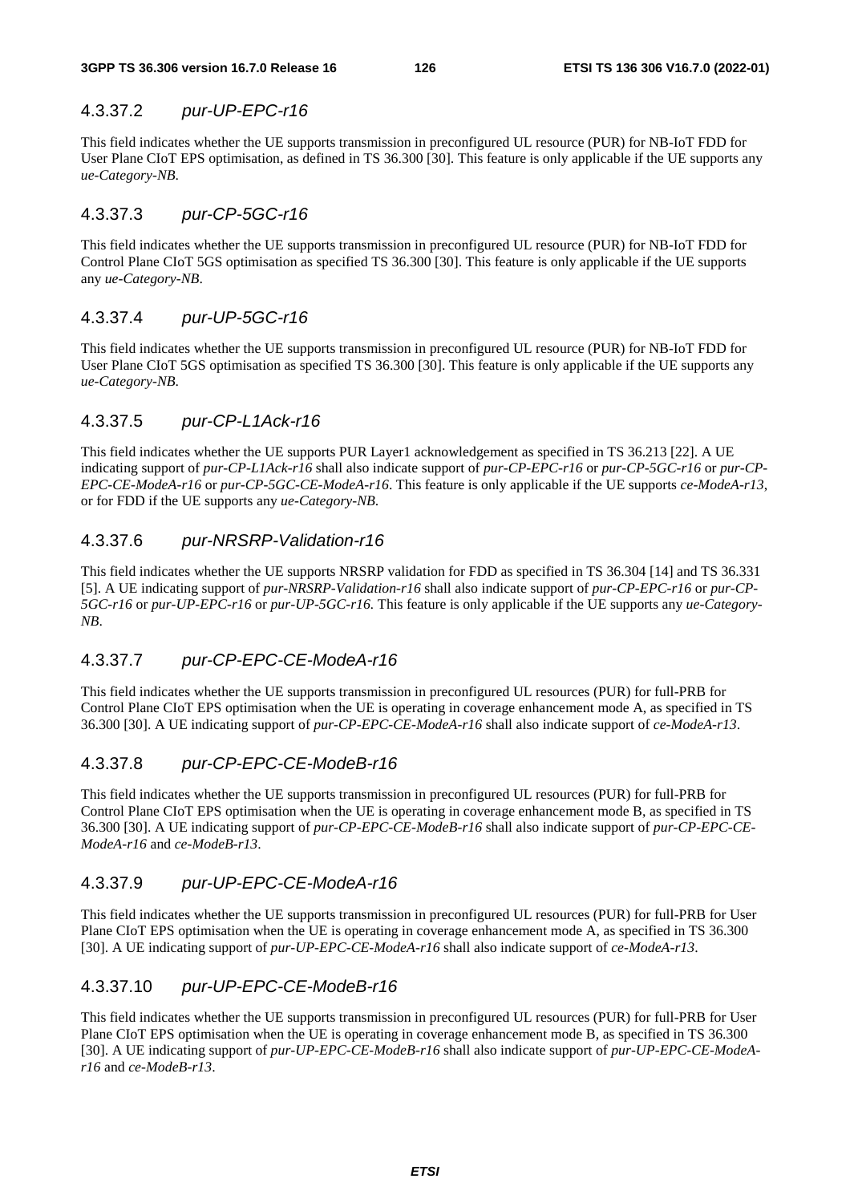### 4.3.37.2 *pur-UP-EPC-r16*

This field indicates whether the UE supports transmission in preconfigured UL resource (PUR) for NB-IoT FDD for User Plane CIoT EPS optimisation, as defined in TS 36.300 [30]. This feature is only applicable if the UE supports any *ue-Category-NB*.

### 4.3.37.3 *pur-CP-5GC-r16*

This field indicates whether the UE supports transmission in preconfigured UL resource (PUR) for NB-IoT FDD for Control Plane CIoT 5GS optimisation as specified TS 36.300 [30]. This feature is only applicable if the UE supports any *ue-Category-NB*.

### 4.3.37.4 *pur-UP-5GC-r16*

This field indicates whether the UE supports transmission in preconfigured UL resource (PUR) for NB-IoT FDD for User Plane CIoT 5GS optimisation as specified TS 36.300 [30]. This feature is only applicable if the UE supports any *ue-Category-NB*.

### 4.3.37.5 *pur-CP-L1Ack-r16*

This field indicates whether the UE supports PUR Layer1 acknowledgement as specified in TS 36.213 [22]. A UE indicating support of *pur-CP-L1Ack-r16* shall also indicate support of *pur-CP-EPC-r16* or *pur-CP-5GC-r16* or *pur-CP-EPC-CE-ModeA-r16* or *pur-CP-5GC-CE-ModeA-r16*. This feature is only applicable if the UE supports *ce-ModeA-r13*, or for FDD if the UE supports any *ue-Category-NB*.

### 4.3.37.6 *pur-NRSRP-Validation-r16*

This field indicates whether the UE supports NRSRP validation for FDD as specified in TS 36.304 [14] and TS 36.331 [5]. A UE indicating support of *pur-NRSRP-Validation-r16* shall also indicate support of *pur-CP-EPC-r16* or *pur-CP-5GC-r16* or *pur-UP-EPC-r16* or *pur-UP-5GC-r16*. This feature is only applicable if the UE supports any *ue-Category-NB*.

### 4.3.37.7 *pur-CP-EPC-CE-ModeA-r16*

This field indicates whether the UE supports transmission in preconfigured UL resources (PUR) for full-PRB for Control Plane CIoT EPS optimisation when the UE is operating in coverage enhancement mode A, as specified in TS 36.300 [30]. A UE indicating support of *pur-CP-EPC-CE-ModeA-r16* shall also indicate support of *ce-ModeA-r13*.

### 4.3.37.8 *pur-CP-EPC-CE-ModeB-r16*

This field indicates whether the UE supports transmission in preconfigured UL resources (PUR) for full-PRB for Control Plane CIoT EPS optimisation when the UE is operating in coverage enhancement mode B, as specified in TS 36.300 [30]. A UE indicating support of *pur-CP-EPC-CE-ModeB-r16* shall also indicate support of *pur-CP-EPC-CE-ModeA-r16* and *ce-ModeB-r13*.

### 4.3.37.9 *pur-UP-EPC-CE-ModeA-r16*

This field indicates whether the UE supports transmission in preconfigured UL resources (PUR) for full-PRB for User Plane CIoT EPS optimisation when the UE is operating in coverage enhancement mode A, as specified in TS 36.300 [30]. A UE indicating support of *pur-UP-EPC-CE-ModeA-r16* shall also indicate support of *ce-ModeA-r13*.

### 4.3.37.10 *pur-UP-EPC-CE-ModeB-r16*

This field indicates whether the UE supports transmission in preconfigured UL resources (PUR) for full-PRB for User Plane CIoT EPS optimisation when the UE is operating in coverage enhancement mode B, as specified in TS 36.300 [30]. A UE indicating support of *pur-UP-EPC-CE-ModeB-r16* shall also indicate support of *pur-UP-EPC-CE-ModeA-r16* and *ce-ModeB-r13*.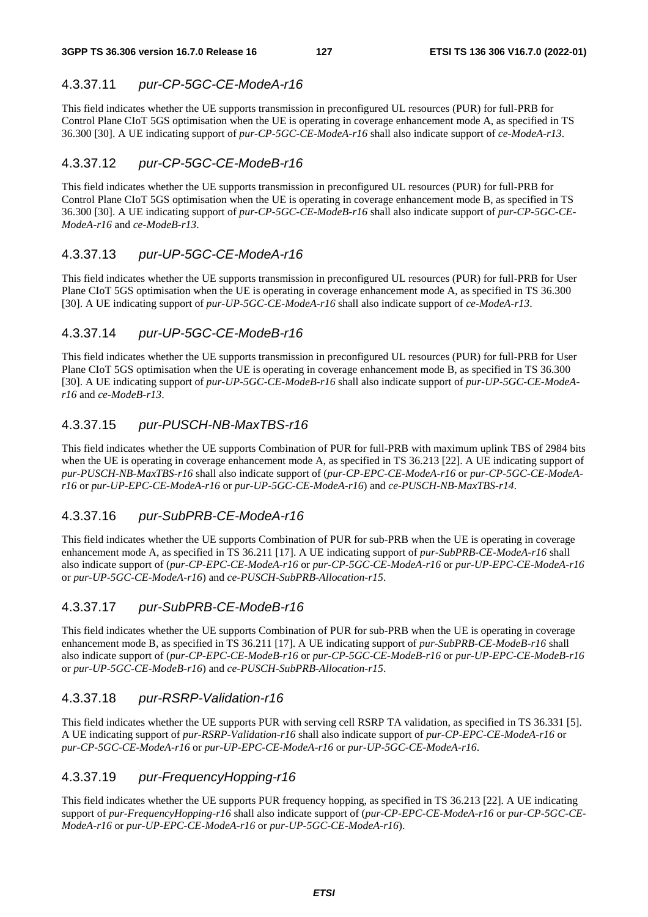#### 4.3.37.11 *pur-CP-5GC-CE-ModeA-r16*

This field indicates whether the UE supports transmission in preconfigured UL resources (PUR) for full-PRB for Control Plane CIoT 5GS optimisation when the UE is operating in coverage enhancement mode A, as specified in TS 36.300 [30]. A UE indicating support of *pur-CP-5GC-CE-ModeA-r16* shall also indicate support of *ce-ModeA-r13*.

#### 4.3.37.12 *pur-CP-5GC-CE-ModeB-r16*

This field indicates whether the UE supports transmission in preconfigured UL resources (PUR) for full-PRB for Control Plane CIoT 5GS optimisation when the UE is operating in coverage enhancement mode B, as specified in TS 36.300 [30]. A UE indicating support of *pur-CP-5GC-CE-ModeB-r16* shall also indicate support of *pur-CP-5GC-CE-ModeA-r16* and *ce-ModeB-r13*.

#### 4.3.37.13 *pur-UP-5GC-CE-ModeA-r16*

This field indicates whether the UE supports transmission in preconfigured UL resources (PUR) for full-PRB for User Plane CIoT 5GS optimisation when the UE is operating in coverage enhancement mode A, as specified in TS 36.300 [30]. A UE indicating support of *pur-UP-5GC-CE-ModeA-r16* shall also indicate support of *ce-ModeA-r13*.

#### 4.3.37.14 *pur-UP-5GC-CE-ModeB-r16*

This field indicates whether the UE supports transmission in preconfigured UL resources (PUR) for full-PRB for User Plane CIoT 5GS optimisation when the UE is operating in coverage enhancement mode B, as specified in TS 36.300 [30]. A UE indicating support of *pur-UP-5GC-CE-ModeB-r16* shall also indicate support of *pur-UP-5GC-CE-ModeA-r16* and *ce-ModeB-r13*.

#### 4.3.37.15 *pur-PUSCH-NB-MaxTBS-r16*

This field indicates whether the UE supports Combination of PUR for full-PRB with maximum uplink TBS of 2984 bits when the UE is operating in coverage enhancement mode A, as specified in TS 36.213 [22]. A UE indicating support of *pur-PUSCH-NB-MaxTBS-r16* shall also indicate support of (*pur-CP-EPC-CE-ModeA-r16* or *pur-CP-5GC-CE-ModeA-r16* or *pur-UP-EPC-CE-ModeA-r16* or *pur-UP-5GC-CE-ModeA-r16*) and *ce-PUSCH-NB-MaxTBS-r14*.

#### 4.3.37.16 *pur-SubPRB-CE-ModeA-r16*

This field indicates whether the UE supports Combination of PUR for sub-PRB when the UE is operating in coverage enhancement mode A, as specified in TS 36.211 [17]. A UE indicating support of *pur-SubPRB-CE-ModeA-r16* shall also indicate support of (*pur-CP-EPC-CE-ModeA-r16* or *pur-CP-5GC-CE-ModeA-r16* or *pur-UP-EPC-CE-ModeA-r16* or *pur-UP-5GC-CE-ModeA-r16*) and *ce-PUSCH-SubPRB-Allocation-r15*.

#### 4.3.37.17 *pur-SubPRB-CE-ModeB-r16*

This field indicates whether the UE supports Combination of PUR for sub-PRB when the UE is operating in coverage enhancement mode B, as specified in TS 36.211 [17]. A UE indicating support of *pur-SubPRB-CE-ModeB-r16* shall also indicate support of (*pur-CP-EPC-CE-ModeB-r16* or *pur-CP-5GC-CE-ModeB-r16* or *pur-UP-EPC-CE-ModeB-r16* or *pur-UP-5GC-CE-ModeB-r16*) and *ce-PUSCH-SubPRB-Allocation-r15*.

#### 4.3.37.18 *pur-RSRP-Validation-r16*

This field indicates whether the UE supports PUR with serving cell RSRP TA validation, as specified in TS 36.331 [5]. A UE indicating support of *pur-RSRP-Validation-r16* shall also indicate support of *pur-CP-EPC-CE-ModeA-r16* or *pur-CP-5GC-CE-ModeA-r16* or *pur-UP-EPC-CE-ModeA-r16* or *pur-UP-5GC-CE-ModeA-r16*.

#### 4.3.37.19 *pur-FrequencyHopping-r16*

This field indicates whether the UE supports PUR frequency hopping, as specified in TS 36.213 [22]. A UE indicating support of *pur-FrequencyHopping-r16* shall also indicate support of (*pur-CP-EPC-CE-ModeA-r16* or *pur-CP-5GC-CE-ModeA-r16* or *pur-UP-EPC-CE-ModeA-r16* or *pur-UP-5GC-CE-ModeA-r16*).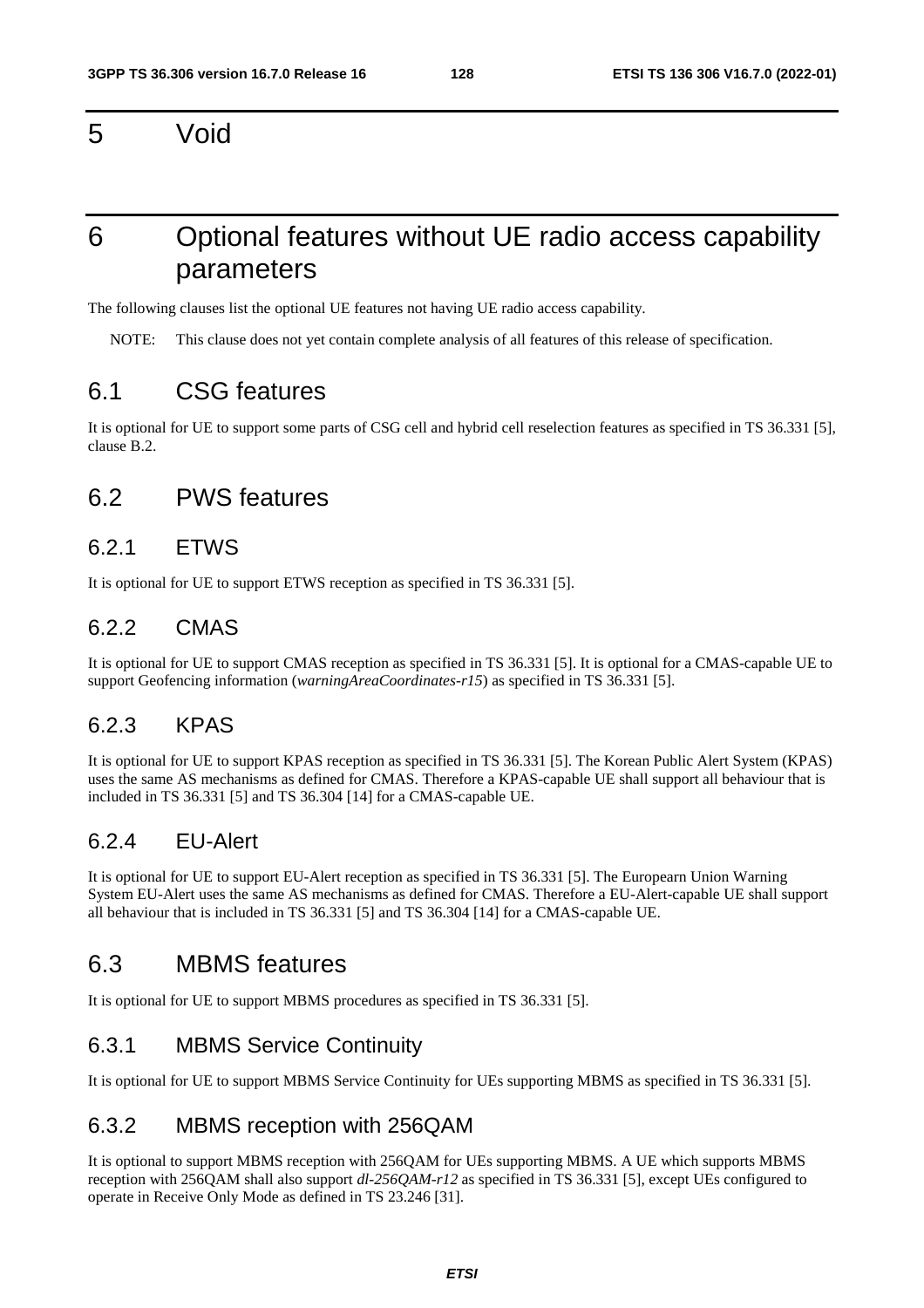# 5 Void

# 6 Optional features without UE radio access capability parameters

The following clauses list the optional UE features not having UE radio access capability.

NOTE: This clause does not yet contain complete analysis of all features of this release of specification.

## 6.1 CSG features

It is optional for UE to support some parts of CSG cell and hybrid cell reselection features as specified in TS 36.331 [5], clause B.2.

## 6.2 PWS features

### 6.2.1 ETWS

It is optional for UE to support ETWS reception as specified in TS 36.331 [5].

### 6.2.2 CMAS

It is optional for UE to support CMAS reception as specified in TS 36.331 [5]. It is optional for a CMAS-capable UE to support Geofencing information (*warningAreaCoordinates-r15*) as specified in TS 36.331 [5].

### 6.2.3 KPAS

It is optional for UE to support KPAS reception as specified in TS 36.331 [5]. The Korean Public Alert System (KPAS) uses the same AS mechanisms as defined for CMAS. Therefore a KPAS-capable UE shall support all behaviour that is included in TS 36.331 [5] and TS 36.304 [14] for a CMAS-capable UE.

### 6.2.4 EU-Alert

It is optional for UE to support EU-Alert reception as specified in TS 36.331 [5]. The Europearn Union Warning System EU-Alert uses the same AS mechanisms as defined for CMAS. Therefore a EU-Alert-capable UE shall support all behaviour that is included in TS 36.331 [5] and TS 36.304 [14] for a CMAS-capable UE.

## 6.3 MBMS features

It is optional for UE to support MBMS procedures as specified in TS 36.331 [5].

### 6.3.1 MBMS Service Continuity

It is optional for UE to support MBMS Service Continuity for UEs supporting MBMS as specified in TS 36.331 [5].

### 6.3.2 MBMS reception with 256QAM

It is optional to support MBMS reception with 256QAM for UEs supporting MBMS. A UE which supports MBMS reception with 256QAM shall also support *dl-256QAM-r12* as specified in TS 36.331 [5], except UEs configured to operate in Receive Only Mode as defined in TS 23.246 [31].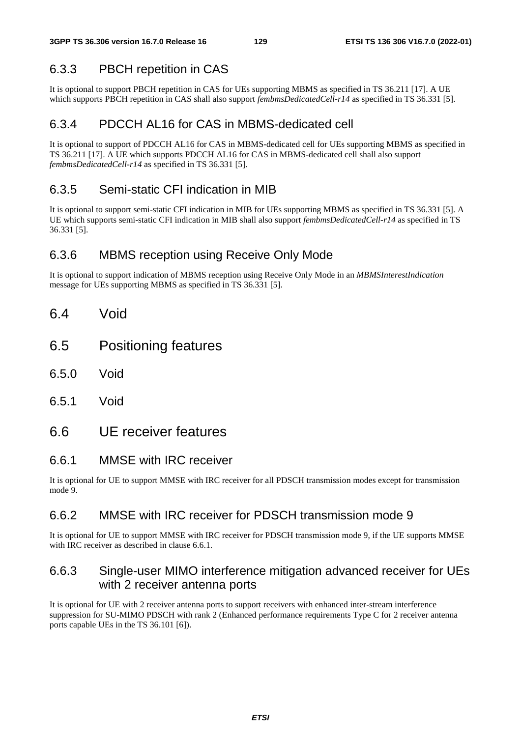### 6.3.3 PBCH repetition in CAS

It is optional to support PBCH repetition in CAS for UEs supporting MBMS as specified in TS 36.211 [17]. A UE which supports PBCH repetition in CAS shall also support *fembmsDedicatedCell-r14* as specified in TS 36.331 [5].

### 6.3.4 PDCCH AL16 for CAS in MBMS-dedicated cell

It is optional to support of PDCCH AL16 for CAS in MBMS-dedicated cell for UEs supporting MBMS as specified in TS 36.211 [17]. A UE which supports PDCCH AL16 for CAS in MBMS-dedicated cell shall also support *fembmsDedicatedCell-r14* as specified in TS 36.331 [5].

### 6.3.5 Semi-static CFI indication in MIB

It is optional to support semi-static CFI indication in MIB for UEs supporting MBMS as specified in TS 36.331 [5]. A UE which supports semi-static CFI indication in MIB shall also support *fembmsDedicatedCell-r14* as specified in TS 36.331 [5].

### 6.3.6 MBMS reception using Receive Only Mode

It is optional to support indication of MBMS reception using Receive Only Mode in an *MBMSInterestIndication* message for UEs supporting MBMS as specified in TS 36.331 [5].

## 6.4 Void

## 6.5 Positioning features

### 6.5.0 Void

### 6.5.1 Void

## 6.6 UE receiver features

### 6.6.1 MMSE with IRC receiver

It is optional for UE to support MMSE with IRC receiver for all PDSCH transmission modes except for transmission mode 9.

### 6.6.2 MMSE with IRC receiver for PDSCH transmission mode 9

It is optional for UE to support MMSE with IRC receiver for PDSCH transmission mode 9, if the UE supports MMSE with IRC receiver as described in clause 6.6.1.

### 6.6.3 Single-user MIMO interference mitigation advanced receiver for UEs with 2 receiver antenna ports

It is optional for UE with 2 receiver antenna ports to support receivers with enhanced inter-stream interference suppression for SU-MIMO PDSCH with rank 2 (Enhanced performance requirements Type C for 2 receiver antenna ports capable UEs in the TS 36.101 [6]).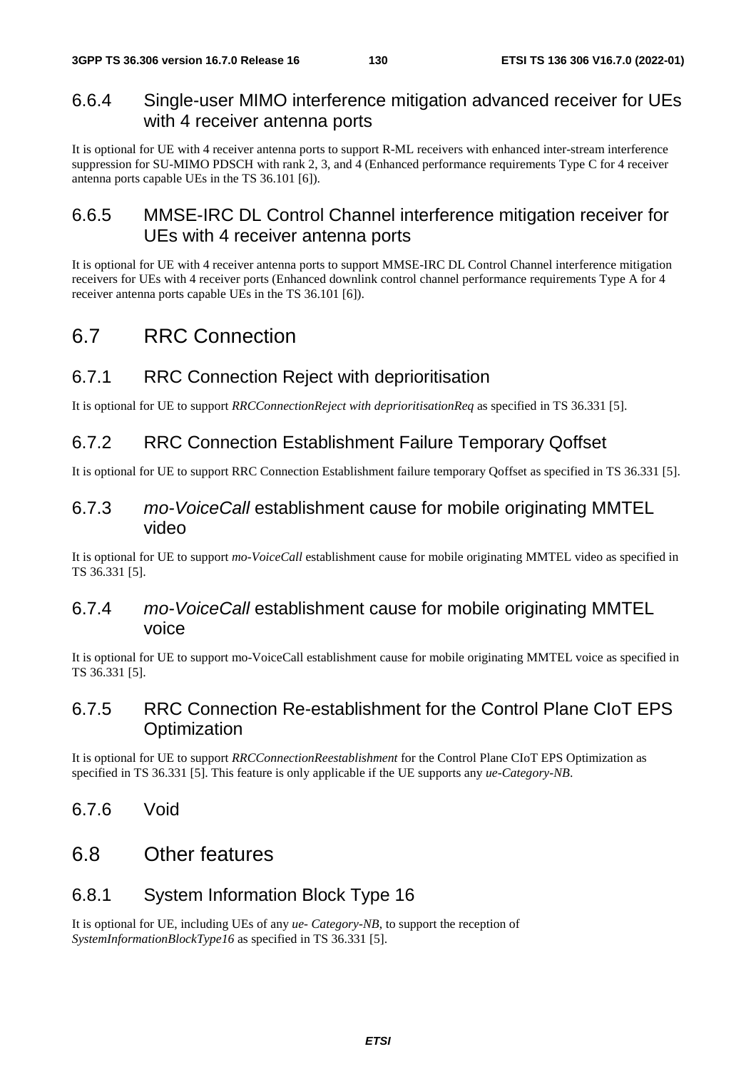### 6.6.4 Single-user MIMO interference mitigation advanced receiver for UEs with 4 receiver antenna ports

It is optional for UE with 4 receiver antenna ports to support R-ML receivers with enhanced inter-stream interference suppression for SU-MIMO PDSCH with rank 2, 3, and 4 (Enhanced performance requirements Type C for 4 receiver antenna ports capable UEs in the TS 36.101 [6]).

### 6.6.5 MMSE-IRC DL Control Channel interference mitigation receiver for UEs with 4 receiver antenna ports

It is optional for UE with 4 receiver antenna ports to support MMSE-IRC DL Control Channel interference mitigation receivers for UEs with 4 receiver ports (Enhanced downlink control channel performance requirements Type A for 4 receiver antenna ports capable UEs in the TS 36.101 [6]).

## 6.7 RRC Connection

### 6.7.1 RRC Connection Reject with deprioritisation

It is optional for UE to support *RRCConnectionReject with deprioritisationReq* as specified in TS 36.331 [5].

### 6.7.2 RRC Connection Establishment Failure Temporary Qoffset

It is optional for UE to support RRC Connection Establishment failure temporary Qoffset as specified in TS 36.331 [5].

### 6.7.3 *mo-VoiceCall* establishment cause for mobile originating MMTEL video

It is optional for UE to support *mo-VoiceCall* establishment cause for mobile originating MMTEL video as specified in TS 36.331 [5].

### 6.7.4 *mo-VoiceCall* establishment cause for mobile originating MMTEL voice

It is optional for UE to support mo-VoiceCall establishment cause for mobile originating MMTEL voice as specified in TS 36.331 [5].

### 6.7.5 RRC Connection Re-establishment for the Control Plane CIoT EPS Optimization

It is optional for UE to support *RRCConnectionReestablishment* for the Control Plane CIoT EPS Optimization as specified in TS 36.331 [5]. This feature is only applicable if the UE supports any *ue-Category-NB*.

### 6.7.6 Void

## 6.8 Other features

### 6.8.1 System Information Block Type 16

It is optional for UE, including UEs of any *ue- Category-NB*, to support the reception of *SystemInformationBlockType16* as specified in TS 36.331 [5].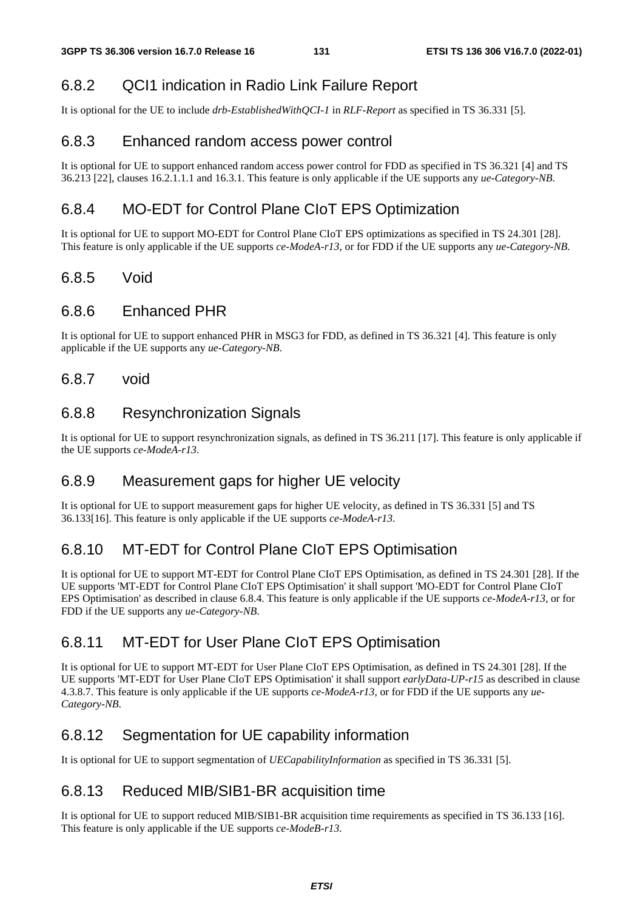### 6.8.2 QCI1 indication in Radio Link Failure Report

It is optional for the UE to include *drb-EstablishedWithQCI-1* in *RLF-Report* as specified in TS 36.331 [5].

### 6.8.3 Enhanced random access power control

It is optional for UE to support enhanced random access power control for FDD as specified in TS 36.321 [4] and TS 36.213 [22], clauses 16.2.1.1.1 and 16.3.1. This feature is only applicable if the UE supports any *ue-Category-NB*.

### 6.8.4 MO-EDT for Control Plane CIoT EPS Optimization

It is optional for UE to support MO-EDT for Control Plane CIoT EPS optimizations as specified in TS 24.301 [28]. This feature is only applicable if the UE supports *ce-ModeA-r13*, or for FDD if the UE supports any *ue-Category-NB*.

### 6.8.5 Void

### 6.8.6 Enhanced PHR

It is optional for UE to support enhanced PHR in MSG3 for FDD, as defined in TS 36.321 [4]. This feature is only applicable if the UE supports any *ue-Category-NB*.

### 6.8.7 void

### 6.8.8 Resynchronization Signals

It is optional for UE to support resynchronization signals, as defined in TS 36.211 [17]. This feature is only applicable if the UE supports *ce-ModeA-r13*.

### 6.8.9 Measurement gaps for higher UE velocity

It is optional for UE to support measurement gaps for higher UE velocity, as defined in TS 36.331 [5] and TS 36.133[16]. This feature is only applicable if the UE supports *ce-ModeA-r13*.

### 6.8.10 MT-EDT for Control Plane CIoT EPS Optimisation

It is optional for UE to support MT-EDT for Control Plane CIoT EPS Optimisation, as defined in TS 24.301 [28]. If the UE supports 'MT-EDT for Control Plane CIoT EPS Optimisation' it shall support 'MO-EDT for Control Plane CIoT EPS Optimisation' as described in clause 6.8.4. This feature is only applicable if the UE supports *ce-ModeA-r13*, or for FDD if the UE supports any *ue-Category-NB*.

### 6.8.11 MT-EDT for User Plane CIoT EPS Optimisation

It is optional for UE to support MT-EDT for User Plane CIoT EPS Optimisation, as defined in TS 24.301 [28]. If the UE supports 'MT-EDT for User Plane CIoT EPS Optimisation' it shall support *earlyData-UP-r15* as described in clause 4.3.8.7. This feature is only applicable if the UE supports *ce-ModeA-r13*, or for FDD if the UE supports any *ue-Category-NB*.

### 6.8.12 Segmentation for UE capability information

It is optional for UE to support segmentation of *UECapabilityInformation* as specified in TS 36.331 [5].

### 6.8.13 Reduced MIB/SIB1-BR acquisition time

It is optional for UE to support reduced MIB/SIB1-BR acquisition time requirements as specified in TS 36.133 [16]. This feature is only applicable if the UE supports *ce-ModeB-r13*.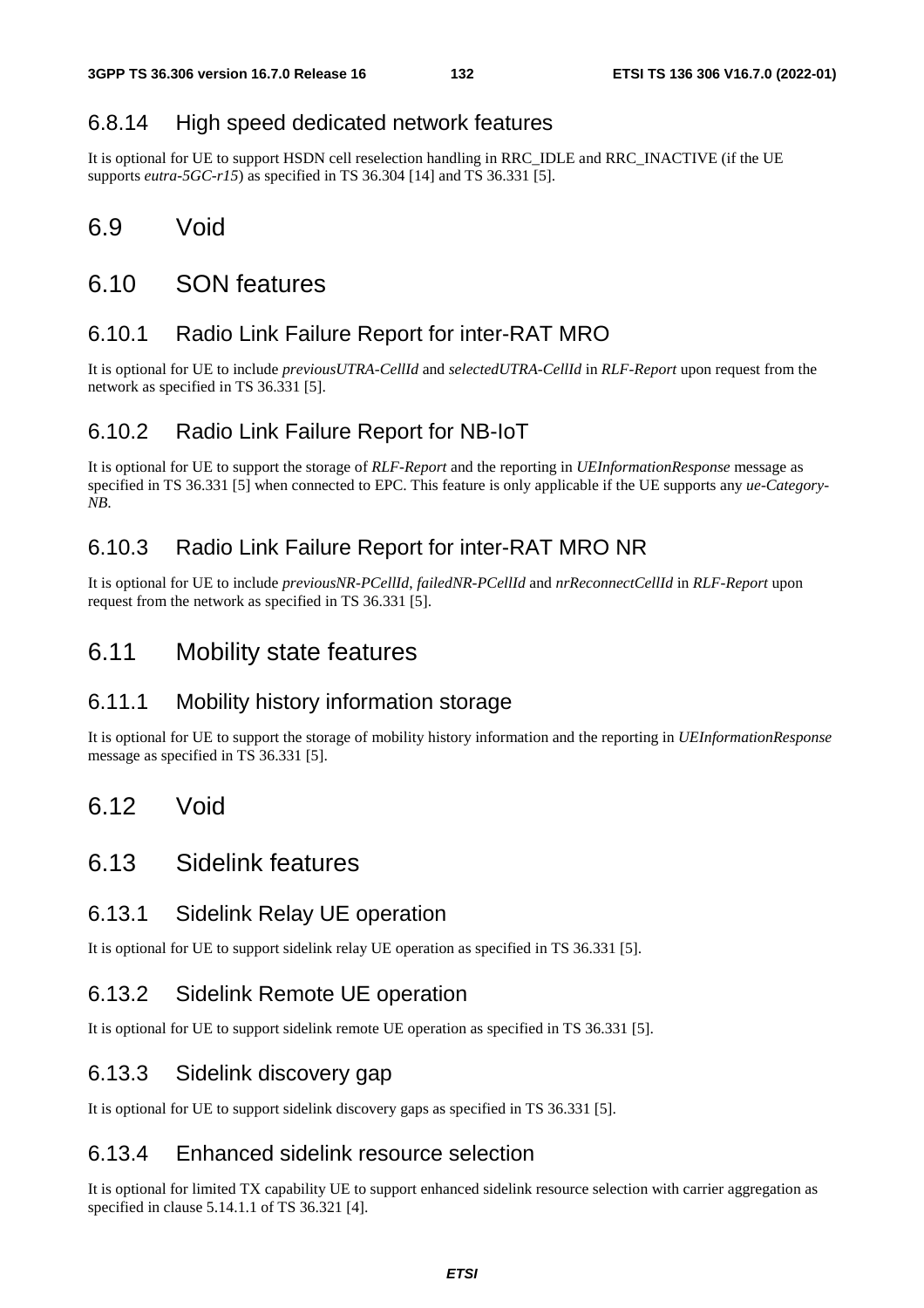### 6.8.14 High speed dedicated network features

It is optional for UE to support HSDN cell reselection handling in RRC_IDLE and RRC_INACTIVE (if the UE supports *eutra-5GC-r15*) as specified in TS 36.304 [14] and TS 36.331 [5].

## 6.9 Void

## 6.10 SON features

### 6.10.1 Radio Link Failure Report for inter-RAT MRO

It is optional for UE to include *previousUTRA-CellId* and *selectedUTRA-CellId* in *RLF-Report* upon request from the network as specified in TS 36.331 [5].

### 6.10.2 Radio Link Failure Report for NB-IoT

It is optional for UE to support the storage of *RLF-Report* and the reporting in *UEInformationResponse* message as specified in TS 36.331 [5] when connected to EPC. This feature is only applicable if the UE supports any *ue-Category-NB*.

### 6.10.3 Radio Link Failure Report for inter-RAT MRO NR

It is optional for UE to include *previousNR-PCellId*, *failedNR-PCellId* and *nrReconnectCellId* in *RLF-Report* upon request from the network as specified in TS 36.331 [5].

## 6.11 Mobility state features

### 6.11.1 Mobility history information storage

It is optional for UE to support the storage of mobility history information and the reporting in *UEInformationResponse* message as specified in TS 36.331 [5].

## 6.12 Void

## 6.13 Sidelink features

### 6.13.1 Sidelink Relay UE operation

It is optional for UE to support sidelink relay UE operation as specified in TS 36.331 [5].

### 6.13.2 Sidelink Remote UE operation

It is optional for UE to support sidelink remote UE operation as specified in TS 36.331 [5].

### 6.13.3 Sidelink discovery gap

It is optional for UE to support sidelink discovery gaps as specified in TS 36.331 [5].

### 6.13.4 Enhanced sidelink resource selection

It is optional for limited TX capability UE to support enhanced sidelink resource selection with carrier aggregation as specified in clause 5.14.1.1 of TS 36.321 [4].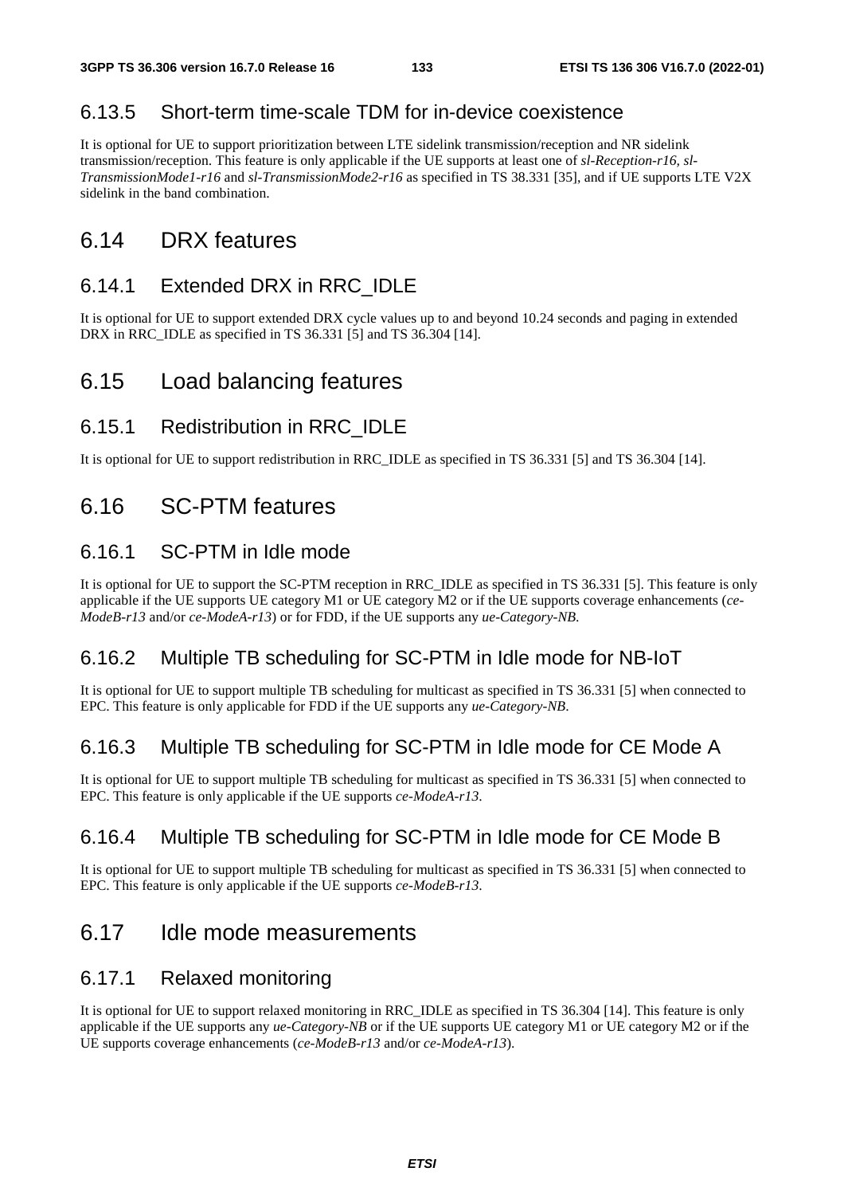### 6.13.5 Short-term time-scale TDM for in-device coexistence

It is optional for UE to support prioritization between LTE sidelink transmission/reception and NR sidelink transmission/reception. This feature is only applicable if the UE supports at least one of *sl-Reception-r16*, *sl-TransmissionMode1-r16* and *sl-TransmissionMode2-r16* as specified in TS 38.331 [35], and if UE supports LTE V2X sidelink in the band combination.

## 6.14 DRX features

### 6.14.1 Extended DRX in RRC_IDLE

It is optional for UE to support extended DRX cycle values up to and beyond 10.24 seconds and paging in extended DRX in RRC_IDLE as specified in TS 36.331 [5] and TS 36.304 [14].

## 6.15 Load balancing features

### 6.15.1 Redistribution in RRC_IDLE

It is optional for UE to support redistribution in RRC_IDLE as specified in TS 36.331 [5] and TS 36.304 [14].

## 6.16 SC-PTM features

### 6.16.1 SC-PTM in Idle mode

It is optional for UE to support the SC-PTM reception in RRC_IDLE as specified in TS 36.331 [5]. This feature is only applicable if the UE supports UE category M1 or UE category M2 or if the UE supports coverage enhancements (*ce-ModeB-r13* and/or *ce-ModeA-r13*) or for FDD, if the UE supports any *ue-Category-NB*.

### 6.16.2 Multiple TB scheduling for SC-PTM in Idle mode for NB-IoT

It is optional for UE to support multiple TB scheduling for multicast as specified in TS 36.331 [5] when connected to EPC. This feature is only applicable for FDD if the UE supports any *ue-Category-NB*.

### 6.16.3 Multiple TB scheduling for SC-PTM in Idle mode for CE Mode A

It is optional for UE to support multiple TB scheduling for multicast as specified in TS 36.331 [5] when connected to EPC. This feature is only applicable if the UE supports *ce-ModeA-r13*.

### 6.16.4 Multiple TB scheduling for SC-PTM in Idle mode for CE Mode B

It is optional for UE to support multiple TB scheduling for multicast as specified in TS 36.331 [5] when connected to EPC. This feature is only applicable if the UE supports *ce-ModeB-r13*.

## 6.17 Idle mode measurements

### 6.17.1 Relaxed monitoring

It is optional for UE to support relaxed monitoring in RRC_IDLE as specified in TS 36.304 [14]. This feature is only applicable if the UE supports any *ue-Category-NB* or if the UE supports UE category M1 or UE category M2 or if the UE supports coverage enhancements (*ce-ModeB-r13* and/or *ce-ModeA-r13*).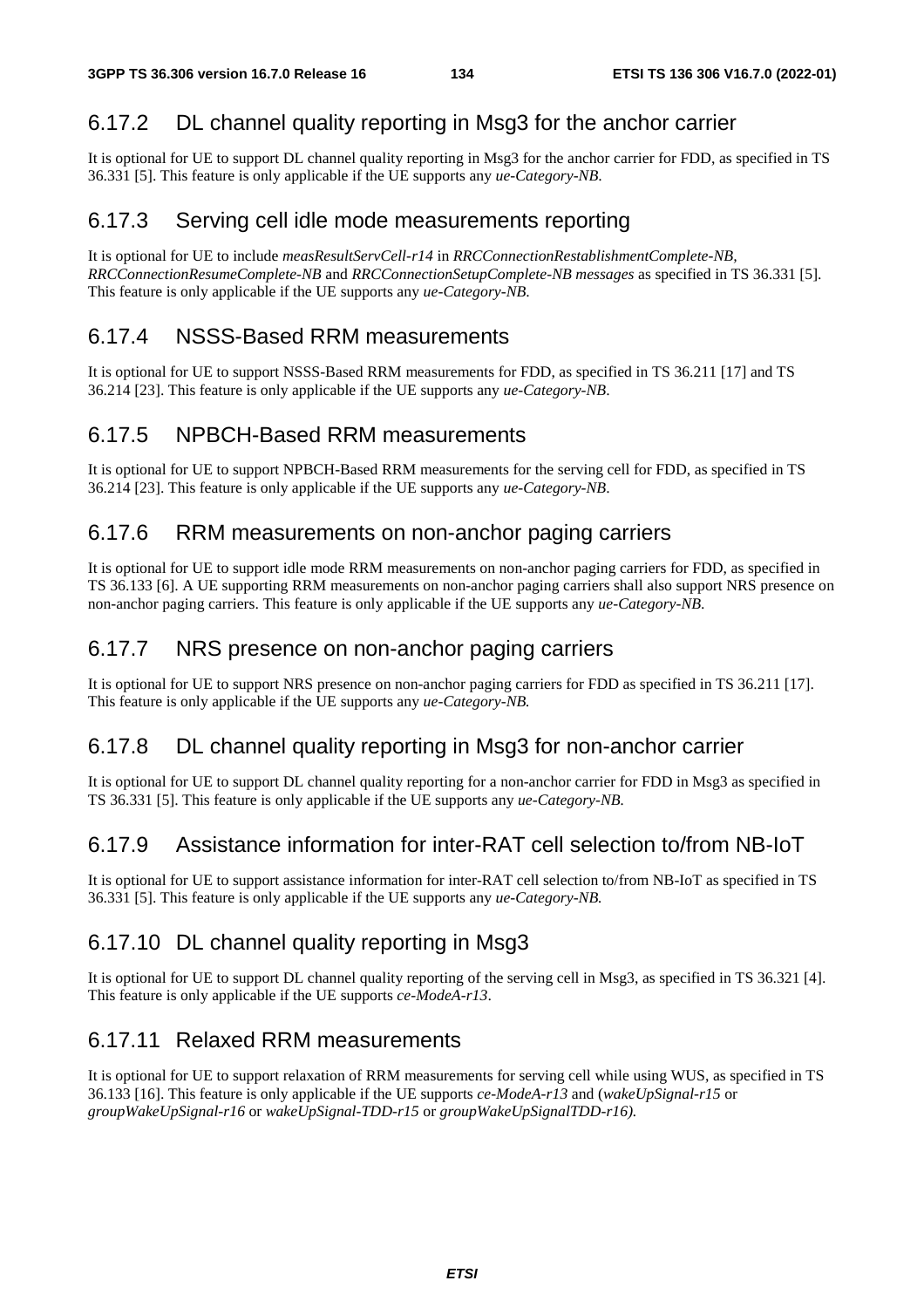### 6.17.2 DL channel quality reporting in Msg3 for the anchor carrier

It is optional for UE to support DL channel quality reporting in Msg3 for the anchor carrier for FDD, as specified in TS 36.331 [5]. This feature is only applicable if the UE supports any *ue-Category-NB*.

### 6.17.3 Serving cell idle mode measurements reporting

It is optional for UE to include *measResultServCell-r14* in *RRCConnectionRestablishmentComplete-NB*, *RRCConnectionResumeComplete-NB* and *RRCConnectionSetupComplete-NB messages* as specified in TS 36.331 [5]. This feature is only applicable if the UE supports any *ue-Category-NB*.

### 6.17.4 NSSS-Based RRM measurements

It is optional for UE to support NSSS-Based RRM measurements for FDD, as specified in TS 36.211 [17] and TS 36.214 [23]. This feature is only applicable if the UE supports any *ue-Category-NB*.

### 6.17.5 NPBCH-Based RRM measurements

It is optional for UE to support NPBCH-Based RRM measurements for the serving cell for FDD, as specified in TS 36.214 [23]. This feature is only applicable if the UE supports any *ue-Category-NB*.

### 6.17.6 RRM measurements on non-anchor paging carriers

It is optional for UE to support idle mode RRM measurements on non-anchor paging carriers for FDD, as specified in TS 36.133 [6]. A UE supporting RRM measurements on non-anchor paging carriers shall also support NRS presence on non-anchor paging carriers. This feature is only applicable if the UE supports any *ue-Category-NB*.

### 6.17.7 NRS presence on non-anchor paging carriers

It is optional for UE to support NRS presence on non-anchor paging carriers for FDD as specified in TS 36.211 [17]. This feature is only applicable if the UE supports any *ue-Category-NB*.

### 6.17.8 DL channel quality reporting in Msg3 for non-anchor carrier

It is optional for UE to support DL channel quality reporting for a non-anchor carrier for FDD in Msg3 as specified in TS 36.331 [5]. This feature is only applicable if the UE supports any *ue-Category-NB*.

### 6.17.9 Assistance information for inter-RAT cell selection to/from NB-IoT

It is optional for UE to support assistance information for inter-RAT cell selection to/from NB-IoT as specified in TS 36.331 [5]. This feature is only applicable if the UE supports any *ue-Category-NB*.

### 6.17.10 DL channel quality reporting in Msg3

It is optional for UE to support DL channel quality reporting of the serving cell in Msg3, as specified in TS 36.321 [4]. This feature is only applicable if the UE supports *ce-ModeA-r13*.

### 6.17.11 Relaxed RRM measurements

It is optional for UE to support relaxation of RRM measurements for serving cell while using WUS, as specified in TS 36.133 [16]. This feature is only applicable if the UE supports *ce-ModeA-r13* and (*wakeUpSignal-r15* or *groupWakeUpSignal-r16* or *wakeUpSignal-TDD-r15* or *groupWakeUpSignalTDD-r16).*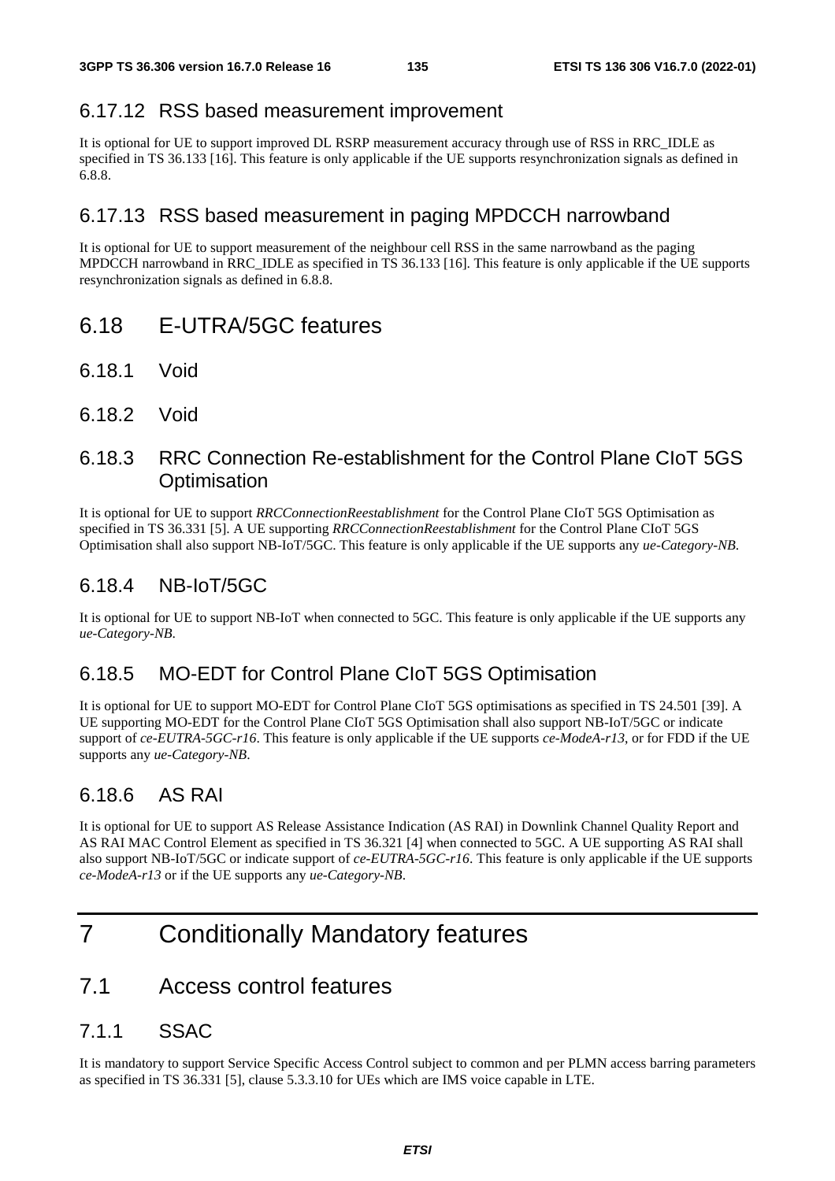### 6.17.12 RSS based measurement improvement

It is optional for UE to support improved DL RSRP measurement accuracy through use of RSS in RRC_IDLE as specified in TS 36.133 [16]. This feature is only applicable if the UE supports resynchronization signals as defined in 6.8.8.

### 6.17.13 RSS based measurement in paging MPDCCH narrowband

It is optional for UE to support measurement of the neighbour cell RSS in the same narrowband as the paging MPDCCH narrowband in RRC_IDLE as specified in TS 36.133 [16]. This feature is only applicable if the UE supports resynchronization signals as defined in 6.8.8.

## 6.18 E-UTRA/5GC features

### 6.18.1 Void

### 6.18.2 Void

### 6.18.3 RRC Connection Re-establishment for the Control Plane CIoT 5GS Optimisation

It is optional for UE to support *RRCConnectionReestablishment* for the Control Plane CIoT 5GS Optimisation as specified in TS 36.331 [5]. A UE supporting *RRCConnectionReestablishment* for the Control Plane CIoT 5GS Optimisation shall also support NB-IoT/5GC. This feature is only applicable if the UE supports any *ue-Category-NB*.

### 6.18.4 NB-IoT/5GC

It is optional for UE to support NB-IoT when connected to 5GC. This feature is only applicable if the UE supports any *ue-Category-NB*.

### 6.18.5 MO-EDT for Control Plane CIoT 5GS Optimisation

It is optional for UE to support MO-EDT for Control Plane CIoT 5GS optimisations as specified in TS 24.501 [39]. A UE supporting MO-EDT for the Control Plane CIoT 5GS Optimisation shall also support NB-IoT/5GC or indicate support of *ce-EUTRA-5GC-r16*. This feature is only applicable if the UE supports *ce-ModeA-r13*, or for FDD if the UE supports any *ue-Category-NB*.

### 6.18.6 AS RAI

It is optional for UE to support AS Release Assistance Indication (AS RAI) in Downlink Channel Quality Report and AS RAI MAC Control Element as specified in TS 36.321 [4] when connected to 5GC. A UE supporting AS RAI shall also support NB-IoT/5GC or indicate support of *ce-EUTRA-5GC-r16*. This feature is only applicable if the UE supports *ce-ModeA-r13* or if the UE supports any *ue-Category-NB*.

# 7 Conditionally Mandatory features

## 7.1 Access control features

### 7.1.1 SSAC

It is mandatory to support Service Specific Access Control subject to common and per PLMN access barring parameters as specified in TS 36.331 [5], clause 5.3.3.10 for UEs which are IMS voice capable in LTE.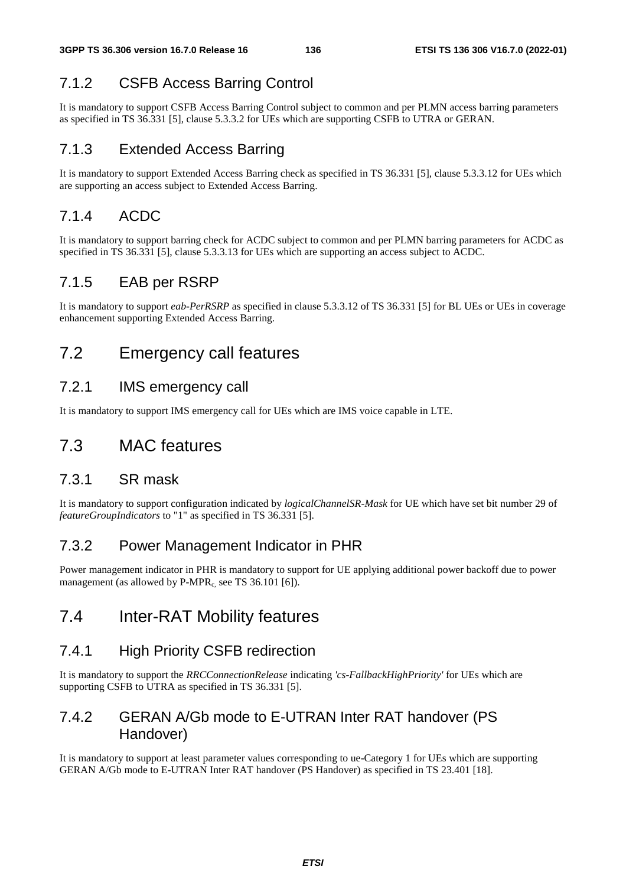### 7.1.2 CSFB Access Barring Control

It is mandatory to support CSFB Access Barring Control subject to common and per PLMN access barring parameters as specified in TS 36.331 [5], clause 5.3.3.2 for UEs which are supporting CSFB to UTRA or GERAN.

### 7.1.3 Extended Access Barring

It is mandatory to support Extended Access Barring check as specified in TS 36.331 [5], clause 5.3.3.12 for UEs which are supporting an access subject to Extended Access Barring.

### 7.1.4 ACDC

It is mandatory to support barring check for ACDC subject to common and per PLMN barring parameters for ACDC as specified in TS 36.331 [5], clause 5.3.3.13 for UEs which are supporting an access subject to ACDC.

### 7.1.5 EAB per RSRP

It is mandatory to support *eab-PerRSRP* as specified in clause 5.3.3.12 of TS 36.331 [5] for BL UEs or UEs in coverage enhancement supporting Extended Access Barring.

## 7.2 Emergency call features

### 7.2.1 IMS emergency call

It is mandatory to support IMS emergency call for UEs which are IMS voice capable in LTE.

## 7.3 MAC features

### 7.3.1 SR mask

It is mandatory to support configuration indicated by *logicalChannelSR-Mask* for UE which have set bit number 29 of *featureGroupIndicators* to "1" as specified in TS 36.331 [5].

### 7.3.2 Power Management Indicator in PHR

Power management indicator in PHR is mandatory to support for UE applying additional power backoff due to power management (as allowed by $P\text{-}MPR_c$, see TS 36.101 [6]).

## 7.4 Inter-RAT Mobility features

### 7.4.1 High Priority CSFB redirection

It is mandatory to support the *RRCConnectionRelease* indicating *'cs-FallbackHighPriority'* for UEs which are supporting CSFB to UTRA as specified in TS 36.331 [5].

### 7.4.2 GERAN A/Gb mode to E-UTRAN Inter RAT handover (PS Handover)

It is mandatory to support at least parameter values corresponding to ue-Category 1 for UEs which are supporting GERAN A/Gb mode to E-UTRAN Inter RAT handover (PS Handover) as specified in TS 23.401 [18].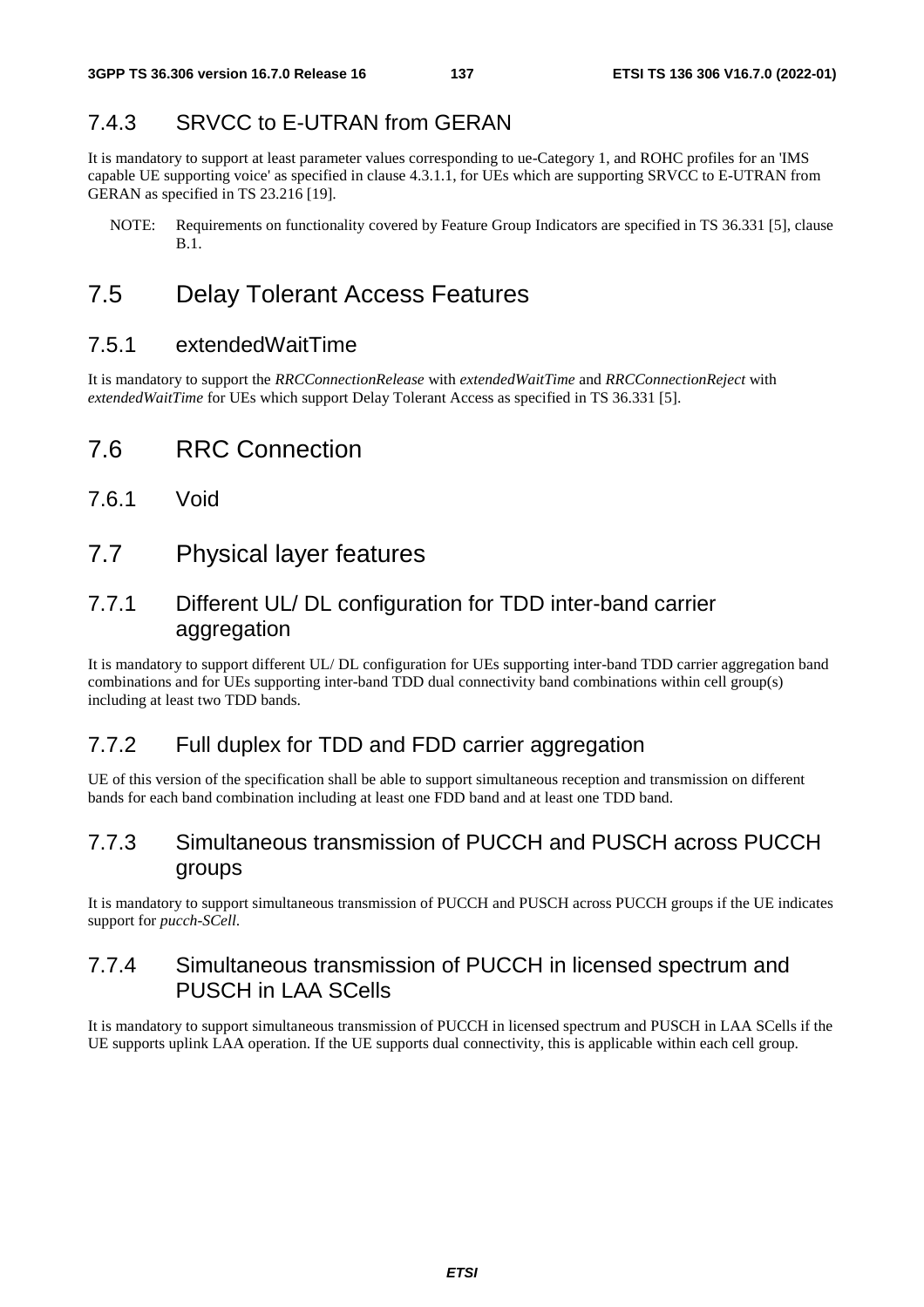### 7.4.3 SRVCC to E-UTRAN from GERAN

It is mandatory to support at least parameter values corresponding to ue-Category 1, and ROHC profiles for an 'IMS capable UE supporting voice' as specified in clause 4.3.1.1, for UEs which are supporting SRVCC to E-UTRAN from GERAN as specified in TS 23.216 [19].

NOTE: Requirements on functionality covered by Feature Group Indicators are specified in TS 36.331 [5], clause B.1.

## 7.5 Delay Tolerant Access Features

### 7.5.1 extendedWaitTime

It is mandatory to support the *RRCConnectionRelease* with *extendedWaitTime* and *RRCConnectionReject* with *extendedWaitTime* for UEs which support Delay Tolerant Access as specified in TS 36.331 [5].

## 7.6 RRC Connection

### 7.6.1 Void

## 7.7 Physical layer features

### 7.7.1 Different UL/ DL configuration for TDD inter-band carrier aggregation

It is mandatory to support different UL/ DL configuration for UEs supporting inter-band TDD carrier aggregation band combinations and for UEs supporting inter-band TDD dual connectivity band combinations within cell group(s) including at least two TDD bands.

### 7.7.2 Full duplex for TDD and FDD carrier aggregation

UE of this version of the specification shall be able to support simultaneous reception and transmission on different bands for each band combination including at least one FDD band and at least one TDD band.

### 7.7.3 Simultaneous transmission of PUCCH and PUSCH across PUCCH groups

It is mandatory to support simultaneous transmission of PUCCH and PUSCH across PUCCH groups if the UE indicates support for *pucch-SCell*.

### 7.7.4 Simultaneous transmission of PUCCH in licensed spectrum and PUSCH in LAA SCells

It is mandatory to support simultaneous transmission of PUCCH in licensed spectrum and PUSCH in LAA SCells if the UE supports uplink LAA operation. If the UE supports dual connectivity, this is applicable within each cell group.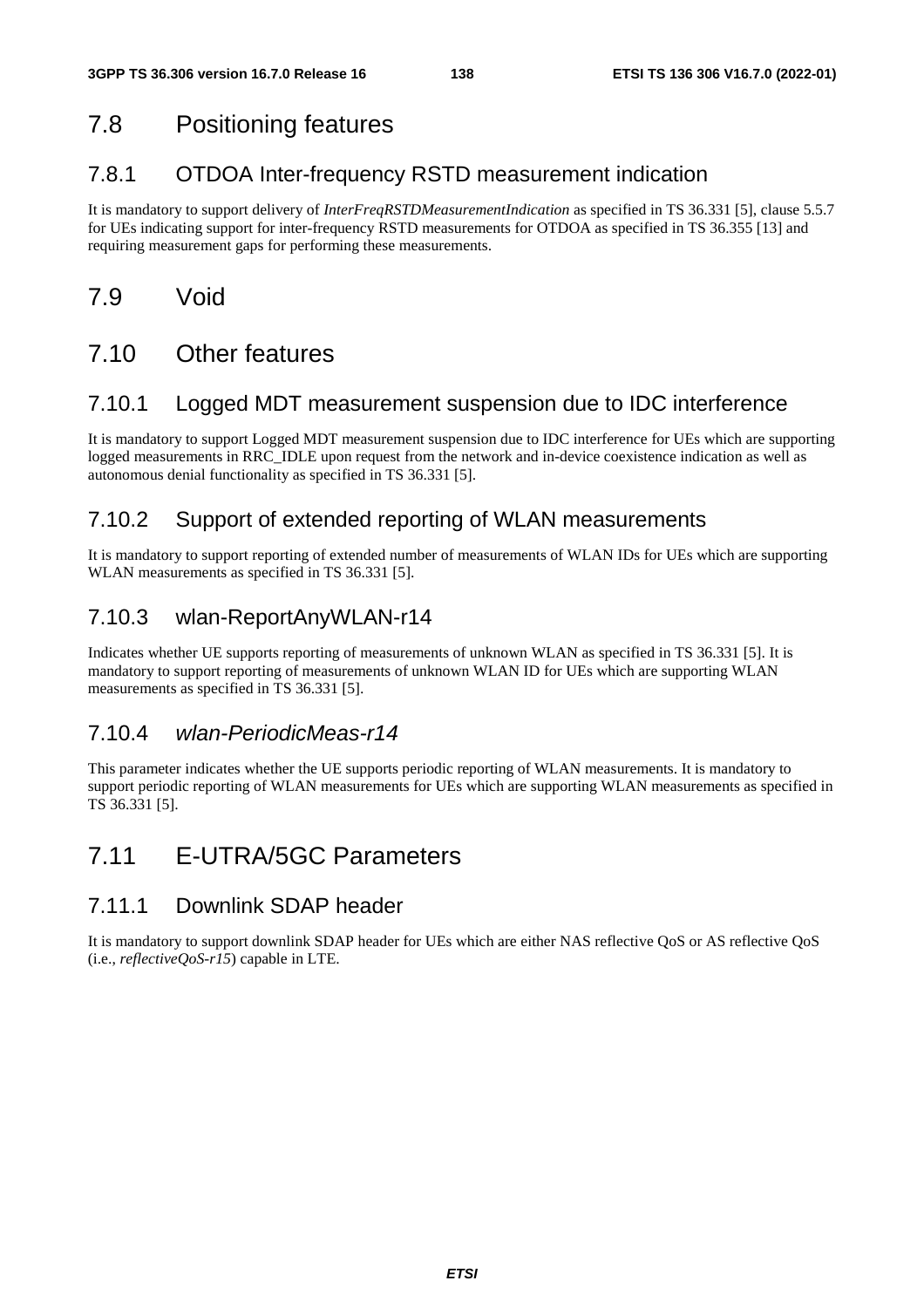## 7.8 Positioning features

### 7.8.1 OTDOA Inter-frequency RSTD measurement indication

It is mandatory to support delivery of *InterFreqRSTDMeasurementIndication* as specified in TS 36.331 [5], clause 5.5.7 for UEs indicating support for inter-frequency RSTD measurements for OTDOA as specified in TS 36.355 [13] and requiring measurement gaps for performing these measurements.

## 7.9 Void

## 7.10 Other features

### 7.10.1 Logged MDT measurement suspension due to IDC interference

It is mandatory to support Logged MDT measurement suspension due to IDC interference for UEs which are supporting logged measurements in RRC_IDLE upon request from the network and in-device coexistence indication as well as autonomous denial functionality as specified in TS 36.331 [5].

### 7.10.2 Support of extended reporting of WLAN measurements

It is mandatory to support reporting of extended number of measurements of WLAN IDs for UEs which are supporting WLAN measurements as specified in TS 36.331 [5].

### 7.10.3 wlan-ReportAnyWLAN-r14

Indicates whether UE supports reporting of measurements of unknown WLAN as specified in TS 36.331 [5]. It is mandatory to support reporting of measurements of unknown WLAN ID for UEs which are supporting WLAN measurements as specified in TS 36.331 [5].

### 7.10.4 *wlan-PeriodicMeas-r14*

This parameter indicates whether the UE supports periodic reporting of WLAN measurements. It is mandatory to support periodic reporting of WLAN measurements for UEs which are supporting WLAN measurements as specified in TS 36.331 [5].

## 7.11 E-UTRA/5GC Parameters

### 7.11.1 Downlink SDAP header

It is mandatory to support downlink SDAP header for UEs which are either NAS reflective QoS or AS reflective QoS (i.e., *reflectiveQoS-r15*) capable in LTE.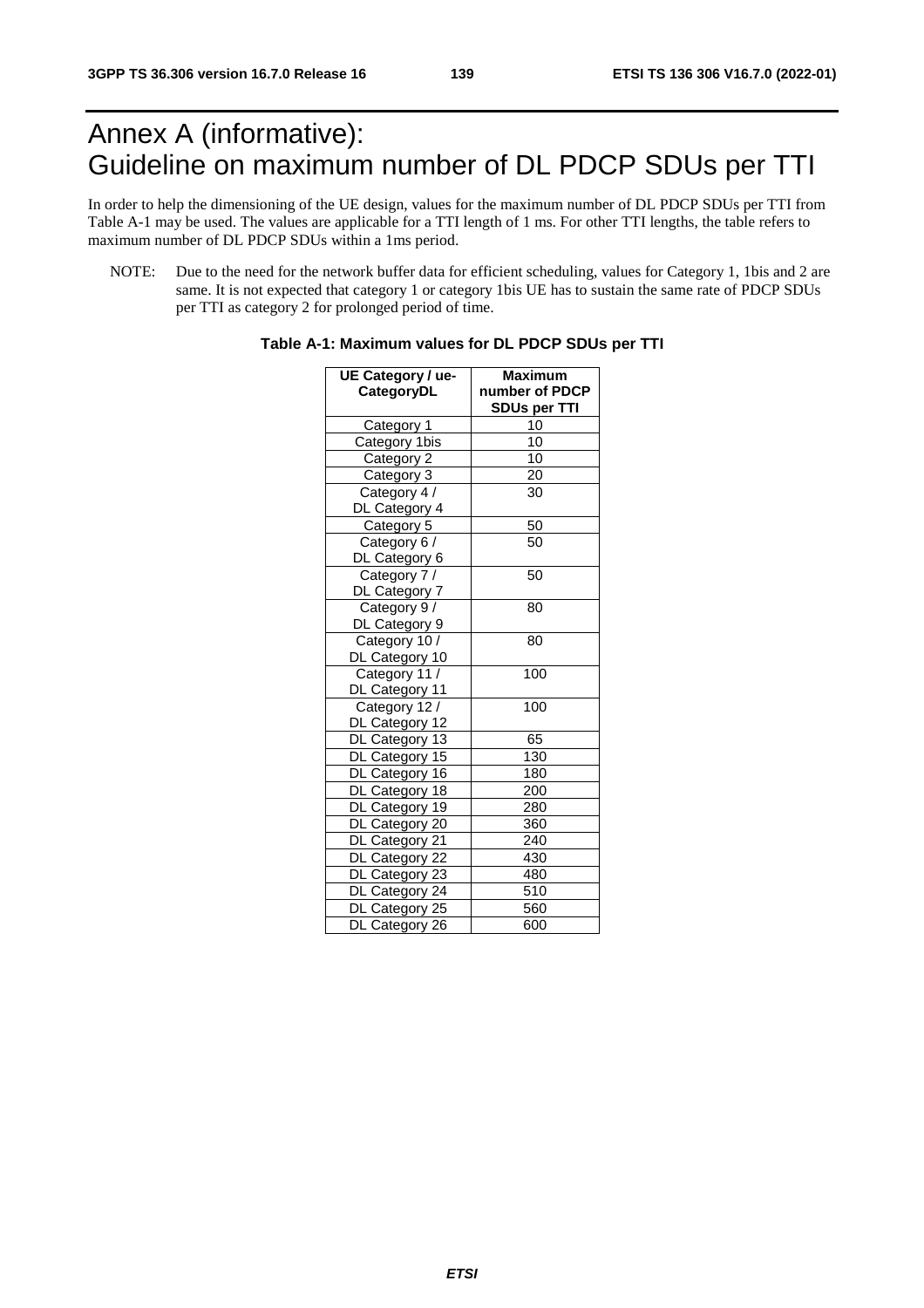# Annex A (informative): Guideline on maximum number of DL PDCP SDUs per TTI

In order to help the dimensioning of the UE design, values for the maximum number of DL PDCP SDUs per TTI from Table A-1 may be used. The values are applicable for a TTI length of 1 ms. For other TTI lengths, the table refers to maximum number of DL PDCP SDUs within a 1ms period.

NOTE: Due to the need for the network buffer data for efficient scheduling, values for Category 1, 1bis and 2 are same. It is not expected that category 1 or category 1bis UE has to sustain the same rate of PDCP SDUs per TTI as category 2 for prolonged period of time.

**Table A-1: Maximum values for DL PDCP SDUs per TTI**

| UE Category / ue-CategoryDL | Maximum number of PDCP SDUs per TTI |
|---|---|
| Category 1 | 10 |
| Category 1bis | 10 |
| Category 2 | 10 |
| Category 3 | 20 |
| Category 4 / DL Category 4 | 30 |
| Category 5 | 50 |
| Category 6 / DL Category 6 | 50 |
| Category 7 / DL Category 7 | 50 |
| Category 9 / DL Category 9 | 80 |
| Category 10 / DL Category 10 | 80 |
| Category 11 / DL Category 11 | 100 |
| Category 12 / DL Category 12 | 100 |
| DL Category 13 | 65 |
| DL Category 15 | 130 |
| DL Category 16 | 180 |
| DL Category 18 | 200 |
| DL Category 19 | 280 |
| DL Category 20 | 360 |
| DL Category 21 | 240 |
| DL Category 22 | 430 |
| DL Category 23 | 480 |
| DL Category 24 | 510 |
| DL Category 25 | 560 |
| DL Category 26 | 600 |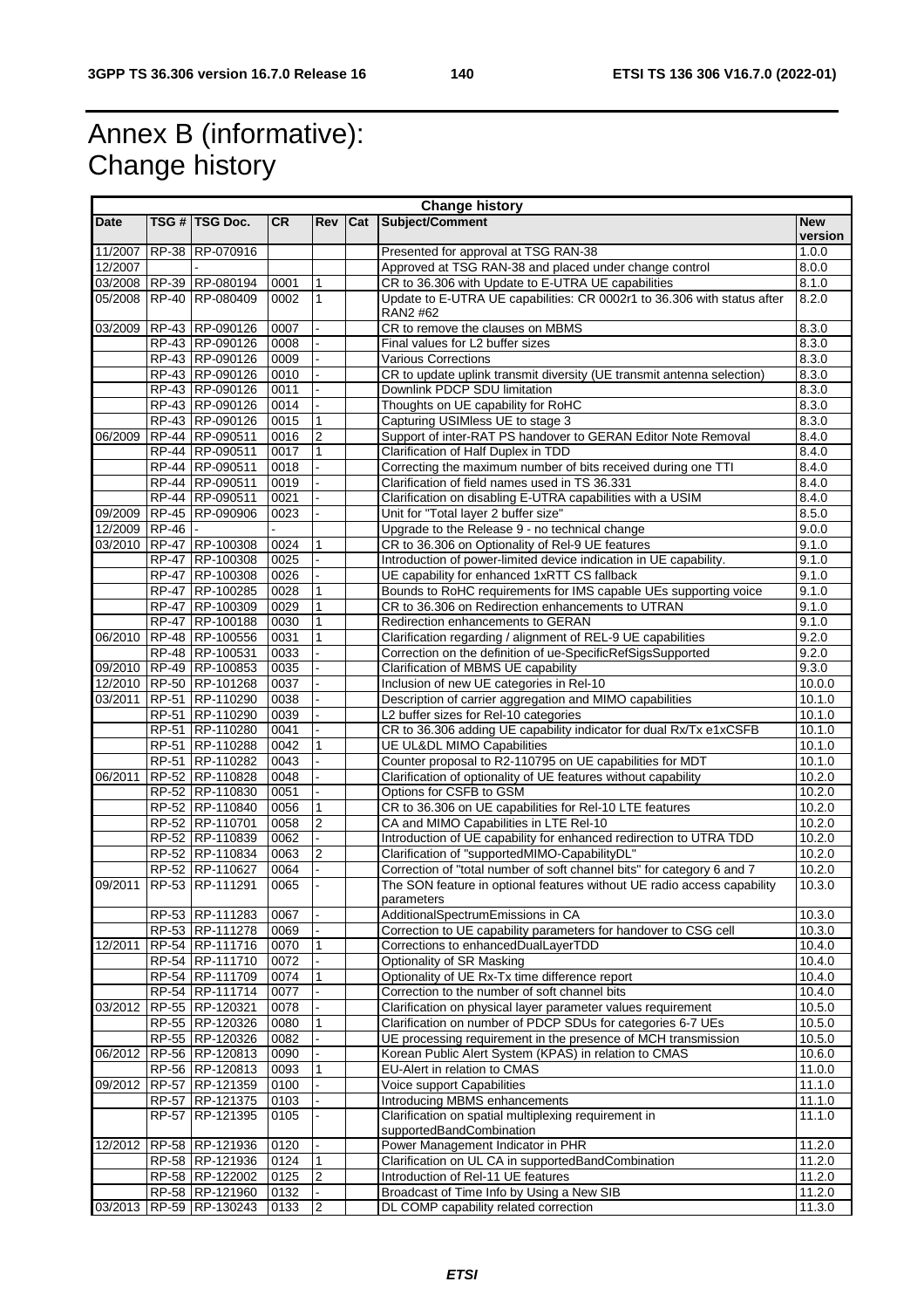# Annex B (informative): Change history

| Change history | | | | | | | |
|---|---|---|---|---|---|---|---|
| Date | TSG # | TSG Doc. | CR | Rev | Cat | Subject/Comment | New version |
| 11/2007 | RP-38 | RP-070916 | | | | Presented for approval at TSG RAN-38 | 1.0.0 |
| 12/2007 | | - | | | | Approved at TSG RAN-38 and placed under change control | 8.0.0 |
| 03/2008 | RP-39 | RP-080194 | 0001 | 1 | | CR to 36.306 with Update to E-UTRA UE capabilities | 8.1.0 |
| 05/2008 | RP-40 | RP-080409 | 0002 | 1 | | Update to E-UTRA UE capabilities: CR 0002r1 to 36.306 with status after RAN2 #62 | 8.2.0 |
| 03/2009 | RP-43 | RP-090126 | 0007 | - | | CR to remove the clauses on MBMS | 8.3.0 |
| | RP-43 | RP-090126 | 0008 | - | | Final values for L2 buffer sizes | 8.3.0 |
| | RP-43 | RP-090126 | 0009 | - | | Various Corrections | 8.3.0 |
| | RP-43 | RP-090126 | 0010 | - | | CR to update uplink transmit diversity (UE transmit antenna selection) | 8.3.0 |
| | RP-43 | RP-090126 | 0011 | - | | Downlink PDCP SDU limitation | 8.3.0 |
| | RP-43 | RP-090126 | 0014 | - | | Thoughts on UE capability for RoHC | 8.3.0 |
| | RP-43 | RP-090126 | 0015 | 1 | | Capturing USIMless UE to stage 3 | 8.3.0 |
| 06/2009 | RP-44 | RP-090511 | 0016 | 2 | | Support of inter-RAT PS handover to GERAN Editor Note Removal | 8.4.0 |
| | RP-44 | RP-090511 | 0017 | 1 | | Clarification of Half Duplex in TDD | 8.4.0 |
| | RP-44 | RP-090511 | 0018 | - | | Correcting the maximum number of bits received during one TTI | 8.4.0 |
| | RP-44 | RP-090511 | 0019 | - | | Clarification of field names used in TS 36.331 | 8.4.0 |
| | RP-44 | RP-090511 | 0021 | - | | Clarification on disabling E-UTRA capabilities with a USIM | 8.4.0 |
| 09/2009 | RP-45 | RP-090906 | 0023 | - | | Unit for "Total layer 2 buffer size" | 8.5.0 |
| 12/2009 | RP-46 | - | - | | | Upgrade to the Release 9 - no technical change | 9.0.0 |
| 03/2010 | RP-47 | RP-100308 | 0024 | 1 | | CR to 36.306 on Optionality of Rel-9 UE features | 9.1.0 |
| | RP-47 | RP-100308 | 0025 | - | | Introduction of power-limited device indication in UE capability. | 9.1.0 |
| | RP-47 | RP-100308 | 0026 | - | | UE capability for enhanced 1xRTT CS fallback | 9.1.0 |
| | RP-47 | RP-100285 | 0028 | 1 | | Bounds to RoHC requirements for IMS capable UEs supporting voice | 9.1.0 |
| | RP-47 | RP-100309 | 0029 | 1 | | CR to 36.306 on Redirection enhancements to UTRAN | 9.1.0 |
| | RP-47 | RP-100188 | 0030 | 1 | | Redirection enhancements to GERAN | 9.1.0 |
| 06/2010 | RP-48 | RP-100556 | 0031 | 1 | | Clarification regarding / alignment of REL-9 UE capabilities | 9.2.0 |
| | RP-48 | RP-100531 | 0033 | - | | Correction on the definition of ue-SpecificRefSigsSupported | 9.2.0 |
| 09/2010 | RP-49 | RP-100853 | 0035 | - | | Clarification of MBMS UE capability | 9.3.0 |
| 12/2010 | RP-50 | RP-101268 | 0037 | - | | Inclusion of new UE categories in Rel-10 | 10.0.0 |
| 03/2011 | RP-51 | RP-110290 | 0038 | - | | Description of carrier aggregation and MIMO capabilities | 10.1.0 |
| | RP-51 | RP-110290 | 0039 | - | | L2 buffer sizes for Rel-10 categories | 10.1.0 |
| | RP-51 | RP-110280 | 0041 | - | | CR to 36.306 adding UE capability indicator for dual Rx/Tx e1xCSFB | 10.1.0 |
| | RP-51 | RP-110288 | 0042 | 1 | | UE UL&DL MIMO Capabilities | 10.1.0 |
| | RP-51 | RP-110282 | 0043 | - | | Counter proposal to R2-110795 on UE capabilities for MDT | 10.1.0 |
| 06/2011 | RP-52 | RP-110828 | 0048 | - | | Clarification of optionality of UE features without capability | 10.2.0 |
| | RP-52 | RP-110830 | 0051 | - | | Options for CSFB to GSM | 10.2.0 |
| | RP-52 | RP-110840 | 0056 | 1 | | CR to 36.306 on UE capabilities for Rel-10 LTE features | 10.2.0 |
| | RP-52 | RP-110701 | 0058 | 2 | | CA and MIMO Capabilities in LTE Rel-10 | 10.2.0 |
| | RP-52 | RP-110839 | 0062 | - | | Introduction of UE capability for enhanced redirection to UTRA TDD | 10.2.0 |
| | RP-52 | RP-110834 | 0063 | 2 | | Clarification of "supportedMIMO-CapabilityDL" | 10.2.0 |
| | RP-52 | RP-110627 | 0064 | - | | Correction of "total number of soft channel bits" for category 6 and 7 | 10.2.0 |
| 09/2011 | RP-53 | RP-111291 | 0065 | - | | The SON feature in optional features without UE radio access capability parameters | 10.3.0 |
| | RP-53 | RP-111283 | 0067 | - | | AdditionalSpectrumEmissions in CA | 10.3.0 |
| | RP-53 | RP-111278 | 0069 | - | | Correction to UE capability parameters for handover to CSG cell | 10.3.0 |
| 12/2011 | RP-54 | RP-111716 | 0070 | 1 | | Corrections to enhancedDualLayerTDD | 10.4.0 |
| | RP-54 | RP-111710 | 0072 | - | | Optionality of SR Masking | 10.4.0 |
| | RP-54 | RP-111709 | 0074 | 1 | | Optionality of UE Rx-Tx time difference report | 10.4.0 |
| | RP-54 | RP-111714 | 0077 | - | | Correction to the number of soft channel bits | 10.4.0 |
| 03/2012 | RP-55 | RP-120321 | 0078 | - | | Clarification on physical layer parameter values requirement | 10.5.0 |
| | RP-55 | RP-120326 | 0080 | 1 | | Clarification on number of PDCP SDUs for categories 6-7 UEs | 10.5.0 |
| | RP-55 | RP-120326 | 0082 | - | | UE processing requirement in the presence of MCH transmission | 10.5.0 |
| 06/2012 | RP-56 | RP-120813 | 0090 | - | | Korean Public Alert System (KPAS) in relation to CMAS | 10.6.0 |
| | RP-56 | RP-120813 | 0093 | 1 | | EU-Alert in relation to CMAS | 11.0.0 |
| 09/2012 | RP-57 | RP-121359 | 0100 | - | | Voice support Capabilities | 11.1.0 |
| | RP-57 | RP-121375 | 0103 | - | | Introducing MBMS enhancements | 11.1.0 |
| | RP-57 | RP-121395 | 0105 | - | | Clarification on spatial multiplexing requirement in supportedBandCombination | 11.1.0 |
| 12/2012 | RP-58 | RP-121936 | 0120 | - | | Power Management Indicator in PHR | 11.2.0 |
| | RP-58 | RP-121936 | 0124 | 1 | | Clarification on UL CA in supportedBandCombination | 11.2.0 |
| | RP-58 | RP-122002 | 0125 | 2 | | Introduction of Rel-11 UE features | 11.2.0 |
| | RP-58 | RP-121960 | 0132 | - | | Broadcast of Time Info by Using a New SIB | 11.2.0 |
| 03/2013 | RP-59 | RP-130243 | 0133 | 2 | | DL COMP capability related correction | 11.3.0 |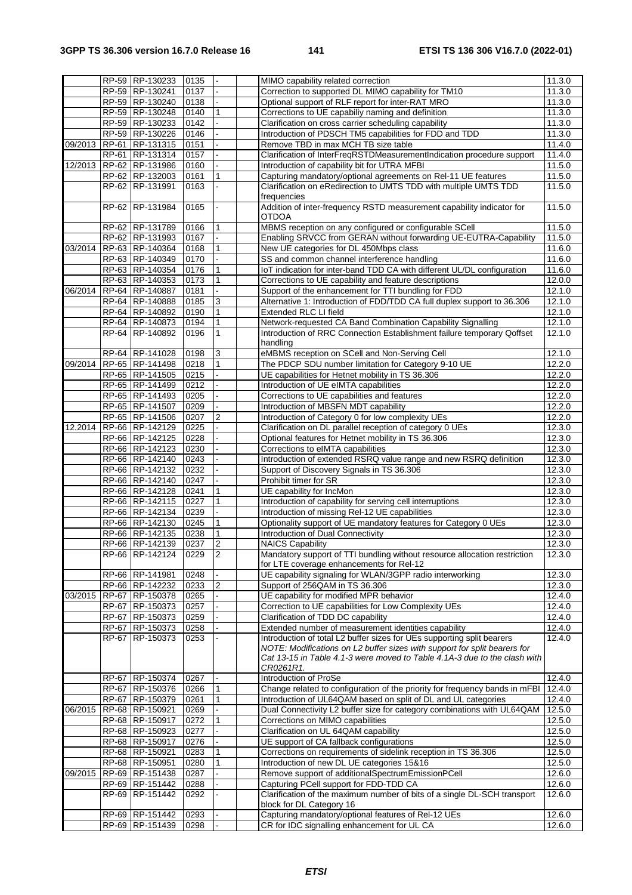|  |  |  |  |  |  |  |  |
|---|---|---|---|---|---|---|---|
|  | RP-59 | RP-130233 | 0135 | - |  | MIMO capability related correction | 11.3.0 |
|  | RP-59 | RP-130241 | 0137 | - |  | Correction to supported DL MIMO capability for TM10 | 11.3.0 |
|  | RP-59 | RP-130240 | 0138 | - |  | Optional support of RLF report for inter-RAT MRO | 11.3.0 |
|  | RP-59 | RP-130248 | 0140 | 1 |  | Corrections to UE capabiliy naming and definition | 11.3.0 |
|  | RP-59 | RP-130233 | 0142 | - |  | Clarification on cross carrier scheduling capability | 11.3.0 |
|  | RP-59 | RP-130226 | 0146 | - |  | Introduction of PDSCH TM5 capabilities for FDD and TDD | 11.3.0 |
| 09/2013 | RP-61 | RP-131315 | 0151 | - |  | Remove TBD in max MCH TB size table | 11.4.0 |
|  | RP-61 | RP-131314 | 0157 | - |  | Clarification of InterFreqRSTDMeasurementIndication procedure support | 11.4.0 |
| 12/2013 | RP-62 | RP-131986 | 0160 | - |  | Introduction of capability bit for UTRA MFBI | 11.5.0 |
|  | RP-62 | RP-132003 | 0161 | 1 |  | Capturing mandatory/optional agreements on Rel-11 UE features | 11.5.0 |
|  | RP-62 | RP-131991 | 0163 | - |  | Clarification on eRedirection to UMTS TDD with multiple UMTS TDD frequencies | 11.5.0 |
|  | RP-62 | RP-131984 | 0165 | - |  | Addition of inter-frequency RSTD measurement capability indicator for OTDOA | 11.5.0 |
|  | RP-62 | RP-131789 | 0166 | 1 |  | MBMS reception on any configured or configurable SCell | 11.5.0 |
|  | RP-62 | RP-131993 | 0167 | - |  | Enabling SRVCC from GERAN without forwarding UE-EUTRA-Capability | 11.5.0 |
| 03/2014 | RP-63 | RP-140364 | 0168 | 1 |  | New UE categories for DL 450Mbps class | 11.6.0 |
|  | RP-63 | RP-140349 | 0170 | - |  | SS and common channel interference handling | 11.6.0 |
|  | RP-63 | RP-140354 | 0176 | 1 |  | IoT indication for inter-band TDD CA with different UL/DL configuration | 11.6.0 |
|  | RP-63 | RP-140353 | 0173 | 1 |  | Corrections to UE capability and feature descriptions | 12.0.0 |
| 06/2014 | RP-64 | RP-140887 | 0181 | - |  | Support of the enhancement for TTI bundling for FDD | 12.1.0 |
|  | RP-64 | RP-140888 | 0185 | 3 |  | Alternative 1: Introduction of FDD/TDD CA full duplex support to 36.306 | 12.1.0 |
|  | RP-64 | RP-140892 | 0190 | 1 |  | Extended RLC LI field | 12.1.0 |
|  | RP-64 | RP-140873 | 0194 | 1 |  | Network-requested CA Band Combination Capability Signalling | 12.1.0 |
|  | RP-64 | RP-140892 | 0196 | 1 |  | Introduction of RRC Connection Establishment failure temporary Qoffset handling | 12.1.0 |
|  | RP-64 | RP-141028 | 0198 | 3 |  | eMBMS reception on SCell and Non-Serving Cell | 12.1.0 |
| 09/2014 | RP-65 | RP-141498 | 0218 | 1 |  | The PDCP SDU number limitation for Category 9-10 UE | 12.2.0 |
|  | RP-65 | RP-141505 | 0215 | - |  | UE capabilities for Hetnet mobility in TS 36.306 | 12.2.0 |
|  | RP-65 | RP-141499 | 0212 | - |  | Introduction of UE eIMTA capabilities | 12.2.0 |
|  | RP-65 | RP-141493 | 0205 | - |  | Corrections to UE capabilities and features | 12.2.0 |
|  | RP-65 | RP-141507 | 0209 | - |  | Introduction of MBSFN MDT capability | 12.2.0 |
|  | RP-65 | RP-141506 | 0207 | 2 |  | Introduction of Category 0 for low complexity UEs | 12.2.0 |
| 12.2014 | RP-66 | RP-142129 | 0225 | - |  | Clarification on DL parallel reception of category 0 UEs | 12.3.0 |
|  | RP-66 | RP-142125 | 0228 | - |  | Optional features for Hetnet mobility in TS 36.306 | 12.3.0 |
|  | RP-66 | RP-142123 | 0230 | - |  | Corrections to eIMTA capabilities | 12.3.0 |
|  | RP-66 | RP-142140 | 0243 | - |  | Introduction of extended RSRQ value range and new RSRQ definition | 12.3.0 |
|  | RP-66 | RP-142132 | 0232 | - |  | Support of Discovery Signals in TS 36.306 | 12.3.0 |
|  | RP-66 | RP-142140 | 0247 | - |  | Prohibit timer for SR | 12.3.0 |
|  | RP-66 | RP-142128 | 0241 | 1 |  | UE capability for IncMon | 12.3.0 |
|  | RP-66 | RP-142115 | 0227 | 1 |  | Introduction of capability for serving cell interruptions | 12.3.0 |
|  | RP-66 | RP-142134 | 0239 | - |  | Introduction of missing Rel-12 UE capabilities | 12.3.0 |
|  | RP-66 | RP-142130 | 0245 | 1 |  | Optionality support of UE mandatory features for Category 0 UEs | 12.3.0 |
|  | RP-66 | RP-142135 | 0238 | 1 |  | Introduction of Dual Connectivity | 12.3.0 |
|  | RP-66 | RP-142139 | 0237 | 2 |  | NAICS Capability | 12.3.0 |
|  | RP-66 | RP-142124 | 0229 | 2 |  | Mandatory support of TTI bundling without resource allocation restriction for LTE coverage enhancements for Rel-12 | 12.3.0 |
|  | RP-66 | RP-141981 | 0248 | - |  | UE capability signaling for WLAN/3GPP radio interworking | 12.3.0 |
|  | RP-66 | RP-142232 | 0233 | 2 |  | Support of 256QAM in TS 36.306 | 12.3.0 |
| 03/2015 | RP-67 | RP-150378 | 0265 | - |  | UE capability for modified MPR behavior | 12.4.0 |
|  | RP-67 | RP-150373 | 0257 | - |  | Correction to UE capabilities for Low Complexity UEs | 12.4.0 |
|  | RP-67 | RP-150373 | 0259 | - |  | Clarification of TDD DC capability | 12.4.0 |
|  | RP-67 | RP-150373 | 0258 | - |  | Extended number of measurement identities capability | 12.4.0 |
|  | RP-67 | RP-150373 | 0253 | - |  | Introduction of total L2 buffer sizes for UEs supporting split bearers<br>*NOTE: Modifications on L2 buffer sizes with support for split bearers for Cat 13-15 in Table 4.1-3 were moved to Table 4.1A-3 due to the clash with CR0261R1.* | 12.4.0 |
|  | RP-67 | RP-150374 | 0267 | - |  | Introduction of ProSe | 12.4.0 |
|  | RP-67 | RP-150376 | 0266 | 1 |  | Change related to configuration of the priority for frequency bands in mFBI | 12.4.0 |
|  | RP-67 | RP-150379 | 0261 | 1 |  | Introduction of UL64QAM based on split of DL and UL categories | 12.4.0 |
| 06/2015 | RP-68 | RP-150921 | 0269 | - |  | Dual Connectivity L2 buffer size for category combinations with UL64QAM | 12.5.0 |
|  | RP-68 | RP-150917 | 0272 | 1 |  | Corrections on MIMO capabilities | 12.5.0 |
|  | RP-68 | RP-150923 | 0277 | - |  | Clarification on UL 64QAM capability | 12.5.0 |
|  | RP-68 | RP-150917 | 0276 | - |  | UE support of CA fallback configurations | 12.5.0 |
|  | RP-68 | RP-150921 | 0283 | 1 |  | Corrections on requirements of sidelink reception in TS 36.306 | 12.5.0 |
|  | RP-68 | RP-150951 | 0280 | 1 |  | Introduction of new DL UE categories 15&16 | 12.5.0 |
| 09/2015 | RP-69 | RP-151438 | 0287 | - |  | Remove support of additionalSpectrumEmissionPCell | 12.6.0 |
|  | RP-69 | RP-151442 | 0288 | - |  | Capturing PCell support for FDD-TDD CA | 12.6.0 |
|  | RP-69 | RP-151442 | 0292 | - |  | Clarification of the maximum number of bits of a single DL-SCH transport block for DL Category 16 | 12.6.0 |
|  | RP-69 | RP-151442 | 0293 | - |  | Capturing mandatory/optional features of Rel-12 UEs | 12.6.0 |
|  | RP-69 | RP-151439 | 0298 | - |  | CR for IDC signalling enhancement for UL CA | 12.6.0 |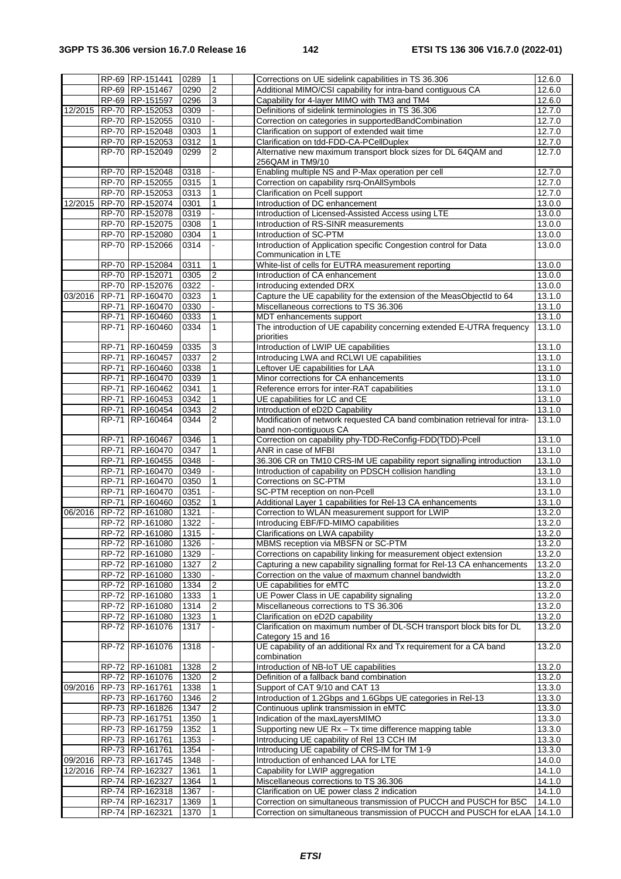|  | RP-69 | RP-151441 | 0289 | 1 |  | Corrections on UE sidelink capabilities in TS 36.306 | 12.6.0 |
|---|---|---|---|---|---|---|---|
|  | RP-69 | RP-151467 | 0290 | 2 |  | Additional MIMO/CSI capability for intra-band contiguous CA | 12.6.0 |
|  | RP-69 | RP-151597 | 0296 | 3 |  | Capability for 4-layer MIMO with TM3 and TM4 | 12.6.0 |
| 12/2015 | RP-70 | RP-152053 | 0309 | - |  | Definitions of sidelink terminologies in TS 36.306 | 12.7.0 |
|  | RP-70 | RP-152055 | 0310 | - |  | Correction on categories in supportedBandCombination | 12.7.0 |
|  | RP-70 | RP-152048 | 0303 | 1 |  | Clarification on support of extended wait time | 12.7.0 |
|  | RP-70 | RP-152053 | 0312 | 1 |  | Clarification on tdd-FDD-CA-PCellDuplex | 12.7.0 |
|  | RP-70 | RP-152049 | 0299 | 2 |  | Alternative new maximum transport block sizes for DL 64QAM and 256QAM in TM9/10 | 12.7.0 |
|  | RP-70 | RP-152048 | 0318 | - |  | Enabling multiple NS and P-Max operation per cell | 12.7.0 |
|  | RP-70 | RP-152055 | 0315 | 1 |  | Correction on capability rsrq-OnAllSymbols | 12.7.0 |
|  | RP-70 | RP-152053 | 0313 | 1 |  | Clarification on Pcell support | 12.7.0 |
| 12/2015 | RP-70 | RP-152074 | 0301 | 1 |  | Introduction of DC enhancement | 13.0.0 |
|  | RP-70 | RP-152078 | 0319 | - |  | Introduction of Licensed-Assisted Access using LTE | 13.0.0 |
|  | RP-70 | RP-152075 | 0308 | 1 |  | Introduction of RS-SINR measurements | 13.0.0 |
|  | RP-70 | RP-152080 | 0304 | 1 |  | Introduction of SC-PTM | 13.0.0 |
|  | RP-70 | RP-152066 | 0314 | - |  | Introduction of Application specific Congestion control for Data Communication in LTE | 13.0.0 |
|  | RP-70 | RP-152084 | 0311 | 1 |  | White-list of cells for EUTRA measurement reporting | 13.0.0 |
|  | RP-70 | RP-152071 | 0305 | 2 |  | Introduction of CA enhancement | 13.0.0 |
|  | RP-70 | RP-152076 | 0322 | - |  | Introducing extended DRX | 13.0.0 |
| 03/2016 | RP-71 | RP-160470 | 0323 | 1 |  | Capture the UE capability for the extension of the MeasObjectId to 64 | 13.1.0 |
|  | RP-71 | RP-160470 | 0330 | - |  | Miscellaneous corrections to TS 36.306 | 13.1.0 |
|  | RP-71 | RP-160460 | 0333 | 1 |  | MDT enhancements support | 13.1.0 |
|  | RP-71 | RP-160460 | 0334 | 1 |  | The introduction of UE capability concerning extended E-UTRA frequency priorities | 13.1.0 |
|  | RP-71 | RP-160459 | 0335 | 3 |  | Introduction of LWIP UE capabilities | 13.1.0 |
|  | RP-71 | RP-160457 | 0337 | 2 |  | Introducing LWA and RCLWI UE capabilities | 13.1.0 |
|  | RP-71 | RP-160460 | 0338 | 1 |  | Leftover UE capabilities for LAA | 13.1.0 |
|  | RP-71 | RP-160470 | 0339 | 1 |  | Minor corrections for CA enhancements | 13.1.0 |
|  | RP-71 | RP-160462 | 0341 | 1 |  | Reference errors for inter-RAT capabilities | 13.1.0 |
|  | RP-71 | RP-160453 | 0342 | 1 |  | UE capabilities for LC and CE | 13.1.0 |
|  | RP-71 | RP-160454 | 0343 | 2 |  | Introduction of eD2D Capability | 13.1.0 |
|  | RP-71 | RP-160464 | 0344 | 2 |  | Modification of network requested CA band combination retrieval for intra-band non-contiguous CA | 13.1.0 |
|  | RP-71 | RP-160467 | 0346 | 1 |  | Correction on capability phy-TDD-ReConfig-FDD(TDD)-Pcell | 13.1.0 |
|  | RP-71 | RP-160470 | 0347 | 1 |  | ANR in case of MFBI | 13.1.0 |
|  | RP-71 | RP-160455 | 0348 | - |  | 36.306 CR on TM10 CRS-IM UE capability report signalling introduction | 13.1.0 |
|  | RP-71 | RP-160470 | 0349 | - |  | Introduction of capability on PDSCH collision handling | 13.1.0 |
|  | RP-71 | RP-160470 | 0350 | 1 |  | Corrections on SC-PTM | 13.1.0 |
|  | RP-71 | RP-160470 | 0351 | - |  | SC-PTM reception on non-Pcell | 13.1.0 |
|  | RP-71 | RP-160460 | 0352 | 1 |  | Additional Layer 1 capabilities for Rel-13 CA enhancements | 13.1.0 |
| 06/2016 | RP-72 | RP-161080 | 1321 | - |  | Correction to WLAN measurement support for LWIP | 13.2.0 |
|  | RP-72 | RP-161080 | 1322 | - |  | Introducing EBF/FD-MIMO capabilities | 13.2.0 |
|  | RP-72 | RP-161080 | 1315 | - |  | Clarifications on LWA capability | 13.2.0 |
|  | RP-72 | RP-161080 | 1326 | - |  | MBMS reception via MBSFN or SC-PTM | 13.2.0 |
|  | RP-72 | RP-161080 | 1329 | - |  | Corrections on capability linking for measurement object extension | 13.2.0 |
|  | RP-72 | RP-161080 | 1327 | 2 |  | Capturing a new capability signalling format for Rel-13 CA enhancements | 13.2.0 |
|  | RP-72 | RP-161080 | 1330 | - |  | Correction on the value of maxmum channel bandwidth | 13.2.0 |
|  | RP-72 | RP-161080 | 1334 | 2 |  | UE capabilities for eMTC | 13.2.0 |
|  | RP-72 | RP-161080 | 1333 | 1 |  | UE Power Class in UE capability signaling | 13.2.0 |
|  | RP-72 | RP-161080 | 1314 | 2 |  | Miscellaneous corrections to TS 36.306 | 13.2.0 |
|  | RP-72 | RP-161080 | 1323 | 1 |  | Clarification on eD2D capability | 13.2.0 |
|  | RP-72 | RP-161076 | 1317 | - |  | Clarification on maximum number of DL-SCH transport block bits for DL Category 15 and 16 | 13.2.0 |
|  | RP-72 | RP-161076 | 1318 | - |  | UE capability of an additional Rx and Tx requirement for a CA band combination | 13.2.0 |
|  | RP-72 | RP-161081 | 1328 | 2 |  | Introduction of NB-IoT UE capabilities | 13.2.0 |
|  | RP-72 | RP-161076 | 1320 | 2 |  | Definition of a fallback band combination | 13.2.0 |
| 09/2016 | RP-73 | RP-161761 | 1338 | 1 |  | Support of CAT 9/10 and CAT 13 | 13.3.0 |
|  | RP-73 | RP-161760 | 1346 | 2 |  | Introduction of 1.2Gbps and 1.6Gbps UE categories in Rel-13 | 13.3.0 |
|  | RP-73 | RP-161826 | 1347 | 2 |  | Continuous uplink transmission in eMTC | 13.3.0 |
|  | RP-73 | RP-161751 | 1350 | 1 |  | Indication of the maxLayersMIMO | 13.3.0 |
|  | RP-73 | RP-161759 | 1352 | 1 |  | Supporting new UE Rx – Tx time difference mapping table | 13.3.0 |
|  | RP-73 | RP-161761 | 1353 | - |  | Introducing UE capability of Rel 13 CCH IM | 13.3.0 |
|  | RP-73 | RP-161761 | 1354 | - |  | Introducing UE capability of CRS-IM for TM 1-9 | 13.3.0 |
| 09/2016 | RP-73 | RP-161745 | 1348 | - |  | Introduction of enhanced LAA for LTE | 14.0.0 |
| 12/2016 | RP-74 | RP-162327 | 1361 | 1 |  | Capability for LWIP aggregation | 14.1.0 |
|  | RP-74 | RP-162327 | 1364 | 1 |  | Miscellaneous corrections to TS 36.306 | 14.1.0 |
|  | RP-74 | RP-162318 | 1367 | - |  | Clarification on UE power class 2 indication | 14.1.0 |
|  | RP-74 | RP-162317 | 1369 | 1 |  | Correction on simultaneous transmission of PUCCH and PUSCH for B5C | 14.1.0 |
|  | RP-74 | RP-162321 | 1370 | 1 |  | Correction on simultaneous transmission of PUCCH and PUSCH for eLAA | 14.1.0 |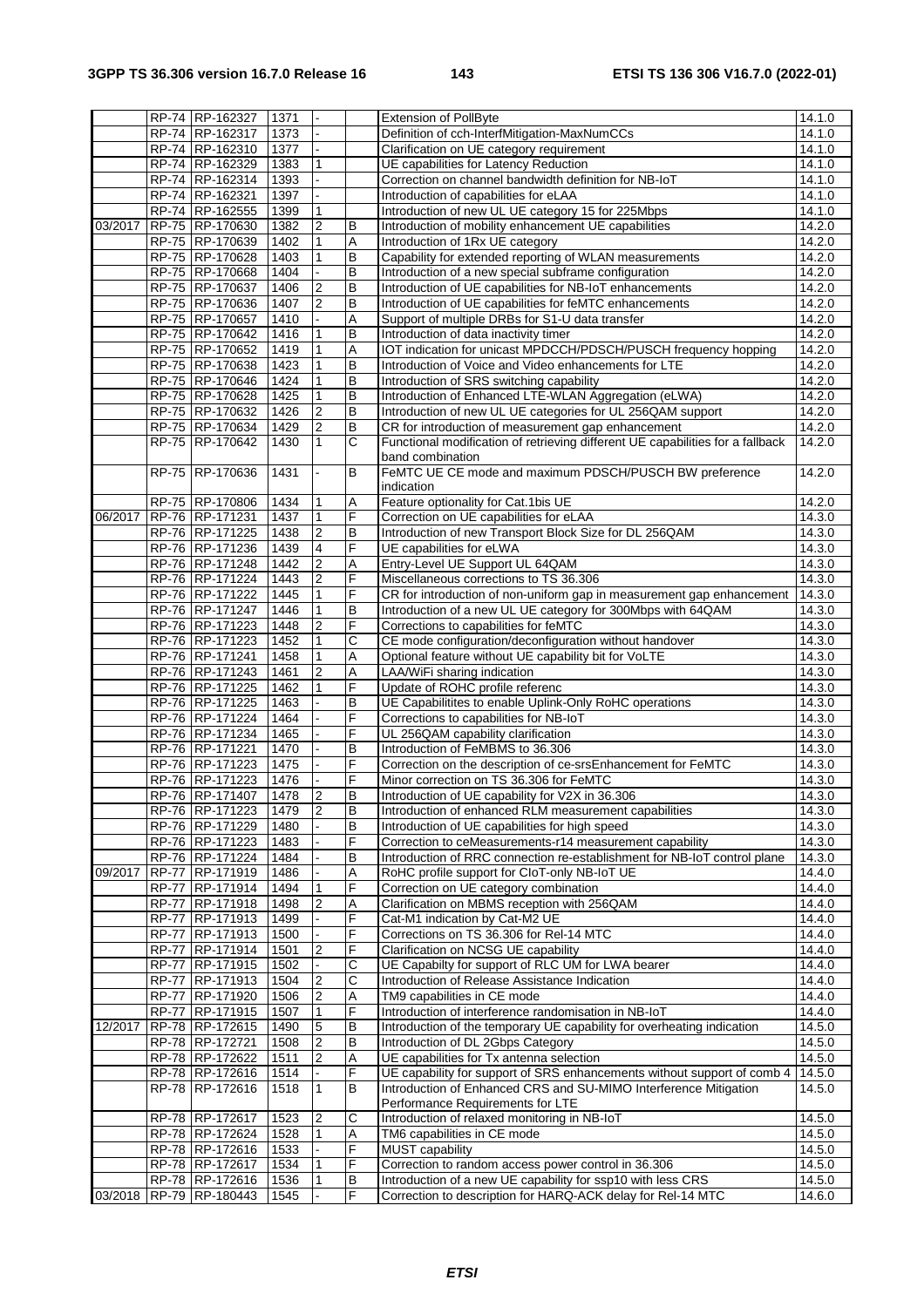|  | RP-74 | RP-162327 | 1371 | - |  | Extension of PollByte | 14.1.0 |
|---|---|---|---|---|---|---|---|
|  | RP-74 | RP-162317 | 1373 | - |  | Definition of cch-InterfMitigation-MaxNumCCs | 14.1.0 |
|  | RP-74 | RP-162310 | 1377 | - |  | Clarification on UE category requirement | 14.1.0 |
|  | RP-74 | RP-162329 | 1383 | 1 |  | UE capabilities for Latency Reduction | 14.1.0 |
|  | RP-74 | RP-162314 | 1393 | - |  | Correction on channel bandwidth definition for NB-IoT | 14.1.0 |
|  | RP-74 | RP-162321 | 1397 | - |  | Introduction of capabilities for eLAA | 14.1.0 |
|  | RP-74 | RP-162555 | 1399 | 1 |  | Introduction of new UL UE category 15 for 225Mbps | 14.1.0 |
| 03/2017 | RP-75 | RP-170630 | 1382 | 2 | B | Introduction of mobility enhancement UE capabilities | 14.2.0 |
|  | RP-75 | RP-170639 | 1402 | 1 | A | Introduction of 1Rx UE category | 14.2.0 |
|  | RP-75 | RP-170628 | 1403 | 1 | B | Capability for extended reporting of WLAN measurements | 14.2.0 |
|  | RP-75 | RP-170668 | 1404 | - | B | Introduction of a new special subframe configuration | 14.2.0 |
|  | RP-75 | RP-170637 | 1406 | 2 | B | Introduction of UE capabilities for NB-IoT enhancements | 14.2.0 |
|  | RP-75 | RP-170636 | 1407 | 2 | B | Introduction of UE capabilities for feMTC enhancements | 14.2.0 |
|  | RP-75 | RP-170657 | 1410 | - | A | Support of multiple DRBs for S1-U data transfer | 14.2.0 |
|  | RP-75 | RP-170642 | 1416 | 1 | B | Introduction of data inactivity timer | 14.2.0 |
|  | RP-75 | RP-170652 | 1419 | 1 | A | IOT indication for unicast MPDCCH/PDSCH/PUSCH frequency hopping | 14.2.0 |
|  | RP-75 | RP-170638 | 1423 | 1 | B | Introduction of Voice and Video enhancements for LTE | 14.2.0 |
|  | RP-75 | RP-170646 | 1424 | 1 | B | Introduction of SRS switching capability | 14.2.0 |
|  | RP-75 | RP-170628 | 1425 | 1 | B | Introduction of Enhanced LTE-WLAN Aggregation (eLWA) | 14.2.0 |
|  | RP-75 | RP-170632 | 1426 | 2 | B | Introduction of new UL UE categories for UL 256QAM support | 14.2.0 |
|  | RP-75 | RP-170634 | 1429 | 2 | B | CR for introduction of measurement gap enhancement | 14.2.0 |
|  | RP-75 | RP-170642 | 1430 | 1 | C | Functional modification of retrieving different UE capabilities for a fallback band combination | 14.2.0 |
|  | RP-75 | RP-170636 | 1431 | - | B | FeMTC UE CE mode and maximum PDSCH/PUSCH BW preference indication | 14.2.0 |
|  | RP-75 | RP-170806 | 1434 | 1 | A | Feature optionality for Cat.1bis UE | 14.2.0 |
| 06/2017 | RP-76 | RP-171231 | 1437 | 1 | F | Correction on UE capabilities for eLAA | 14.3.0 |
|  | RP-76 | RP-171225 | 1438 | 2 | B | Introduction of new Transport Block Size for DL 256QAM | 14.3.0 |
|  | RP-76 | RP-171236 | 1439 | 4 | F | UE capabilities for eLWA | 14.3.0 |
|  | RP-76 | RP-171248 | 1442 | 2 | A | Entry-Level UE Support UL 64QAM | 14.3.0 |
|  | RP-76 | RP-171224 | 1443 | 2 | F | Miscellaneous corrections to TS 36.306 | 14.3.0 |
|  | RP-76 | RP-171222 | 1445 | 1 | F | CR for introduction of non-uniform gap in measurement gap enhancement | 14.3.0 |
|  | RP-76 | RP-171247 | 1446 | 1 | B | Introduction of a new UL UE category for 300Mbps with 64QAM | 14.3.0 |
|  | RP-76 | RP-171223 | 1448 | 2 | F | Corrections to capabilities for feMTC | 14.3.0 |
|  | RP-76 | RP-171223 | 1452 | 1 | C | CE mode configuration/deconfiguration without handover | 14.3.0 |
|  | RP-76 | RP-171241 | 1458 | 1 | A | Optional feature without UE capability bit for VoLTE | 14.3.0 |
|  | RP-76 | RP-171243 | 1461 | 2 | A | LAA/WiFi sharing indication | 14.3.0 |
|  | RP-76 | RP-171225 | 1462 | 1 | F | Update of ROHC profile referenc | 14.3.0 |
|  | RP-76 | RP-171225 | 1463 | - | B | UE Capabilitites to enable Uplink-Only RoHC operations | 14.3.0 |
|  | RP-76 | RP-171224 | 1464 | - | F | Corrections to capabilities for NB-IoT | 14.3.0 |
|  | RP-76 | RP-171234 | 1465 | - | F | UL 256QAM capability clarification | 14.3.0 |
|  | RP-76 | RP-171221 | 1470 | - | B | Introduction of FeMBMS to 36.306 | 14.3.0 |
|  | RP-76 | RP-171223 | 1475 | - | F | Correction on the description of ce-srsEnhancement for FeMTC | 14.3.0 |
|  | RP-76 | RP-171223 | 1476 | - | F | Minor correction on TS 36.306 for FeMTC | 14.3.0 |
|  | RP-76 | RP-171407 | 1478 | 2 | B | Introduction of UE capability for V2X in 36.306 | 14.3.0 |
|  | RP-76 | RP-171223 | 1479 | 2 | B | Introduction of enhanced RLM measurement capabilities | 14.3.0 |
|  | RP-76 | RP-171229 | 1480 | - | B | Introduction of UE capabilities for high speed | 14.3.0 |
|  | RP-76 | RP-171223 | 1483 | - | F | Correction to ceMeasurements-r14 measurement capability | 14.3.0 |
|  | RP-76 | RP-171224 | 1484 | - | B | Introduction of RRC connection re-establishment for NB-IoT control plane | 14.3.0 |
| 09/2017 | RP-77 | RP-171919 | 1486 | - | A | RoHC profile support for CIoT-only NB-IoT UE | 14.4.0 |
|  | RP-77 | RP-171914 | 1494 | 1 | F | Correction on UE category combination | 14.4.0 |
|  | RP-77 | RP-171918 | 1498 | 2 | A | Clarification on MBMS reception with 256QAM | 14.4.0 |
|  | RP-77 | RP-171913 | 1499 | - | F | Cat-M1 indication by Cat-M2 UE | 14.4.0 |
|  | RP-77 | RP-171913 | 1500 | - | F | Corrections on TS 36.306 for Rel-14 MTC | 14.4.0 |
|  | RP-77 | RP-171914 | 1501 | 2 | F | Clarification on NCSG UE capability | 14.4.0 |
|  | RP-77 | RP-171915 | 1502 | - | C | UE Capabilty for support of RLC UM for LWA bearer | 14.4.0 |
|  | RP-77 | RP-171913 | 1504 | 2 | C | Introduction of Release Assistance Indication | 14.4.0 |
|  | RP-77 | RP-171920 | 1506 | 2 | A | TM9 capabilities in CE mode | 14.4.0 |
|  | RP-77 | RP-171915 | 1507 | 1 | F | Introduction of interference randomisation in NB-IoT | 14.4.0 |
| 12/2017 | RP-78 | RP-172615 | 1490 | 5 | B | Introduction of the temporary UE capability for overheating indication | 14.5.0 |
|  | RP-78 | RP-172721 | 1508 | 2 | B | Introduction of DL 2Gbps Category | 14.5.0 |
|  | RP-78 | RP-172622 | 1511 | 2 | A | UE capabilities for Tx antenna selection | 14.5.0 |
|  | RP-78 | RP-172616 | 1514 | - | F | UE capability for support of SRS enhancements without support of comb 4 | 14.5.0 |
|  | RP-78 | RP-172616 | 1518 | 1 | B | Introduction of Enhanced CRS and SU-MIMO Interference Mitigation Performance Requirements for LTE | 14.5.0 |
|  | RP-78 | RP-172617 | 1523 | 2 | C | Introduction of relaxed monitoring in NB-IoT | 14.5.0 |
|  | RP-78 | RP-172624 | 1528 | 1 | A | TM6 capabilities in CE mode | 14.5.0 |
|  | RP-78 | RP-172616 | 1533 | - | F | MUST capability | 14.5.0 |
|  | RP-78 | RP-172617 | 1534 | 1 | F | Correction to random access power control in 36.306 | 14.5.0 |
|  | RP-78 | RP-172616 | 1536 | 1 | B | Introduction of a new UE capability for ssp10 with less CRS | 14.5.0 |
| 03/2018 | RP-79 | RP-180443 | 1545 | - | F | Correction to description for HARQ-ACK delay for Rel-14 MTC | 14.6.0 |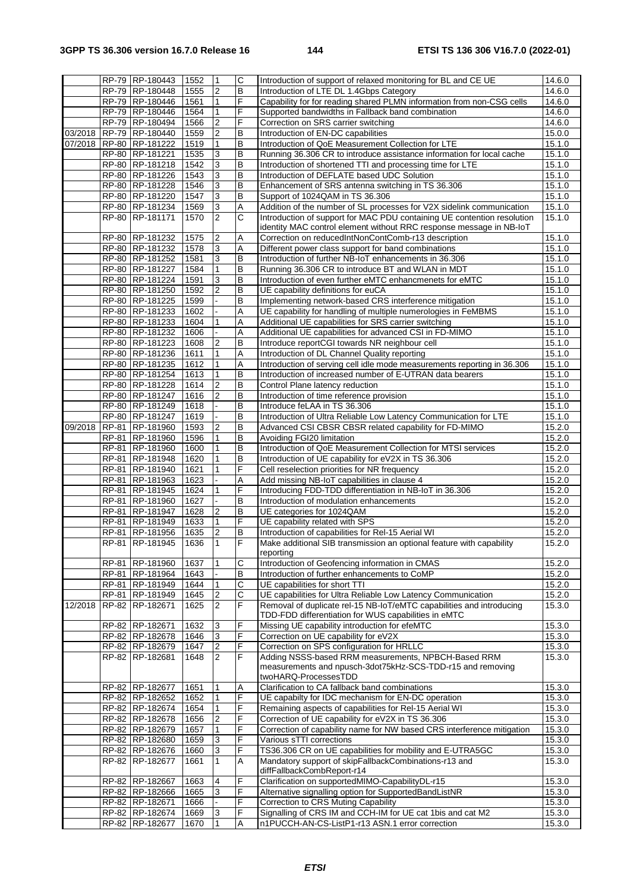|  | RP-79 | RP-180443 | 1552 | 1 | C | Introduction of support of relaxed monitoring for BL and CE UE | 14.6.0 |
|---|---|---|---|---|---|---|---|
|  | RP-79 | RP-180448 | 1555 | 2 | B | Introduction of LTE DL 1.4Gbps Category | 14.6.0 |
|  | RP-79 | RP-180446 | 1561 | 1 | F | Capability for for reading shared PLMN information from non-CSG cells | 14.6.0 |
|  | RP-79 | RP-180446 | 1564 | 1 | F | Supported bandwidths in Fallback band combination | 14.6.0 |
|  | RP-79 | RP-180494 | 1566 | 2 | F | Correction on SRS carrier switching | 14.6.0 |
| 03/2018 | RP-79 | RP-180440 | 1559 | 2 | B | Introduction of EN-DC capabilities | 15.0.0 |
| 07/2018 | RP-80 | RP-181222 | 1519 | 1 | B | Introduction of QoE Measurement Collection for LTE | 15.1.0 |
|  | RP-80 | RP-181221 | 1535 | 3 | B | Running 36.306 CR to introduce assistance information for local cache | 15.1.0 |
|  | RP-80 | RP-181218 | 1542 | 3 | B | Introduction of shortened TTI and processing time for LTE | 15.1.0 |
|  | RP-80 | RP-181226 | 1543 | 3 | B | Introduction of DEFLATE based UDC Solution | 15.1.0 |
|  | RP-80 | RP-181228 | 1546 | 3 | B | Enhancement of SRS antenna switching in TS 36.306 | 15.1.0 |
|  | RP-80 | RP-181220 | 1547 | 3 | B | Support of 1024QAM in TS 36.306 | 15.1.0 |
|  | RP-80 | RP-181234 | 1569 | 3 | A | Addition of the number of SL processes for V2X sidelink communication | 15.1.0 |
|  | RP-80 | RP-181171 | 1570 | 2 | C | Introduction of support for MAC PDU containing UE contention resolution identity MAC control element without RRC response message in NB-IoT | 15.1.0 |
|  | RP-80 | RP-181232 | 1575 | 2 | A | Correction on reducedIntNonContComb-r13 description | 15.1.0 |
|  | RP-80 | RP-181232 | 1578 | 3 | A | Different power class support for band combinations | 15.1.0 |
|  | RP-80 | RP-181252 | 1581 | 3 | B | Introduction of further NB-IoT enhancements in 36.306 | 15.1.0 |
|  | RP-80 | RP-181227 | 1584 | 1 | B | Running 36.306 CR to introduce BT and WLAN in MDT | 15.1.0 |
|  | RP-80 | RP-181224 | 1591 | 3 | B | Introduction of even further eMTC enhancmenets for eMTC | 15.1.0 |
|  | RP-80 | RP-181250 | 1592 | 2 | B | UE capability definitions for euCA | 15.1.0 |
|  | RP-80 | RP-181225 | 1599 | - | B | Implementing network-based CRS interference mitigation | 15.1.0 |
|  | RP-80 | RP-181233 | 1602 | - | A | UE capability for handling of multiple numerologies in FeMBMS | 15.1.0 |
|  | RP-80 | RP-181233 | 1604 | 1 | A | Additional UE capabilities for SRS carrier switching | 15.1.0 |
|  | RP-80 | RP-181232 | 1606 | - | A | Additional UE capabilities for advanced CSI in FD-MIMO | 15.1.0 |
|  | RP-80 | RP-181223 | 1608 | 2 | B | Introduce reportCGI towards NR neighbour cell | 15.1.0 |
|  | RP-80 | RP-181236 | 1611 | 1 | A | Introduction of DL Channel Quality reporting | 15.1.0 |
|  | RP-80 | RP-181235 | 1612 | 1 | A | Introduction of serving cell idle mode measurements reporting in 36.306 | 15.1.0 |
|  | RP-80 | RP-181254 | 1613 | 1 | B | Introduction of increased number of E-UTRAN data bearers | 15.1.0 |
|  | RP-80 | RP-181228 | 1614 | 2 | B | Control Plane latency reduction | 15.1.0 |
|  | RP-80 | RP-181247 | 1616 | 2 | B | Introduction of time reference provision | 15.1.0 |
|  | RP-80 | RP-181249 | 1618 | - | B | Introduce feLAA in TS 36.306 | 15.1.0 |
|  | RP-80 | RP-181247 | 1619 | - | B | Introduction of Ultra Reliable Low Latency Communication for LTE | 15.1.0 |
| 09/2018 | RP-81 | RP-181960 | 1593 | 2 | B | Advanced CSI CBSR CBSR related capability for FD-MIMO | 15.2.0 |
|  | RP-81 | RP-181960 | 1596 | 1 | B | Avoiding FGI20 limitation | 15.2.0 |
|  | RP-81 | RP-181960 | 1600 | 1 | B | Introduction of QoE Measurement Collection for MTSI services | 15.2.0 |
|  | RP-81 | RP-181948 | 1620 | 1 | B | Introduction of UE capability for eV2X in TS 36.306 | 15.2.0 |
|  | RP-81 | RP-181940 | 1621 | 1 | F | Cell reselection priorities for NR frequency | 15.2.0 |
|  | RP-81 | RP-181963 | 1623 | - | A | Add missing NB-IoT capabilities in clause 4 | 15.2.0 |
|  | RP-81 | RP-181945 | 1624 | 1 | F | Introducing FDD-TDD differentiation in NB-IoT in 36.306 | 15.2.0 |
|  | RP-81 | RP-181960 | 1627 | - | B | Introduction of modulation enhancements | 15.2.0 |
|  | RP-81 | RP-181947 | 1628 | 2 | B | UE categories for 1024QAM | 15.2.0 |
|  | RP-81 | RP-181949 | 1633 | 1 | F | UE capability related with SPS | 15.2.0 |
|  | RP-81 | RP-181956 | 1635 | 2 | B | Introduction of capabilities for Rel-15 Aerial WI | 15.2.0 |
|  | RP-81 | RP-181945 | 1636 | 1 | F | Make additional SIB transmission an optional feature with capability reporting | 15.2.0 |
|  | RP-81 | RP-181960 | 1637 | 1 | C | Introduction of Geofencing information in CMAS | 15.2.0 |
|  | RP-81 | RP-181964 | 1643 | - | B | Introduction of further enhancements to CoMP | 15.2.0 |
|  | RP-81 | RP-181949 | 1644 | 1 | C | UE capabilities for short TTI | 15.2.0 |
|  | RP-81 | RP-181949 | 1645 | 2 | C | UE capabilities for Ultra Reliable Low Latency Communication | 15.2.0 |
| 12/2018 | RP-82 | RP-182671 | 1625 | 2 | F | Removal of duplicate rel-15 NB-IoT/eMTC capabilities and introducing TDD-FDD differentiation for WUS capabilities in eMTC | 15.3.0 |
|  | RP-82 | RP-182671 | 1632 | 3 | F | Missing UE capability introduction for efeMTC | 15.3.0 |
|  | RP-82 | RP-182678 | 1646 | 3 | F | Correction on UE capability for eV2X | 15.3.0 |
|  | RP-82 | RP-182679 | 1647 | 2 | F | Correction on SPS configuration for HRLLC | 15.3.0 |
|  | RP-82 | RP-182681 | 1648 | 2 | F | Adding NSSS-based RRM measurements, NPBCH-Based RRM measurements and npusch-3dot75kHz-SCS-TDD-r15 and removing twoHARQ-ProcessesTDD | 15.3.0 |
|  | RP-82 | RP-182677 | 1651 | 1 | A | Clarification to CA fallback band combinations | 15.3.0 |
|  | RP-82 | RP-182652 | 1652 | 1 | F | UE capabilty for IDC mechanism for EN-DC operation | 15.3.0 |
|  | RP-82 | RP-182674 | 1654 | 1 | F | Remaining aspects of capabilities for Rel-15 Aerial WI | 15.3.0 |
|  | RP-82 | RP-182678 | 1656 | 2 | F | Correction of UE capability for eV2X in TS 36.306 | 15.3.0 |
|  | RP-82 | RP-182679 | 1657 | 1 | F | Correction of capability name for NW based CRS interference mitigation | 15.3.0 |
|  | RP-82 | RP-182680 | 1659 | 3 | F | Various sTTI corrections | 15.3.0 |
|  | RP-82 | RP-182676 | 1660 | 3 | F | TS36.306 CR on UE capabilities for mobility and E-UTRA5GC | 15.3.0 |
|  | RP-82 | RP-182677 | 1661 | 1 | A | Mandatory support of skipFallbackCombinations-r13 and diffFallbackCombReport-r14 | 15.3.0 |
|  | RP-82 | RP-182667 | 1663 | 4 | F | Clarification on supportedMIMO-CapabilityDL-r15 | 15.3.0 |
|  | RP-82 | RP-182666 | 1665 | 3 | F | Alternative signalling option for SupportedBandListNR | 15.3.0 |
|  | RP-82 | RP-182671 | 1666 | - | F | Correction to CRS Muting Capability | 15.3.0 |
|  | RP-82 | RP-182674 | 1669 | 3 | F | Signalling of CRS IM and CCH-IM for UE cat 1bis and cat M2 | 15.3.0 |
|  | RP-82 | RP-182677 | 1670 | 1 | A | n1PUCCH-AN-CS-ListP1-r13 ASN.1 error correction | 15.3.0 |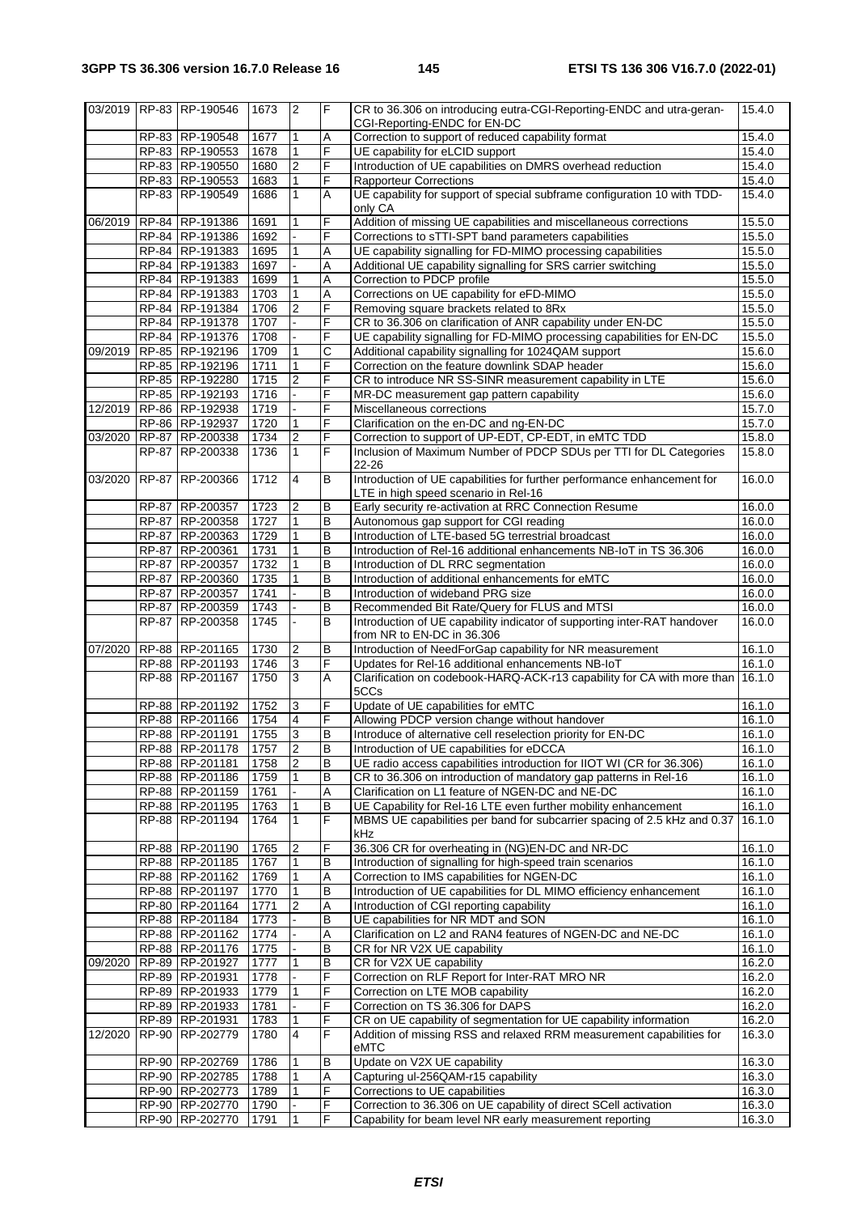| | | | | | | | |
|---|---|---|---|---|---|---|---|
| 03/2019 | RP-83 | RP-190546 | 1673 | 2 | F | CR to 36.306 on introducing eutra-CGI-Reporting-ENDC and utra-geran-CGI-Reporting-ENDC for EN-DC | 15.4.0 |
| | RP-83 | RP-190548 | 1677 | 1 | A | Correction to support of reduced capability format | 15.4.0 |
| | RP-83 | RP-190553 | 1678 | 1 | F | UE capability for eLCID support | 15.4.0 |
| | RP-83 | RP-190550 | 1680 | 2 | F | Introduction of UE capabilities on DMRS overhead reduction | 15.4.0 |
| | RP-83 | RP-190553 | 1683 | 1 | F | Rapporteur Corrections | 15.4.0 |
| | RP-83 | RP-190549 | 1686 | 1 | A | UE capability for support of special subframe configuration 10 with TDD-only CA | 15.4.0 |
| 06/2019 | RP-84 | RP-191386 | 1691 | 1 | F | Addition of missing UE capabilities and miscellaneous corrections | 15.5.0 |
| | RP-84 | RP-191386 | 1692 | - | F | Corrections to sTTI-SPT band parameters capabilities | 15.5.0 |
| | RP-84 | RP-191383 | 1695 | 1 | A | UE capability signalling for FD-MIMO processing capabilities | 15.5.0 |
| | RP-84 | RP-191383 | 1697 | - | A | Additional UE capability signalling for SRS carrier switching | 15.5.0 |
| | RP-84 | RP-191383 | 1699 | 1 | A | Correction to PDCP profile | 15.5.0 |
| | RP-84 | RP-191383 | 1703 | 1 | A | Corrections on UE capability for eFD-MIMO | 15.5.0 |
| | RP-84 | RP-191384 | 1706 | 2 | F | Removing square brackets related to 8Rx | 15.5.0 |
| | RP-84 | RP-191378 | 1707 | - | F | CR to 36.306 on clarification of ANR capability under EN-DC | 15.5.0 |
| | RP-84 | RP-191376 | 1708 | - | F | UE capability signalling for FD-MIMO processing capabilities for EN-DC | 15.5.0 |
| 09/2019 | RP-85 | RP-192196 | 1709 | 1 | C | Additional capability signalling for 1024QAM support | 15.6.0 |
| | RP-85 | RP-192196 | 1711 | 1 | F | Correction on the feature downlink SDAP header | 15.6.0 |
| | RP-85 | RP-192280 | 1715 | 2 | F | CR to introduce NR SS-SINR measurement capability in LTE | 15.6.0 |
| | RP-85 | RP-192193 | 1716 | - | F | MR-DC measurement gap pattern capability | 15.6.0 |
| 12/2019 | RP-86 | RP-192938 | 1719 | - | F | Miscellaneous corrections | 15.7.0 |
| | RP-86 | RP-192937 | 1720 | 1 | F | Clarification on the en-DC and ng-EN-DC | 15.7.0 |
| 03/2020 | RP-87 | RP-200338 | 1734 | 2 | F | Correction to support of UP-EDT, CP-EDT, in eMTC TDD | 15.8.0 |
| | RP-87 | RP-200338 | 1736 | 1 | F | Inclusion of Maximum Number of PDCP SDUs per TTI for DL Categories 22-26 | 15.8.0 |
| 03/2020 | RP-87 | RP-200366 | 1712 | 4 | B | Introduction of UE capabilities for further performance enhancement for LTE in high speed scenario in Rel-16 | 16.0.0 |
| | RP-87 | RP-200357 | 1723 | 2 | B | Early security re-activation at RRC Connection Resume | 16.0.0 |
| | RP-87 | RP-200358 | 1727 | 1 | B | Autonomous gap support for CGI reading | 16.0.0 |
| | RP-87 | RP-200363 | 1729 | 1 | B | Introduction of LTE-based 5G terrestrial broadcast | 16.0.0 |
| | RP-87 | RP-200361 | 1731 | 1 | B | Introduction of Rel-16 additional enhancements NB-IoT in TS 36.306 | 16.0.0 |
| | RP-87 | RP-200357 | 1732 | 1 | B | Introduction of DL RRC segmentation | 16.0.0 |
| | RP-87 | RP-200360 | 1735 | 1 | B | Introduction of additional enhancements for eMTC | 16.0.0 |
| | RP-87 | RP-200357 | 1741 | - | B | Introduction of wideband PRG size | 16.0.0 |
| | RP-87 | RP-200359 | 1743 | - | B | Recommended Bit Rate/Query for FLUS and MTSI | 16.0.0 |
| | RP-87 | RP-200358 | 1745 | - | B | Introduction of UE capability indicator of supporting inter-RAT handover from NR to EN-DC in 36.306 | 16.0.0 |
| 07/2020 | RP-88 | RP-201165 | 1730 | 2 | B | Introduction of NeedForGap capability for NR measurement | 16.1.0 |
| | RP-88 | RP-201193 | 1746 | 3 | F | Updates for Rel-16 additional enhancements NB-IoT | 16.1.0 |
| | RP-88 | RP-201167 | 1750 | 3 | A | Clarification on codebook-HARQ-ACK-r13 capability for CA with more than 5CCs | 16.1.0 |
| | RP-88 | RP-201192 | 1752 | 3 | F | Update of UE capabilities for eMTC | 16.1.0 |
| | RP-88 | RP-201166 | 1754 | 4 | F | Allowing PDCP version change without handover | 16.1.0 |
| | RP-88 | RP-201191 | 1755 | 3 | B | Introduce of alternative cell reselection priority for EN-DC | 16.1.0 |
| | RP-88 | RP-201178 | 1757 | 2 | B | Introduction of UE capabilities for eDCCA | 16.1.0 |
| | RP-88 | RP-201181 | 1758 | 2 | B | UE radio access capabilities introduction for IIOT WI (CR for 36.306) | 16.1.0 |
| | RP-88 | RP-201186 | 1759 | 1 | B | CR to 36.306 on introduction of mandatory gap patterns in Rel-16 | 16.1.0 |
| | RP-88 | RP-201159 | 1761 | - | A | Clarification on L1 feature of NGEN-DC and NE-DC | 16.1.0 |
| | RP-88 | RP-201195 | 1763 | 1 | B | UE Capability for Rel-16 LTE even further mobility enhancement | 16.1.0 |
| | RP-88 | RP-201194 | 1764 | 1 | F | MBMS UE capabilities per band for subcarrier spacing of 2.5 kHz and 0.37 kHz | 16.1.0 |
| | RP-88 | RP-201190 | 1765 | 2 | F | 36.306 CR for overheating in (NG)EN-DC and NR-DC | 16.1.0 |
| | RP-88 | RP-201185 | 1767 | 1 | B | Introduction of signalling for high-speed train scenarios | 16.1.0 |
| | RP-88 | RP-201162 | 1769 | 1 | A | Correction to IMS capabilities for NGEN-DC | 16.1.0 |
| | RP-88 | RP-201197 | 1770 | 1 | B | Introduction of UE capabilities for DL MIMO efficiency enhancement | 16.1.0 |
| | RP-80 | RP-201164 | 1771 | 2 | A | Introduction of CGI reporting capability | 16.1.0 |
| | RP-88 | RP-201184 | 1773 | - | B | UE capabilities for NR MDT and SON | 16.1.0 |
| | RP-88 | RP-201162 | 1774 | - | A | Clarification on L2 and RAN4 features of NGEN-DC and NE-DC | 16.1.0 |
| | RP-88 | RP-201176 | 1775 | - | B | CR for NR V2X UE capability | 16.1.0 |
| 09/2020 | RP-89 | RP-201927 | 1777 | 1 | B | CR for V2X UE capability | 16.2.0 |
| | RP-89 | RP-201931 | 1778 | - | F | Correction on RLF Report for Inter-RAT MRO NR | 16.2.0 |
| | RP-89 | RP-201933 | 1779 | 1 | F | Correction on LTE MOB capability | 16.2.0 |
| | RP-89 | RP-201933 | 1781 | - | F | Correction on TS 36.306 for DAPS | 16.2.0 |
| | RP-89 | RP-201931 | 1783 | 1 | F | CR on UE capability of segmentation for UE capability information | 16.2.0 |
| 12/2020 | RP-90 | RP-202779 | 1780 | 4 | F | Addition of missing RSS and relaxed RRM measurement capabilities for eMTC | 16.3.0 |
| | RP-90 | RP-202769 | 1786 | 1 | B | Update on V2X UE capability | 16.3.0 |
| | RP-90 | RP-202785 | 1788 | 1 | A | Capturing ul-256QAM-r15 capability | 16.3.0 |
| | RP-90 | RP-202773 | 1789 | 1 | F | Corrections to UE capabilities | 16.3.0 |
| | RP-90 | RP-202770 | 1790 | - | F | Correction to 36.306 on UE capability of direct SCell activation | 16.3.0 |
| | RP-90 | RP-202770 | 1791 | 1 | F | Capability for beam level NR early measurement reporting | 16.3.0 |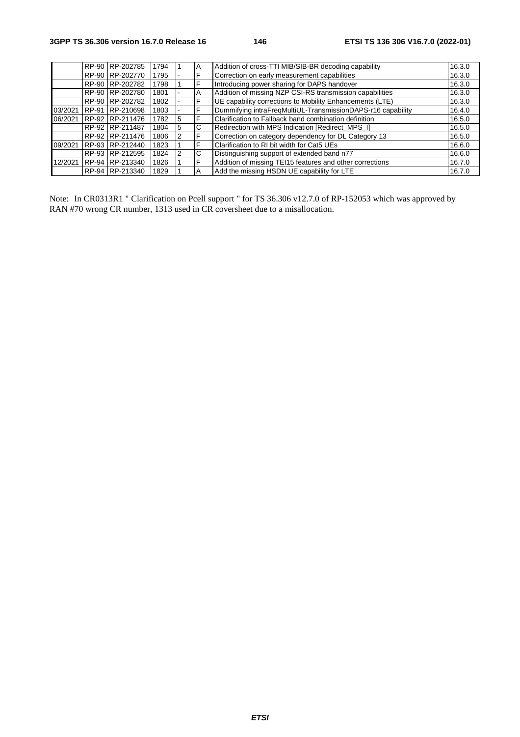|  |  |  |  |  |  |  |  |
|---|---|---|---|---|---|---|---|
|  | RP-90 | RP-202785 | 1794 | 1 | A | Addition of cross-TTI MIB/SIB-BR decoding capability | 16.3.0 |
|  | RP-90 | RP-202770 | 1795 | - | F | Correction on early measurement capabilities | 16.3.0 |
|  | RP-90 | RP-202782 | 1798 | 1 | F | Introducing power sharing for DAPS handover | 16.3.0 |
|  | RP-90 | RP-202780 | 1801 | - | A | Addition of missing NZP CSI-RS transmission capabilities | 16.3.0 |
|  | RP-90 | RP-202782 | 1802 | - | F | UE capability corrections to Mobility Enhancements (LTE) | 16.3.0 |
| 03/2021 | RP-91 | RP-210698 | 1803 | - | F | Dummifying intraFreqMultiUL-TransmissionDAPS-r16 capability | 16.4.0 |
| 06/2021 | RP-92 | RP-211476 | 1782 | 5 | F | Clarification to Fallback band combination definition | 16.5.0 |
|  | RP-92 | RP-211487 | 1804 | 5 | C | Redirection with MPS Indication [Redirect_MPS_I] | 16.5.0 |
|  | RP-92 | RP-211476 | 1806 | 2 | F | Correction on category dependency for DL Category 13 | 16.5.0 |
| 09/2021 | RP-93 | RP-212440 | 1823 | 1 | F | Clarification to RI bit width for Cat5 UEs | 16.6.0 |
|  | RP-93 | RP-212595 | 1824 | 2 | C | Distinguishing support of extended band n77 | 16.6.0 |
| 12/2021 | RP-94 | RP-213340 | 1826 | 1 | F | Addition of missing TEI15 features and other corrections | 16.7.0 |
|  | RP-94 | RP-213340 | 1829 | 1 | A | Add the missing HSDN UE capability for LTE | 16.7.0 |

Note: In CR0313R1 " Clarification on Pcell support " for TS 36.306 v12.7.0 of RP-152053 which was approved by RAN #70 wrong CR number, 1313 used in CR coversheet due to a misallocation.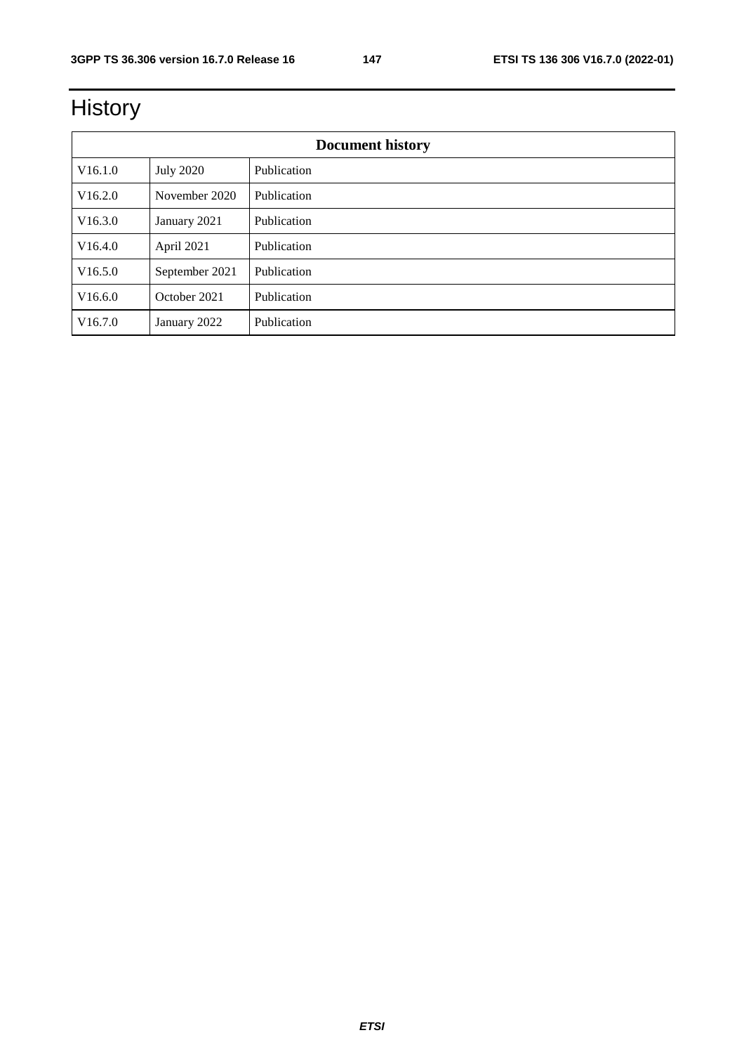# History

| Document history | | |
|---|---|---|
| V16.1.0 | July 2020 | Publication |
| V16.2.0 | November 2020 | Publication |
| V16.3.0 | January 2021 | Publication |
| V16.4.0 | April 2021 | Publication |
| V16.5.0 | September 2021 | Publication |
| V16.6.0 | October 2021 | Publication |
| V16.7.0 | January 2022 | Publication |